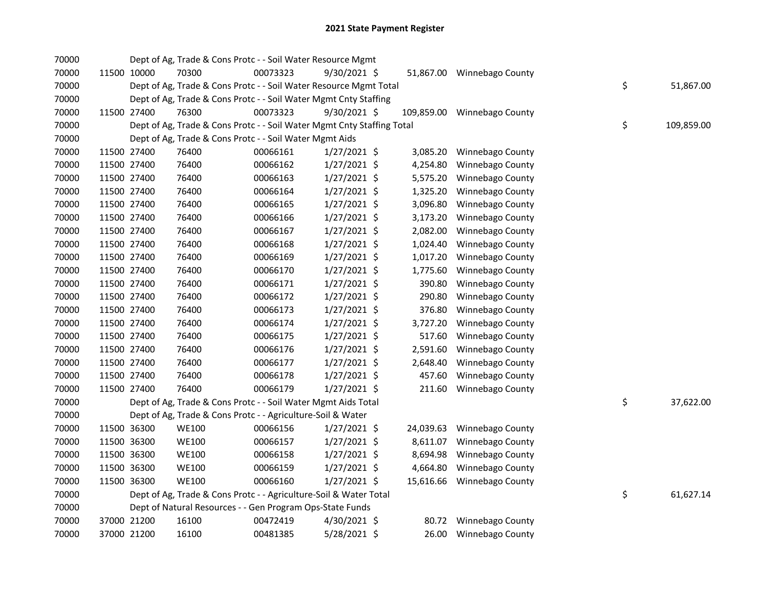# 2021 State Payment Register

| | | | | | | | | | |
|---|---|---|---|---|---|---|---|---|---|
| 70000 | | | Dept of Ag, Trade & Cons Protc - - Soil Water Resource Mgmt | | | | | | |
| 70000 | 11500 | 10000 | 70300 | 00073323 | 9/30/2021 | $ 51,867.00 | Winnebago County | | |
| 70000 | | | Dept of Ag, Trade & Cons Protc - - Soil Water Resource Mgmt Total | | | | | $ | 51,867.00 |
| 70000 | | | Dept of Ag, Trade & Cons Protc - - Soil Water Mgmt Cnty Staffing | | | | | | |
| 70000 | 11500 | 27400 | 76300 | 00073323 | 9/30/2021 | $ 109,859.00 | Winnebago County | | |
| 70000 | | | Dept of Ag, Trade & Cons Protc - - Soil Water Mgmt Cnty Staffing Total | | | | | $ | 109,859.00 |
| 70000 | | | Dept of Ag, Trade & Cons Protc - - Soil Water Mgmt Aids | | | | | | |
| 70000 | 11500 | 27400 | 76400 | 00066161 | 1/27/2021 | $ 3,085.20 | Winnebago County | | |
| 70000 | 11500 | 27400 | 76400 | 00066162 | 1/27/2021 | $ 4,254.80 | Winnebago County | | |
| 70000 | 11500 | 27400 | 76400 | 00066163 | 1/27/2021 | $ 5,575.20 | Winnebago County | | |
| 70000 | 11500 | 27400 | 76400 | 00066164 | 1/27/2021 | $ 1,325.20 | Winnebago County | | |
| 70000 | 11500 | 27400 | 76400 | 00066165 | 1/27/2021 | $ 3,096.80 | Winnebago County | | |
| 70000 | 11500 | 27400 | 76400 | 00066166 | 1/27/2021 | $ 3,173.20 | Winnebago County | | |
| 70000 | 11500 | 27400 | 76400 | 00066167 | 1/27/2021 | $ 2,082.00 | Winnebago County | | |
| 70000 | 11500 | 27400 | 76400 | 00066168 | 1/27/2021 | $ 1,024.40 | Winnebago County | | |
| 70000 | 11500 | 27400 | 76400 | 00066169 | 1/27/2021 | $ 1,017.20 | Winnebago County | | |
| 70000 | 11500 | 27400 | 76400 | 00066170 | 1/27/2021 | $ 1,775.60 | Winnebago County | | |
| 70000 | 11500 | 27400 | 76400 | 00066171 | 1/27/2021 | $ 390.80 | Winnebago County | | |
| 70000 | 11500 | 27400 | 76400 | 00066172 | 1/27/2021 | $ 290.80 | Winnebago County | | |
| 70000 | 11500 | 27400 | 76400 | 00066173 | 1/27/2021 | $ 376.80 | Winnebago County | | |
| 70000 | 11500 | 27400 | 76400 | 00066174 | 1/27/2021 | $ 3,727.20 | Winnebago County | | |
| 70000 | 11500 | 27400 | 76400 | 00066175 | 1/27/2021 | $ 517.60 | Winnebago County | | |
| 70000 | 11500 | 27400 | 76400 | 00066176 | 1/27/2021 | $ 2,591.60 | Winnebago County | | |
| 70000 | 11500 | 27400 | 76400 | 00066177 | 1/27/2021 | $ 2,648.40 | Winnebago County | | |
| 70000 | 11500 | 27400 | 76400 | 00066178 | 1/27/2021 | $ 457.60 | Winnebago County | | |
| 70000 | 11500 | 27400 | 76400 | 00066179 | 1/27/2021 | $ 211.60 | Winnebago County | | |
| 70000 | | | Dept of Ag, Trade & Cons Protc - - Soil Water Mgmt Aids Total | | | | | $ | 37,622.00 |
| 70000 | | | Dept of Ag, Trade & Cons Protc - - Agriculture-Soil & Water | | | | | | |
| 70000 | 11500 | 36300 | WE100 | 00066156 | 1/27/2021 | $ 24,039.63 | Winnebago County | | |
| 70000 | 11500 | 36300 | WE100 | 00066157 | 1/27/2021 | $ 8,611.07 | Winnebago County | | |
| 70000 | 11500 | 36300 | WE100 | 00066158 | 1/27/2021 | $ 8,694.98 | Winnebago County | | |
| 70000 | 11500 | 36300 | WE100 | 00066159 | 1/27/2021 | $ 4,664.80 | Winnebago County | | |
| 70000 | 11500 | 36300 | WE100 | 00066160 | 1/27/2021 | $ 15,616.66 | Winnebago County | | |
| 70000 | | | Dept of Ag, Trade & Cons Protc - - Agriculture-Soil & Water Total | | | | | $ | 61,627.14 |
| 70000 | | | Dept of Natural Resources - - Gen Program Ops-State Funds | | | | | | |
| 70000 | 37000 | 21200 | 16100 | 00472419 | 4/30/2021 | $ 80.72 | Winnebago County | | |
| 70000 | 37000 | 21200 | 16100 | 00481385 | 5/28/2021 | $ 26.00 | Winnebago County | | |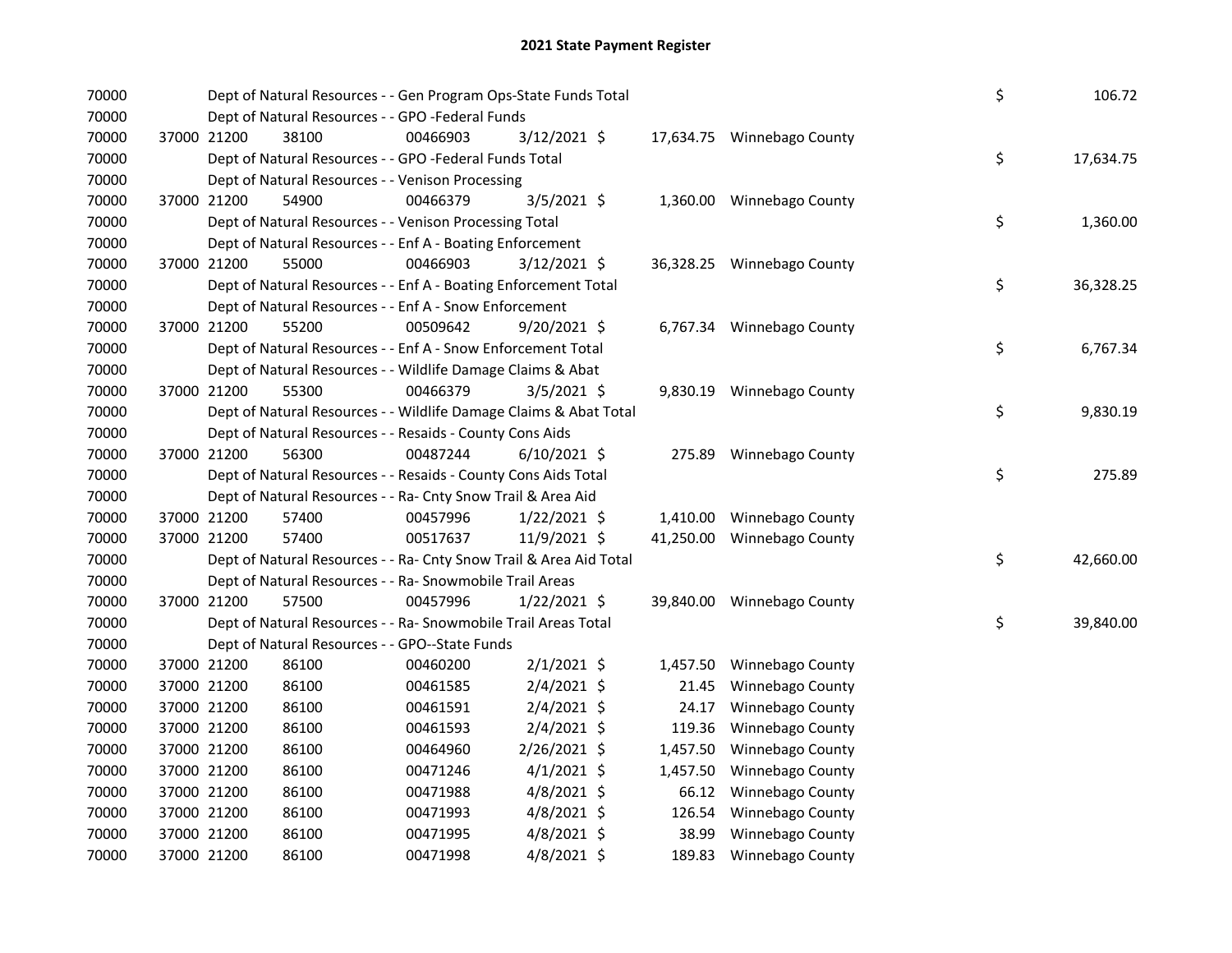# 2021 State Payment Register

| | | | | | | | | | |
|---|---|---|---|---|---|---|---|---|---|
| 70000 | | | Dept of Natural Resources - - Gen Program Ops-State Funds Total | | | | | $ | 106.72 |
| 70000 | | | Dept of Natural Resources - - GPO -Federal Funds | | | | | | |
| 70000 | 37000 | 21200 | 38100 | 00466903 | 3/12/2021 $ | 17,634.75 | Winnebago County | | |
| 70000 | | | Dept of Natural Resources - - GPO -Federal Funds Total | | | | | $ | 17,634.75 |
| 70000 | | | Dept of Natural Resources - - Venison Processing | | | | | | |
| 70000 | 37000 | 21200 | 54900 | 00466379 | 3/5/2021 $ | 1,360.00 | Winnebago County | | |
| 70000 | | | Dept of Natural Resources - - Venison Processing Total | | | | | $ | 1,360.00 |
| 70000 | | | Dept of Natural Resources - - Enf A - Boating Enforcement | | | | | | |
| 70000 | 37000 | 21200 | 55000 | 00466903 | 3/12/2021 $ | 36,328.25 | Winnebago County | | |
| 70000 | | | Dept of Natural Resources - - Enf A - Boating Enforcement Total | | | | | $ | 36,328.25 |
| 70000 | | | Dept of Natural Resources - - Enf A - Snow Enforcement | | | | | | |
| 70000 | 37000 | 21200 | 55200 | 00509642 | 9/20/2021 $ | 6,767.34 | Winnebago County | | |
| 70000 | | | Dept of Natural Resources - - Enf A - Snow Enforcement Total | | | | | $ | 6,767.34 |
| 70000 | | | Dept of Natural Resources - - Wildlife Damage Claims & Abat | | | | | | |
| 70000 | 37000 | 21200 | 55300 | 00466379 | 3/5/2021 $ | 9,830.19 | Winnebago County | | |
| 70000 | | | Dept of Natural Resources - - Wildlife Damage Claims & Abat Total | | | | | $ | 9,830.19 |
| 70000 | | | Dept of Natural Resources - - Resaids - County Cons Aids | | | | | | |
| 70000 | 37000 | 21200 | 56300 | 00487244 | 6/10/2021 $ | 275.89 | Winnebago County | | |
| 70000 | | | Dept of Natural Resources - - Resaids - County Cons Aids Total | | | | | $ | 275.89 |
| 70000 | | | Dept of Natural Resources - - Ra- Cnty Snow Trail & Area Aid | | | | | | |
| 70000 | 37000 | 21200 | 57400 | 00457996 | 1/22/2021 $ | 1,410.00 | Winnebago County | | |
| 70000 | 37000 | 21200 | 57400 | 00517637 | 11/9/2021 $ | 41,250.00 | Winnebago County | | |
| 70000 | | | Dept of Natural Resources - - Ra- Cnty Snow Trail & Area Aid Total | | | | | $ | 42,660.00 |
| 70000 | | | Dept of Natural Resources - - Ra- Snowmobile Trail Areas | | | | | | |
| 70000 | 37000 | 21200 | 57500 | 00457996 | 1/22/2021 $ | 39,840.00 | Winnebago County | | |
| 70000 | | | Dept of Natural Resources - - Ra- Snowmobile Trail Areas Total | | | | | $ | 39,840.00 |
| 70000 | | | Dept of Natural Resources - - GPO--State Funds | | | | | | |
| 70000 | 37000 | 21200 | 86100 | 00460200 | 2/1/2021 $ | 1,457.50 | Winnebago County | | |
| 70000 | 37000 | 21200 | 86100 | 00461585 | 2/4/2021 $ | 21.45 | Winnebago County | | |
| 70000 | 37000 | 21200 | 86100 | 00461591 | 2/4/2021 $ | 24.17 | Winnebago County | | |
| 70000 | 37000 | 21200 | 86100 | 00461593 | 2/4/2021 $ | 119.36 | Winnebago County | | |
| 70000 | 37000 | 21200 | 86100 | 00464960 | 2/26/2021 $ | 1,457.50 | Winnebago County | | |
| 70000 | 37000 | 21200 | 86100 | 00471246 | 4/1/2021 $ | 1,457.50 | Winnebago County | | |
| 70000 | 37000 | 21200 | 86100 | 00471988 | 4/8/2021 $ | 66.12 | Winnebago County | | |
| 70000 | 37000 | 21200 | 86100 | 00471993 | 4/8/2021 $ | 126.54 | Winnebago County | | |
| 70000 | 37000 | 21200 | 86100 | 00471995 | 4/8/2021 $ | 38.99 | Winnebago County | | |
| 70000 | 37000 | 21200 | 86100 | 00471998 | 4/8/2021 $ | 189.83 | Winnebago County | | |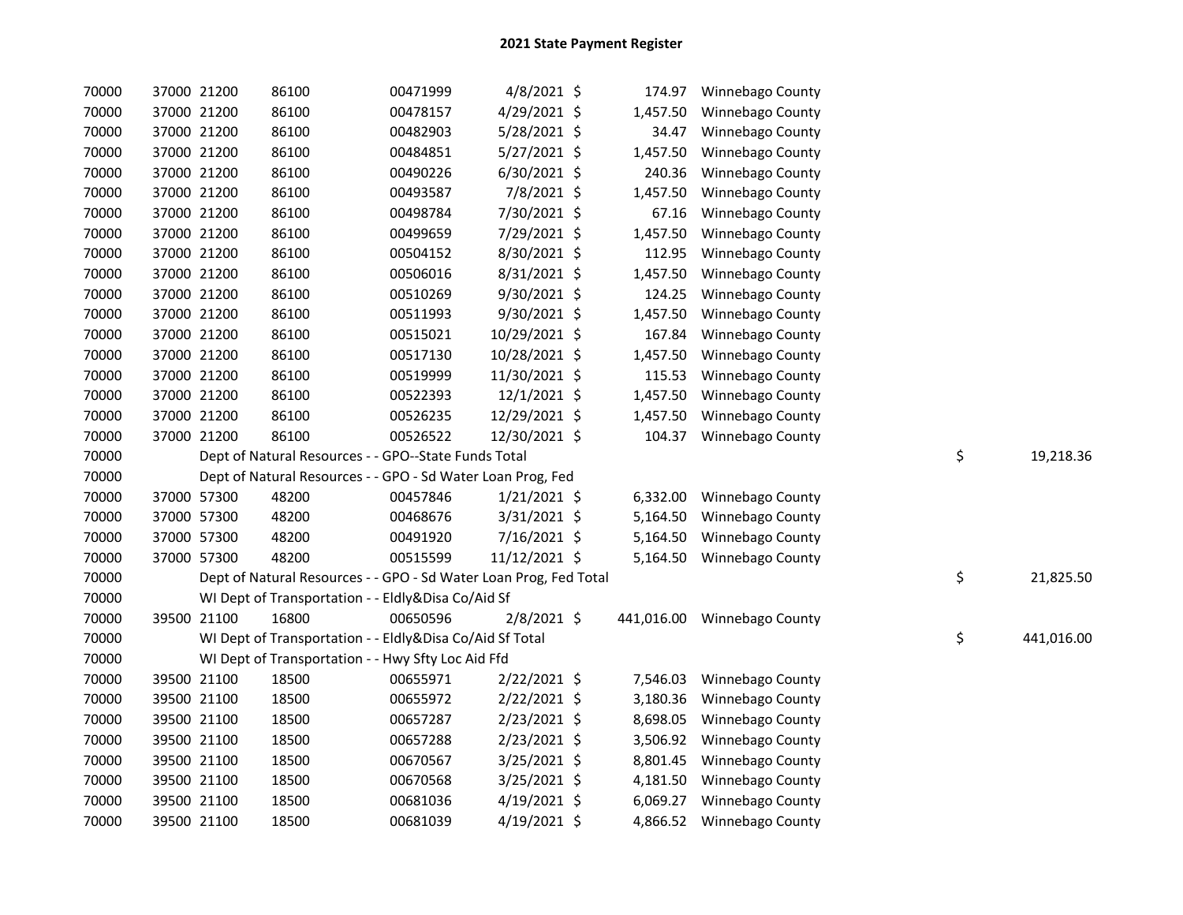# 2021 State Payment Register

| | | | | | | | | |
|---|---|---|---|---|---|---|---|---|
| 70000 | 37000 21200 | 86100 | 00471999 | 4/8/2021 | $ | 174.97 | Winnebago County | |
| 70000 | 37000 21200 | 86100 | 00478157 | 4/29/2021 | $ | 1,457.50 | Winnebago County | |
| 70000 | 37000 21200 | 86100 | 00482903 | 5/28/2021 | $ | 34.47 | Winnebago County | |
| 70000 | 37000 21200 | 86100 | 00484851 | 5/27/2021 | $ | 1,457.50 | Winnebago County | |
| 70000 | 37000 21200 | 86100 | 00490226 | 6/30/2021 | $ | 240.36 | Winnebago County | |
| 70000 | 37000 21200 | 86100 | 00493587 | 7/8/2021 | $ | 1,457.50 | Winnebago County | |
| 70000 | 37000 21200 | 86100 | 00498784 | 7/30/2021 | $ | 67.16 | Winnebago County | |
| 70000 | 37000 21200 | 86100 | 00499659 | 7/29/2021 | $ | 1,457.50 | Winnebago County | |
| 70000 | 37000 21200 | 86100 | 00504152 | 8/30/2021 | $ | 112.95 | Winnebago County | |
| 70000 | 37000 21200 | 86100 | 00506016 | 8/31/2021 | $ | 1,457.50 | Winnebago County | |
| 70000 | 37000 21200 | 86100 | 00510269 | 9/30/2021 | $ | 124.25 | Winnebago County | |
| 70000 | 37000 21200 | 86100 | 00511993 | 9/30/2021 | $ | 1,457.50 | Winnebago County | |
| 70000 | 37000 21200 | 86100 | 00515021 | 10/29/2021 | $ | 167.84 | Winnebago County | |
| 70000 | 37000 21200 | 86100 | 00517130 | 10/28/2021 | $ | 1,457.50 | Winnebago County | |
| 70000 | 37000 21200 | 86100 | 00519999 | 11/30/2021 | $ | 115.53 | Winnebago County | |
| 70000 | 37000 21200 | 86100 | 00522393 | 12/1/2021 | $ | 1,457.50 | Winnebago County | |
| 70000 | 37000 21200 | 86100 | 00526235 | 12/29/2021 | $ | 1,457.50 | Winnebago County | |
| 70000 | 37000 21200 | 86100 | 00526522 | 12/30/2021 | $ | 104.37 | Winnebago County | |
| 70000 | Dept of Natural Resources - - GPO--State Funds Total | | | | | | | $ 19,218.36 |
| 70000 | Dept of Natural Resources - - GPO - Sd Water Loan Prog, Fed | | | | | | | |
| 70000 | 37000 57300 | 48200 | 00457846 | 1/21/2021 | $ | 6,332.00 | Winnebago County | |
| 70000 | 37000 57300 | 48200 | 00468676 | 3/31/2021 | $ | 5,164.50 | Winnebago County | |
| 70000 | 37000 57300 | 48200 | 00491920 | 7/16/2021 | $ | 5,164.50 | Winnebago County | |
| 70000 | 37000 57300 | 48200 | 00515599 | 11/12/2021 | $ | 5,164.50 | Winnebago County | |
| 70000 | Dept of Natural Resources - - GPO - Sd Water Loan Prog, Fed Total | | | | | | | $ 21,825.50 |
| 70000 | WI Dept of Transportation - - Eldly&Disa Co/Aid Sf | | | | | | | |
| 70000 | 39500 21100 | 16800 | 00650596 | 2/8/2021 | $ | 441,016.00 | Winnebago County | |
| 70000 | WI Dept of Transportation - - Eldly&Disa Co/Aid Sf Total | | | | | | | $ 441,016.00 |
| 70000 | WI Dept of Transportation - - Hwy Sfty Loc Aid Ffd | | | | | | | |
| 70000 | 39500 21100 | 18500 | 00655971 | 2/22/2021 | $ | 7,546.03 | Winnebago County | |
| 70000 | 39500 21100 | 18500 | 00655972 | 2/22/2021 | $ | 3,180.36 | Winnebago County | |
| 70000 | 39500 21100 | 18500 | 00657287 | 2/23/2021 | $ | 8,698.05 | Winnebago County | |
| 70000 | 39500 21100 | 18500 | 00657288 | 2/23/2021 | $ | 3,506.92 | Winnebago County | |
| 70000 | 39500 21100 | 18500 | 00670567 | 3/25/2021 | $ | 8,801.45 | Winnebago County | |
| 70000 | 39500 21100 | 18500 | 00670568 | 3/25/2021 | $ | 4,181.50 | Winnebago County | |
| 70000 | 39500 21100 | 18500 | 00681036 | 4/19/2021 | $ | 6,069.27 | Winnebago County | |
| 70000 | 39500 21100 | 18500 | 00681039 | 4/19/2021 | $ | 4,866.52 | Winnebago County | |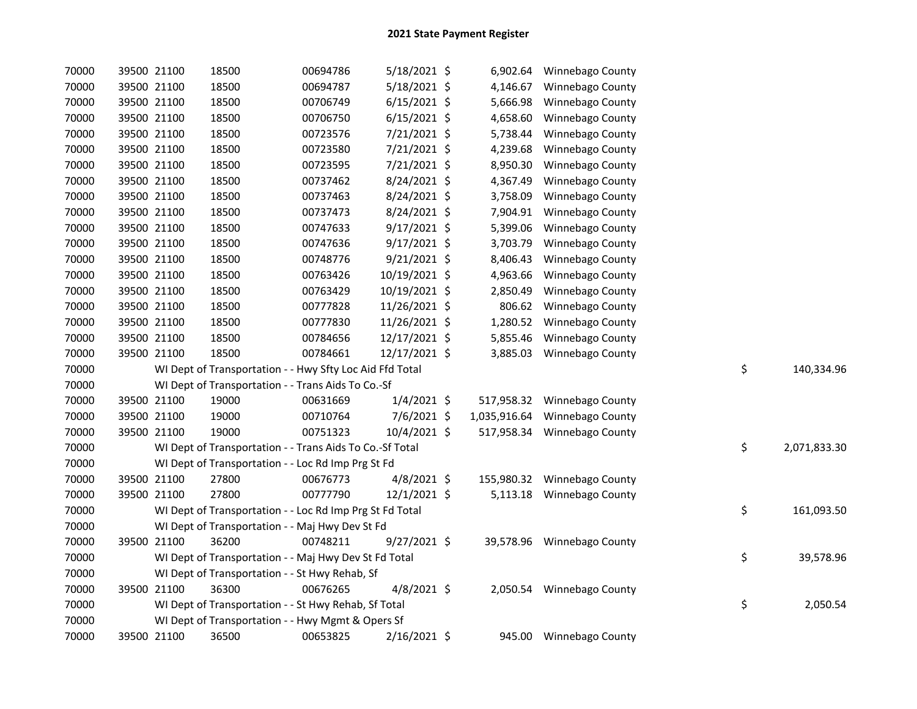## 2021 State Payment Register

| | | | | | | | | | |
|---|---|---|---|---|---|---|---|---|---|
| 70000 | 39500 | 21100 | 18500 | 00694786 | 5/18/2021 | $ 6,902.64 | Winnebago County | | |
| 70000 | 39500 | 21100 | 18500 | 00694787 | 5/18/2021 | $ 4,146.67 | Winnebago County | | |
| 70000 | 39500 | 21100 | 18500 | 00706749 | 6/15/2021 | $ 5,666.98 | Winnebago County | | |
| 70000 | 39500 | 21100 | 18500 | 00706750 | 6/15/2021 | $ 4,658.60 | Winnebago County | | |
| 70000 | 39500 | 21100 | 18500 | 00723576 | 7/21/2021 | $ 5,738.44 | Winnebago County | | |
| 70000 | 39500 | 21100 | 18500 | 00723580 | 7/21/2021 | $ 4,239.68 | Winnebago County | | |
| 70000 | 39500 | 21100 | 18500 | 00723595 | 7/21/2021 | $ 8,950.30 | Winnebago County | | |
| 70000 | 39500 | 21100 | 18500 | 00737462 | 8/24/2021 | $ 4,367.49 | Winnebago County | | |
| 70000 | 39500 | 21100 | 18500 | 00737463 | 8/24/2021 | $ 3,758.09 | Winnebago County | | |
| 70000 | 39500 | 21100 | 18500 | 00737473 | 8/24/2021 | $ 7,904.91 | Winnebago County | | |
| 70000 | 39500 | 21100 | 18500 | 00747633 | 9/17/2021 | $ 5,399.06 | Winnebago County | | |
| 70000 | 39500 | 21100 | 18500 | 00747636 | 9/17/2021 | $ 3,703.79 | Winnebago County | | |
| 70000 | 39500 | 21100 | 18500 | 00748776 | 9/21/2021 | $ 8,406.43 | Winnebago County | | |
| 70000 | 39500 | 21100 | 18500 | 00763426 | 10/19/2021 | $ 4,963.66 | Winnebago County | | |
| 70000 | 39500 | 21100 | 18500 | 00763429 | 10/19/2021 | $ 2,850.49 | Winnebago County | | |
| 70000 | 39500 | 21100 | 18500 | 00777828 | 11/26/2021 | $ 806.62 | Winnebago County | | |
| 70000 | 39500 | 21100 | 18500 | 00777830 | 11/26/2021 | $ 1,280.52 | Winnebago County | | |
| 70000 | 39500 | 21100 | 18500 | 00784656 | 12/17/2021 | $ 5,855.46 | Winnebago County | | |
| 70000 | 39500 | 21100 | 18500 | 00784661 | 12/17/2021 | $ 3,885.03 | Winnebago County | | |
| 70000 | | WI Dept of Transportation - - Hwy Sfty Loc Aid Ffd Total | | | | | | $ | 140,334.96 |
| 70000 | | WI Dept of Transportation - - Trans Aids To Co.-Sf | | | | | | | |
| 70000 | 39500 | 21100 | 19000 | 00631669 | 1/4/2021 | $ 517,958.32 | Winnebago County | | |
| 70000 | 39500 | 21100 | 19000 | 00710764 | 7/6/2021 | $ 1,035,916.64 | Winnebago County | | |
| 70000 | 39500 | 21100 | 19000 | 00751323 | 10/4/2021 | $ 517,958.34 | Winnebago County | | |
| 70000 | | WI Dept of Transportation - - Trans Aids To Co.-Sf Total | | | | | | $ | 2,071,833.30 |
| 70000 | | WI Dept of Transportation - - Loc Rd Imp Prg St Fd | | | | | | | |
| 70000 | 39500 | 21100 | 27800 | 00676773 | 4/8/2021 | $ 155,980.32 | Winnebago County | | |
| 70000 | 39500 | 21100 | 27800 | 00777790 | 12/1/2021 | $ 5,113.18 | Winnebago County | | |
| 70000 | | WI Dept of Transportation - - Loc Rd Imp Prg St Fd Total | | | | | | $ | 161,093.50 |
| 70000 | | WI Dept of Transportation - - Maj Hwy Dev St Fd | | | | | | | |
| 70000 | 39500 | 21100 | 36200 | 00748211 | 9/27/2021 | $ 39,578.96 | Winnebago County | | |
| 70000 | | WI Dept of Transportation - - Maj Hwy Dev St Fd Total | | | | | | $ | 39,578.96 |
| 70000 | | WI Dept of Transportation - - St Hwy Rehab, Sf | | | | | | | |
| 70000 | 39500 | 21100 | 36300 | 00676265 | 4/8/2021 | $ 2,050.54 | Winnebago County | | |
| 70000 | | WI Dept of Transportation - - St Hwy Rehab, Sf Total | | | | | | $ | 2,050.54 |
| 70000 | | WI Dept of Transportation - - Hwy Mgmt & Opers Sf | | | | | | | |
| 70000 | 39500 | 21100 | 36500 | 00653825 | 2/16/2021 | $ 945.00 | Winnebago County | | |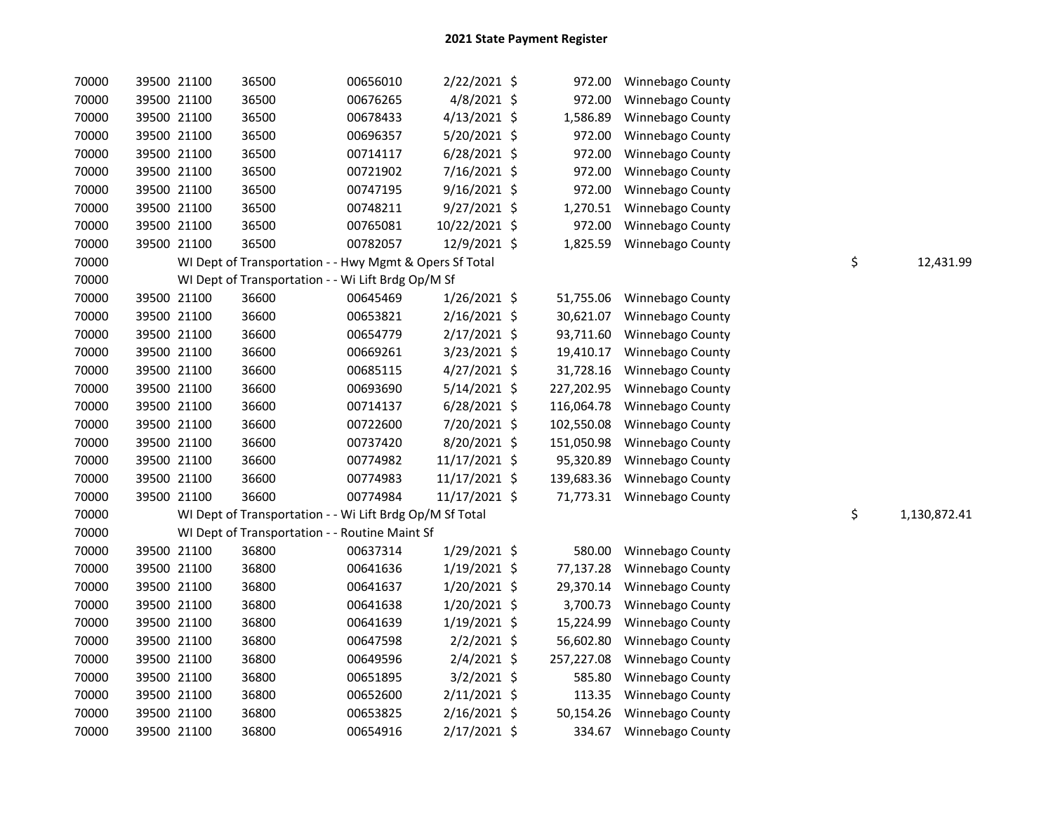# 2021 State Payment Register

| | | | | | | | | | | |
|---|---|---|---|---|---|---|---|---|---|---|
| 70000 | 39500 | 21100 | 36500 | 00656010 | 2/22/2021 | $ | 972.00 | Winnebago County | | |
| 70000 | 39500 | 21100 | 36500 | 00676265 | 4/8/2021 | $ | 972.00 | Winnebago County | | |
| 70000 | 39500 | 21100 | 36500 | 00678433 | 4/13/2021 | $ | 1,586.89 | Winnebago County | | |
| 70000 | 39500 | 21100 | 36500 | 00696357 | 5/20/2021 | $ | 972.00 | Winnebago County | | |
| 70000 | 39500 | 21100 | 36500 | 00714117 | 6/28/2021 | $ | 972.00 | Winnebago County | | |
| 70000 | 39500 | 21100 | 36500 | 00721902 | 7/16/2021 | $ | 972.00 | Winnebago County | | |
| 70000 | 39500 | 21100 | 36500 | 00747195 | 9/16/2021 | $ | 972.00 | Winnebago County | | |
| 70000 | 39500 | 21100 | 36500 | 00748211 | 9/27/2021 | $ | 1,270.51 | Winnebago County | | |
| 70000 | 39500 | 21100 | 36500 | 00765081 | 10/22/2021 | $ | 972.00 | Winnebago County | | |
| 70000 | 39500 | 21100 | 36500 | 00782057 | 12/9/2021 | $ | 1,825.59 | Winnebago County | | |
| 70000 | | WI Dept of Transportation - - Hwy Mgmt & Opers Sf Total | | | | | | | $ | 12,431.99 |
| 70000 | | WI Dept of Transportation - - Wi Lift Brdg Op/M Sf | | | | | | | | |
| 70000 | 39500 | 21100 | 36600 | 00645469 | 1/26/2021 | $ | 51,755.06 | Winnebago County | | |
| 70000 | 39500 | 21100 | 36600 | 00653821 | 2/16/2021 | $ | 30,621.07 | Winnebago County | | |
| 70000 | 39500 | 21100 | 36600 | 00654779 | 2/17/2021 | $ | 93,711.60 | Winnebago County | | |
| 70000 | 39500 | 21100 | 36600 | 00669261 | 3/23/2021 | $ | 19,410.17 | Winnebago County | | |
| 70000 | 39500 | 21100 | 36600 | 00685115 | 4/27/2021 | $ | 31,728.16 | Winnebago County | | |
| 70000 | 39500 | 21100 | 36600 | 00693690 | 5/14/2021 | $ | 227,202.95 | Winnebago County | | |
| 70000 | 39500 | 21100 | 36600 | 00714137 | 6/28/2021 | $ | 116,064.78 | Winnebago County | | |
| 70000 | 39500 | 21100 | 36600 | 00722600 | 7/20/2021 | $ | 102,550.08 | Winnebago County | | |
| 70000 | 39500 | 21100 | 36600 | 00737420 | 8/20/2021 | $ | 151,050.98 | Winnebago County | | |
| 70000 | 39500 | 21100 | 36600 | 00774982 | 11/17/2021 | $ | 95,320.89 | Winnebago County | | |
| 70000 | 39500 | 21100 | 36600 | 00774983 | 11/17/2021 | $ | 139,683.36 | Winnebago County | | |
| 70000 | 39500 | 21100 | 36600 | 00774984 | 11/17/2021 | $ | 71,773.31 | Winnebago County | | |
| 70000 | | WI Dept of Transportation - - Wi Lift Brdg Op/M Sf Total | | | | | | | $ | 1,130,872.41 |
| 70000 | | WI Dept of Transportation - - Routine Maint Sf | | | | | | | | |
| 70000 | 39500 | 21100 | 36800 | 00637314 | 1/29/2021 | $ | 580.00 | Winnebago County | | |
| 70000 | 39500 | 21100 | 36800 | 00641636 | 1/19/2021 | $ | 77,137.28 | Winnebago County | | |
| 70000 | 39500 | 21100 | 36800 | 00641637 | 1/20/2021 | $ | 29,370.14 | Winnebago County | | |
| 70000 | 39500 | 21100 | 36800 | 00641638 | 1/20/2021 | $ | 3,700.73 | Winnebago County | | |
| 70000 | 39500 | 21100 | 36800 | 00641639 | 1/19/2021 | $ | 15,224.99 | Winnebago County | | |
| 70000 | 39500 | 21100 | 36800 | 00647598 | 2/2/2021 | $ | 56,602.80 | Winnebago County | | |
| 70000 | 39500 | 21100 | 36800 | 00649596 | 2/4/2021 | $ | 257,227.08 | Winnebago County | | |
| 70000 | 39500 | 21100 | 36800 | 00651895 | 3/2/2021 | $ | 585.80 | Winnebago County | | |
| 70000 | 39500 | 21100 | 36800 | 00652600 | 2/11/2021 | $ | 113.35 | Winnebago County | | |
| 70000 | 39500 | 21100 | 36800 | 00653825 | 2/16/2021 | $ | 50,154.26 | Winnebago County | | |
| 70000 | 39500 | 21100 | 36800 | 00654916 | 2/17/2021 | $ | 334.67 | Winnebago County | | |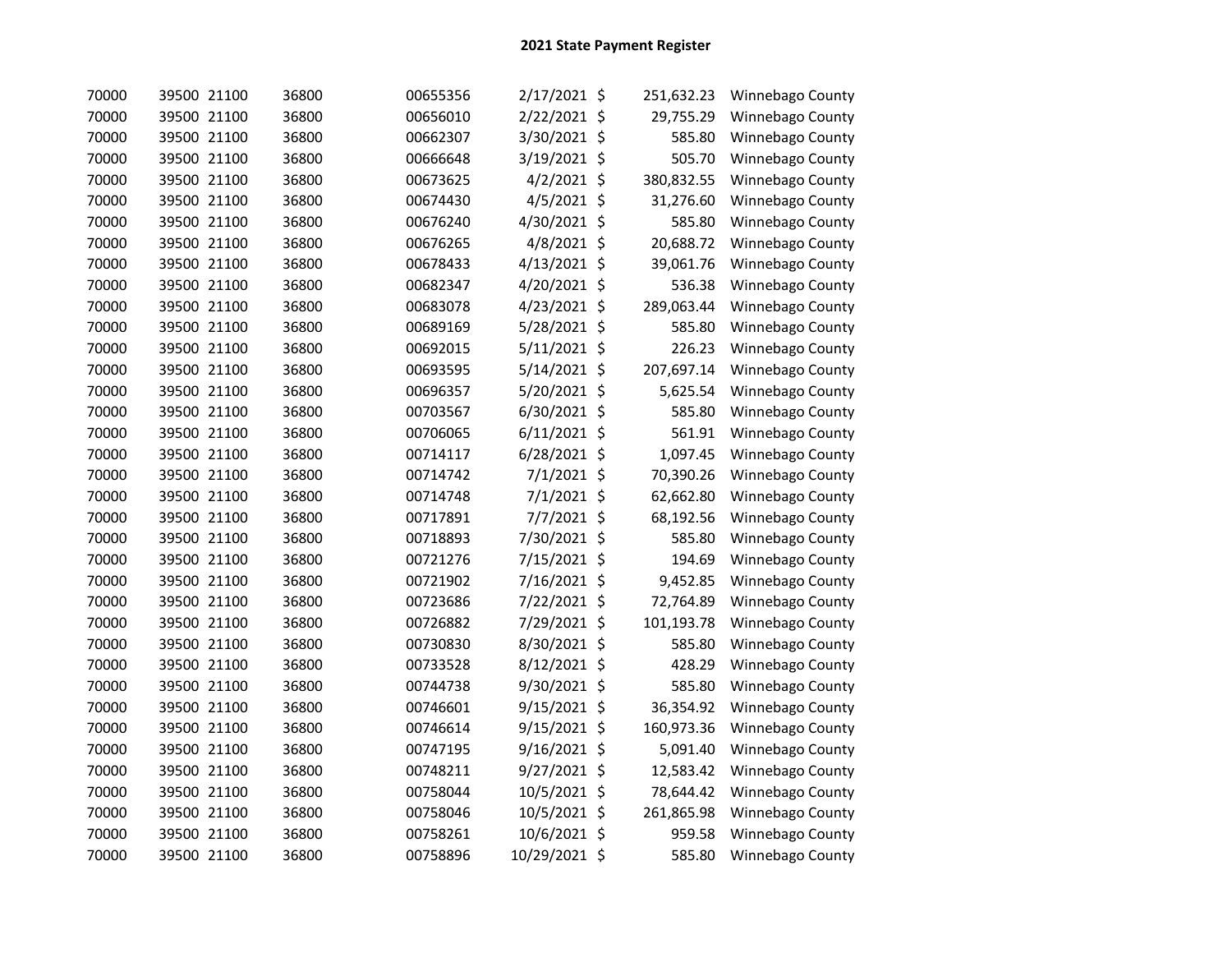## 2021 State Payment Register

| | | | | | | | | |
|---|---|---|---|---|---|---|---|---|
| 70000 | 39500 | 21100 | 36800 | 00655356 | 2/17/2021 | $ | 251,632.23 | Winnebago County |
| 70000 | 39500 | 21100 | 36800 | 00656010 | 2/22/2021 | $ | 29,755.29 | Winnebago County |
| 70000 | 39500 | 21100 | 36800 | 00662307 | 3/30/2021 | $ | 585.80 | Winnebago County |
| 70000 | 39500 | 21100 | 36800 | 00666648 | 3/19/2021 | $ | 505.70 | Winnebago County |
| 70000 | 39500 | 21100 | 36800 | 00673625 | 4/2/2021 | $ | 380,832.55 | Winnebago County |
| 70000 | 39500 | 21100 | 36800 | 00674430 | 4/5/2021 | $ | 31,276.60 | Winnebago County |
| 70000 | 39500 | 21100 | 36800 | 00676240 | 4/30/2021 | $ | 585.80 | Winnebago County |
| 70000 | 39500 | 21100 | 36800 | 00676265 | 4/8/2021 | $ | 20,688.72 | Winnebago County |
| 70000 | 39500 | 21100 | 36800 | 00678433 | 4/13/2021 | $ | 39,061.76 | Winnebago County |
| 70000 | 39500 | 21100 | 36800 | 00682347 | 4/20/2021 | $ | 536.38 | Winnebago County |
| 70000 | 39500 | 21100 | 36800 | 00683078 | 4/23/2021 | $ | 289,063.44 | Winnebago County |
| 70000 | 39500 | 21100 | 36800 | 00689169 | 5/28/2021 | $ | 585.80 | Winnebago County |
| 70000 | 39500 | 21100 | 36800 | 00692015 | 5/11/2021 | $ | 226.23 | Winnebago County |
| 70000 | 39500 | 21100 | 36800 | 00693595 | 5/14/2021 | $ | 207,697.14 | Winnebago County |
| 70000 | 39500 | 21100 | 36800 | 00696357 | 5/20/2021 | $ | 5,625.54 | Winnebago County |
| 70000 | 39500 | 21100 | 36800 | 00703567 | 6/30/2021 | $ | 585.80 | Winnebago County |
| 70000 | 39500 | 21100 | 36800 | 00706065 | 6/11/2021 | $ | 561.91 | Winnebago County |
| 70000 | 39500 | 21100 | 36800 | 00714117 | 6/28/2021 | $ | 1,097.45 | Winnebago County |
| 70000 | 39500 | 21100 | 36800 | 00714742 | 7/1/2021 | $ | 70,390.26 | Winnebago County |
| 70000 | 39500 | 21100 | 36800 | 00714748 | 7/1/2021 | $ | 62,662.80 | Winnebago County |
| 70000 | 39500 | 21100 | 36800 | 00717891 | 7/7/2021 | $ | 68,192.56 | Winnebago County |
| 70000 | 39500 | 21100 | 36800 | 00718893 | 7/30/2021 | $ | 585.80 | Winnebago County |
| 70000 | 39500 | 21100 | 36800 | 00721276 | 7/15/2021 | $ | 194.69 | Winnebago County |
| 70000 | 39500 | 21100 | 36800 | 00721902 | 7/16/2021 | $ | 9,452.85 | Winnebago County |
| 70000 | 39500 | 21100 | 36800 | 00723686 | 7/22/2021 | $ | 72,764.89 | Winnebago County |
| 70000 | 39500 | 21100 | 36800 | 00726882 | 7/29/2021 | $ | 101,193.78 | Winnebago County |
| 70000 | 39500 | 21100 | 36800 | 00730830 | 8/30/2021 | $ | 585.80 | Winnebago County |
| 70000 | 39500 | 21100 | 36800 | 00733528 | 8/12/2021 | $ | 428.29 | Winnebago County |
| 70000 | 39500 | 21100 | 36800 | 00744738 | 9/30/2021 | $ | 585.80 | Winnebago County |
| 70000 | 39500 | 21100 | 36800 | 00746601 | 9/15/2021 | $ | 36,354.92 | Winnebago County |
| 70000 | 39500 | 21100 | 36800 | 00746614 | 9/15/2021 | $ | 160,973.36 | Winnebago County |
| 70000 | 39500 | 21100 | 36800 | 00747195 | 9/16/2021 | $ | 5,091.40 | Winnebago County |
| 70000 | 39500 | 21100 | 36800 | 00748211 | 9/27/2021 | $ | 12,583.42 | Winnebago County |
| 70000 | 39500 | 21100 | 36800 | 00758044 | 10/5/2021 | $ | 78,644.42 | Winnebago County |
| 70000 | 39500 | 21100 | 36800 | 00758046 | 10/5/2021 | $ | 261,865.98 | Winnebago County |
| 70000 | 39500 | 21100 | 36800 | 00758261 | 10/6/2021 | $ | 959.58 | Winnebago County |
| 70000 | 39500 | 21100 | 36800 | 00758896 | 10/29/2021 | $ | 585.80 | Winnebago County |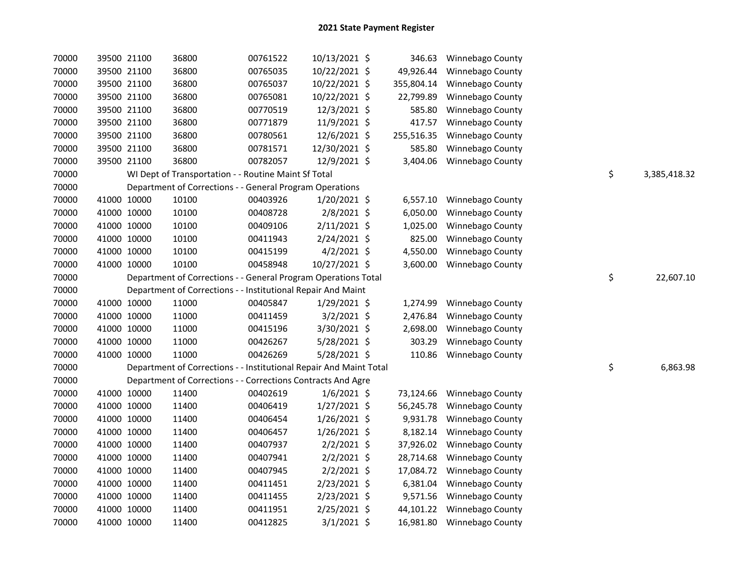# 2021 State Payment Register

| | | | | | | | | | |
|---|---|---|---|---|---|---|---|---|---|
| 70000 | 39500 | 21100 | 36800 | 00761522 | 10/13/2021 | $ 346.63 | Winnebago County | | |
| 70000 | 39500 | 21100 | 36800 | 00765035 | 10/22/2021 | $ 49,926.44 | Winnebago County | | |
| 70000 | 39500 | 21100 | 36800 | 00765037 | 10/22/2021 | $ 355,804.14 | Winnebago County | | |
| 70000 | 39500 | 21100 | 36800 | 00765081 | 10/22/2021 | $ 22,799.89 | Winnebago County | | |
| 70000 | 39500 | 21100 | 36800 | 00770519 | 12/3/2021 | $ 585.80 | Winnebago County | | |
| 70000 | 39500 | 21100 | 36800 | 00771879 | 11/9/2021 | $ 417.57 | Winnebago County | | |
| 70000 | 39500 | 21100 | 36800 | 00780561 | 12/6/2021 | $ 255,516.35 | Winnebago County | | |
| 70000 | 39500 | 21100 | 36800 | 00781571 | 12/30/2021 | $ 585.80 | Winnebago County | | |
| 70000 | 39500 | 21100 | 36800 | 00782057 | 12/9/2021 | $ 3,404.06 | Winnebago County | | |
| 70000 | | WI Dept of Transportation - - Routine Maint Sf Total | | | | | | $ | 3,385,418.32 |
| 70000 | | Department of Corrections - - General Program Operations | | | | | | | |
| 70000 | 41000 | 10000 | 10100 | 00403926 | 1/20/2021 | $ 6,557.10 | Winnebago County | | |
| 70000 | 41000 | 10000 | 10100 | 00408728 | 2/8/2021 | $ 6,050.00 | Winnebago County | | |
| 70000 | 41000 | 10000 | 10100 | 00409106 | 2/11/2021 | $ 1,025.00 | Winnebago County | | |
| 70000 | 41000 | 10000 | 10100 | 00411943 | 2/24/2021 | $ 825.00 | Winnebago County | | |
| 70000 | 41000 | 10000 | 10100 | 00415199 | 4/2/2021 | $ 4,550.00 | Winnebago County | | |
| 70000 | 41000 | 10000 | 10100 | 00458948 | 10/27/2021 | $ 3,600.00 | Winnebago County | | |
| 70000 | | Department of Corrections - - General Program Operations Total | | | | | | $ | 22,607.10 |
| 70000 | | Department of Corrections - - Institutional Repair And Maint | | | | | | | |
| 70000 | 41000 | 10000 | 11000 | 00405847 | 1/29/2021 | $ 1,274.99 | Winnebago County | | |
| 70000 | 41000 | 10000 | 11000 | 00411459 | 3/2/2021 | $ 2,476.84 | Winnebago County | | |
| 70000 | 41000 | 10000 | 11000 | 00415196 | 3/30/2021 | $ 2,698.00 | Winnebago County | | |
| 70000 | 41000 | 10000 | 11000 | 00426267 | 5/28/2021 | $ 303.29 | Winnebago County | | |
| 70000 | 41000 | 10000 | 11000 | 00426269 | 5/28/2021 | $ 110.86 | Winnebago County | | |
| 70000 | | Department of Corrections - - Institutional Repair And Maint Total | | | | | | $ | 6,863.98 |
| 70000 | | Department of Corrections - - Corrections Contracts And Agre | | | | | | | |
| 70000 | 41000 | 10000 | 11400 | 00402619 | 1/6/2021 | $ 73,124.66 | Winnebago County | | |
| 70000 | 41000 | 10000 | 11400 | 00406419 | 1/27/2021 | $ 56,245.78 | Winnebago County | | |
| 70000 | 41000 | 10000 | 11400 | 00406454 | 1/26/2021 | $ 9,931.78 | Winnebago County | | |
| 70000 | 41000 | 10000 | 11400 | 00406457 | 1/26/2021 | $ 8,182.14 | Winnebago County | | |
| 70000 | 41000 | 10000 | 11400 | 00407937 | 2/2/2021 | $ 37,926.02 | Winnebago County | | |
| 70000 | 41000 | 10000 | 11400 | 00407941 | 2/2/2021 | $ 28,714.68 | Winnebago County | | |
| 70000 | 41000 | 10000 | 11400 | 00407945 | 2/2/2021 | $ 17,084.72 | Winnebago County | | |
| 70000 | 41000 | 10000 | 11400 | 00411451 | 2/23/2021 | $ 6,381.04 | Winnebago County | | |
| 70000 | 41000 | 10000 | 11400 | 00411455 | 2/23/2021 | $ 9,571.56 | Winnebago County | | |
| 70000 | 41000 | 10000 | 11400 | 00411951 | 2/25/2021 | $ 44,101.22 | Winnebago County | | |
| 70000 | 41000 | 10000 | 11400 | 00412825 | 3/1/2021 | $ 16,981.80 | Winnebago County | | |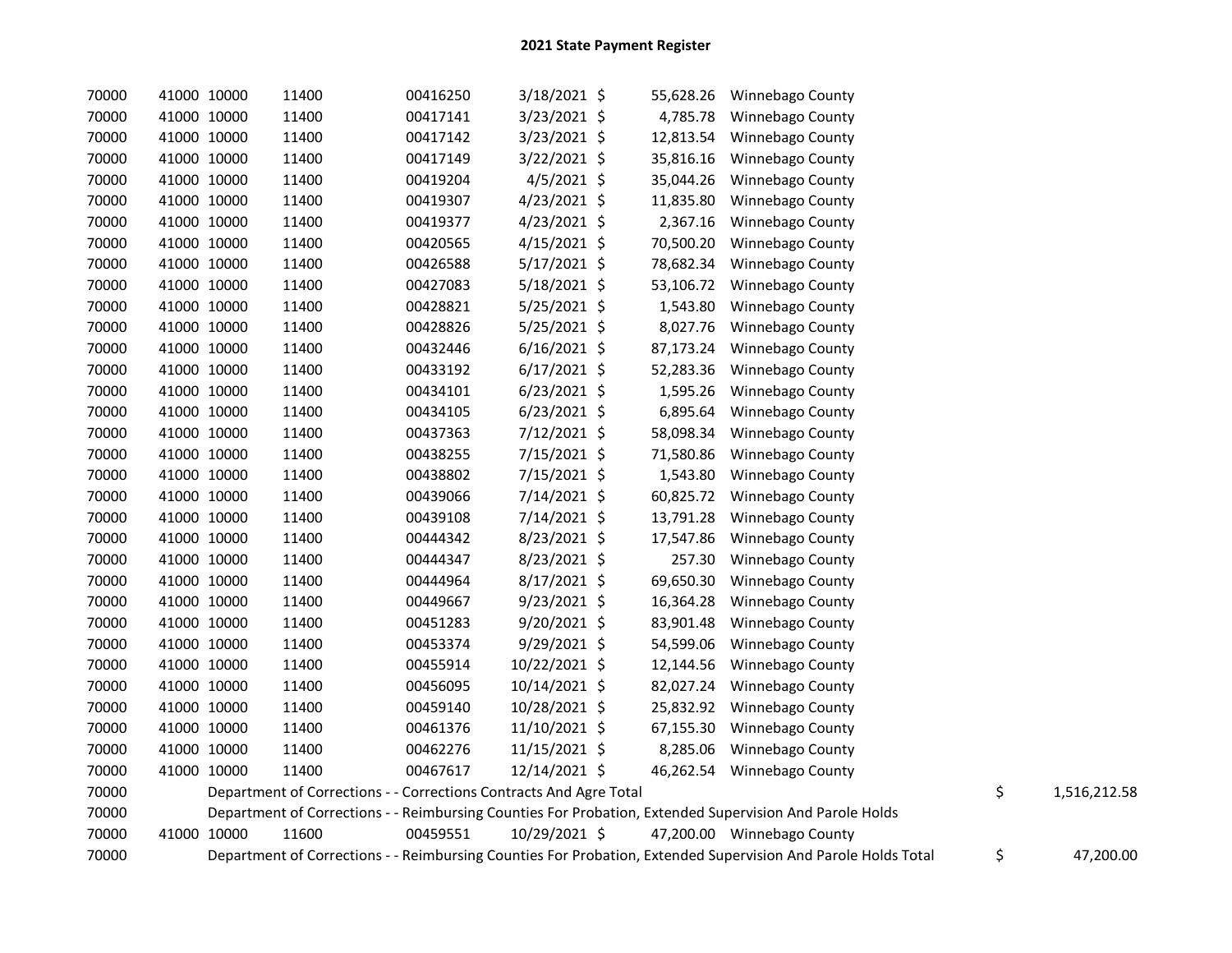# 2021 State Payment Register

| | | | | | | | | | |
|---|---|---|---|---|---|---|---|---|---|
| 70000 | 41000 | 10000 | 11400 | 00416250 | 3/18/2021 | $ 55,628.26 | Winnebago County | | |
| 70000 | 41000 | 10000 | 11400 | 00417141 | 3/23/2021 | $ 4,785.78 | Winnebago County | | |
| 70000 | 41000 | 10000 | 11400 | 00417142 | 3/23/2021 | $ 12,813.54 | Winnebago County | | |
| 70000 | 41000 | 10000 | 11400 | 00417149 | 3/22/2021 | $ 35,816.16 | Winnebago County | | |
| 70000 | 41000 | 10000 | 11400 | 00419204 | 4/5/2021 | $ 35,044.26 | Winnebago County | | |
| 70000 | 41000 | 10000 | 11400 | 00419307 | 4/23/2021 | $ 11,835.80 | Winnebago County | | |
| 70000 | 41000 | 10000 | 11400 | 00419377 | 4/23/2021 | $ 2,367.16 | Winnebago County | | |
| 70000 | 41000 | 10000 | 11400 | 00420565 | 4/15/2021 | $ 70,500.20 | Winnebago County | | |
| 70000 | 41000 | 10000 | 11400 | 00426588 | 5/17/2021 | $ 78,682.34 | Winnebago County | | |
| 70000 | 41000 | 10000 | 11400 | 00427083 | 5/18/2021 | $ 53,106.72 | Winnebago County | | |
| 70000 | 41000 | 10000 | 11400 | 00428821 | 5/25/2021 | $ 1,543.80 | Winnebago County | | |
| 70000 | 41000 | 10000 | 11400 | 00428826 | 5/25/2021 | $ 8,027.76 | Winnebago County | | |
| 70000 | 41000 | 10000 | 11400 | 00432446 | 6/16/2021 | $ 87,173.24 | Winnebago County | | |
| 70000 | 41000 | 10000 | 11400 | 00433192 | 6/17/2021 | $ 52,283.36 | Winnebago County | | |
| 70000 | 41000 | 10000 | 11400 | 00434101 | 6/23/2021 | $ 1,595.26 | Winnebago County | | |
| 70000 | 41000 | 10000 | 11400 | 00434105 | 6/23/2021 | $ 6,895.64 | Winnebago County | | |
| 70000 | 41000 | 10000 | 11400 | 00437363 | 7/12/2021 | $ 58,098.34 | Winnebago County | | |
| 70000 | 41000 | 10000 | 11400 | 00438255 | 7/15/2021 | $ 71,580.86 | Winnebago County | | |
| 70000 | 41000 | 10000 | 11400 | 00438802 | 7/15/2021 | $ 1,543.80 | Winnebago County | | |
| 70000 | 41000 | 10000 | 11400 | 00439066 | 7/14/2021 | $ 60,825.72 | Winnebago County | | |
| 70000 | 41000 | 10000 | 11400 | 00439108 | 7/14/2021 | $ 13,791.28 | Winnebago County | | |
| 70000 | 41000 | 10000 | 11400 | 00444342 | 8/23/2021 | $ 17,547.86 | Winnebago County | | |
| 70000 | 41000 | 10000 | 11400 | 00444347 | 8/23/2021 | $ 257.30 | Winnebago County | | |
| 70000 | 41000 | 10000 | 11400 | 00444964 | 8/17/2021 | $ 69,650.30 | Winnebago County | | |
| 70000 | 41000 | 10000 | 11400 | 00449667 | 9/23/2021 | $ 16,364.28 | Winnebago County | | |
| 70000 | 41000 | 10000 | 11400 | 00451283 | 9/20/2021 | $ 83,901.48 | Winnebago County | | |
| 70000 | 41000 | 10000 | 11400 | 00453374 | 9/29/2021 | $ 54,599.06 | Winnebago County | | |
| 70000 | 41000 | 10000 | 11400 | 00455914 | 10/22/2021 | $ 12,144.56 | Winnebago County | | |
| 70000 | 41000 | 10000 | 11400 | 00456095 | 10/14/2021 | $ 82,027.24 | Winnebago County | | |
| 70000 | 41000 | 10000 | 11400 | 00459140 | 10/28/2021 | $ 25,832.92 | Winnebago County | | |
| 70000 | 41000 | 10000 | 11400 | 00461376 | 11/10/2021 | $ 67,155.30 | Winnebago County | | |
| 70000 | 41000 | 10000 | 11400 | 00462276 | 11/15/2021 | $ 8,285.06 | Winnebago County | | |
| 70000 | 41000 | 10000 | 11400 | 00467617 | 12/14/2021 | $ 46,262.54 | Winnebago County | | |
| 70000 | Department of Corrections - - Corrections Contracts And Agre Total | | | | | | | $ | 1,516,212.58 |
| 70000 | Department of Corrections - - Reimbursing Counties For Probation, Extended Supervision And Parole Holds | | | | | | | | |
| 70000 | 41000 | 10000 | 11600 | 00459551 | 10/29/2021 | $ 47,200.00 | Winnebago County | | |
| 70000 | Department of Corrections - - Reimbursing Counties For Probation, Extended Supervision And Parole Holds Total | | | | | | | $ | 47,200.00 |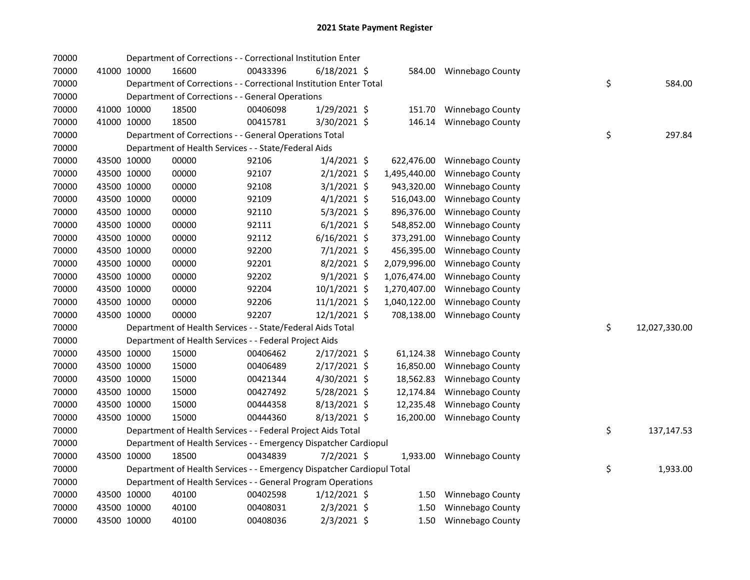## 2021 State Payment Register

| | | | | | | | | | |
|---|---|---|---|---|---|---|---|---|---|
| 70000 | | | Department of Corrections - - Correctional Institution Enter | | | | | | |
| 70000 | 41000 | 10000 | 16600 | 00433396 | 6/18/2021 | $ 584.00 | Winnebago County | | |
| 70000 | | | Department of Corrections - - Correctional Institution Enter Total | | | | | $ | 584.00 |
| 70000 | | | Department of Corrections - - General Operations | | | | | | |
| 70000 | 41000 | 10000 | 18500 | 00406098 | 1/29/2021 | $ 151.70 | Winnebago County | | |
| 70000 | 41000 | 10000 | 18500 | 00415781 | 3/30/2021 | $ 146.14 | Winnebago County | | |
| 70000 | | | Department of Corrections - - General Operations Total | | | | | $ | 297.84 |
| 70000 | | | Department of Health Services - - State/Federal Aids | | | | | | |
| 70000 | 43500 | 10000 | 00000 | 92106 | 1/4/2021 | $ 622,476.00 | Winnebago County | | |
| 70000 | 43500 | 10000 | 00000 | 92107 | 2/1/2021 | $ 1,495,440.00 | Winnebago County | | |
| 70000 | 43500 | 10000 | 00000 | 92108 | 3/1/2021 | $ 943,320.00 | Winnebago County | | |
| 70000 | 43500 | 10000 | 00000 | 92109 | 4/1/2021 | $ 516,043.00 | Winnebago County | | |
| 70000 | 43500 | 10000 | 00000 | 92110 | 5/3/2021 | $ 896,376.00 | Winnebago County | | |
| 70000 | 43500 | 10000 | 00000 | 92111 | 6/1/2021 | $ 548,852.00 | Winnebago County | | |
| 70000 | 43500 | 10000 | 00000 | 92112 | 6/16/2021 | $ 373,291.00 | Winnebago County | | |
| 70000 | 43500 | 10000 | 00000 | 92200 | 7/1/2021 | $ 456,395.00 | Winnebago County | | |
| 70000 | 43500 | 10000 | 00000 | 92201 | 8/2/2021 | $ 2,079,996.00 | Winnebago County | | |
| 70000 | 43500 | 10000 | 00000 | 92202 | 9/1/2021 | $ 1,076,474.00 | Winnebago County | | |
| 70000 | 43500 | 10000 | 00000 | 92204 | 10/1/2021 | $ 1,270,407.00 | Winnebago County | | |
| 70000 | 43500 | 10000 | 00000 | 92206 | 11/1/2021 | $ 1,040,122.00 | Winnebago County | | |
| 70000 | 43500 | 10000 | 00000 | 92207 | 12/1/2021 | $ 708,138.00 | Winnebago County | | |
| 70000 | | | Department of Health Services - - State/Federal Aids Total | | | | | $ | 12,027,330.00 |
| 70000 | | | Department of Health Services - - Federal Project Aids | | | | | | |
| 70000 | 43500 | 10000 | 15000 | 00406462 | 2/17/2021 | $ 61,124.38 | Winnebago County | | |
| 70000 | 43500 | 10000 | 15000 | 00406489 | 2/17/2021 | $ 16,850.00 | Winnebago County | | |
| 70000 | 43500 | 10000 | 15000 | 00421344 | 4/30/2021 | $ 18,562.83 | Winnebago County | | |
| 70000 | 43500 | 10000 | 15000 | 00427492 | 5/28/2021 | $ 12,174.84 | Winnebago County | | |
| 70000 | 43500 | 10000 | 15000 | 00444358 | 8/13/2021 | $ 12,235.48 | Winnebago County | | |
| 70000 | 43500 | 10000 | 15000 | 00444360 | 8/13/2021 | $ 16,200.00 | Winnebago County | | |
| 70000 | | | Department of Health Services - - Federal Project Aids Total | | | | | $ | 137,147.53 |
| 70000 | | | Department of Health Services - - Emergency Dispatcher Cardiopul | | | | | | |
| 70000 | 43500 | 10000 | 18500 | 00434839 | 7/2/2021 | $ 1,933.00 | Winnebago County | | |
| 70000 | | | Department of Health Services - - Emergency Dispatcher Cardiopul Total | | | | | $ | 1,933.00 |
| 70000 | | | Department of Health Services - - General Program Operations | | | | | | |
| 70000 | 43500 | 10000 | 40100 | 00402598 | 1/12/2021 | $ 1.50 | Winnebago County | | |
| 70000 | 43500 | 10000 | 40100 | 00408031 | 2/3/2021 | $ 1.50 | Winnebago County | | |
| 70000 | 43500 | 10000 | 40100 | 00408036 | 2/3/2021 | $ 1.50 | Winnebago County | | |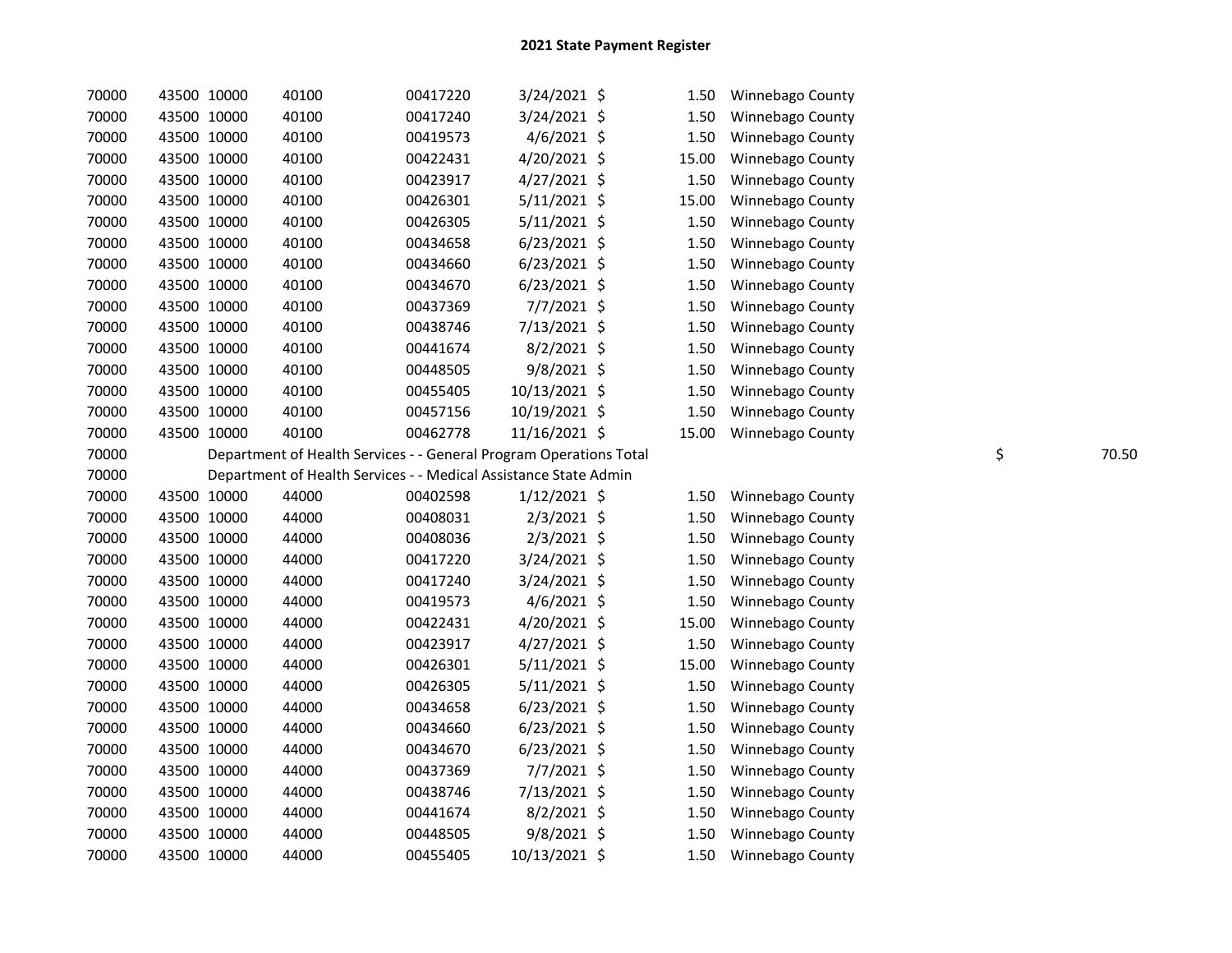# 2021 State Payment Register

| | | | | | | | | | | |
|---|---|---|---|---|---|---|---|---|---|---|
| 70000 | 43500 | 10000 | 40100 | 00417220 | 3/24/2021 | $ | 1.50 | Winnebago County | | |
| 70000 | 43500 | 10000 | 40100 | 00417240 | 3/24/2021 | $ | 1.50 | Winnebago County | | |
| 70000 | 43500 | 10000 | 40100 | 00419573 | 4/6/2021 | $ | 1.50 | Winnebago County | | |
| 70000 | 43500 | 10000 | 40100 | 00422431 | 4/20/2021 | $ | 15.00 | Winnebago County | | |
| 70000 | 43500 | 10000 | 40100 | 00423917 | 4/27/2021 | $ | 1.50 | Winnebago County | | |
| 70000 | 43500 | 10000 | 40100 | 00426301 | 5/11/2021 | $ | 15.00 | Winnebago County | | |
| 70000 | 43500 | 10000 | 40100 | 00426305 | 5/11/2021 | $ | 1.50 | Winnebago County | | |
| 70000 | 43500 | 10000 | 40100 | 00434658 | 6/23/2021 | $ | 1.50 | Winnebago County | | |
| 70000 | 43500 | 10000 | 40100 | 00434660 | 6/23/2021 | $ | 1.50 | Winnebago County | | |
| 70000 | 43500 | 10000 | 40100 | 00434670 | 6/23/2021 | $ | 1.50 | Winnebago County | | |
| 70000 | 43500 | 10000 | 40100 | 00437369 | 7/7/2021 | $ | 1.50 | Winnebago County | | |
| 70000 | 43500 | 10000 | 40100 | 00438746 | 7/13/2021 | $ | 1.50 | Winnebago County | | |
| 70000 | 43500 | 10000 | 40100 | 00441674 | 8/2/2021 | $ | 1.50 | Winnebago County | | |
| 70000 | 43500 | 10000 | 40100 | 00448505 | 9/8/2021 | $ | 1.50 | Winnebago County | | |
| 70000 | 43500 | 10000 | 40100 | 00455405 | 10/13/2021 | $ | 1.50 | Winnebago County | | |
| 70000 | 43500 | 10000 | 40100 | 00457156 | 10/19/2021 | $ | 1.50 | Winnebago County | | |
| 70000 | 43500 | 10000 | 40100 | 00462778 | 11/16/2021 | $ | 15.00 | Winnebago County | | |
| 70000 | | Department of Health Services - - General Program Operations Total | | | | | | | $ | 70.50 |
| 70000 | | Department of Health Services - - Medical Assistance State Admin | | | | | | | | |
| 70000 | 43500 | 10000 | 44000 | 00402598 | 1/12/2021 | $ | 1.50 | Winnebago County | | |
| 70000 | 43500 | 10000 | 44000 | 00408031 | 2/3/2021 | $ | 1.50 | Winnebago County | | |
| 70000 | 43500 | 10000 | 44000 | 00408036 | 2/3/2021 | $ | 1.50 | Winnebago County | | |
| 70000 | 43500 | 10000 | 44000 | 00417220 | 3/24/2021 | $ | 1.50 | Winnebago County | | |
| 70000 | 43500 | 10000 | 44000 | 00417240 | 3/24/2021 | $ | 1.50 | Winnebago County | | |
| 70000 | 43500 | 10000 | 44000 | 00419573 | 4/6/2021 | $ | 1.50 | Winnebago County | | |
| 70000 | 43500 | 10000 | 44000 | 00422431 | 4/20/2021 | $ | 15.00 | Winnebago County | | |
| 70000 | 43500 | 10000 | 44000 | 00423917 | 4/27/2021 | $ | 1.50 | Winnebago County | | |
| 70000 | 43500 | 10000 | 44000 | 00426301 | 5/11/2021 | $ | 15.00 | Winnebago County | | |
| 70000 | 43500 | 10000 | 44000 | 00426305 | 5/11/2021 | $ | 1.50 | Winnebago County | | |
| 70000 | 43500 | 10000 | 44000 | 00434658 | 6/23/2021 | $ | 1.50 | Winnebago County | | |
| 70000 | 43500 | 10000 | 44000 | 00434660 | 6/23/2021 | $ | 1.50 | Winnebago County | | |
| 70000 | 43500 | 10000 | 44000 | 00434670 | 6/23/2021 | $ | 1.50 | Winnebago County | | |
| 70000 | 43500 | 10000 | 44000 | 00437369 | 7/7/2021 | $ | 1.50 | Winnebago County | | |
| 70000 | 43500 | 10000 | 44000 | 00438746 | 7/13/2021 | $ | 1.50 | Winnebago County | | |
| 70000 | 43500 | 10000 | 44000 | 00441674 | 8/2/2021 | $ | 1.50 | Winnebago County | | |
| 70000 | 43500 | 10000 | 44000 | 00448505 | 9/8/2021 | $ | 1.50 | Winnebago County | | |
| 70000 | 43500 | 10000 | 44000 | 00455405 | 10/13/2021 | $ | 1.50 | Winnebago County | | |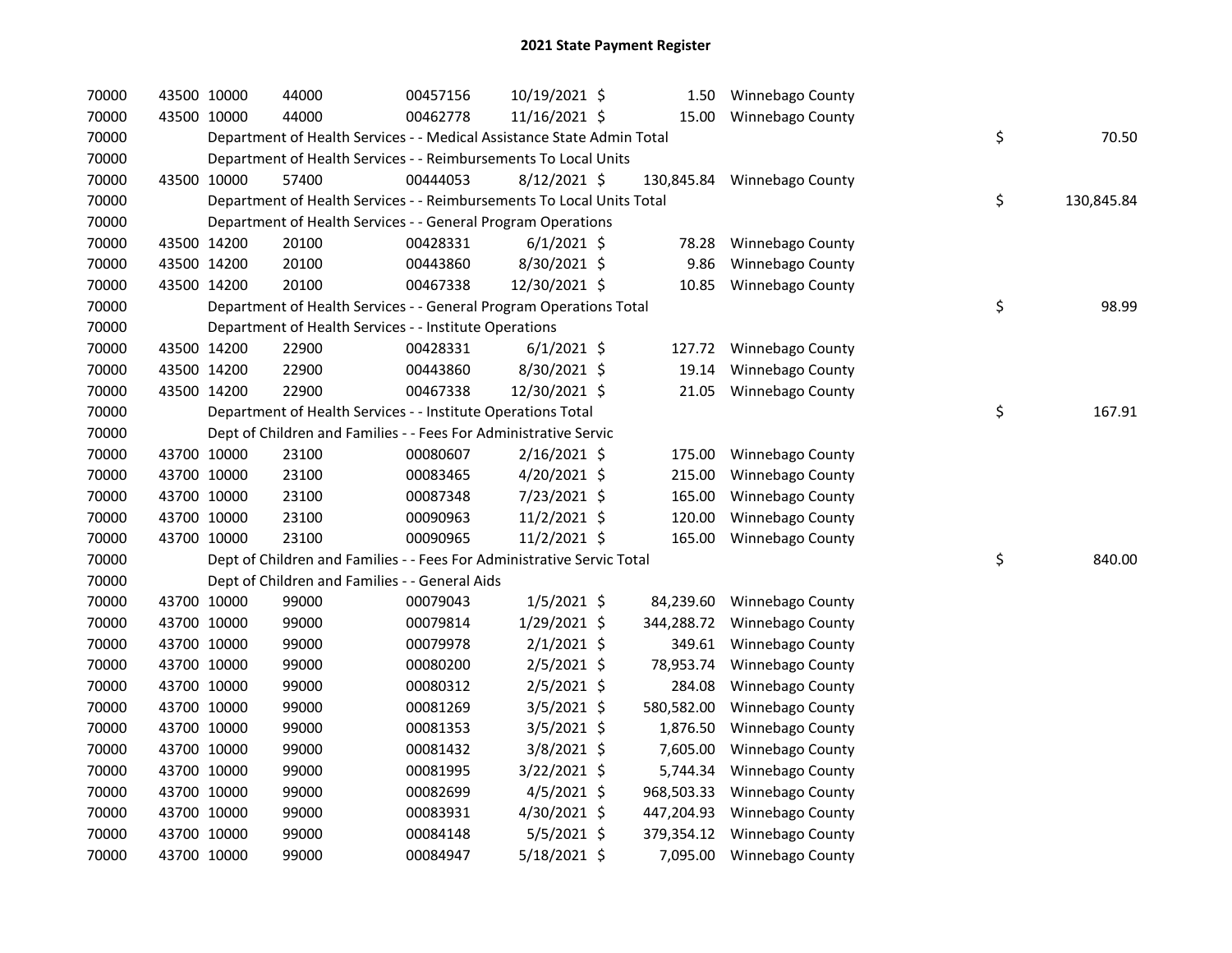## 2021 State Payment Register

| | | | | | | | | | |
|---|---|---|---|---|---|---|---|---|---|
| 70000 | 43500 | 10000 | 44000 | 00457156 | 10/19/2021 | $ 1.50 | Winnebago County | | |
| 70000 | 43500 | 10000 | 44000 | 00462778 | 11/16/2021 | $ 15.00 | Winnebago County | | |
| 70000 | | Department of Health Services - - Medical Assistance State Admin Total | | | | | | $ | 70.50 |
| 70000 | | Department of Health Services - - Reimbursements To Local Units | | | | | | | |
| 70000 | 43500 | 10000 | 57400 | 00444053 | 8/12/2021 | $ 130,845.84 | Winnebago County | | |
| 70000 | | Department of Health Services - - Reimbursements To Local Units Total | | | | | | $ | 130,845.84 |
| 70000 | | Department of Health Services - - General Program Operations | | | | | | | |
| 70000 | 43500 | 14200 | 20100 | 00428331 | 6/1/2021 | $ 78.28 | Winnebago County | | |
| 70000 | 43500 | 14200 | 20100 | 00443860 | 8/30/2021 | $ 9.86 | Winnebago County | | |
| 70000 | 43500 | 14200 | 20100 | 00467338 | 12/30/2021 | $ 10.85 | Winnebago County | | |
| 70000 | | Department of Health Services - - General Program Operations Total | | | | | | $ | 98.99 |
| 70000 | | Department of Health Services - - Institute Operations | | | | | | | |
| 70000 | 43500 | 14200 | 22900 | 00428331 | 6/1/2021 | $ 127.72 | Winnebago County | | |
| 70000 | 43500 | 14200 | 22900 | 00443860 | 8/30/2021 | $ 19.14 | Winnebago County | | |
| 70000 | 43500 | 14200 | 22900 | 00467338 | 12/30/2021 | $ 21.05 | Winnebago County | | |
| 70000 | | Department of Health Services - - Institute Operations Total | | | | | | $ | 167.91 |
| 70000 | | Dept of Children and Families - - Fees For Administrative Servic | | | | | | | |
| 70000 | 43700 | 10000 | 23100 | 00080607 | 2/16/2021 | $ 175.00 | Winnebago County | | |
| 70000 | 43700 | 10000 | 23100 | 00083465 | 4/20/2021 | $ 215.00 | Winnebago County | | |
| 70000 | 43700 | 10000 | 23100 | 00087348 | 7/23/2021 | $ 165.00 | Winnebago County | | |
| 70000 | 43700 | 10000 | 23100 | 00090963 | 11/2/2021 | $ 120.00 | Winnebago County | | |
| 70000 | 43700 | 10000 | 23100 | 00090965 | 11/2/2021 | $ 165.00 | Winnebago County | | |
| 70000 | | Dept of Children and Families - - Fees For Administrative Servic Total | | | | | | $ | 840.00 |
| 70000 | | Dept of Children and Families - - General Aids | | | | | | | |
| 70000 | 43700 | 10000 | 99000 | 00079043 | 1/5/2021 | $ 84,239.60 | Winnebago County | | |
| 70000 | 43700 | 10000 | 99000 | 00079814 | 1/29/2021 | $ 344,288.72 | Winnebago County | | |
| 70000 | 43700 | 10000 | 99000 | 00079978 | 2/1/2021 | $ 349.61 | Winnebago County | | |
| 70000 | 43700 | 10000 | 99000 | 00080200 | 2/5/2021 | $ 78,953.74 | Winnebago County | | |
| 70000 | 43700 | 10000 | 99000 | 00080312 | 2/5/2021 | $ 284.08 | Winnebago County | | |
| 70000 | 43700 | 10000 | 99000 | 00081269 | 3/5/2021 | $ 580,582.00 | Winnebago County | | |
| 70000 | 43700 | 10000 | 99000 | 00081353 | 3/5/2021 | $ 1,876.50 | Winnebago County | | |
| 70000 | 43700 | 10000 | 99000 | 00081432 | 3/8/2021 | $ 7,605.00 | Winnebago County | | |
| 70000 | 43700 | 10000 | 99000 | 00081995 | 3/22/2021 | $ 5,744.34 | Winnebago County | | |
| 70000 | 43700 | 10000 | 99000 | 00082699 | 4/5/2021 | $ 968,503.33 | Winnebago County | | |
| 70000 | 43700 | 10000 | 99000 | 00083931 | 4/30/2021 | $ 447,204.93 | Winnebago County | | |
| 70000 | 43700 | 10000 | 99000 | 00084148 | 5/5/2021 | $ 379,354.12 | Winnebago County | | |
| 70000 | 43700 | 10000 | 99000 | 00084947 | 5/18/2021 | $ 7,095.00 | Winnebago County | | |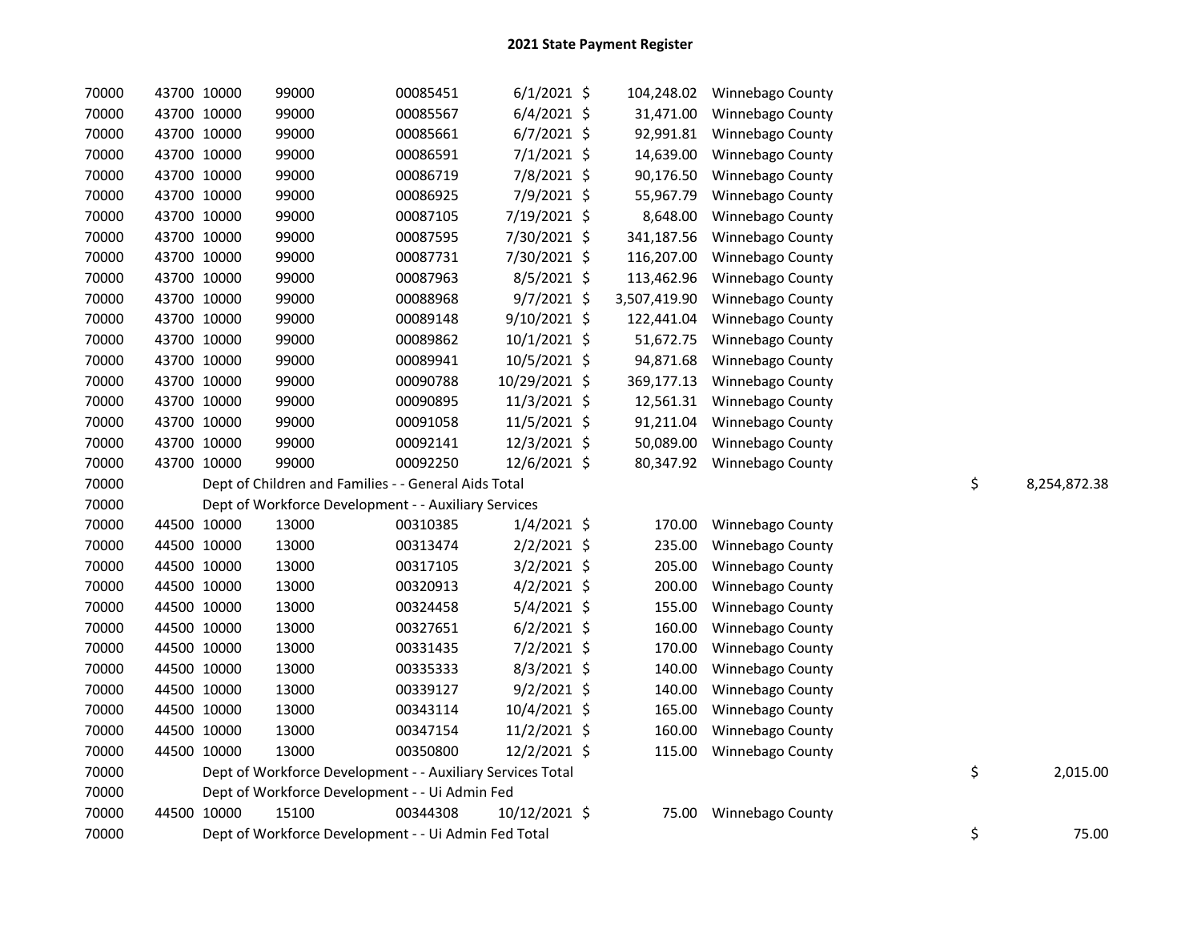## 2021 State Payment Register

| | | | | | | | | |
|---|---|---|---|---|---|---|---|---|
| 70000 | 43700 | 10000 | 99000 | 00085451 | 6/1/2021 | $ 104,248.02 | Winnebago County | |
| 70000 | 43700 | 10000 | 99000 | 00085567 | 6/4/2021 | $ 31,471.00 | Winnebago County | |
| 70000 | 43700 | 10000 | 99000 | 00085661 | 6/7/2021 | $ 92,991.81 | Winnebago County | |
| 70000 | 43700 | 10000 | 99000 | 00086591 | 7/1/2021 | $ 14,639.00 | Winnebago County | |
| 70000 | 43700 | 10000 | 99000 | 00086719 | 7/8/2021 | $ 90,176.50 | Winnebago County | |
| 70000 | 43700 | 10000 | 99000 | 00086925 | 7/9/2021 | $ 55,967.79 | Winnebago County | |
| 70000 | 43700 | 10000 | 99000 | 00087105 | 7/19/2021 | $ 8,648.00 | Winnebago County | |
| 70000 | 43700 | 10000 | 99000 | 00087595 | 7/30/2021 | $ 341,187.56 | Winnebago County | |
| 70000 | 43700 | 10000 | 99000 | 00087731 | 7/30/2021 | $ 116,207.00 | Winnebago County | |
| 70000 | 43700 | 10000 | 99000 | 00087963 | 8/5/2021 | $ 113,462.96 | Winnebago County | |
| 70000 | 43700 | 10000 | 99000 | 00088968 | 9/7/2021 | $ 3,507,419.90 | Winnebago County | |
| 70000 | 43700 | 10000 | 99000 | 00089148 | 9/10/2021 | $ 122,441.04 | Winnebago County | |
| 70000 | 43700 | 10000 | 99000 | 00089862 | 10/1/2021 | $ 51,672.75 | Winnebago County | |
| 70000 | 43700 | 10000 | 99000 | 00089941 | 10/5/2021 | $ 94,871.68 | Winnebago County | |
| 70000 | 43700 | 10000 | 99000 | 00090788 | 10/29/2021 | $ 369,177.13 | Winnebago County | |
| 70000 | 43700 | 10000 | 99000 | 00090895 | 11/3/2021 | $ 12,561.31 | Winnebago County | |
| 70000 | 43700 | 10000 | 99000 | 00091058 | 11/5/2021 | $ 91,211.04 | Winnebago County | |
| 70000 | 43700 | 10000 | 99000 | 00092141 | 12/3/2021 | $ 50,089.00 | Winnebago County | |
| 70000 | 43700 | 10000 | 99000 | 00092250 | 12/6/2021 | $ 80,347.92 | Winnebago County | |
| 70000 | | Dept of Children and Families - - General Aids Total | | | | | | $ 8,254,872.38 |
| 70000 | | Dept of Workforce Development - - Auxiliary Services | | | | | | |
| 70000 | 44500 | 10000 | 13000 | 00310385 | 1/4/2021 | $ 170.00 | Winnebago County | |
| 70000 | 44500 | 10000 | 13000 | 00313474 | 2/2/2021 | $ 235.00 | Winnebago County | |
| 70000 | 44500 | 10000 | 13000 | 00317105 | 3/2/2021 | $ 205.00 | Winnebago County | |
| 70000 | 44500 | 10000 | 13000 | 00320913 | 4/2/2021 | $ 200.00 | Winnebago County | |
| 70000 | 44500 | 10000 | 13000 | 00324458 | 5/4/2021 | $ 155.00 | Winnebago County | |
| 70000 | 44500 | 10000 | 13000 | 00327651 | 6/2/2021 | $ 160.00 | Winnebago County | |
| 70000 | 44500 | 10000 | 13000 | 00331435 | 7/2/2021 | $ 170.00 | Winnebago County | |
| 70000 | 44500 | 10000 | 13000 | 00335333 | 8/3/2021 | $ 140.00 | Winnebago County | |
| 70000 | 44500 | 10000 | 13000 | 00339127 | 9/2/2021 | $ 140.00 | Winnebago County | |
| 70000 | 44500 | 10000 | 13000 | 00343114 | 10/4/2021 | $ 165.00 | Winnebago County | |
| 70000 | 44500 | 10000 | 13000 | 00347154 | 11/2/2021 | $ 160.00 | Winnebago County | |
| 70000 | 44500 | 10000 | 13000 | 00350800 | 12/2/2021 | $ 115.00 | Winnebago County | |
| 70000 | | Dept of Workforce Development - - Auxiliary Services Total | | | | | | $ 2,015.00 |
| 70000 | | Dept of Workforce Development - - Ui Admin Fed | | | | | | |
| 70000 | 44500 | 10000 | 15100 | 00344308 | 10/12/2021 | $ 75.00 | Winnebago County | |
| 70000 | | Dept of Workforce Development - - Ui Admin Fed Total | | | | | | $ 75.00 |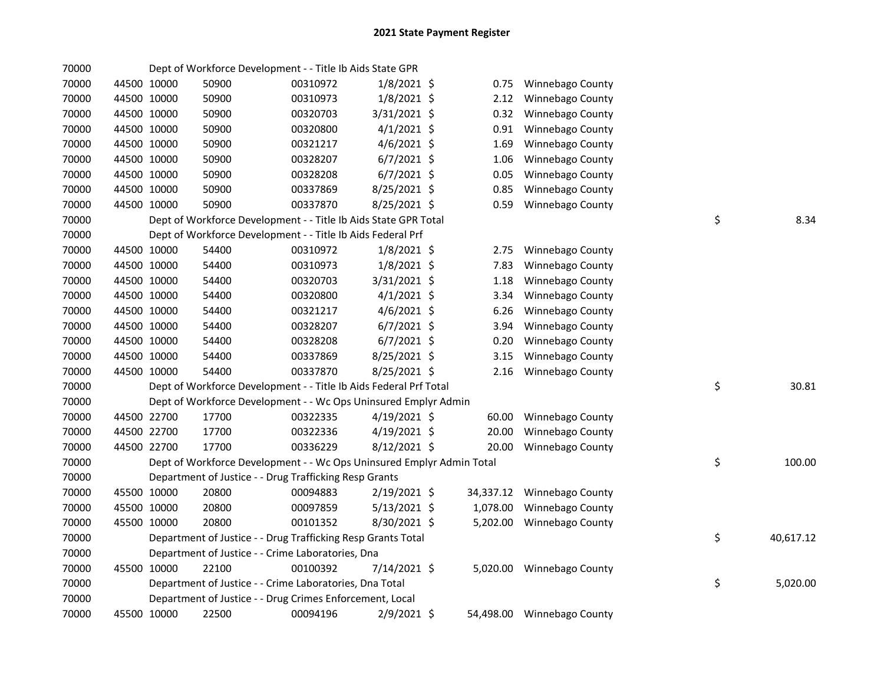# 2021 State Payment Register

| | | | | | | | | | |
|---|---|---|---|---|---|---|---|---|---|
| 70000 | | | Dept of Workforce Development - - Title Ib Aids State GPR | | | | | | |
| 70000 | 44500 | 10000 | 50900 | 00310972 | 1/8/2021 | $ 0.75 | Winnebago County | | |
| 70000 | 44500 | 10000 | 50900 | 00310973 | 1/8/2021 | $ 2.12 | Winnebago County | | |
| 70000 | 44500 | 10000 | 50900 | 00320703 | 3/31/2021 | $ 0.32 | Winnebago County | | |
| 70000 | 44500 | 10000 | 50900 | 00320800 | 4/1/2021 | $ 0.91 | Winnebago County | | |
| 70000 | 44500 | 10000 | 50900 | 00321217 | 4/6/2021 | $ 1.69 | Winnebago County | | |
| 70000 | 44500 | 10000 | 50900 | 00328207 | 6/7/2021 | $ 1.06 | Winnebago County | | |
| 70000 | 44500 | 10000 | 50900 | 00328208 | 6/7/2021 | $ 0.05 | Winnebago County | | |
| 70000 | 44500 | 10000 | 50900 | 00337869 | 8/25/2021 | $ 0.85 | Winnebago County | | |
| 70000 | 44500 | 10000 | 50900 | 00337870 | 8/25/2021 | $ 0.59 | Winnebago County | | |
| 70000 | | | Dept of Workforce Development - - Title Ib Aids State GPR Total | | | | | $ | 8.34 |
| 70000 | | | Dept of Workforce Development - - Title Ib Aids Federal Prf | | | | | | |
| 70000 | 44500 | 10000 | 54400 | 00310972 | 1/8/2021 | $ 2.75 | Winnebago County | | |
| 70000 | 44500 | 10000 | 54400 | 00310973 | 1/8/2021 | $ 7.83 | Winnebago County | | |
| 70000 | 44500 | 10000 | 54400 | 00320703 | 3/31/2021 | $ 1.18 | Winnebago County | | |
| 70000 | 44500 | 10000 | 54400 | 00320800 | 4/1/2021 | $ 3.34 | Winnebago County | | |
| 70000 | 44500 | 10000 | 54400 | 00321217 | 4/6/2021 | $ 6.26 | Winnebago County | | |
| 70000 | 44500 | 10000 | 54400 | 00328207 | 6/7/2021 | $ 3.94 | Winnebago County | | |
| 70000 | 44500 | 10000 | 54400 | 00328208 | 6/7/2021 | $ 0.20 | Winnebago County | | |
| 70000 | 44500 | 10000 | 54400 | 00337869 | 8/25/2021 | $ 3.15 | Winnebago County | | |
| 70000 | 44500 | 10000 | 54400 | 00337870 | 8/25/2021 | $ 2.16 | Winnebago County | | |
| 70000 | | | Dept of Workforce Development - - Title Ib Aids Federal Prf Total | | | | | $ | 30.81 |
| 70000 | | | Dept of Workforce Development - - Wc Ops Uninsured Emplyr Admin | | | | | | |
| 70000 | 44500 | 22700 | 17700 | 00322335 | 4/19/2021 | $ 60.00 | Winnebago County | | |
| 70000 | 44500 | 22700 | 17700 | 00322336 | 4/19/2021 | $ 20.00 | Winnebago County | | |
| 70000 | 44500 | 22700 | 17700 | 00336229 | 8/12/2021 | $ 20.00 | Winnebago County | | |
| 70000 | | | Dept of Workforce Development - - Wc Ops Uninsured Emplyr Admin Total | | | | | $ | 100.00 |
| 70000 | | | Department of Justice - - Drug Trafficking Resp Grants | | | | | | |
| 70000 | 45500 | 10000 | 20800 | 00094883 | 2/19/2021 | $ 34,337.12 | Winnebago County | | |
| 70000 | 45500 | 10000 | 20800 | 00097859 | 5/13/2021 | $ 1,078.00 | Winnebago County | | |
| 70000 | 45500 | 10000 | 20800 | 00101352 | 8/30/2021 | $ 5,202.00 | Winnebago County | | |
| 70000 | | | Department of Justice - - Drug Trafficking Resp Grants Total | | | | | $ | 40,617.12 |
| 70000 | | | Department of Justice - - Crime Laboratories, Dna | | | | | | |
| 70000 | 45500 | 10000 | 22100 | 00100392 | 7/14/2021 | $ 5,020.00 | Winnebago County | | |
| 70000 | | | Department of Justice - - Crime Laboratories, Dna Total | | | | | $ | 5,020.00 |
| 70000 | | | Department of Justice - - Drug Crimes Enforcement, Local | | | | | | |
| 70000 | 45500 | 10000 | 22500 | 00094196 | 2/9/2021 | $ 54,498.00 | Winnebago County | | |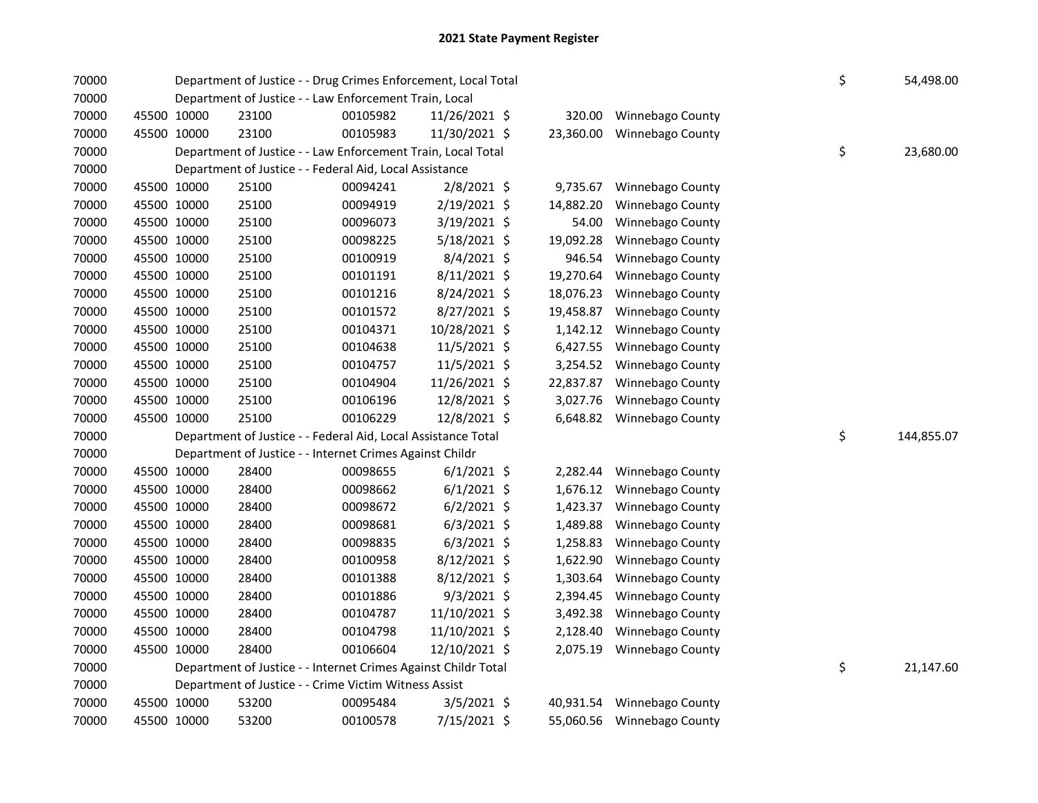# 2021 State Payment Register

| | | | | | | | | | |
|---|---|---|---|---|---|---|---|---|---|
| 70000 | | | Department of Justice - - Drug Crimes Enforcement, Local Total | | | | | $ | 54,498.00 |
| 70000 | | | Department of Justice - - Law Enforcement Train, Local | | | | | | |
| 70000 | 45500 | 10000 | 23100 | 00105982 | 11/26/2021 $ | 320.00 | Winnebago County | | |
| 70000 | 45500 | 10000 | 23100 | 00105983 | 11/30/2021 $ | 23,360.00 | Winnebago County | | |
| 70000 | | | Department of Justice - - Law Enforcement Train, Local Total | | | | | $ | 23,680.00 |
| 70000 | | | Department of Justice - - Federal Aid, Local Assistance | | | | | | |
| 70000 | 45500 | 10000 | 25100 | 00094241 | 2/8/2021 $ | 9,735.67 | Winnebago County | | |
| 70000 | 45500 | 10000 | 25100 | 00094919 | 2/19/2021 $ | 14,882.20 | Winnebago County | | |
| 70000 | 45500 | 10000 | 25100 | 00096073 | 3/19/2021 $ | 54.00 | Winnebago County | | |
| 70000 | 45500 | 10000 | 25100 | 00098225 | 5/18/2021 $ | 19,092.28 | Winnebago County | | |
| 70000 | 45500 | 10000 | 25100 | 00100919 | 8/4/2021 $ | 946.54 | Winnebago County | | |
| 70000 | 45500 | 10000 | 25100 | 00101191 | 8/11/2021 $ | 19,270.64 | Winnebago County | | |
| 70000 | 45500 | 10000 | 25100 | 00101216 | 8/24/2021 $ | 18,076.23 | Winnebago County | | |
| 70000 | 45500 | 10000 | 25100 | 00101572 | 8/27/2021 $ | 19,458.87 | Winnebago County | | |
| 70000 | 45500 | 10000 | 25100 | 00104371 | 10/28/2021 $ | 1,142.12 | Winnebago County | | |
| 70000 | 45500 | 10000 | 25100 | 00104638 | 11/5/2021 $ | 6,427.55 | Winnebago County | | |
| 70000 | 45500 | 10000 | 25100 | 00104757 | 11/5/2021 $ | 3,254.52 | Winnebago County | | |
| 70000 | 45500 | 10000 | 25100 | 00104904 | 11/26/2021 $ | 22,837.87 | Winnebago County | | |
| 70000 | 45500 | 10000 | 25100 | 00106196 | 12/8/2021 $ | 3,027.76 | Winnebago County | | |
| 70000 | 45500 | 10000 | 25100 | 00106229 | 12/8/2021 $ | 6,648.82 | Winnebago County | | |
| 70000 | | | Department of Justice - - Federal Aid, Local Assistance Total | | | | | $ | 144,855.07 |
| 70000 | | | Department of Justice - - Internet Crimes Against Childr | | | | | | |
| 70000 | 45500 | 10000 | 28400 | 00098655 | 6/1/2021 $ | 2,282.44 | Winnebago County | | |
| 70000 | 45500 | 10000 | 28400 | 00098662 | 6/1/2021 $ | 1,676.12 | Winnebago County | | |
| 70000 | 45500 | 10000 | 28400 | 00098672 | 6/2/2021 $ | 1,423.37 | Winnebago County | | |
| 70000 | 45500 | 10000 | 28400 | 00098681 | 6/3/2021 $ | 1,489.88 | Winnebago County | | |
| 70000 | 45500 | 10000 | 28400 | 00098835 | 6/3/2021 $ | 1,258.83 | Winnebago County | | |
| 70000 | 45500 | 10000 | 28400 | 00100958 | 8/12/2021 $ | 1,622.90 | Winnebago County | | |
| 70000 | 45500 | 10000 | 28400 | 00101388 | 8/12/2021 $ | 1,303.64 | Winnebago County | | |
| 70000 | 45500 | 10000 | 28400 | 00101886 | 9/3/2021 $ | 2,394.45 | Winnebago County | | |
| 70000 | 45500 | 10000 | 28400 | 00104787 | 11/10/2021 $ | 3,492.38 | Winnebago County | | |
| 70000 | 45500 | 10000 | 28400 | 00104798 | 11/10/2021 $ | 2,128.40 | Winnebago County | | |
| 70000 | 45500 | 10000 | 28400 | 00106604 | 12/10/2021 $ | 2,075.19 | Winnebago County | | |
| 70000 | | | Department of Justice - - Internet Crimes Against Childr Total | | | | | $ | 21,147.60 |
| 70000 | | | Department of Justice - - Crime Victim Witness Assist | | | | | | |
| 70000 | 45500 | 10000 | 53200 | 00095484 | 3/5/2021 $ | 40,931.54 | Winnebago County | | |
| 70000 | 45500 | 10000 | 53200 | 00100578 | 7/15/2021 $ | 55,060.56 | Winnebago County | | |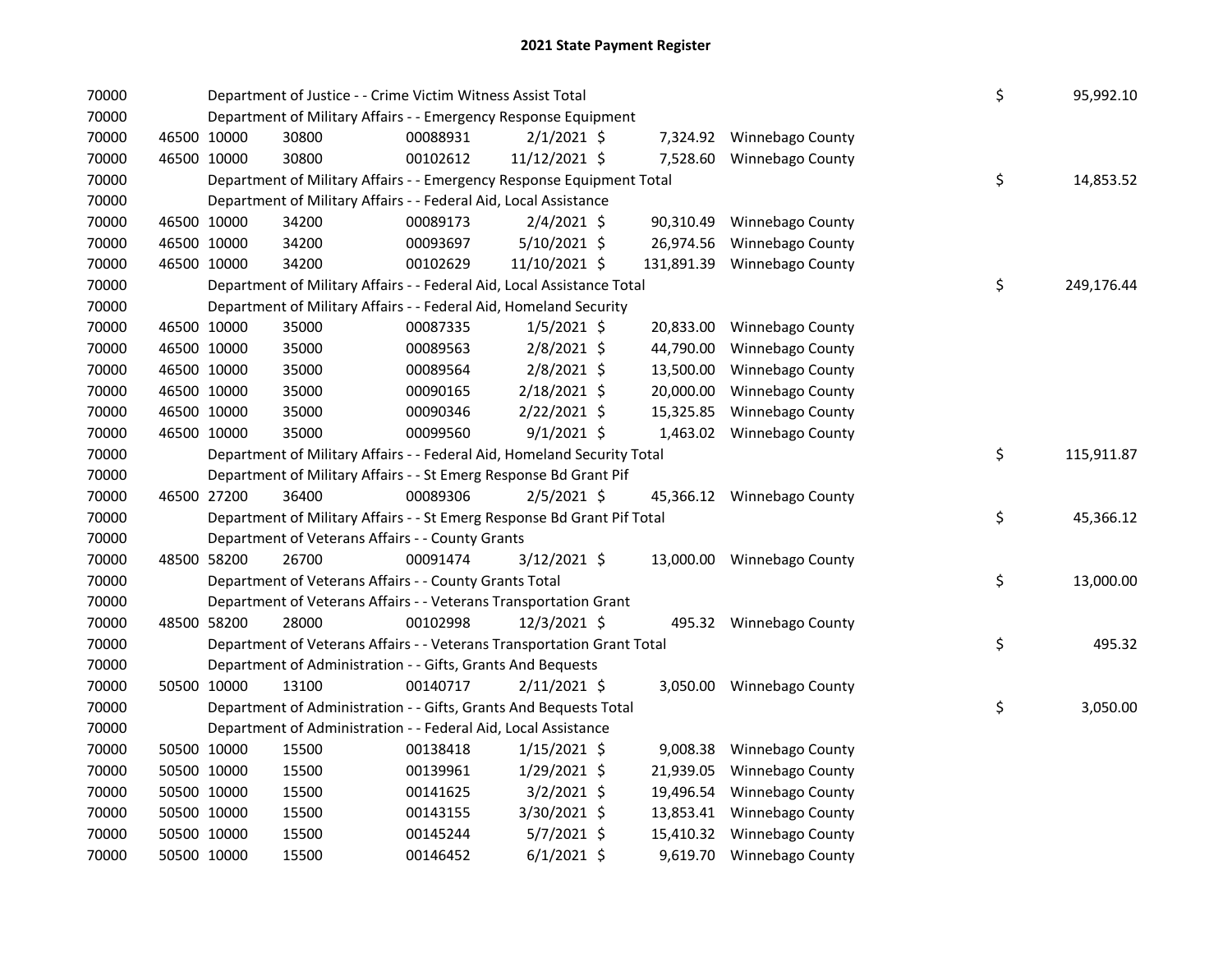## 2021 State Payment Register

| | | | | | | | | | |
|---|---|---|---|---|---|---|---|---|---|
| 70000 | | | Department of Justice - - Crime Victim Witness Assist Total | | | | | $ | 95,992.10 |
| 70000 | | | Department of Military Affairs - - Emergency Response Equipment | | | | | | |
| 70000 | 46500 | 10000 | 30800 | 00088931 | 2/1/2021 | $ 7,324.92 | Winnebago County | | |
| 70000 | 46500 | 10000 | 30800 | 00102612 | 11/12/2021 | $ 7,528.60 | Winnebago County | | |
| 70000 | | | Department of Military Affairs - - Emergency Response Equipment Total | | | | | $ | 14,853.52 |
| 70000 | | | Department of Military Affairs - - Federal Aid, Local Assistance | | | | | | |
| 70000 | 46500 | 10000 | 34200 | 00089173 | 2/4/2021 | $ 90,310.49 | Winnebago County | | |
| 70000 | 46500 | 10000 | 34200 | 00093697 | 5/10/2021 | $ 26,974.56 | Winnebago County | | |
| 70000 | 46500 | 10000 | 34200 | 00102629 | 11/10/2021 | $ 131,891.39 | Winnebago County | | |
| 70000 | | | Department of Military Affairs - - Federal Aid, Local Assistance Total | | | | | $ | 249,176.44 |
| 70000 | | | Department of Military Affairs - - Federal Aid, Homeland Security | | | | | | |
| 70000 | 46500 | 10000 | 35000 | 00087335 | 1/5/2021 | $ 20,833.00 | Winnebago County | | |
| 70000 | 46500 | 10000 | 35000 | 00089563 | 2/8/2021 | $ 44,790.00 | Winnebago County | | |
| 70000 | 46500 | 10000 | 35000 | 00089564 | 2/8/2021 | $ 13,500.00 | Winnebago County | | |
| 70000 | 46500 | 10000 | 35000 | 00090165 | 2/18/2021 | $ 20,000.00 | Winnebago County | | |
| 70000 | 46500 | 10000 | 35000 | 00090346 | 2/22/2021 | $ 15,325.85 | Winnebago County | | |
| 70000 | 46500 | 10000 | 35000 | 00099560 | 9/1/2021 | $ 1,463.02 | Winnebago County | | |
| 70000 | | | Department of Military Affairs - - Federal Aid, Homeland Security Total | | | | | $ | 115,911.87 |
| 70000 | | | Department of Military Affairs - - St Emerg Response Bd Grant Pif | | | | | | |
| 70000 | 46500 | 27200 | 36400 | 00089306 | 2/5/2021 | $ 45,366.12 | Winnebago County | | |
| 70000 | | | Department of Military Affairs - - St Emerg Response Bd Grant Pif Total | | | | | $ | 45,366.12 |
| 70000 | | | Department of Veterans Affairs - - County Grants | | | | | | |
| 70000 | 48500 | 58200 | 26700 | 00091474 | 3/12/2021 | $ 13,000.00 | Winnebago County | | |
| 70000 | | | Department of Veterans Affairs - - County Grants Total | | | | | $ | 13,000.00 |
| 70000 | | | Department of Veterans Affairs - - Veterans Transportation Grant | | | | | | |
| 70000 | 48500 | 58200 | 28000 | 00102998 | 12/3/2021 | $ 495.32 | Winnebago County | | |
| 70000 | | | Department of Veterans Affairs - - Veterans Transportation Grant Total | | | | | $ | 495.32 |
| 70000 | | | Department of Administration - - Gifts, Grants And Bequests | | | | | | |
| 70000 | 50500 | 10000 | 13100 | 00140717 | 2/11/2021 | $ 3,050.00 | Winnebago County | | |
| 70000 | | | Department of Administration - - Gifts, Grants And Bequests Total | | | | | $ | 3,050.00 |
| 70000 | | | Department of Administration - - Federal Aid, Local Assistance | | | | | | |
| 70000 | 50500 | 10000 | 15500 | 00138418 | 1/15/2021 | $ 9,008.38 | Winnebago County | | |
| 70000 | 50500 | 10000 | 15500 | 00139961 | 1/29/2021 | $ 21,939.05 | Winnebago County | | |
| 70000 | 50500 | 10000 | 15500 | 00141625 | 3/2/2021 | $ 19,496.54 | Winnebago County | | |
| 70000 | 50500 | 10000 | 15500 | 00143155 | 3/30/2021 | $ 13,853.41 | Winnebago County | | |
| 70000 | 50500 | 10000 | 15500 | 00145244 | 5/7/2021 | $ 15,410.32 | Winnebago County | | |
| 70000 | 50500 | 10000 | 15500 | 00146452 | 6/1/2021 | $ 9,619.70 | Winnebago County | | |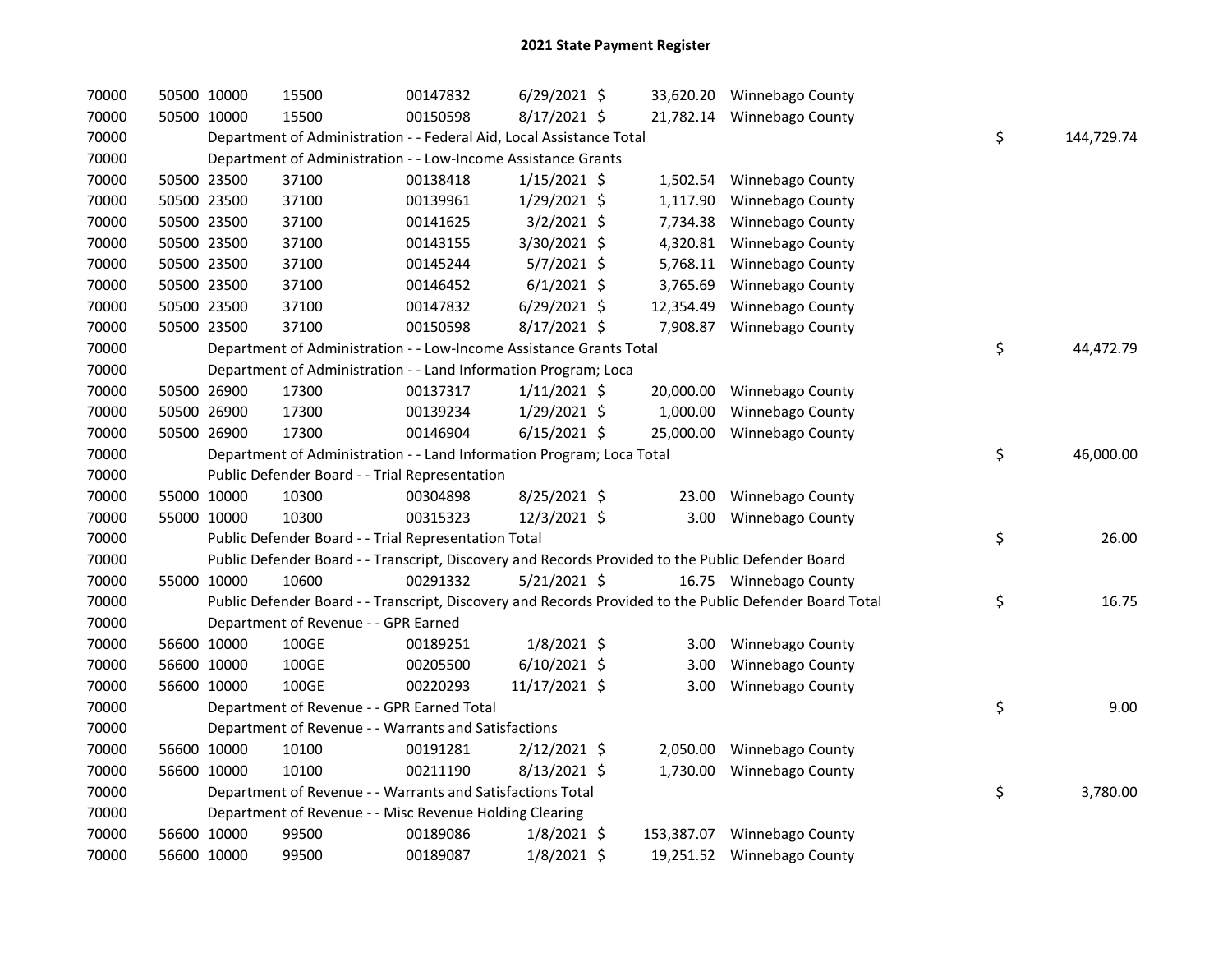## 2021 State Payment Register

| | | | | | | | | | |
|---|---|---|---|---|---|---|---|---|---|
| 70000 | 50500 | 10000 | 15500 | 00147832 | 6/29/2021 | $ 33,620.20 | Winnebago County | | |
| 70000 | 50500 | 10000 | 15500 | 00150598 | 8/17/2021 | $ 21,782.14 | Winnebago County | | |
| 70000 | | Department of Administration - - Federal Aid, Local Assistance Total | | | | | | $ | 144,729.74 |
| 70000 | | Department of Administration - - Low-Income Assistance Grants | | | | | | | |
| 70000 | 50500 | 23500 | 37100 | 00138418 | 1/15/2021 | $ 1,502.54 | Winnebago County | | |
| 70000 | 50500 | 23500 | 37100 | 00139961 | 1/29/2021 | $ 1,117.90 | Winnebago County | | |
| 70000 | 50500 | 23500 | 37100 | 00141625 | 3/2/2021 | $ 7,734.38 | Winnebago County | | |
| 70000 | 50500 | 23500 | 37100 | 00143155 | 3/30/2021 | $ 4,320.81 | Winnebago County | | |
| 70000 | 50500 | 23500 | 37100 | 00145244 | 5/7/2021 | $ 5,768.11 | Winnebago County | | |
| 70000 | 50500 | 23500 | 37100 | 00146452 | 6/1/2021 | $ 3,765.69 | Winnebago County | | |
| 70000 | 50500 | 23500 | 37100 | 00147832 | 6/29/2021 | $ 12,354.49 | Winnebago County | | |
| 70000 | 50500 | 23500 | 37100 | 00150598 | 8/17/2021 | $ 7,908.87 | Winnebago County | | |
| 70000 | | Department of Administration - - Low-Income Assistance Grants Total | | | | | | $ | 44,472.79 |
| 70000 | | Department of Administration - - Land Information Program; Loca | | | | | | | |
| 70000 | 50500 | 26900 | 17300 | 00137317 | 1/11/2021 | $ 20,000.00 | Winnebago County | | |
| 70000 | 50500 | 26900 | 17300 | 00139234 | 1/29/2021 | $ 1,000.00 | Winnebago County | | |
| 70000 | 50500 | 26900 | 17300 | 00146904 | 6/15/2021 | $ 25,000.00 | Winnebago County | | |
| 70000 | | Department of Administration - - Land Information Program; Loca Total | | | | | | $ | 46,000.00 |
| 70000 | | Public Defender Board - - Trial Representation | | | | | | | |
| 70000 | 55000 | 10000 | 10300 | 00304898 | 8/25/2021 | $ 23.00 | Winnebago County | | |
| 70000 | 55000 | 10000 | 10300 | 00315323 | 12/3/2021 | $ 3.00 | Winnebago County | | |
| 70000 | | Public Defender Board - - Trial Representation Total | | | | | | $ | 26.00 |
| 70000 | | Public Defender Board - - Transcript, Discovery and Records Provided to the Public Defender Board | | | | | | | |
| 70000 | 55000 | 10000 | 10600 | 00291332 | 5/21/2021 | $ 16.75 | Winnebago County | | |
| 70000 | | Public Defender Board - - Transcript, Discovery and Records Provided to the Public Defender Board Total | | | | | | $ | 16.75 |
| 70000 | | Department of Revenue - - GPR Earned | | | | | | | |
| 70000 | 56600 | 10000 | 100GE | 00189251 | 1/8/2021 | $ 3.00 | Winnebago County | | |
| 70000 | 56600 | 10000 | 100GE | 00205500 | 6/10/2021 | $ 3.00 | Winnebago County | | |
| 70000 | 56600 | 10000 | 100GE | 00220293 | 11/17/2021 | $ 3.00 | Winnebago County | | |
| 70000 | | Department of Revenue - - GPR Earned Total | | | | | | $ | 9.00 |
| 70000 | | Department of Revenue - - Warrants and Satisfactions | | | | | | | |
| 70000 | 56600 | 10000 | 10100 | 00191281 | 2/12/2021 | $ 2,050.00 | Winnebago County | | |
| 70000 | 56600 | 10000 | 10100 | 00211190 | 8/13/2021 | $ 1,730.00 | Winnebago County | | |
| 70000 | | Department of Revenue - - Warrants and Satisfactions Total | | | | | | $ | 3,780.00 |
| 70000 | | Department of Revenue - - Misc Revenue Holding Clearing | | | | | | | |
| 70000 | 56600 | 10000 | 99500 | 00189086 | 1/8/2021 | $ 153,387.07 | Winnebago County | | |
| 70000 | 56600 | 10000 | 99500 | 00189087 | 1/8/2021 | $ 19,251.52 | Winnebago County | | |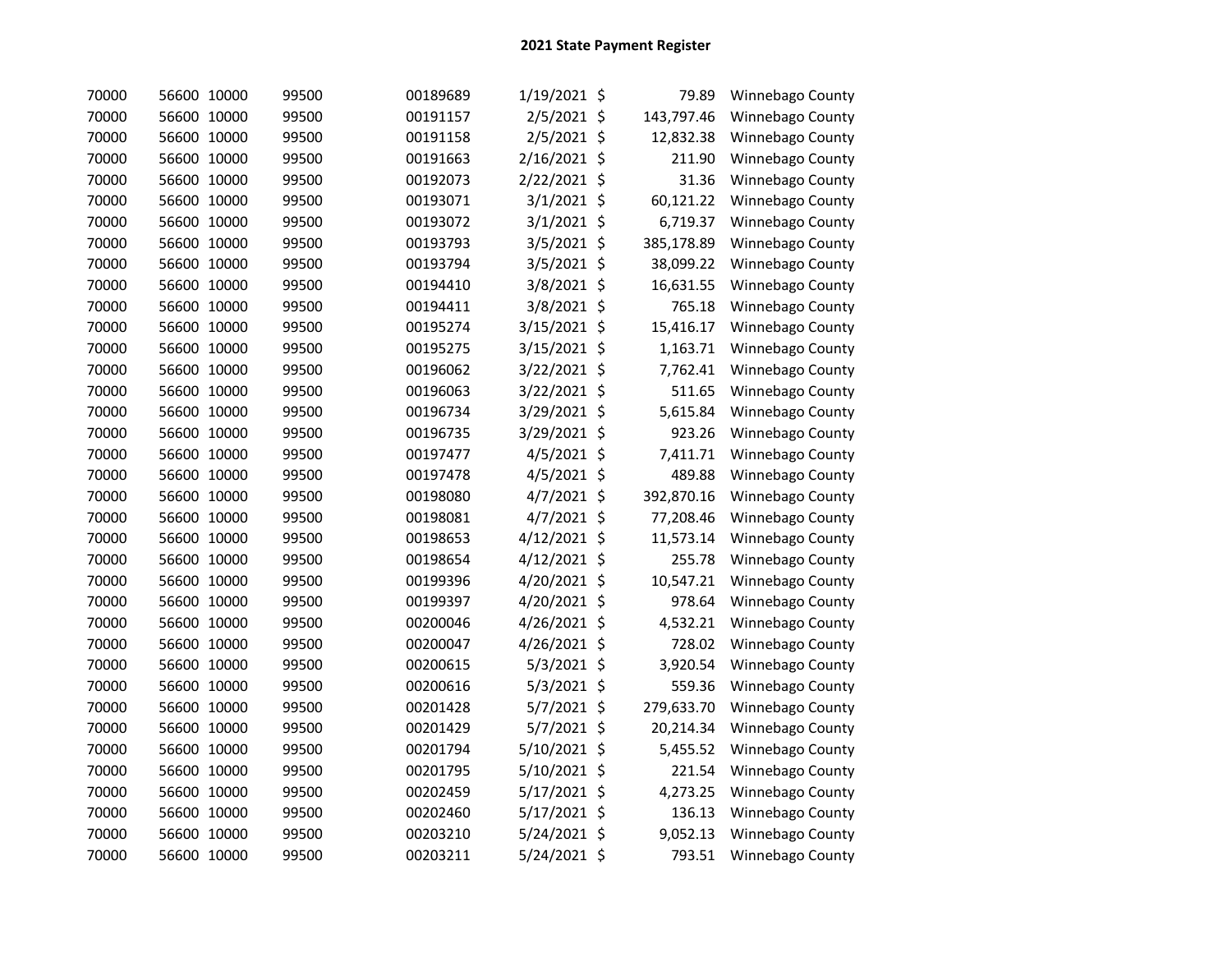# 2021 State Payment Register

| | | | | | | | | |
|---|---|---|---|---|---|---|---|---|
| 70000 | 56600 | 10000 | 99500 | 00189689 | 1/19/2021 | $ | 79.89 | Winnebago County |
| 70000 | 56600 | 10000 | 99500 | 00191157 | 2/5/2021 | $ | 143,797.46 | Winnebago County |
| 70000 | 56600 | 10000 | 99500 | 00191158 | 2/5/2021 | $ | 12,832.38 | Winnebago County |
| 70000 | 56600 | 10000 | 99500 | 00191663 | 2/16/2021 | $ | 211.90 | Winnebago County |
| 70000 | 56600 | 10000 | 99500 | 00192073 | 2/22/2021 | $ | 31.36 | Winnebago County |
| 70000 | 56600 | 10000 | 99500 | 00193071 | 3/1/2021 | $ | 60,121.22 | Winnebago County |
| 70000 | 56600 | 10000 | 99500 | 00193072 | 3/1/2021 | $ | 6,719.37 | Winnebago County |
| 70000 | 56600 | 10000 | 99500 | 00193793 | 3/5/2021 | $ | 385,178.89 | Winnebago County |
| 70000 | 56600 | 10000 | 99500 | 00193794 | 3/5/2021 | $ | 38,099.22 | Winnebago County |
| 70000 | 56600 | 10000 | 99500 | 00194410 | 3/8/2021 | $ | 16,631.55 | Winnebago County |
| 70000 | 56600 | 10000 | 99500 | 00194411 | 3/8/2021 | $ | 765.18 | Winnebago County |
| 70000 | 56600 | 10000 | 99500 | 00195274 | 3/15/2021 | $ | 15,416.17 | Winnebago County |
| 70000 | 56600 | 10000 | 99500 | 00195275 | 3/15/2021 | $ | 1,163.71 | Winnebago County |
| 70000 | 56600 | 10000 | 99500 | 00196062 | 3/22/2021 | $ | 7,762.41 | Winnebago County |
| 70000 | 56600 | 10000 | 99500 | 00196063 | 3/22/2021 | $ | 511.65 | Winnebago County |
| 70000 | 56600 | 10000 | 99500 | 00196734 | 3/29/2021 | $ | 5,615.84 | Winnebago County |
| 70000 | 56600 | 10000 | 99500 | 00196735 | 3/29/2021 | $ | 923.26 | Winnebago County |
| 70000 | 56600 | 10000 | 99500 | 00197477 | 4/5/2021 | $ | 7,411.71 | Winnebago County |
| 70000 | 56600 | 10000 | 99500 | 00197478 | 4/5/2021 | $ | 489.88 | Winnebago County |
| 70000 | 56600 | 10000 | 99500 | 00198080 | 4/7/2021 | $ | 392,870.16 | Winnebago County |
| 70000 | 56600 | 10000 | 99500 | 00198081 | 4/7/2021 | $ | 77,208.46 | Winnebago County |
| 70000 | 56600 | 10000 | 99500 | 00198653 | 4/12/2021 | $ | 11,573.14 | Winnebago County |
| 70000 | 56600 | 10000 | 99500 | 00198654 | 4/12/2021 | $ | 255.78 | Winnebago County |
| 70000 | 56600 | 10000 | 99500 | 00199396 | 4/20/2021 | $ | 10,547.21 | Winnebago County |
| 70000 | 56600 | 10000 | 99500 | 00199397 | 4/20/2021 | $ | 978.64 | Winnebago County |
| 70000 | 56600 | 10000 | 99500 | 00200046 | 4/26/2021 | $ | 4,532.21 | Winnebago County |
| 70000 | 56600 | 10000 | 99500 | 00200047 | 4/26/2021 | $ | 728.02 | Winnebago County |
| 70000 | 56600 | 10000 | 99500 | 00200615 | 5/3/2021 | $ | 3,920.54 | Winnebago County |
| 70000 | 56600 | 10000 | 99500 | 00200616 | 5/3/2021 | $ | 559.36 | Winnebago County |
| 70000 | 56600 | 10000 | 99500 | 00201428 | 5/7/2021 | $ | 279,633.70 | Winnebago County |
| 70000 | 56600 | 10000 | 99500 | 00201429 | 5/7/2021 | $ | 20,214.34 | Winnebago County |
| 70000 | 56600 | 10000 | 99500 | 00201794 | 5/10/2021 | $ | 5,455.52 | Winnebago County |
| 70000 | 56600 | 10000 | 99500 | 00201795 | 5/10/2021 | $ | 221.54 | Winnebago County |
| 70000 | 56600 | 10000 | 99500 | 00202459 | 5/17/2021 | $ | 4,273.25 | Winnebago County |
| 70000 | 56600 | 10000 | 99500 | 00202460 | 5/17/2021 | $ | 136.13 | Winnebago County |
| 70000 | 56600 | 10000 | 99500 | 00203210 | 5/24/2021 | $ | 9,052.13 | Winnebago County |
| 70000 | 56600 | 10000 | 99500 | 00203211 | 5/24/2021 | $ | 793.51 | Winnebago County |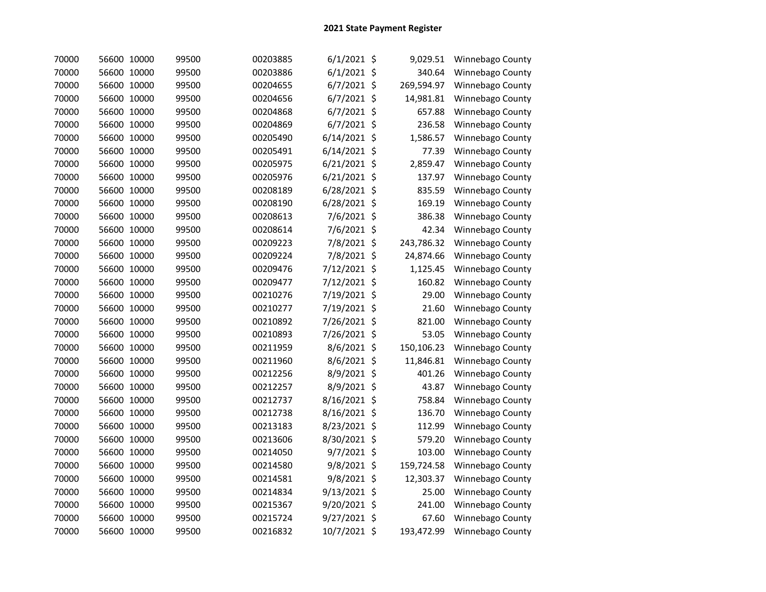## 2021 State Payment Register

| | | | | | | | | |
|---|---|---|---|---|---|---|---|---|
| 70000 | 56600 | 10000 | 99500 | 00203885 | 6/1/2021 | $ | 9,029.51 | Winnebago County |
| 70000 | 56600 | 10000 | 99500 | 00203886 | 6/1/2021 | $ | 340.64 | Winnebago County |
| 70000 | 56600 | 10000 | 99500 | 00204655 | 6/7/2021 | $ | 269,594.97 | Winnebago County |
| 70000 | 56600 | 10000 | 99500 | 00204656 | 6/7/2021 | $ | 14,981.81 | Winnebago County |
| 70000 | 56600 | 10000 | 99500 | 00204868 | 6/7/2021 | $ | 657.88 | Winnebago County |
| 70000 | 56600 | 10000 | 99500 | 00204869 | 6/7/2021 | $ | 236.58 | Winnebago County |
| 70000 | 56600 | 10000 | 99500 | 00205490 | 6/14/2021 | $ | 1,586.57 | Winnebago County |
| 70000 | 56600 | 10000 | 99500 | 00205491 | 6/14/2021 | $ | 77.39 | Winnebago County |
| 70000 | 56600 | 10000 | 99500 | 00205975 | 6/21/2021 | $ | 2,859.47 | Winnebago County |
| 70000 | 56600 | 10000 | 99500 | 00205976 | 6/21/2021 | $ | 137.97 | Winnebago County |
| 70000 | 56600 | 10000 | 99500 | 00208189 | 6/28/2021 | $ | 835.59 | Winnebago County |
| 70000 | 56600 | 10000 | 99500 | 00208190 | 6/28/2021 | $ | 169.19 | Winnebago County |
| 70000 | 56600 | 10000 | 99500 | 00208613 | 7/6/2021 | $ | 386.38 | Winnebago County |
| 70000 | 56600 | 10000 | 99500 | 00208614 | 7/6/2021 | $ | 42.34 | Winnebago County |
| 70000 | 56600 | 10000 | 99500 | 00209223 | 7/8/2021 | $ | 243,786.32 | Winnebago County |
| 70000 | 56600 | 10000 | 99500 | 00209224 | 7/8/2021 | $ | 24,874.66 | Winnebago County |
| 70000 | 56600 | 10000 | 99500 | 00209476 | 7/12/2021 | $ | 1,125.45 | Winnebago County |
| 70000 | 56600 | 10000 | 99500 | 00209477 | 7/12/2021 | $ | 160.82 | Winnebago County |
| 70000 | 56600 | 10000 | 99500 | 00210276 | 7/19/2021 | $ | 29.00 | Winnebago County |
| 70000 | 56600 | 10000 | 99500 | 00210277 | 7/19/2021 | $ | 21.60 | Winnebago County |
| 70000 | 56600 | 10000 | 99500 | 00210892 | 7/26/2021 | $ | 821.00 | Winnebago County |
| 70000 | 56600 | 10000 | 99500 | 00210893 | 7/26/2021 | $ | 53.05 | Winnebago County |
| 70000 | 56600 | 10000 | 99500 | 00211959 | 8/6/2021 | $ | 150,106.23 | Winnebago County |
| 70000 | 56600 | 10000 | 99500 | 00211960 | 8/6/2021 | $ | 11,846.81 | Winnebago County |
| 70000 | 56600 | 10000 | 99500 | 00212256 | 8/9/2021 | $ | 401.26 | Winnebago County |
| 70000 | 56600 | 10000 | 99500 | 00212257 | 8/9/2021 | $ | 43.87 | Winnebago County |
| 70000 | 56600 | 10000 | 99500 | 00212737 | 8/16/2021 | $ | 758.84 | Winnebago County |
| 70000 | 56600 | 10000 | 99500 | 00212738 | 8/16/2021 | $ | 136.70 | Winnebago County |
| 70000 | 56600 | 10000 | 99500 | 00213183 | 8/23/2021 | $ | 112.99 | Winnebago County |
| 70000 | 56600 | 10000 | 99500 | 00213606 | 8/30/2021 | $ | 579.20 | Winnebago County |
| 70000 | 56600 | 10000 | 99500 | 00214050 | 9/7/2021 | $ | 103.00 | Winnebago County |
| 70000 | 56600 | 10000 | 99500 | 00214580 | 9/8/2021 | $ | 159,724.58 | Winnebago County |
| 70000 | 56600 | 10000 | 99500 | 00214581 | 9/8/2021 | $ | 12,303.37 | Winnebago County |
| 70000 | 56600 | 10000 | 99500 | 00214834 | 9/13/2021 | $ | 25.00 | Winnebago County |
| 70000 | 56600 | 10000 | 99500 | 00215367 | 9/20/2021 | $ | 241.00 | Winnebago County |
| 70000 | 56600 | 10000 | 99500 | 00215724 | 9/27/2021 | $ | 67.60 | Winnebago County |
| 70000 | 56600 | 10000 | 99500 | 00216832 | 10/7/2021 | $ | 193,472.99 | Winnebago County |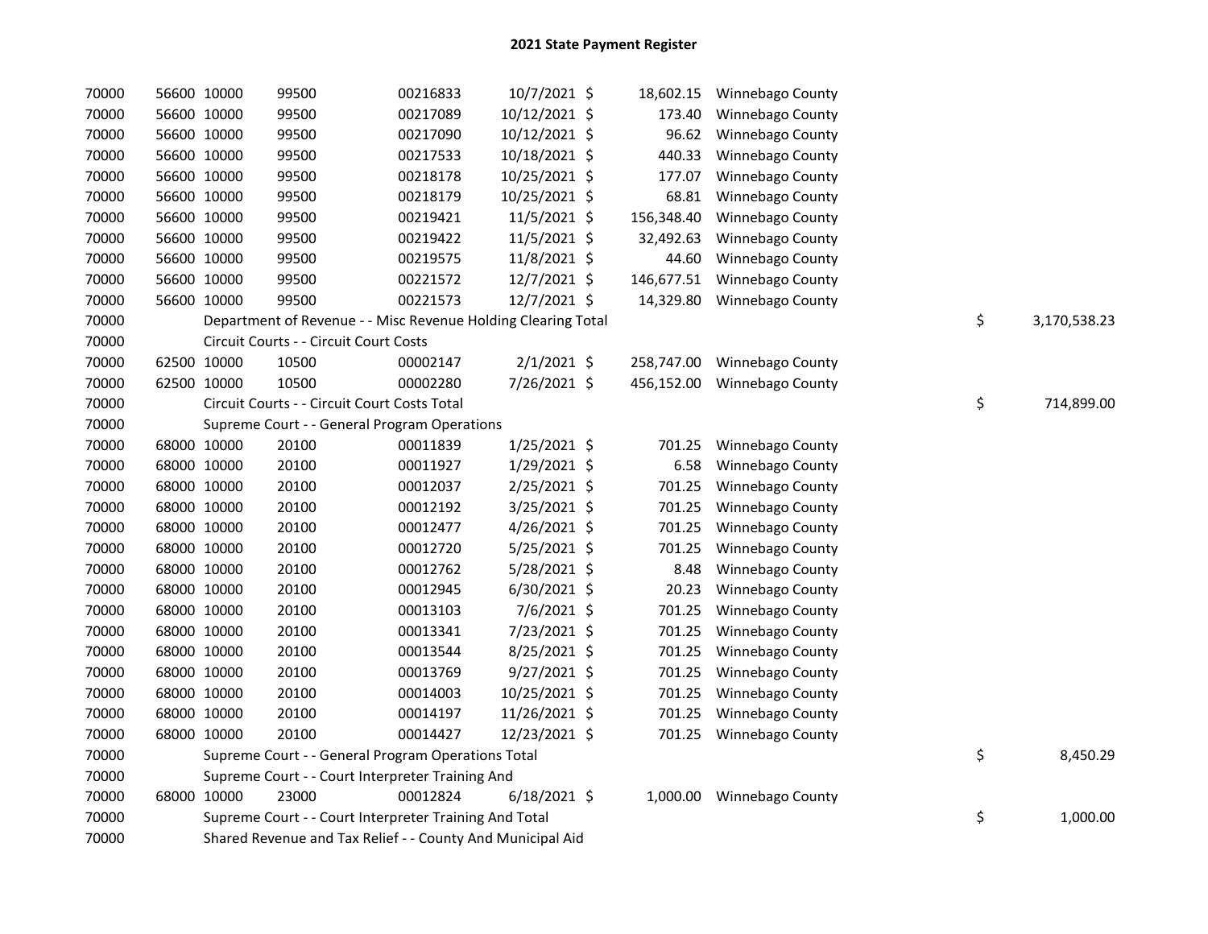# 2021 State Payment Register

| | | | | | | | | | |
|---|---|---|---|---|---|---|---|---|---|
| 70000 | 56600 | 10000 | 99500 | 00216833 | 10/7/2021 | $ 18,602.15 | Winnebago County | | |
| 70000 | 56600 | 10000 | 99500 | 00217089 | 10/12/2021 | $ 173.40 | Winnebago County | | |
| 70000 | 56600 | 10000 | 99500 | 00217090 | 10/12/2021 | $ 96.62 | Winnebago County | | |
| 70000 | 56600 | 10000 | 99500 | 00217533 | 10/18/2021 | $ 440.33 | Winnebago County | | |
| 70000 | 56600 | 10000 | 99500 | 00218178 | 10/25/2021 | $ 177.07 | Winnebago County | | |
| 70000 | 56600 | 10000 | 99500 | 00218179 | 10/25/2021 | $ 68.81 | Winnebago County | | |
| 70000 | 56600 | 10000 | 99500 | 00219421 | 11/5/2021 | $ 156,348.40 | Winnebago County | | |
| 70000 | 56600 | 10000 | 99500 | 00219422 | 11/5/2021 | $ 32,492.63 | Winnebago County | | |
| 70000 | 56600 | 10000 | 99500 | 00219575 | 11/8/2021 | $ 44.60 | Winnebago County | | |
| 70000 | 56600 | 10000 | 99500 | 00221572 | 12/7/2021 | $ 146,677.51 | Winnebago County | | |
| 70000 | 56600 | 10000 | 99500 | 00221573 | 12/7/2021 | $ 14,329.80 | Winnebago County | | |
| 70000 | | Department of Revenue - - Misc Revenue Holding Clearing Total | | | | | | $ | 3,170,538.23 |
| 70000 | | Circuit Courts - - Circuit Court Costs | | | | | | | |
| 70000 | 62500 | 10000 | 10500 | 00002147 | 2/1/2021 | $ 258,747.00 | Winnebago County | | |
| 70000 | 62500 | 10000 | 10500 | 00002280 | 7/26/2021 | $ 456,152.00 | Winnebago County | | |
| 70000 | | Circuit Courts - - Circuit Court Costs Total | | | | | | $ | 714,899.00 |
| 70000 | | Supreme Court - - General Program Operations | | | | | | | |
| 70000 | 68000 | 10000 | 20100 | 00011839 | 1/25/2021 | $ 701.25 | Winnebago County | | |
| 70000 | 68000 | 10000 | 20100 | 00011927 | 1/29/2021 | $ 6.58 | Winnebago County | | |
| 70000 | 68000 | 10000 | 20100 | 00012037 | 2/25/2021 | $ 701.25 | Winnebago County | | |
| 70000 | 68000 | 10000 | 20100 | 00012192 | 3/25/2021 | $ 701.25 | Winnebago County | | |
| 70000 | 68000 | 10000 | 20100 | 00012477 | 4/26/2021 | $ 701.25 | Winnebago County | | |
| 70000 | 68000 | 10000 | 20100 | 00012720 | 5/25/2021 | $ 701.25 | Winnebago County | | |
| 70000 | 68000 | 10000 | 20100 | 00012762 | 5/28/2021 | $ 8.48 | Winnebago County | | |
| 70000 | 68000 | 10000 | 20100 | 00012945 | 6/30/2021 | $ 20.23 | Winnebago County | | |
| 70000 | 68000 | 10000 | 20100 | 00013103 | 7/6/2021 | $ 701.25 | Winnebago County | | |
| 70000 | 68000 | 10000 | 20100 | 00013341 | 7/23/2021 | $ 701.25 | Winnebago County | | |
| 70000 | 68000 | 10000 | 20100 | 00013544 | 8/25/2021 | $ 701.25 | Winnebago County | | |
| 70000 | 68000 | 10000 | 20100 | 00013769 | 9/27/2021 | $ 701.25 | Winnebago County | | |
| 70000 | 68000 | 10000 | 20100 | 00014003 | 10/25/2021 | $ 701.25 | Winnebago County | | |
| 70000 | 68000 | 10000 | 20100 | 00014197 | 11/26/2021 | $ 701.25 | Winnebago County | | |
| 70000 | 68000 | 10000 | 20100 | 00014427 | 12/23/2021 | $ 701.25 | Winnebago County | | |
| 70000 | | Supreme Court - - General Program Operations Total | | | | | | $ | 8,450.29 |
| 70000 | | Supreme Court - - Court Interpreter Training And | | | | | | | |
| 70000 | 68000 | 10000 | 23000 | 00012824 | 6/18/2021 | $ 1,000.00 | Winnebago County | | |
| 70000 | | Supreme Court - - Court Interpreter Training And Total | | | | | | $ | 1,000.00 |
| 70000 | | Shared Revenue and Tax Relief - - County And Municipal Aid | | | | | | | |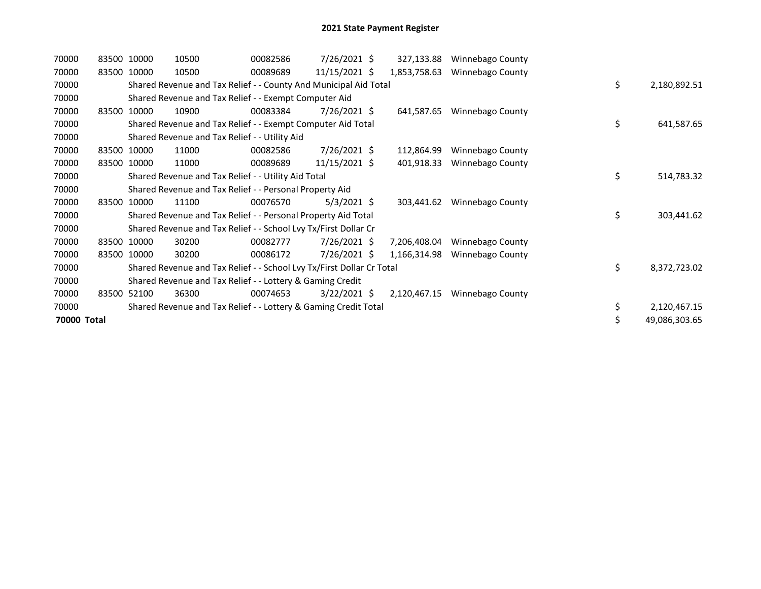## 2021 State Payment Register

| | | | | | | | | | |
|---|---|---|---|---|---|---|---|---|---|
| 70000 | 83500 | 10000 | 10500 | 00082586 | 7/26/2021 | $ 327,133.88 | Winnebago County | | |
| 70000 | 83500 | 10000 | 10500 | 00089689 | 11/15/2021 | $ 1,853,758.63 | Winnebago County | | |
| 70000 | | Shared Revenue and Tax Relief - - County And Municipal Aid Total | | | | | | $ | 2,180,892.51 |
| 70000 | | Shared Revenue and Tax Relief - - Exempt Computer Aid | | | | | | | |
| 70000 | 83500 | 10000 | 10900 | 00083384 | 7/26/2021 | $ 641,587.65 | Winnebago County | | |
| 70000 | | Shared Revenue and Tax Relief - - Exempt Computer Aid Total | | | | | | $ | 641,587.65 |
| 70000 | | Shared Revenue and Tax Relief - - Utility Aid | | | | | | | |
| 70000 | 83500 | 10000 | 11000 | 00082586 | 7/26/2021 | $ 112,864.99 | Winnebago County | | |
| 70000 | 83500 | 10000 | 11000 | 00089689 | 11/15/2021 | $ 401,918.33 | Winnebago County | | |
| 70000 | | Shared Revenue and Tax Relief - - Utility Aid Total | | | | | | $ | 514,783.32 |
| 70000 | | Shared Revenue and Tax Relief - - Personal Property Aid | | | | | | | |
| 70000 | 83500 | 10000 | 11100 | 00076570 | 5/3/2021 | $ 303,441.62 | Winnebago County | | |
| 70000 | | Shared Revenue and Tax Relief - - Personal Property Aid Total | | | | | | $ | 303,441.62 |
| 70000 | | Shared Revenue and Tax Relief - - School Lvy Tx/First Dollar Cr | | | | | | | |
| 70000 | 83500 | 10000 | 30200 | 00082777 | 7/26/2021 | $ 7,206,408.04 | Winnebago County | | |
| 70000 | 83500 | 10000 | 30200 | 00086172 | 7/26/2021 | $ 1,166,314.98 | Winnebago County | | |
| 70000 | | Shared Revenue and Tax Relief - - School Lvy Tx/First Dollar Cr Total | | | | | | $ | 8,372,723.02 |
| 70000 | | Shared Revenue and Tax Relief - - Lottery & Gaming Credit | | | | | | | |
| 70000 | 83500 | 52100 | 36300 | 00074653 | 3/22/2021 | $ 2,120,467.15 | Winnebago County | | |
| 70000 | | Shared Revenue and Tax Relief - - Lottery & Gaming Credit Total | | | | | | $ | 2,120,467.15 |
| **70000 Total** | | | | | | | | $ | 49,086,303.65 |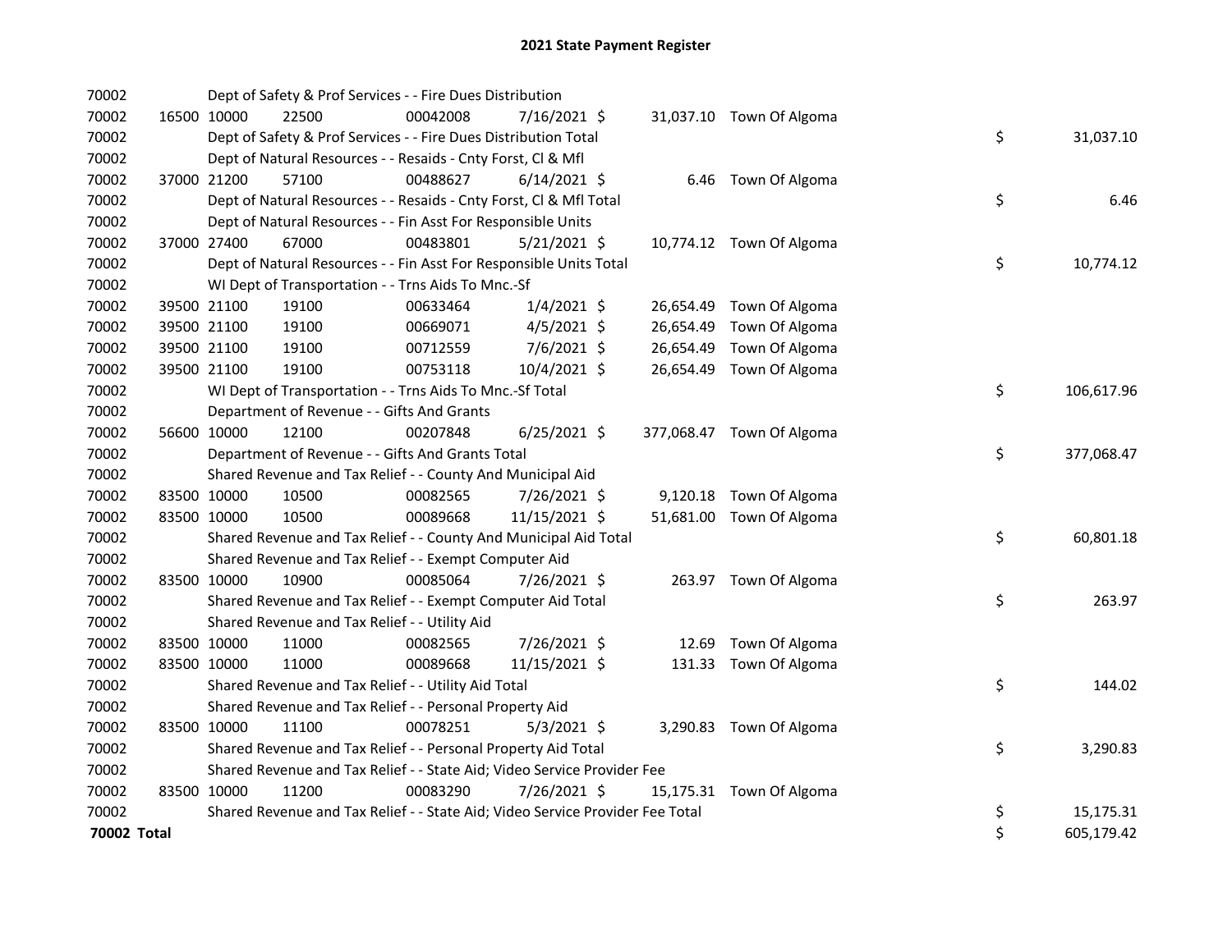# 2021 State Payment Register

| | | | | | | | | | |
|---|---|---|---|---|---|---|---|---|---|
| 70002 | | Dept of Safety & Prof Services - - Fire Dues Distribution | | | | | | | |
| 70002 | 16500 | 10000 | 22500 | 00042008 | 7/16/2021 | $ 31,037.10 | Town Of Algoma | | |
| 70002 | | Dept of Safety & Prof Services - - Fire Dues Distribution Total | | | | | | $ | 31,037.10 |
| 70002 | | Dept of Natural Resources - - Resaids - Cnty Forst, Cl & Mfl | | | | | | | |
| 70002 | 37000 | 21200 | 57100 | 00488627 | 6/14/2021 | $ 6.46 | Town Of Algoma | | |
| 70002 | | Dept of Natural Resources - - Resaids - Cnty Forst, Cl & Mfl Total | | | | | | $ | 6.46 |
| 70002 | | Dept of Natural Resources - - Fin Asst For Responsible Units | | | | | | | |
| 70002 | 37000 | 27400 | 67000 | 00483801 | 5/21/2021 | $ 10,774.12 | Town Of Algoma | | |
| 70002 | | Dept of Natural Resources - - Fin Asst For Responsible Units Total | | | | | | $ | 10,774.12 |
| 70002 | | WI Dept of Transportation - - Trns Aids To Mnc.-Sf | | | | | | | |
| 70002 | 39500 | 21100 | 19100 | 00633464 | 1/4/2021 | $ 26,654.49 | Town Of Algoma | | |
| 70002 | 39500 | 21100 | 19100 | 00669071 | 4/5/2021 | $ 26,654.49 | Town Of Algoma | | |
| 70002 | 39500 | 21100 | 19100 | 00712559 | 7/6/2021 | $ 26,654.49 | Town Of Algoma | | |
| 70002 | 39500 | 21100 | 19100 | 00753118 | 10/4/2021 | $ 26,654.49 | Town Of Algoma | | |
| 70002 | | WI Dept of Transportation - - Trns Aids To Mnc.-Sf Total | | | | | | $ | 106,617.96 |
| 70002 | | Department of Revenue - - Gifts And Grants | | | | | | | |
| 70002 | 56600 | 10000 | 12100 | 00207848 | 6/25/2021 | $ 377,068.47 | Town Of Algoma | | |
| 70002 | | Department of Revenue - - Gifts And Grants Total | | | | | | $ | 377,068.47 |
| 70002 | | Shared Revenue and Tax Relief - - County And Municipal Aid | | | | | | | |
| 70002 | 83500 | 10000 | 10500 | 00082565 | 7/26/2021 | $ 9,120.18 | Town Of Algoma | | |
| 70002 | 83500 | 10000 | 10500 | 00089668 | 11/15/2021 | $ 51,681.00 | Town Of Algoma | | |
| 70002 | | Shared Revenue and Tax Relief - - County And Municipal Aid Total | | | | | | $ | 60,801.18 |
| 70002 | | Shared Revenue and Tax Relief - - Exempt Computer Aid | | | | | | | |
| 70002 | 83500 | 10000 | 10900 | 00085064 | 7/26/2021 | $ 263.97 | Town Of Algoma | | |
| 70002 | | Shared Revenue and Tax Relief - - Exempt Computer Aid Total | | | | | | $ | 263.97 |
| 70002 | | Shared Revenue and Tax Relief - - Utility Aid | | | | | | | |
| 70002 | 83500 | 10000 | 11000 | 00082565 | 7/26/2021 | $ 12.69 | Town Of Algoma | | |
| 70002 | 83500 | 10000 | 11000 | 00089668 | 11/15/2021 | $ 131.33 | Town Of Algoma | | |
| 70002 | | Shared Revenue and Tax Relief - - Utility Aid Total | | | | | | $ | 144.02 |
| 70002 | | Shared Revenue and Tax Relief - - Personal Property Aid | | | | | | | |
| 70002 | 83500 | 10000 | 11100 | 00078251 | 5/3/2021 | $ 3,290.83 | Town Of Algoma | | |
| 70002 | | Shared Revenue and Tax Relief - - Personal Property Aid Total | | | | | | $ | 3,290.83 |
| 70002 | | Shared Revenue and Tax Relief - - State Aid; Video Service Provider Fee | | | | | | | |
| 70002 | 83500 | 10000 | 11200 | 00083290 | 7/26/2021 | $ 15,175.31 | Town Of Algoma | | |
| 70002 | | Shared Revenue and Tax Relief - - State Aid; Video Service Provider Fee Total | | | | | | $ | 15,175.31 |
| **70002 Total** | | | | | | | | $ | 605,179.42 |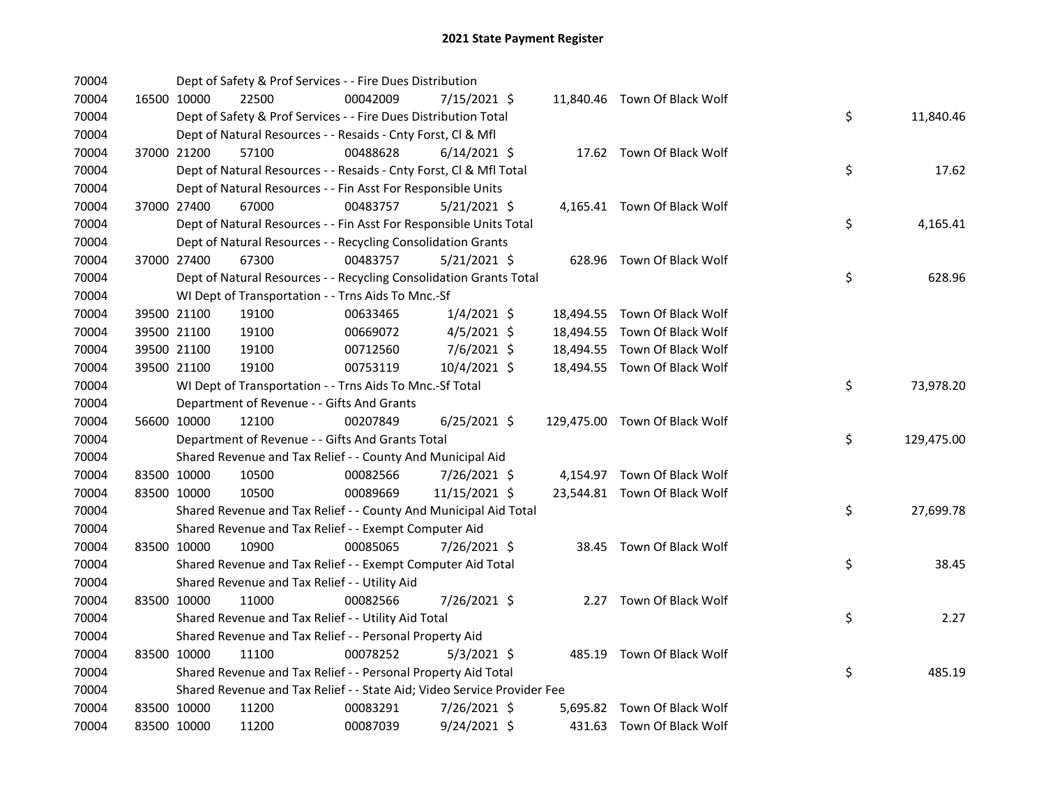## 2021 State Payment Register

| | | | | | | | | |
|---|---|---|---|---|---|---|---|---|
| 70004 | | | Dept of Safety & Prof Services - - Fire Dues Distribution | | | | | |
| 70004 | 16500 10000 | 22500 | 00042009 | 7/15/2021 $ | 11,840.46 | Town Of Black Wolf | | |
| 70004 | | | Dept of Safety & Prof Services - - Fire Dues Distribution Total | | | | $ | 11,840.46 |
| 70004 | | | Dept of Natural Resources - - Resaids - Cnty Forst, Cl & Mfl | | | | | |
| 70004 | 37000 21200 | 57100 | 00488628 | 6/14/2021 $ | 17.62 | Town Of Black Wolf | | |
| 70004 | | | Dept of Natural Resources - - Resaids - Cnty Forst, Cl & Mfl Total | | | | $ | 17.62 |
| 70004 | | | Dept of Natural Resources - - Fin Asst For Responsible Units | | | | | |
| 70004 | 37000 27400 | 67000 | 00483757 | 5/21/2021 $ | 4,165.41 | Town Of Black Wolf | | |
| 70004 | | | Dept of Natural Resources - - Fin Asst For Responsible Units Total | | | | $ | 4,165.41 |
| 70004 | | | Dept of Natural Resources - - Recycling Consolidation Grants | | | | | |
| 70004 | 37000 27400 | 67300 | 00483757 | 5/21/2021 $ | 628.96 | Town Of Black Wolf | | |
| 70004 | | | Dept of Natural Resources - - Recycling Consolidation Grants Total | | | | $ | 628.96 |
| 70004 | | | WI Dept of Transportation - - Trns Aids To Mnc.-Sf | | | | | |
| 70004 | 39500 21100 | 19100 | 00633465 | 1/4/2021 $ | 18,494.55 | Town Of Black Wolf | | |
| 70004 | 39500 21100 | 19100 | 00669072 | 4/5/2021 $ | 18,494.55 | Town Of Black Wolf | | |
| 70004 | 39500 21100 | 19100 | 00712560 | 7/6/2021 $ | 18,494.55 | Town Of Black Wolf | | |
| 70004 | 39500 21100 | 19100 | 00753119 | 10/4/2021 $ | 18,494.55 | Town Of Black Wolf | | |
| 70004 | | | WI Dept of Transportation - - Trns Aids To Mnc.-Sf Total | | | | $ | 73,978.20 |
| 70004 | | | Department of Revenue - - Gifts And Grants | | | | | |
| 70004 | 56600 10000 | 12100 | 00207849 | 6/25/2021 $ | 129,475.00 | Town Of Black Wolf | | |
| 70004 | | | Department of Revenue - - Gifts And Grants Total | | | | $ | 129,475.00 |
| 70004 | | | Shared Revenue and Tax Relief - - County And Municipal Aid | | | | | |
| 70004 | 83500 10000 | 10500 | 00082566 | 7/26/2021 $ | 4,154.97 | Town Of Black Wolf | | |
| 70004 | 83500 10000 | 10500 | 00089669 | 11/15/2021 $ | 23,544.81 | Town Of Black Wolf | | |
| 70004 | | | Shared Revenue and Tax Relief - - County And Municipal Aid Total | | | | $ | 27,699.78 |
| 70004 | | | Shared Revenue and Tax Relief - - Exempt Computer Aid | | | | | |
| 70004 | 83500 10000 | 10900 | 00085065 | 7/26/2021 $ | 38.45 | Town Of Black Wolf | | |
| 70004 | | | Shared Revenue and Tax Relief - - Exempt Computer Aid Total | | | | $ | 38.45 |
| 70004 | | | Shared Revenue and Tax Relief - - Utility Aid | | | | | |
| 70004 | 83500 10000 | 11000 | 00082566 | 7/26/2021 $ | 2.27 | Town Of Black Wolf | | |
| 70004 | | | Shared Revenue and Tax Relief - - Utility Aid Total | | | | $ | 2.27 |
| 70004 | | | Shared Revenue and Tax Relief - - Personal Property Aid | | | | | |
| 70004 | 83500 10000 | 11100 | 00078252 | 5/3/2021 $ | 485.19 | Town Of Black Wolf | | |
| 70004 | | | Shared Revenue and Tax Relief - - Personal Property Aid Total | | | | $ | 485.19 |
| 70004 | | | Shared Revenue and Tax Relief - - State Aid; Video Service Provider Fee | | | | | |
| 70004 | 83500 10000 | 11200 | 00083291 | 7/26/2021 $ | 5,695.82 | Town Of Black Wolf | | |
| 70004 | 83500 10000 | 11200 | 00087039 | 9/24/2021 $ | 431.63 | Town Of Black Wolf | | |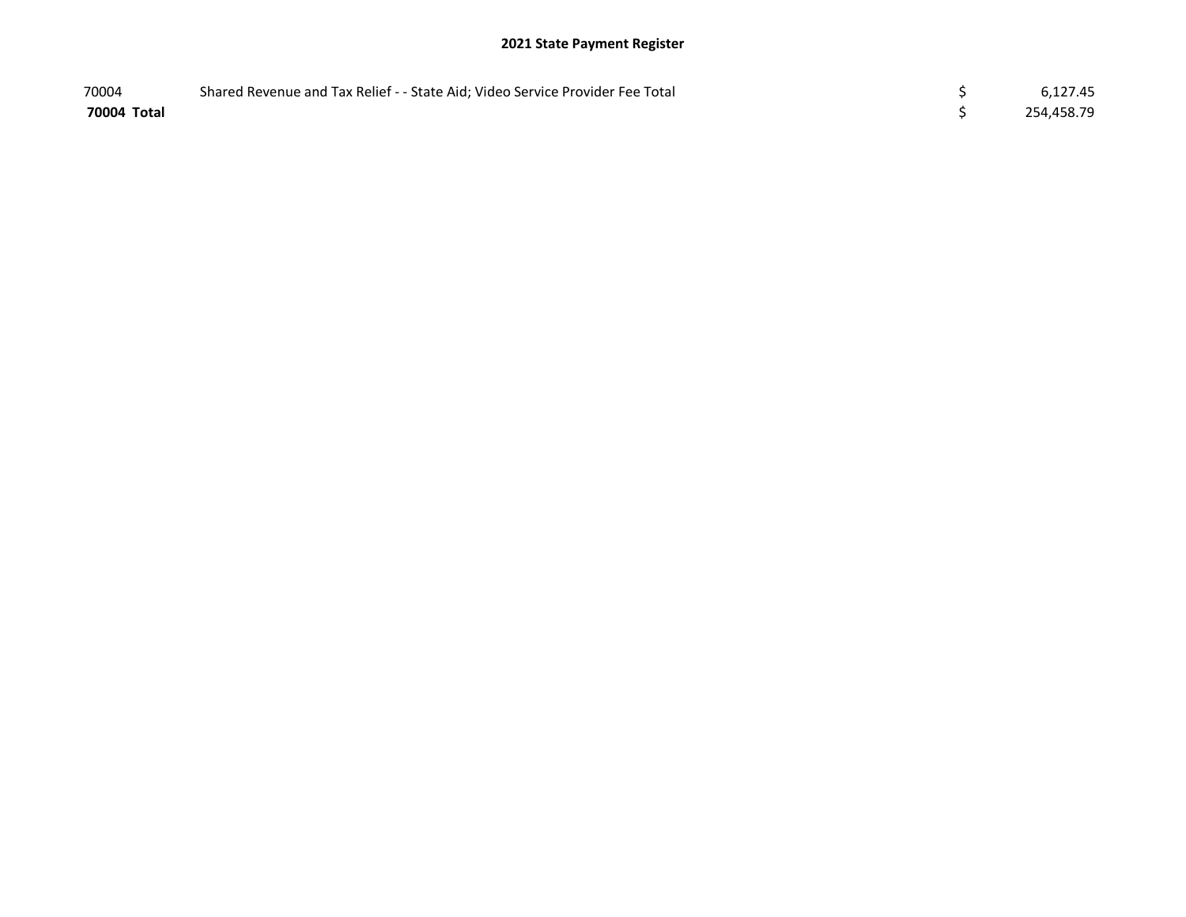## 2021 State Payment Register

| | | | |
|---|---|---|---|
| 70004 | Shared Revenue and Tax Relief - - State Aid; Video Service Provider Fee Total | $ | 6,127.45 |
| **70004 Total** | | $ | 254,458.79 |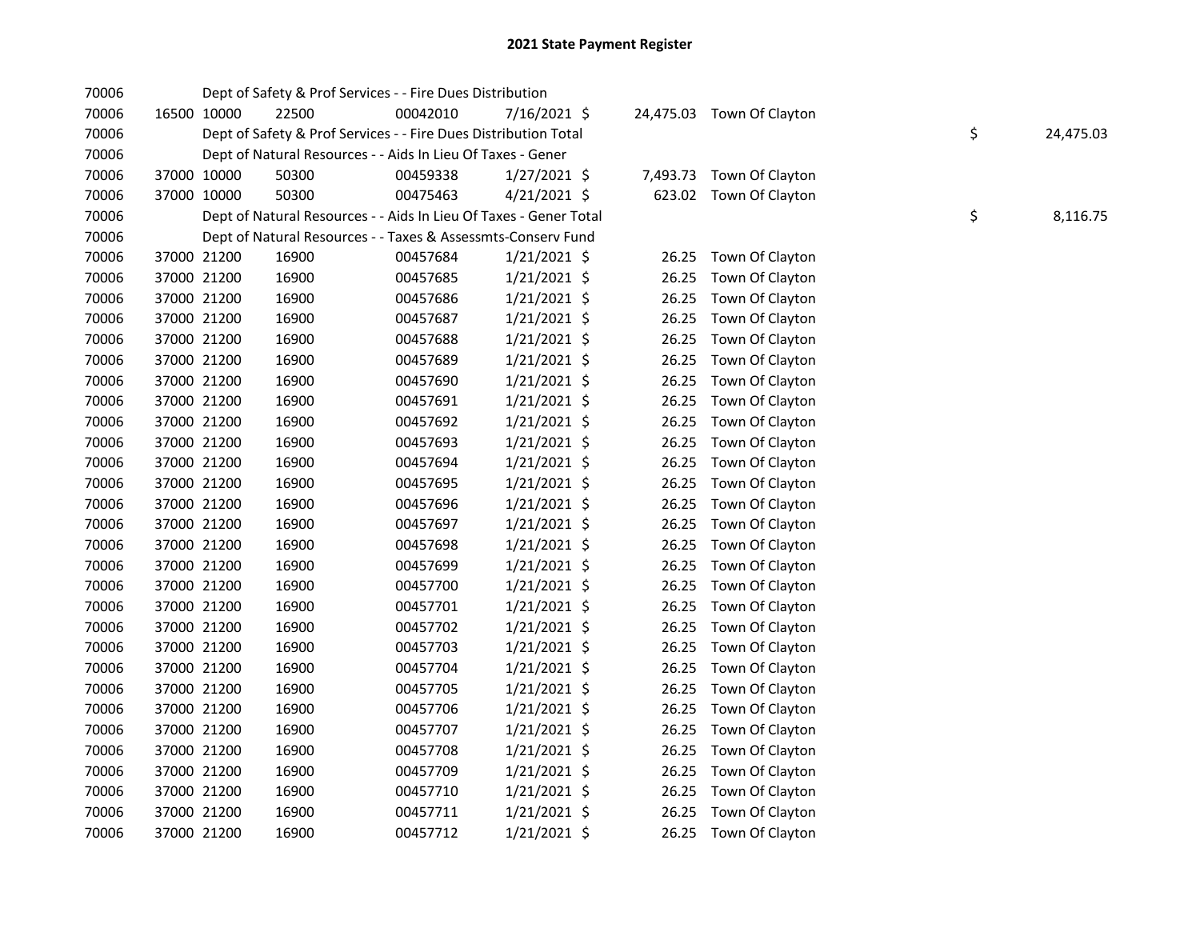## 2021 State Payment Register

| | | | | | | | | | |
|---|---|---|---|---|---|---|---|---|---|
| 70006 | | | Dept of Safety & Prof Services - - Fire Dues Distribution | | | | | | |
| 70006 | 16500 | 10000 | 22500 | 00042010 | 7/16/2021 | $ 24,475.03 | Town Of Clayton | | |
| 70006 | | | Dept of Safety & Prof Services - - Fire Dues Distribution Total | | | | | $ | 24,475.03 |
| 70006 | | | Dept of Natural Resources - - Aids In Lieu Of Taxes - Gener | | | | | | |
| 70006 | 37000 | 10000 | 50300 | 00459338 | 1/27/2021 | $ 7,493.73 | Town Of Clayton | | |
| 70006 | 37000 | 10000 | 50300 | 00475463 | 4/21/2021 | $ 623.02 | Town Of Clayton | | |
| 70006 | | | Dept of Natural Resources - - Aids In Lieu Of Taxes - Gener Total | | | | | $ | 8,116.75 |
| 70006 | | | Dept of Natural Resources - - Taxes & Assessmts-Conserv Fund | | | | | | |
| 70006 | 37000 | 21200 | 16900 | 00457684 | 1/21/2021 | $ 26.25 | Town Of Clayton | | |
| 70006 | 37000 | 21200 | 16900 | 00457685 | 1/21/2021 | $ 26.25 | Town Of Clayton | | |
| 70006 | 37000 | 21200 | 16900 | 00457686 | 1/21/2021 | $ 26.25 | Town Of Clayton | | |
| 70006 | 37000 | 21200 | 16900 | 00457687 | 1/21/2021 | $ 26.25 | Town Of Clayton | | |
| 70006 | 37000 | 21200 | 16900 | 00457688 | 1/21/2021 | $ 26.25 | Town Of Clayton | | |
| 70006 | 37000 | 21200 | 16900 | 00457689 | 1/21/2021 | $ 26.25 | Town Of Clayton | | |
| 70006 | 37000 | 21200 | 16900 | 00457690 | 1/21/2021 | $ 26.25 | Town Of Clayton | | |
| 70006 | 37000 | 21200 | 16900 | 00457691 | 1/21/2021 | $ 26.25 | Town Of Clayton | | |
| 70006 | 37000 | 21200 | 16900 | 00457692 | 1/21/2021 | $ 26.25 | Town Of Clayton | | |
| 70006 | 37000 | 21200 | 16900 | 00457693 | 1/21/2021 | $ 26.25 | Town Of Clayton | | |
| 70006 | 37000 | 21200 | 16900 | 00457694 | 1/21/2021 | $ 26.25 | Town Of Clayton | | |
| 70006 | 37000 | 21200 | 16900 | 00457695 | 1/21/2021 | $ 26.25 | Town Of Clayton | | |
| 70006 | 37000 | 21200 | 16900 | 00457696 | 1/21/2021 | $ 26.25 | Town Of Clayton | | |
| 70006 | 37000 | 21200 | 16900 | 00457697 | 1/21/2021 | $ 26.25 | Town Of Clayton | | |
| 70006 | 37000 | 21200 | 16900 | 00457698 | 1/21/2021 | $ 26.25 | Town Of Clayton | | |
| 70006 | 37000 | 21200 | 16900 | 00457699 | 1/21/2021 | $ 26.25 | Town Of Clayton | | |
| 70006 | 37000 | 21200 | 16900 | 00457700 | 1/21/2021 | $ 26.25 | Town Of Clayton | | |
| 70006 | 37000 | 21200 | 16900 | 00457701 | 1/21/2021 | $ 26.25 | Town Of Clayton | | |
| 70006 | 37000 | 21200 | 16900 | 00457702 | 1/21/2021 | $ 26.25 | Town Of Clayton | | |
| 70006 | 37000 | 21200 | 16900 | 00457703 | 1/21/2021 | $ 26.25 | Town Of Clayton | | |
| 70006 | 37000 | 21200 | 16900 | 00457704 | 1/21/2021 | $ 26.25 | Town Of Clayton | | |
| 70006 | 37000 | 21200 | 16900 | 00457705 | 1/21/2021 | $ 26.25 | Town Of Clayton | | |
| 70006 | 37000 | 21200 | 16900 | 00457706 | 1/21/2021 | $ 26.25 | Town Of Clayton | | |
| 70006 | 37000 | 21200 | 16900 | 00457707 | 1/21/2021 | $ 26.25 | Town Of Clayton | | |
| 70006 | 37000 | 21200 | 16900 | 00457708 | 1/21/2021 | $ 26.25 | Town Of Clayton | | |
| 70006 | 37000 | 21200 | 16900 | 00457709 | 1/21/2021 | $ 26.25 | Town Of Clayton | | |
| 70006 | 37000 | 21200 | 16900 | 00457710 | 1/21/2021 | $ 26.25 | Town Of Clayton | | |
| 70006 | 37000 | 21200 | 16900 | 00457711 | 1/21/2021 | $ 26.25 | Town Of Clayton | | |
| 70006 | 37000 | 21200 | 16900 | 00457712 | 1/21/2021 | $ 26.25 | Town Of Clayton | | |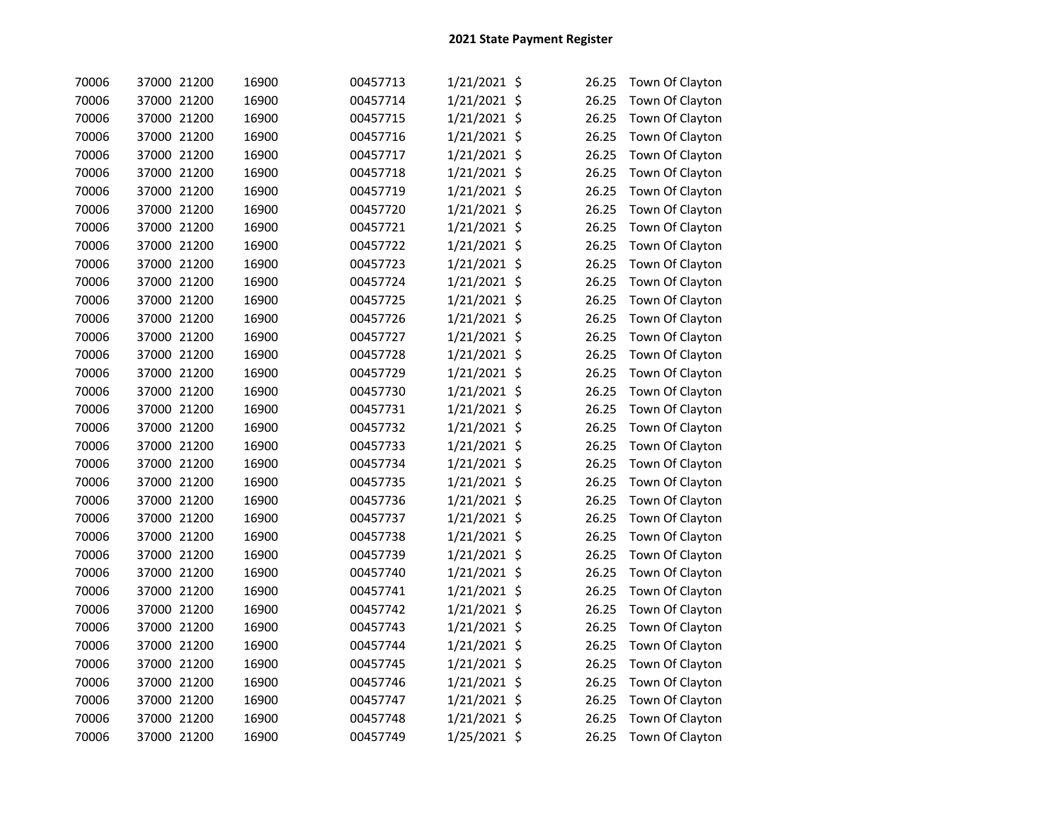## 2021 State Payment Register

| | | | | | | | | |
|---|---|---|---|---|---|---|---|---|
| 70006 | 37000 | 21200 | 16900 | 00457713 | 1/21/2021 | $ | 26.25 | Town Of Clayton |
| 70006 | 37000 | 21200 | 16900 | 00457714 | 1/21/2021 | $ | 26.25 | Town Of Clayton |
| 70006 | 37000 | 21200 | 16900 | 00457715 | 1/21/2021 | $ | 26.25 | Town Of Clayton |
| 70006 | 37000 | 21200 | 16900 | 00457716 | 1/21/2021 | $ | 26.25 | Town Of Clayton |
| 70006 | 37000 | 21200 | 16900 | 00457717 | 1/21/2021 | $ | 26.25 | Town Of Clayton |
| 70006 | 37000 | 21200 | 16900 | 00457718 | 1/21/2021 | $ | 26.25 | Town Of Clayton |
| 70006 | 37000 | 21200 | 16900 | 00457719 | 1/21/2021 | $ | 26.25 | Town Of Clayton |
| 70006 | 37000 | 21200 | 16900 | 00457720 | 1/21/2021 | $ | 26.25 | Town Of Clayton |
| 70006 | 37000 | 21200 | 16900 | 00457721 | 1/21/2021 | $ | 26.25 | Town Of Clayton |
| 70006 | 37000 | 21200 | 16900 | 00457722 | 1/21/2021 | $ | 26.25 | Town Of Clayton |
| 70006 | 37000 | 21200 | 16900 | 00457723 | 1/21/2021 | $ | 26.25 | Town Of Clayton |
| 70006 | 37000 | 21200 | 16900 | 00457724 | 1/21/2021 | $ | 26.25 | Town Of Clayton |
| 70006 | 37000 | 21200 | 16900 | 00457725 | 1/21/2021 | $ | 26.25 | Town Of Clayton |
| 70006 | 37000 | 21200 | 16900 | 00457726 | 1/21/2021 | $ | 26.25 | Town Of Clayton |
| 70006 | 37000 | 21200 | 16900 | 00457727 | 1/21/2021 | $ | 26.25 | Town Of Clayton |
| 70006 | 37000 | 21200 | 16900 | 00457728 | 1/21/2021 | $ | 26.25 | Town Of Clayton |
| 70006 | 37000 | 21200 | 16900 | 00457729 | 1/21/2021 | $ | 26.25 | Town Of Clayton |
| 70006 | 37000 | 21200 | 16900 | 00457730 | 1/21/2021 | $ | 26.25 | Town Of Clayton |
| 70006 | 37000 | 21200 | 16900 | 00457731 | 1/21/2021 | $ | 26.25 | Town Of Clayton |
| 70006 | 37000 | 21200 | 16900 | 00457732 | 1/21/2021 | $ | 26.25 | Town Of Clayton |
| 70006 | 37000 | 21200 | 16900 | 00457733 | 1/21/2021 | $ | 26.25 | Town Of Clayton |
| 70006 | 37000 | 21200 | 16900 | 00457734 | 1/21/2021 | $ | 26.25 | Town Of Clayton |
| 70006 | 37000 | 21200 | 16900 | 00457735 | 1/21/2021 | $ | 26.25 | Town Of Clayton |
| 70006 | 37000 | 21200 | 16900 | 00457736 | 1/21/2021 | $ | 26.25 | Town Of Clayton |
| 70006 | 37000 | 21200 | 16900 | 00457737 | 1/21/2021 | $ | 26.25 | Town Of Clayton |
| 70006 | 37000 | 21200 | 16900 | 00457738 | 1/21/2021 | $ | 26.25 | Town Of Clayton |
| 70006 | 37000 | 21200 | 16900 | 00457739 | 1/21/2021 | $ | 26.25 | Town Of Clayton |
| 70006 | 37000 | 21200 | 16900 | 00457740 | 1/21/2021 | $ | 26.25 | Town Of Clayton |
| 70006 | 37000 | 21200 | 16900 | 00457741 | 1/21/2021 | $ | 26.25 | Town Of Clayton |
| 70006 | 37000 | 21200 | 16900 | 00457742 | 1/21/2021 | $ | 26.25 | Town Of Clayton |
| 70006 | 37000 | 21200 | 16900 | 00457743 | 1/21/2021 | $ | 26.25 | Town Of Clayton |
| 70006 | 37000 | 21200 | 16900 | 00457744 | 1/21/2021 | $ | 26.25 | Town Of Clayton |
| 70006 | 37000 | 21200 | 16900 | 00457745 | 1/21/2021 | $ | 26.25 | Town Of Clayton |
| 70006 | 37000 | 21200 | 16900 | 00457746 | 1/21/2021 | $ | 26.25 | Town Of Clayton |
| 70006 | 37000 | 21200 | 16900 | 00457747 | 1/21/2021 | $ | 26.25 | Town Of Clayton |
| 70006 | 37000 | 21200 | 16900 | 00457748 | 1/21/2021 | $ | 26.25 | Town Of Clayton |
| 70006 | 37000 | 21200 | 16900 | 00457749 | 1/25/2021 | $ | 26.25 | Town Of Clayton |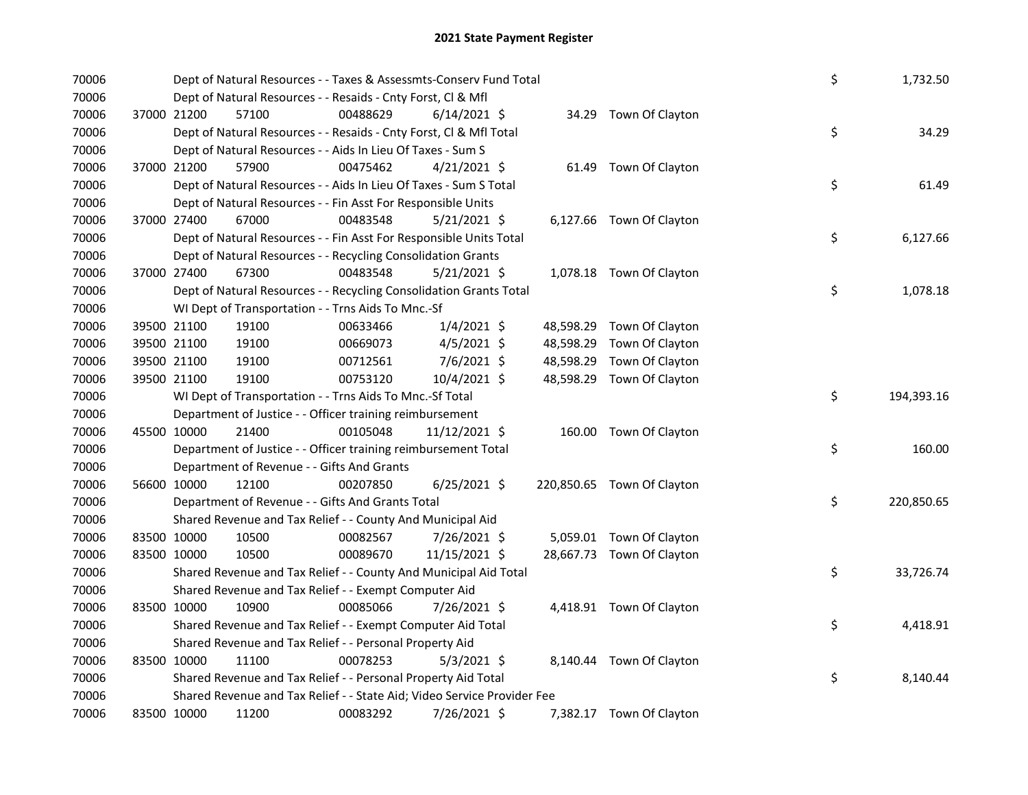# 2021 State Payment Register

| | | | | | | | | |
|---|---|---|---|---|---|---|---|---|
| 70006 | | | Dept of Natural Resources - - Taxes & Assessmts-Conserv Fund Total | | | | $ | 1,732.50 |
| 70006 | | | Dept of Natural Resources - - Resaids - Cnty Forst, Cl & Mfl | | | | | |
| 70006 | 37000 21200 | 57100 | 00488629 | 6/14/2021 $ | 34.29 | Town Of Clayton | | |
| 70006 | | | Dept of Natural Resources - - Resaids - Cnty Forst, Cl & Mfl Total | | | | $ | 34.29 |
| 70006 | | | Dept of Natural Resources - - Aids In Lieu Of Taxes - Sum S | | | | | |
| 70006 | 37000 21200 | 57900 | 00475462 | 4/21/2021 $ | 61.49 | Town Of Clayton | | |
| 70006 | | | Dept of Natural Resources - - Aids In Lieu Of Taxes - Sum S Total | | | | $ | 61.49 |
| 70006 | | | Dept of Natural Resources - - Fin Asst For Responsible Units | | | | | |
| 70006 | 37000 27400 | 67000 | 00483548 | 5/21/2021 $ | 6,127.66 | Town Of Clayton | | |
| 70006 | | | Dept of Natural Resources - - Fin Asst For Responsible Units Total | | | | $ | 6,127.66 |
| 70006 | | | Dept of Natural Resources - - Recycling Consolidation Grants | | | | | |
| 70006 | 37000 27400 | 67300 | 00483548 | 5/21/2021 $ | 1,078.18 | Town Of Clayton | | |
| 70006 | | | Dept of Natural Resources - - Recycling Consolidation Grants Total | | | | $ | 1,078.18 |
| 70006 | | | WI Dept of Transportation - - Trns Aids To Mnc.-Sf | | | | | |
| 70006 | 39500 21100 | 19100 | 00633466 | 1/4/2021 $ | 48,598.29 | Town Of Clayton | | |
| 70006 | 39500 21100 | 19100 | 00669073 | 4/5/2021 $ | 48,598.29 | Town Of Clayton | | |
| 70006 | 39500 21100 | 19100 | 00712561 | 7/6/2021 $ | 48,598.29 | Town Of Clayton | | |
| 70006 | 39500 21100 | 19100 | 00753120 | 10/4/2021 $ | 48,598.29 | Town Of Clayton | | |
| 70006 | | | WI Dept of Transportation - - Trns Aids To Mnc.-Sf Total | | | | $ | 194,393.16 |
| 70006 | | | Department of Justice - - Officer training reimbursement | | | | | |
| 70006 | 45500 10000 | 21400 | 00105048 | 11/12/2021 $ | 160.00 | Town Of Clayton | | |
| 70006 | | | Department of Justice - - Officer training reimbursement Total | | | | $ | 160.00 |
| 70006 | | | Department of Revenue - - Gifts And Grants | | | | | |
| 70006 | 56600 10000 | 12100 | 00207850 | 6/25/2021 $ | 220,850.65 | Town Of Clayton | | |
| 70006 | | | Department of Revenue - - Gifts And Grants Total | | | | $ | 220,850.65 |
| 70006 | | | Shared Revenue and Tax Relief - - County And Municipal Aid | | | | | |
| 70006 | 83500 10000 | 10500 | 00082567 | 7/26/2021 $ | 5,059.01 | Town Of Clayton | | |
| 70006 | 83500 10000 | 10500 | 00089670 | 11/15/2021 $ | 28,667.73 | Town Of Clayton | | |
| 70006 | | | Shared Revenue and Tax Relief - - County And Municipal Aid Total | | | | $ | 33,726.74 |
| 70006 | | | Shared Revenue and Tax Relief - - Exempt Computer Aid | | | | | |
| 70006 | 83500 10000 | 10900 | 00085066 | 7/26/2021 $ | 4,418.91 | Town Of Clayton | | |
| 70006 | | | Shared Revenue and Tax Relief - - Exempt Computer Aid Total | | | | $ | 4,418.91 |
| 70006 | | | Shared Revenue and Tax Relief - - Personal Property Aid | | | | | |
| 70006 | 83500 10000 | 11100 | 00078253 | 5/3/2021 $ | 8,140.44 | Town Of Clayton | | |
| 70006 | | | Shared Revenue and Tax Relief - - Personal Property Aid Total | | | | $ | 8,140.44 |
| 70006 | | | Shared Revenue and Tax Relief - - State Aid; Video Service Provider Fee | | | | | |
| 70006 | 83500 10000 | 11200 | 00083292 | 7/26/2021 $ | 7,382.17 | Town Of Clayton | | |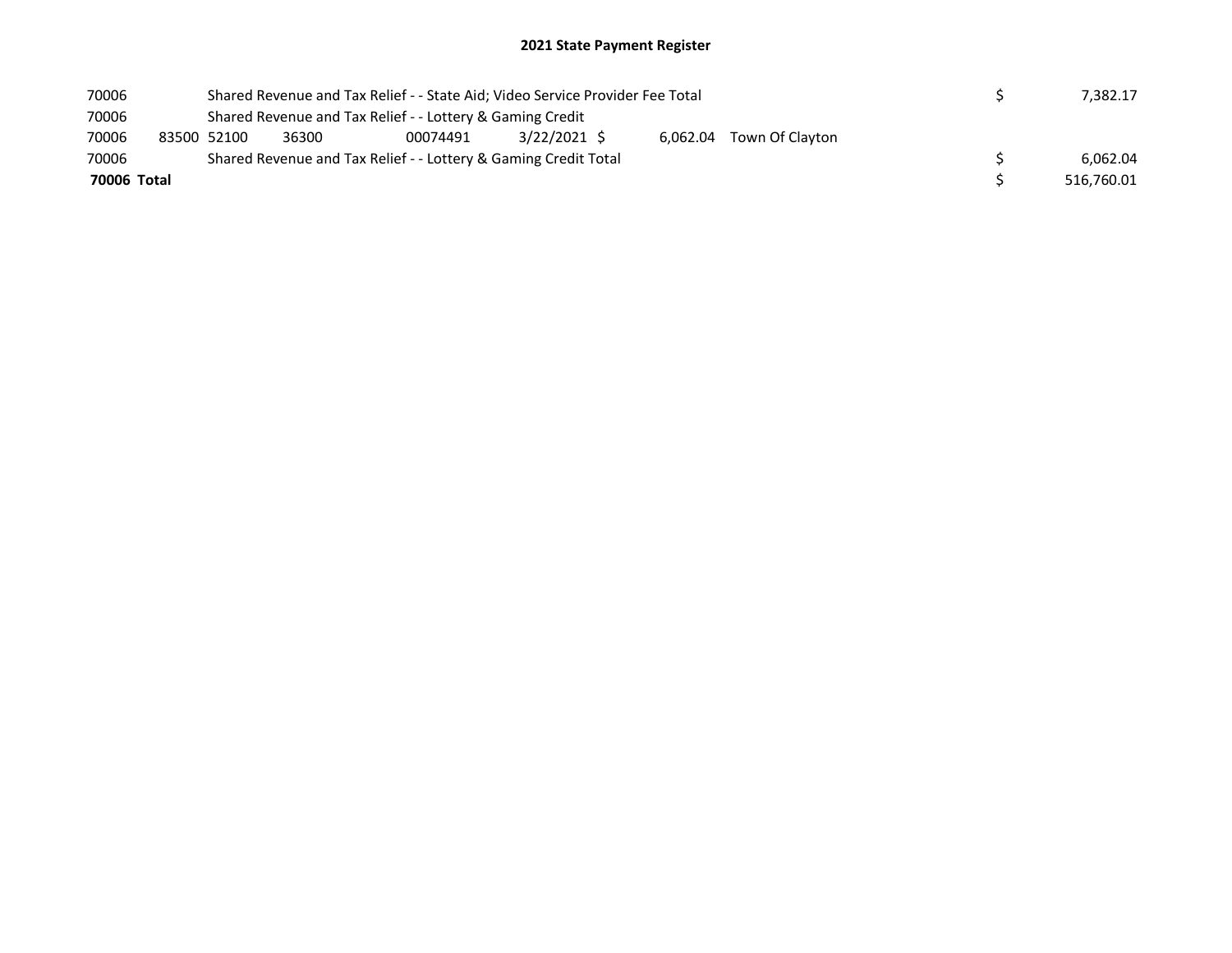## 2021 State Payment Register

| | | | | | | | | | |
|---|---|---|---|---|---|---|---|---|---|
| 70006 | | Shared Revenue and Tax Relief - - State Aid; Video Service Provider Fee Total | | | | | | $ | 7,382.17 |
| 70006 | | Shared Revenue and Tax Relief - - Lottery & Gaming Credit | | | | | | | |
| 70006 | 83500 | 52100 | 36300 | 00074491 | 3/22/2021 | $ 6,062.04 | Town Of Clayton | | |
| 70006 | | Shared Revenue and Tax Relief - - Lottery & Gaming Credit Total | | | | | | $ | 6,062.04 |
| **70006 Total** | | | | | | | | $ | 516,760.01 |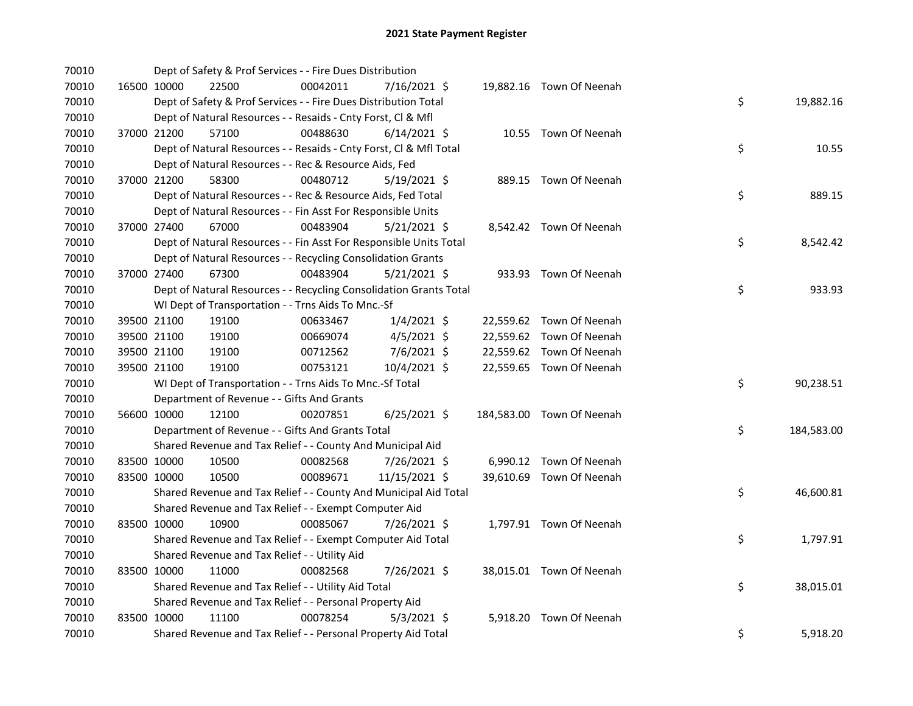# 2021 State Payment Register

| | | | | | | | | | |
|---|---|---|---|---|---|---|---|---|---|
| 70010 | | Dept of Safety & Prof Services - - Fire Dues Distribution | | | | | | | |
| 70010 | 16500 | 10000 | 22500 | 00042011 | 7/16/2021 | $ 19,882.16 | Town Of Neenah | | |
| 70010 | | Dept of Safety & Prof Services - - Fire Dues Distribution Total | | | | | | $ | 19,882.16 |
| 70010 | | Dept of Natural Resources - - Resaids - Cnty Forst, Cl & Mfl | | | | | | | |
| 70010 | 37000 | 21200 | 57100 | 00488630 | 6/14/2021 | $ 10.55 | Town Of Neenah | | |
| 70010 | | Dept of Natural Resources - - Resaids - Cnty Forst, Cl & Mfl Total | | | | | | $ | 10.55 |
| 70010 | | Dept of Natural Resources - - Rec & Resource Aids, Fed | | | | | | | |
| 70010 | 37000 | 21200 | 58300 | 00480712 | 5/19/2021 | $ 889.15 | Town Of Neenah | | |
| 70010 | | Dept of Natural Resources - - Rec & Resource Aids, Fed Total | | | | | | $ | 889.15 |
| 70010 | | Dept of Natural Resources - - Fin Asst For Responsible Units | | | | | | | |
| 70010 | 37000 | 27400 | 67000 | 00483904 | 5/21/2021 | $ 8,542.42 | Town Of Neenah | | |
| 70010 | | Dept of Natural Resources - - Fin Asst For Responsible Units Total | | | | | | $ | 8,542.42 |
| 70010 | | Dept of Natural Resources - - Recycling Consolidation Grants | | | | | | | |
| 70010 | 37000 | 27400 | 67300 | 00483904 | 5/21/2021 | $ 933.93 | Town Of Neenah | | |
| 70010 | | Dept of Natural Resources - - Recycling Consolidation Grants Total | | | | | | $ | 933.93 |
| 70010 | | WI Dept of Transportation - - Trns Aids To Mnc.-Sf | | | | | | | |
| 70010 | 39500 | 21100 | 19100 | 00633467 | 1/4/2021 | $ 22,559.62 | Town Of Neenah | | |
| 70010 | 39500 | 21100 | 19100 | 00669074 | 4/5/2021 | $ 22,559.62 | Town Of Neenah | | |
| 70010 | 39500 | 21100 | 19100 | 00712562 | 7/6/2021 | $ 22,559.62 | Town Of Neenah | | |
| 70010 | 39500 | 21100 | 19100 | 00753121 | 10/4/2021 | $ 22,559.65 | Town Of Neenah | | |
| 70010 | | WI Dept of Transportation - - Trns Aids To Mnc.-Sf Total | | | | | | $ | 90,238.51 |
| 70010 | | Department of Revenue - - Gifts And Grants | | | | | | | |
| 70010 | 56600 | 10000 | 12100 | 00207851 | 6/25/2021 | $ 184,583.00 | Town Of Neenah | | |
| 70010 | | Department of Revenue - - Gifts And Grants Total | | | | | | $ | 184,583.00 |
| 70010 | | Shared Revenue and Tax Relief - - County And Municipal Aid | | | | | | | |
| 70010 | 83500 | 10000 | 10500 | 00082568 | 7/26/2021 | $ 6,990.12 | Town Of Neenah | | |
| 70010 | 83500 | 10000 | 10500 | 00089671 | 11/15/2021 | $ 39,610.69 | Town Of Neenah | | |
| 70010 | | Shared Revenue and Tax Relief - - County And Municipal Aid Total | | | | | | $ | 46,600.81 |
| 70010 | | Shared Revenue and Tax Relief - - Exempt Computer Aid | | | | | | | |
| 70010 | 83500 | 10000 | 10900 | 00085067 | 7/26/2021 | $ 1,797.91 | Town Of Neenah | | |
| 70010 | | Shared Revenue and Tax Relief - - Exempt Computer Aid Total | | | | | | $ | 1,797.91 |
| 70010 | | Shared Revenue and Tax Relief - - Utility Aid | | | | | | | |
| 70010 | 83500 | 10000 | 11000 | 00082568 | 7/26/2021 | $ 38,015.01 | Town Of Neenah | | |
| 70010 | | Shared Revenue and Tax Relief - - Utility Aid Total | | | | | | $ | 38,015.01 |
| 70010 | | Shared Revenue and Tax Relief - - Personal Property Aid | | | | | | | |
| 70010 | 83500 | 10000 | 11100 | 00078254 | 5/3/2021 | $ 5,918.20 | Town Of Neenah | | |
| 70010 | | Shared Revenue and Tax Relief - - Personal Property Aid Total | | | | | | $ | 5,918.20 |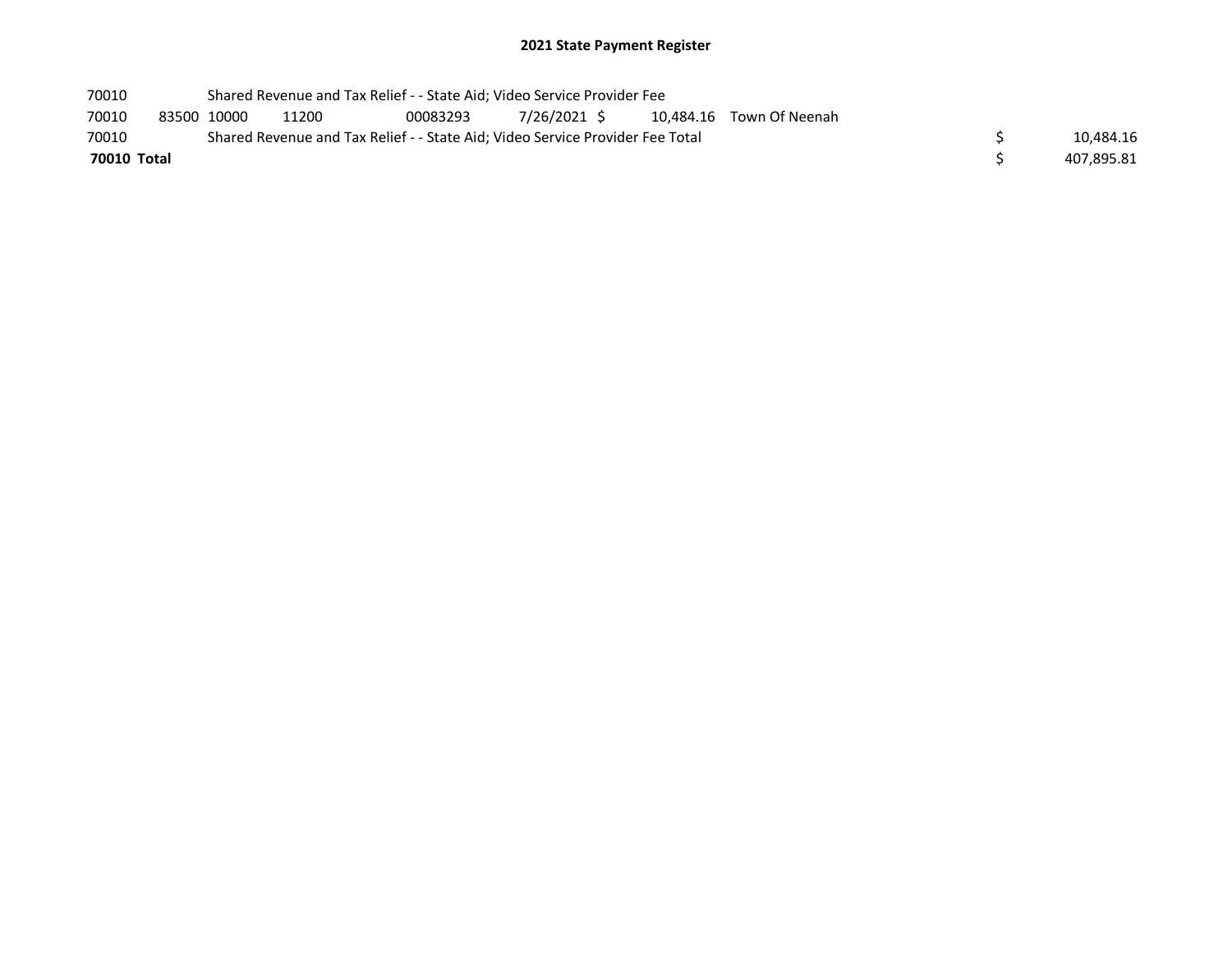## 2021 State Payment Register

| | | | | | | | | | |
|---|---|---|---|---|---|---|---|---|---|
| 70010 | | Shared Revenue and Tax Relief - - State Aid; Video Service Provider Fee | | | | | | | |
| 70010 | 83500 | 10000 | 11200 | 00083293 | 7/26/2021 | $ 10,484.16 | Town Of Neenah | | |
| 70010 | | Shared Revenue and Tax Relief - - State Aid; Video Service Provider Fee Total | | | | | | $ | 10,484.16 |
| **70010 Total** | | | | | | | | $ | 407,895.81 |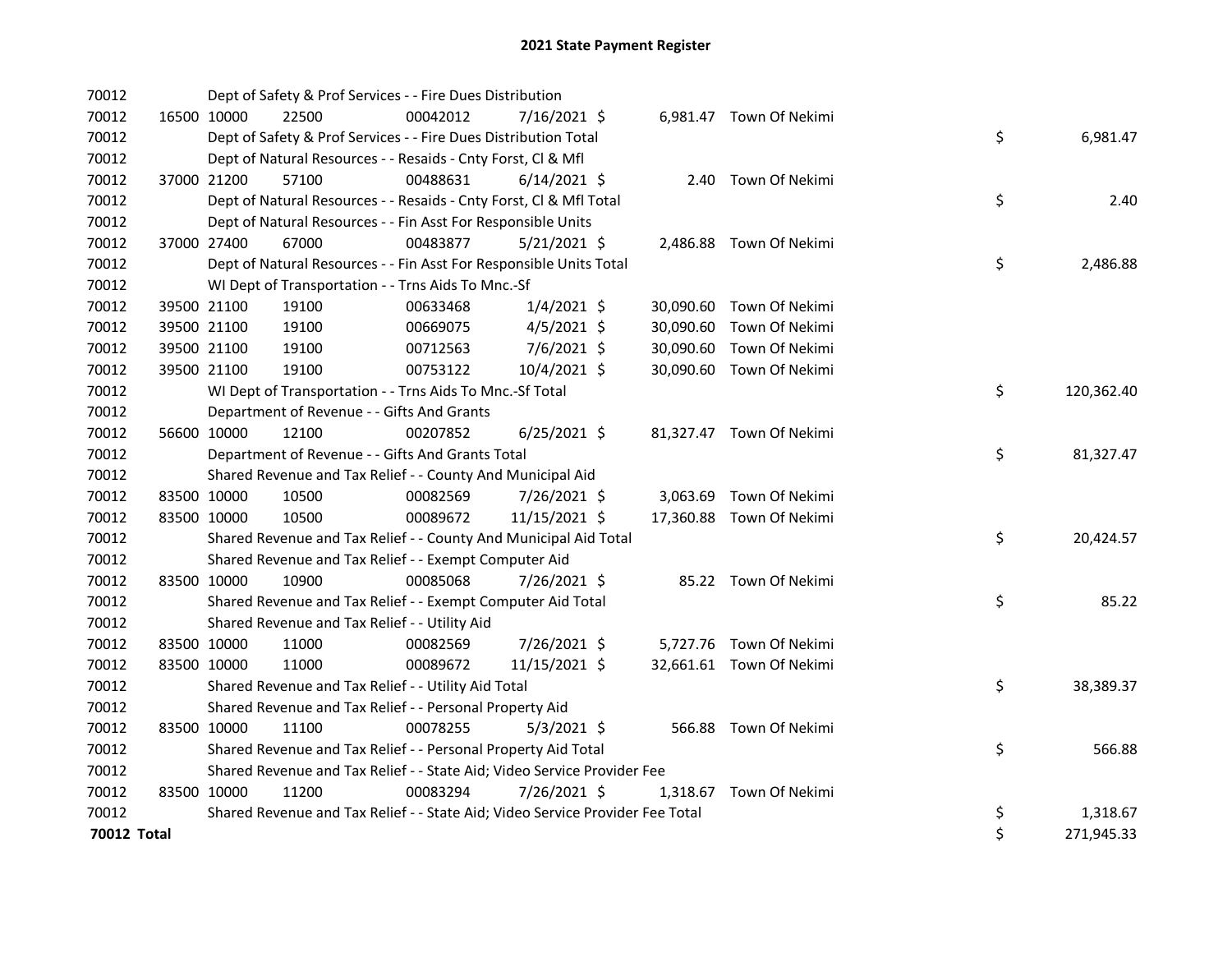# 2021 State Payment Register

| | | | | | | | | | |
|---|---|---|---|---|---|---|---|---|---|
| 70012 | | Dept of Safety & Prof Services - - Fire Dues Distribution | | | | | | | |
| 70012 | 16500 | 10000 | 22500 | 00042012 | 7/16/2021 | $ 6,981.47 | Town Of Nekimi | | |
| 70012 | | Dept of Safety & Prof Services - - Fire Dues Distribution Total | | | | | | $ | 6,981.47 |
| 70012 | | Dept of Natural Resources - - Resaids - Cnty Forst, Cl & Mfl | | | | | | | |
| 70012 | 37000 | 21200 | 57100 | 00488631 | 6/14/2021 | $ 2.40 | Town Of Nekimi | | |
| 70012 | | Dept of Natural Resources - - Resaids - Cnty Forst, Cl & Mfl Total | | | | | | $ | 2.40 |
| 70012 | | Dept of Natural Resources - - Fin Asst For Responsible Units | | | | | | | |
| 70012 | 37000 | 27400 | 67000 | 00483877 | 5/21/2021 | $ 2,486.88 | Town Of Nekimi | | |
| 70012 | | Dept of Natural Resources - - Fin Asst For Responsible Units Total | | | | | | $ | 2,486.88 |
| 70012 | | WI Dept of Transportation - - Trns Aids To Mnc.-Sf | | | | | | | |
| 70012 | 39500 | 21100 | 19100 | 00633468 | 1/4/2021 | $ 30,090.60 | Town Of Nekimi | | |
| 70012 | 39500 | 21100 | 19100 | 00669075 | 4/5/2021 | $ 30,090.60 | Town Of Nekimi | | |
| 70012 | 39500 | 21100 | 19100 | 00712563 | 7/6/2021 | $ 30,090.60 | Town Of Nekimi | | |
| 70012 | 39500 | 21100 | 19100 | 00753122 | 10/4/2021 | $ 30,090.60 | Town Of Nekimi | | |
| 70012 | | WI Dept of Transportation - - Trns Aids To Mnc.-Sf Total | | | | | | $ | 120,362.40 |
| 70012 | | Department of Revenue - - Gifts And Grants | | | | | | | |
| 70012 | 56600 | 10000 | 12100 | 00207852 | 6/25/2021 | $ 81,327.47 | Town Of Nekimi | | |
| 70012 | | Department of Revenue - - Gifts And Grants Total | | | | | | $ | 81,327.47 |
| 70012 | | Shared Revenue and Tax Relief - - County And Municipal Aid | | | | | | | |
| 70012 | 83500 | 10000 | 10500 | 00082569 | 7/26/2021 | $ 3,063.69 | Town Of Nekimi | | |
| 70012 | 83500 | 10000 | 10500 | 00089672 | 11/15/2021 | $ 17,360.88 | Town Of Nekimi | | |
| 70012 | | Shared Revenue and Tax Relief - - County And Municipal Aid Total | | | | | | $ | 20,424.57 |
| 70012 | | Shared Revenue and Tax Relief - - Exempt Computer Aid | | | | | | | |
| 70012 | 83500 | 10000 | 10900 | 00085068 | 7/26/2021 | $ 85.22 | Town Of Nekimi | | |
| 70012 | | Shared Revenue and Tax Relief - - Exempt Computer Aid Total | | | | | | $ | 85.22 |
| 70012 | | Shared Revenue and Tax Relief - - Utility Aid | | | | | | | |
| 70012 | 83500 | 10000 | 11000 | 00082569 | 7/26/2021 | $ 5,727.76 | Town Of Nekimi | | |
| 70012 | 83500 | 10000 | 11000 | 00089672 | 11/15/2021 | $ 32,661.61 | Town Of Nekimi | | |
| 70012 | | Shared Revenue and Tax Relief - - Utility Aid Total | | | | | | $ | 38,389.37 |
| 70012 | | Shared Revenue and Tax Relief - - Personal Property Aid | | | | | | | |
| 70012 | 83500 | 10000 | 11100 | 00078255 | 5/3/2021 | $ 566.88 | Town Of Nekimi | | |
| 70012 | | Shared Revenue and Tax Relief - - Personal Property Aid Total | | | | | | $ | 566.88 |
| 70012 | | Shared Revenue and Tax Relief - - State Aid; Video Service Provider Fee | | | | | | | |
| 70012 | 83500 | 10000 | 11200 | 00083294 | 7/26/2021 | $ 1,318.67 | Town Of Nekimi | | |
| 70012 | | Shared Revenue and Tax Relief - - State Aid; Video Service Provider Fee Total | | | | | | $ | 1,318.67 |
| **70012 Total** | | | | | | | | $ | 271,945.33 |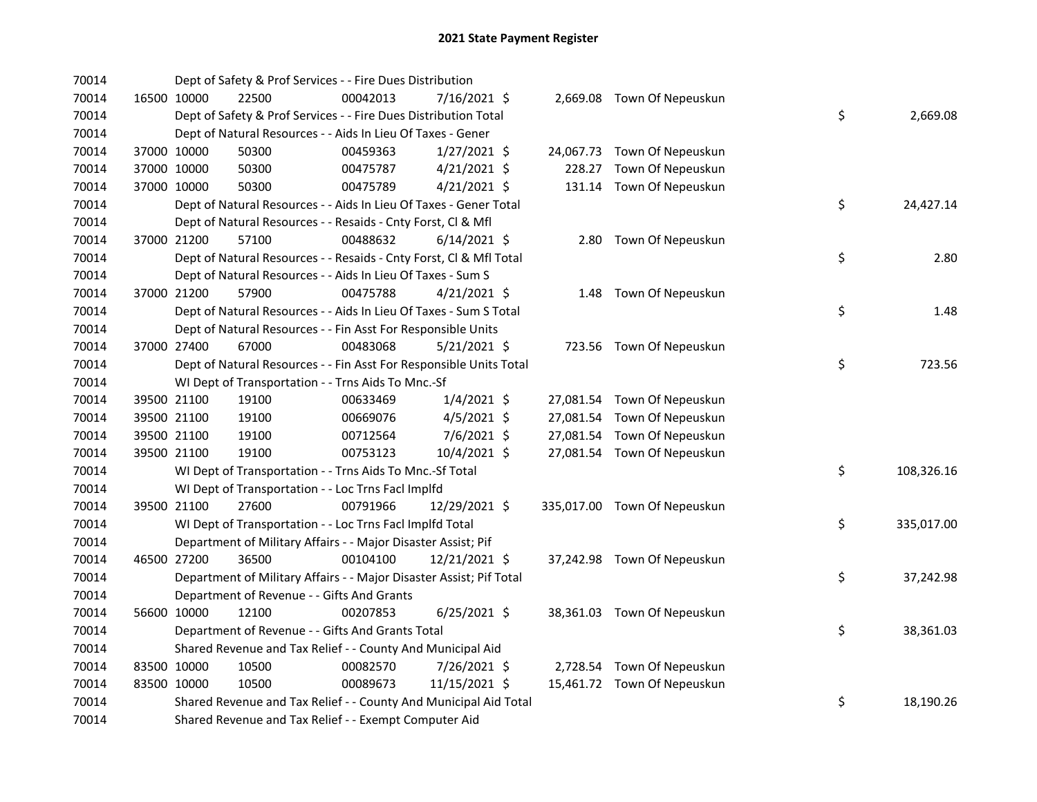# 2021 State Payment Register

| | | | | | | | | | |
|---|---|---|---|---|---|---|---|---|---|
| 70014 | | Dept of Safety & Prof Services - - Fire Dues Distribution | | | | | | | |
| 70014 | 16500 | 10000 | 22500 | 00042013 | 7/16/2021 $ | 2,669.08 | Town Of Nepeuskun | | |
| 70014 | | Dept of Safety & Prof Services - - Fire Dues Distribution Total | | | | | | $ | 2,669.08 |
| 70014 | | Dept of Natural Resources - - Aids In Lieu Of Taxes - Gener | | | | | | | |
| 70014 | 37000 | 10000 | 50300 | 00459363 | 1/27/2021 $ | 24,067.73 | Town Of Nepeuskun | | |
| 70014 | 37000 | 10000 | 50300 | 00475787 | 4/21/2021 $ | 228.27 | Town Of Nepeuskun | | |
| 70014 | 37000 | 10000 | 50300 | 00475789 | 4/21/2021 $ | 131.14 | Town Of Nepeuskun | | |
| 70014 | | Dept of Natural Resources - - Aids In Lieu Of Taxes - Gener Total | | | | | | $ | 24,427.14 |
| 70014 | | Dept of Natural Resources - - Resaids - Cnty Forst, Cl & Mfl | | | | | | | |
| 70014 | 37000 | 21200 | 57100 | 00488632 | 6/14/2021 $ | 2.80 | Town Of Nepeuskun | | |
| 70014 | | Dept of Natural Resources - - Resaids - Cnty Forst, Cl & Mfl Total | | | | | | $ | 2.80 |
| 70014 | | Dept of Natural Resources - - Aids In Lieu Of Taxes - Sum S | | | | | | | |
| 70014 | 37000 | 21200 | 57900 | 00475788 | 4/21/2021 $ | 1.48 | Town Of Nepeuskun | | |
| 70014 | | Dept of Natural Resources - - Aids In Lieu Of Taxes - Sum S Total | | | | | | $ | 1.48 |
| 70014 | | Dept of Natural Resources - - Fin Asst For Responsible Units | | | | | | | |
| 70014 | 37000 | 27400 | 67000 | 00483068 | 5/21/2021 $ | 723.56 | Town Of Nepeuskun | | |
| 70014 | | Dept of Natural Resources - - Fin Asst For Responsible Units Total | | | | | | $ | 723.56 |
| 70014 | | WI Dept of Transportation - - Trns Aids To Mnc.-Sf | | | | | | | |
| 70014 | 39500 | 21100 | 19100 | 00633469 | 1/4/2021 $ | 27,081.54 | Town Of Nepeuskun | | |
| 70014 | 39500 | 21100 | 19100 | 00669076 | 4/5/2021 $ | 27,081.54 | Town Of Nepeuskun | | |
| 70014 | 39500 | 21100 | 19100 | 00712564 | 7/6/2021 $ | 27,081.54 | Town Of Nepeuskun | | |
| 70014 | 39500 | 21100 | 19100 | 00753123 | 10/4/2021 $ | 27,081.54 | Town Of Nepeuskun | | |
| 70014 | | WI Dept of Transportation - - Trns Aids To Mnc.-Sf Total | | | | | | $ | 108,326.16 |
| 70014 | | WI Dept of Transportation - - Loc Trns Facl Implfd | | | | | | | |
| 70014 | 39500 | 21100 | 27600 | 00791966 | 12/29/2021 $ | 335,017.00 | Town Of Nepeuskun | | |
| 70014 | | WI Dept of Transportation - - Loc Trns Facl Implfd Total | | | | | | $ | 335,017.00 |
| 70014 | | Department of Military Affairs - - Major Disaster Assist; Pif | | | | | | | |
| 70014 | 46500 | 27200 | 36500 | 00104100 | 12/21/2021 $ | 37,242.98 | Town Of Nepeuskun | | |
| 70014 | | Department of Military Affairs - - Major Disaster Assist; Pif Total | | | | | | $ | 37,242.98 |
| 70014 | | Department of Revenue - - Gifts And Grants | | | | | | | |
| 70014 | 56600 | 10000 | 12100 | 00207853 | 6/25/2021 $ | 38,361.03 | Town Of Nepeuskun | | |
| 70014 | | Department of Revenue - - Gifts And Grants Total | | | | | | $ | 38,361.03 |
| 70014 | | Shared Revenue and Tax Relief - - County And Municipal Aid | | | | | | | |
| 70014 | 83500 | 10000 | 10500 | 00082570 | 7/26/2021 $ | 2,728.54 | Town Of Nepeuskun | | |
| 70014 | 83500 | 10000 | 10500 | 00089673 | 11/15/2021 $ | 15,461.72 | Town Of Nepeuskun | | |
| 70014 | | Shared Revenue and Tax Relief - - County And Municipal Aid Total | | | | | | $ | 18,190.26 |
| 70014 | | Shared Revenue and Tax Relief - - Exempt Computer Aid | | | | | | | |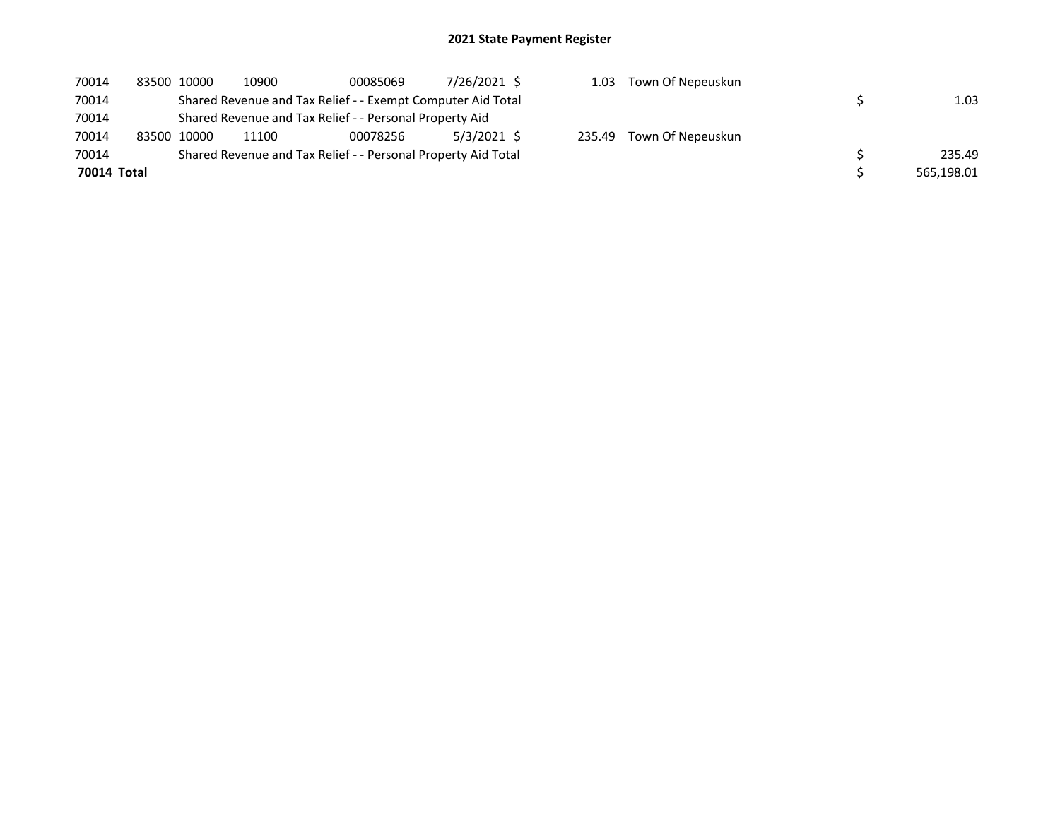## 2021 State Payment Register

| | | | | | | | | | |
|---|---|---|---|---|---|---|---|---|---|
| 70014 | 83500 | 10000 | 10900 | 00085069 | 7/26/2021 | $ 1.03 | Town Of Nepeuskun | | |
| 70014 | | Shared Revenue and Tax Relief - - Exempt Computer Aid Total | | | | | | $ | 1.03 |
| 70014 | | Shared Revenue and Tax Relief - - Personal Property Aid | | | | | | | |
| 70014 | 83500 | 10000 | 11100 | 00078256 | 5/3/2021 | $ 235.49 | Town Of Nepeuskun | | |
| 70014 | | Shared Revenue and Tax Relief - - Personal Property Aid Total | | | | | | $ | 235.49 |
| **70014 Total** | | | | | | | | $ | 565,198.01 |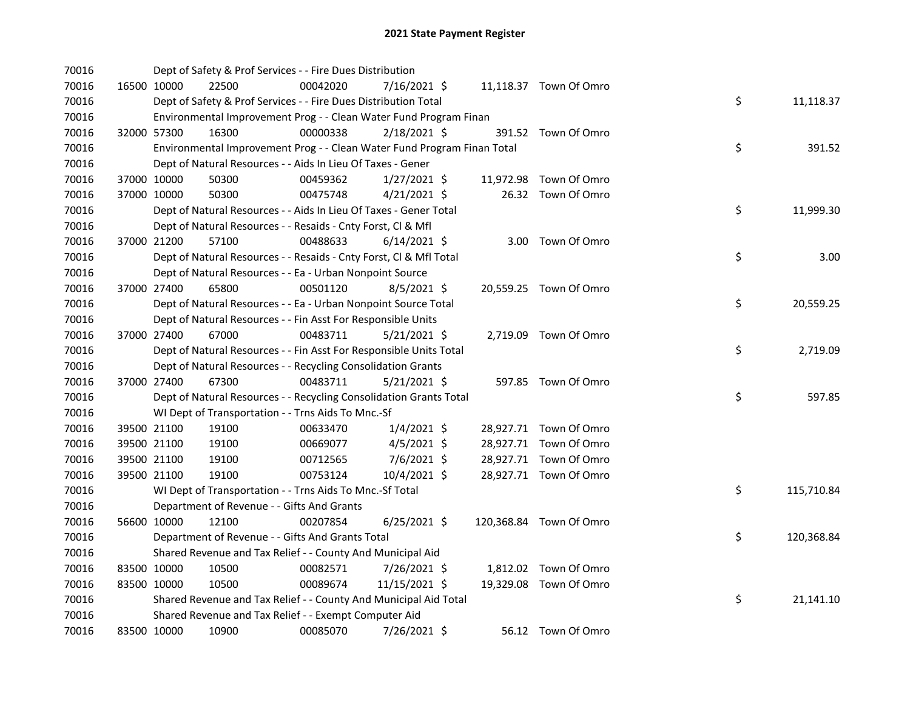# 2021 State Payment Register

| | | | | | | | | |
|---|---|---|---|---|---|---|---|---|
| 70016 | | | Dept of Safety & Prof Services - - Fire Dues Distribution | | | | | |
| 70016 | 16500 10000 | 22500 | 00042020 | 7/16/2021 $ | 11,118.37 | Town Of Omro | | |
| 70016 | | | Dept of Safety & Prof Services - - Fire Dues Distribution Total | | | | $ | 11,118.37 |
| 70016 | | | Environmental Improvement Prog - - Clean Water Fund Program Finan | | | | | |
| 70016 | 32000 57300 | 16300 | 00000338 | 2/18/2021 $ | 391.52 | Town Of Omro | | |
| 70016 | | | Environmental Improvement Prog - - Clean Water Fund Program Finan Total | | | | $ | 391.52 |
| 70016 | | | Dept of Natural Resources - - Aids In Lieu Of Taxes - Gener | | | | | |
| 70016 | 37000 10000 | 50300 | 00459362 | 1/27/2021 $ | 11,972.98 | Town Of Omro | | |
| 70016 | 37000 10000 | 50300 | 00475748 | 4/21/2021 $ | 26.32 | Town Of Omro | | |
| 70016 | | | Dept of Natural Resources - - Aids In Lieu Of Taxes - Gener Total | | | | $ | 11,999.30 |
| 70016 | | | Dept of Natural Resources - - Resaids - Cnty Forst, Cl & Mfl | | | | | |
| 70016 | 37000 21200 | 57100 | 00488633 | 6/14/2021 $ | 3.00 | Town Of Omro | | |
| 70016 | | | Dept of Natural Resources - - Resaids - Cnty Forst, Cl & Mfl Total | | | | $ | 3.00 |
| 70016 | | | Dept of Natural Resources - - Ea - Urban Nonpoint Source | | | | | |
| 70016 | 37000 27400 | 65800 | 00501120 | 8/5/2021 $ | 20,559.25 | Town Of Omro | | |
| 70016 | | | Dept of Natural Resources - - Ea - Urban Nonpoint Source Total | | | | $ | 20,559.25 |
| 70016 | | | Dept of Natural Resources - - Fin Asst For Responsible Units | | | | | |
| 70016 | 37000 27400 | 67000 | 00483711 | 5/21/2021 $ | 2,719.09 | Town Of Omro | | |
| 70016 | | | Dept of Natural Resources - - Fin Asst For Responsible Units Total | | | | $ | 2,719.09 |
| 70016 | | | Dept of Natural Resources - - Recycling Consolidation Grants | | | | | |
| 70016 | 37000 27400 | 67300 | 00483711 | 5/21/2021 $ | 597.85 | Town Of Omro | | |
| 70016 | | | Dept of Natural Resources - - Recycling Consolidation Grants Total | | | | $ | 597.85 |
| 70016 | | | WI Dept of Transportation - - Trns Aids To Mnc.-Sf | | | | | |
| 70016 | 39500 21100 | 19100 | 00633470 | 1/4/2021 $ | 28,927.71 | Town Of Omro | | |
| 70016 | 39500 21100 | 19100 | 00669077 | 4/5/2021 $ | 28,927.71 | Town Of Omro | | |
| 70016 | 39500 21100 | 19100 | 00712565 | 7/6/2021 $ | 28,927.71 | Town Of Omro | | |
| 70016 | 39500 21100 | 19100 | 00753124 | 10/4/2021 $ | 28,927.71 | Town Of Omro | | |
| 70016 | | | WI Dept of Transportation - - Trns Aids To Mnc.-Sf Total | | | | $ | 115,710.84 |
| 70016 | | | Department of Revenue - - Gifts And Grants | | | | | |
| 70016 | 56600 10000 | 12100 | 00207854 | 6/25/2021 $ | 120,368.84 | Town Of Omro | | |
| 70016 | | | Department of Revenue - - Gifts And Grants Total | | | | $ | 120,368.84 |
| 70016 | | | Shared Revenue and Tax Relief - - County And Municipal Aid | | | | | |
| 70016 | 83500 10000 | 10500 | 00082571 | 7/26/2021 $ | 1,812.02 | Town Of Omro | | |
| 70016 | 83500 10000 | 10500 | 00089674 | 11/15/2021 $ | 19,329.08 | Town Of Omro | | |
| 70016 | | | Shared Revenue and Tax Relief - - County And Municipal Aid Total | | | | $ | 21,141.10 |
| 70016 | | | Shared Revenue and Tax Relief - - Exempt Computer Aid | | | | | |
| 70016 | 83500 10000 | 10900 | 00085070 | 7/26/2021 $ | 56.12 | Town Of Omro | | |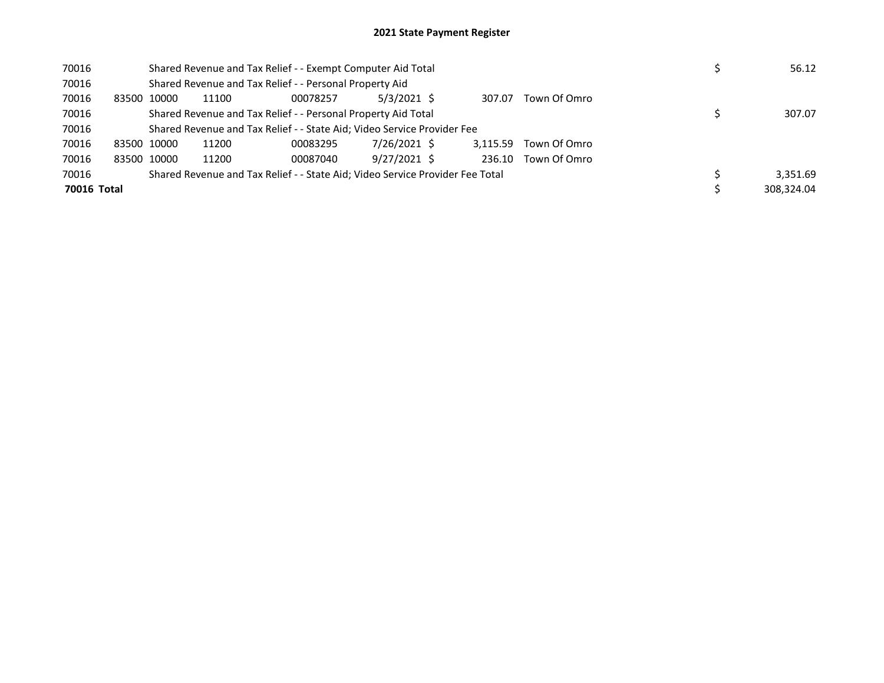# 2021 State Payment Register

| | | | | | | | | | | |
|---|---|---|---|---|---|---|---|---|---|---|
| 70016 | | Shared Revenue and Tax Relief - - Exempt Computer Aid Total | | | | | | | $ | 56.12 |
| 70016 | | Shared Revenue and Tax Relief - - Personal Property Aid | | | | | | | | |
| 70016 | 83500 | 10000 | 11100 | 00078257 | 5/3/2021 | $ | 307.07 | Town Of Omro | | |
| 70016 | | Shared Revenue and Tax Relief - - Personal Property Aid Total | | | | | | | $ | 307.07 |
| 70016 | | Shared Revenue and Tax Relief - - State Aid; Video Service Provider Fee | | | | | | | | |
| 70016 | 83500 | 10000 | 11200 | 00083295 | 7/26/2021 | $ | 3,115.59 | Town Of Omro | | |
| 70016 | 83500 | 10000 | 11200 | 00087040 | 9/27/2021 | $ | 236.10 | Town Of Omro | | |
| 70016 | | Shared Revenue and Tax Relief - - State Aid; Video Service Provider Fee Total | | | | | | | $ | 3,351.69 |
| **70016 Total** | | | | | | | | | $ | 308,324.04 |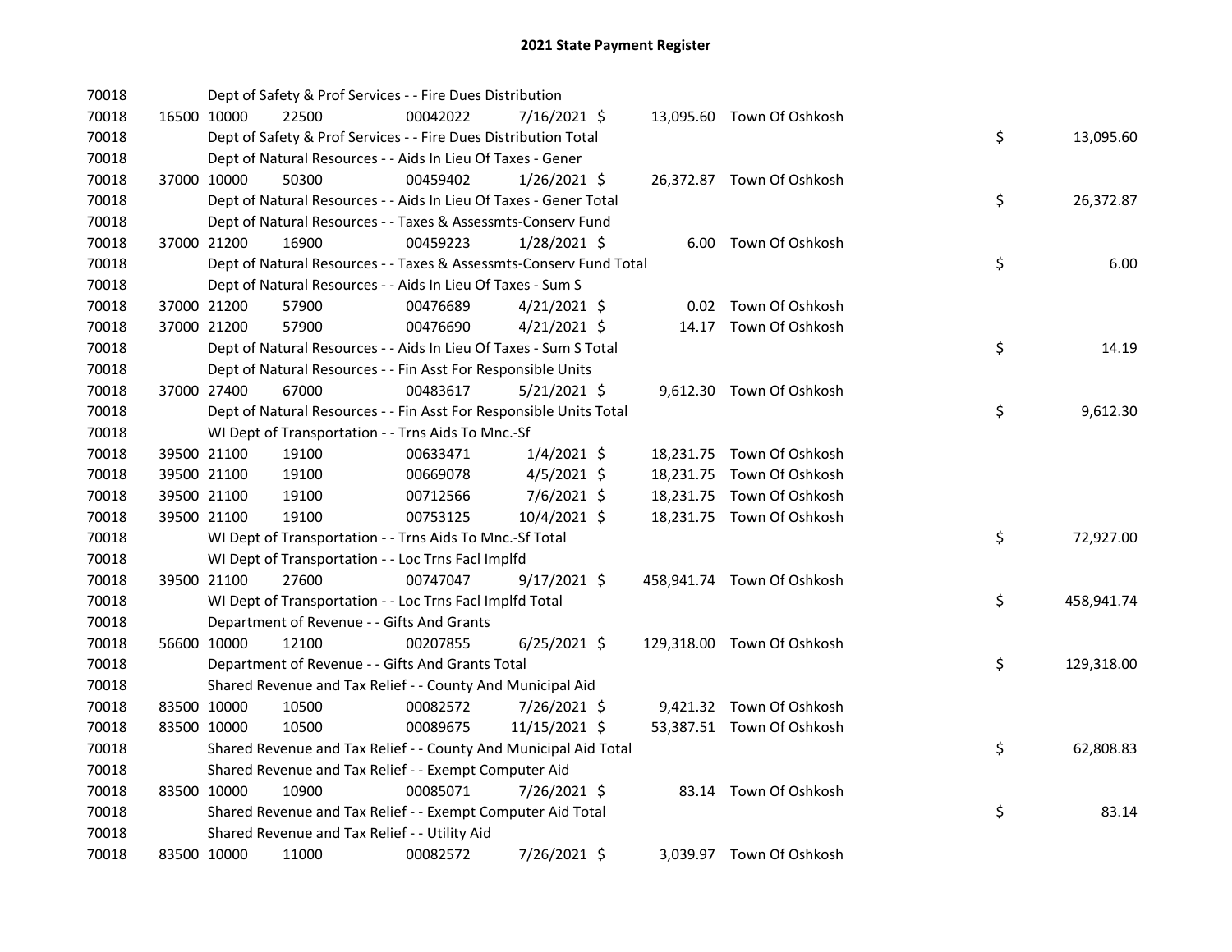# 2021 State Payment Register

| | | | | | | | | | |
|---|---|---|---|---|---|---|---|---|---|
| 70018 | | | Dept of Safety & Prof Services - - Fire Dues Distribution | | | | | | |
| 70018 | 16500 | 10000 | 22500 | 00042022 | 7/16/2021 | $ 13,095.60 | Town Of Oshkosh | | |
| 70018 | | | Dept of Safety & Prof Services - - Fire Dues Distribution Total | | | | | $ | 13,095.60 |
| 70018 | | | Dept of Natural Resources - - Aids In Lieu Of Taxes - Gener | | | | | | |
| 70018 | 37000 | 10000 | 50300 | 00459402 | 1/26/2021 | $ 26,372.87 | Town Of Oshkosh | | |
| 70018 | | | Dept of Natural Resources - - Aids In Lieu Of Taxes - Gener Total | | | | | $ | 26,372.87 |
| 70018 | | | Dept of Natural Resources - - Taxes & Assessmts-Conserv Fund | | | | | | |
| 70018 | 37000 | 21200 | 16900 | 00459223 | 1/28/2021 | $ 6.00 | Town Of Oshkosh | | |
| 70018 | | | Dept of Natural Resources - - Taxes & Assessmts-Conserv Fund Total | | | | | $ | 6.00 |
| 70018 | | | Dept of Natural Resources - - Aids In Lieu Of Taxes - Sum S | | | | | | |
| 70018 | 37000 | 21200 | 57900 | 00476689 | 4/21/2021 | $ 0.02 | Town Of Oshkosh | | |
| 70018 | 37000 | 21200 | 57900 | 00476690 | 4/21/2021 | $ 14.17 | Town Of Oshkosh | | |
| 70018 | | | Dept of Natural Resources - - Aids In Lieu Of Taxes - Sum S Total | | | | | $ | 14.19 |
| 70018 | | | Dept of Natural Resources - - Fin Asst For Responsible Units | | | | | | |
| 70018 | 37000 | 27400 | 67000 | 00483617 | 5/21/2021 | $ 9,612.30 | Town Of Oshkosh | | |
| 70018 | | | Dept of Natural Resources - - Fin Asst For Responsible Units Total | | | | | $ | 9,612.30 |
| 70018 | | | WI Dept of Transportation - - Trns Aids To Mnc.-Sf | | | | | | |
| 70018 | 39500 | 21100 | 19100 | 00633471 | 1/4/2021 | $ 18,231.75 | Town Of Oshkosh | | |
| 70018 | 39500 | 21100 | 19100 | 00669078 | 4/5/2021 | $ 18,231.75 | Town Of Oshkosh | | |
| 70018 | 39500 | 21100 | 19100 | 00712566 | 7/6/2021 | $ 18,231.75 | Town Of Oshkosh | | |
| 70018 | 39500 | 21100 | 19100 | 00753125 | 10/4/2021 | $ 18,231.75 | Town Of Oshkosh | | |
| 70018 | | | WI Dept of Transportation - - Trns Aids To Mnc.-Sf Total | | | | | $ | 72,927.00 |
| 70018 | | | WI Dept of Transportation - - Loc Trns Facl Implfd | | | | | | |
| 70018 | 39500 | 21100 | 27600 | 00747047 | 9/17/2021 | $ 458,941.74 | Town Of Oshkosh | | |
| 70018 | | | WI Dept of Transportation - - Loc Trns Facl Implfd Total | | | | | $ | 458,941.74 |
| 70018 | | | Department of Revenue - - Gifts And Grants | | | | | | |
| 70018 | 56600 | 10000 | 12100 | 00207855 | 6/25/2021 | $ 129,318.00 | Town Of Oshkosh | | |
| 70018 | | | Department of Revenue - - Gifts And Grants Total | | | | | $ | 129,318.00 |
| 70018 | | | Shared Revenue and Tax Relief - - County And Municipal Aid | | | | | | |
| 70018 | 83500 | 10000 | 10500 | 00082572 | 7/26/2021 | $ 9,421.32 | Town Of Oshkosh | | |
| 70018 | 83500 | 10000 | 10500 | 00089675 | 11/15/2021 | $ 53,387.51 | Town Of Oshkosh | | |
| 70018 | | | Shared Revenue and Tax Relief - - County And Municipal Aid Total | | | | | $ | 62,808.83 |
| 70018 | | | Shared Revenue and Tax Relief - - Exempt Computer Aid | | | | | | |
| 70018 | 83500 | 10000 | 10900 | 00085071 | 7/26/2021 | $ 83.14 | Town Of Oshkosh | | |
| 70018 | | | Shared Revenue and Tax Relief - - Exempt Computer Aid Total | | | | | $ | 83.14 |
| 70018 | | | Shared Revenue and Tax Relief - - Utility Aid | | | | | | |
| 70018 | 83500 | 10000 | 11000 | 00082572 | 7/26/2021 | $ 3,039.97 | Town Of Oshkosh | | |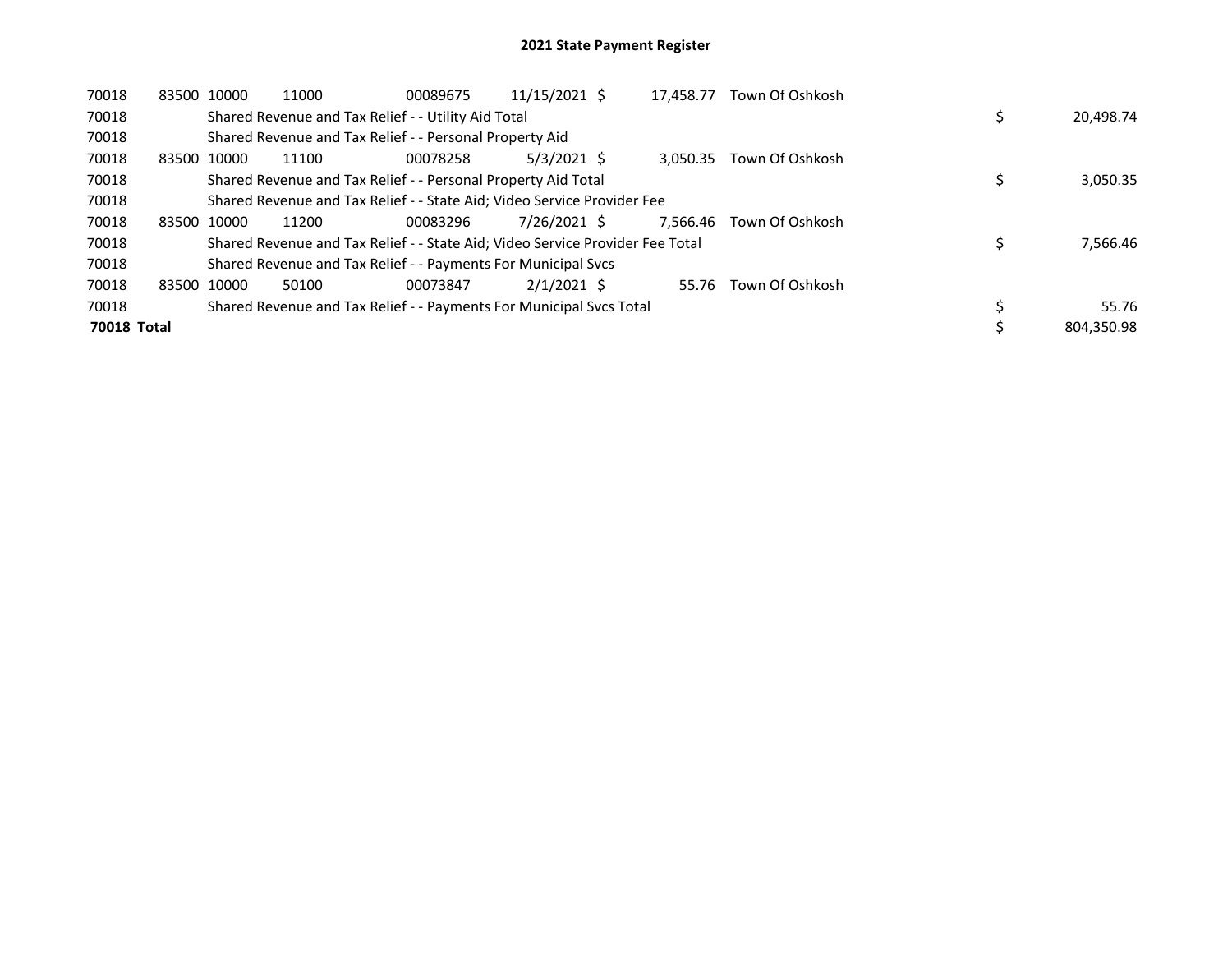## 2021 State Payment Register

| | | | | | | | | | |
|---|---|---|---|---|---|---|---|---|---|
| 70018 | 83500 | 10000 | 11000 | 00089675 | 11/15/2021 | $ 17,458.77 | Town Of Oshkosh | | |
| 70018 | | Shared Revenue and Tax Relief - - Utility Aid Total | | | | | | $ | 20,498.74 |
| 70018 | | Shared Revenue and Tax Relief - - Personal Property Aid | | | | | | | |
| 70018 | 83500 | 10000 | 11100 | 00078258 | 5/3/2021 | $ 3,050.35 | Town Of Oshkosh | | |
| 70018 | | Shared Revenue and Tax Relief - - Personal Property Aid Total | | | | | | $ | 3,050.35 |
| 70018 | | Shared Revenue and Tax Relief - - State Aid; Video Service Provider Fee | | | | | | | |
| 70018 | 83500 | 10000 | 11200 | 00083296 | 7/26/2021 | $ 7,566.46 | Town Of Oshkosh | | |
| 70018 | | Shared Revenue and Tax Relief - - State Aid; Video Service Provider Fee Total | | | | | | $ | 7,566.46 |
| 70018 | | Shared Revenue and Tax Relief - - Payments For Municipal Svcs | | | | | | | |
| 70018 | 83500 | 10000 | 50100 | 00073847 | 2/1/2021 | $ 55.76 | Town Of Oshkosh | | |
| 70018 | | Shared Revenue and Tax Relief - - Payments For Municipal Svcs Total | | | | | | $ | 55.76 |
| **70018 Total** | | | | | | | | $ | 804,350.98 |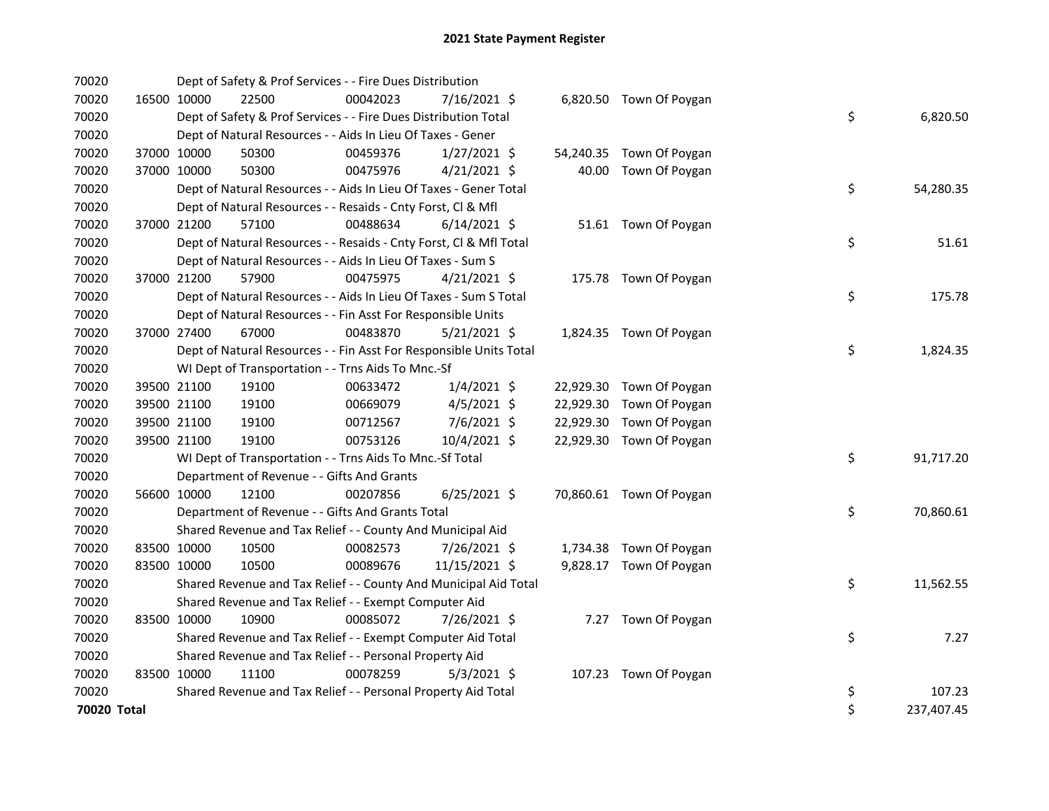# 2021 State Payment Register

| | | | | | | | | | |
|---|---|---|---|---|---|---|---|---|---|
| 70020 | | | Dept of Safety & Prof Services - - Fire Dues Distribution | | | | | | |
| 70020 | 16500 | 10000 | 22500 | 00042023 | 7/16/2021 | $ 6,820.50 | Town Of Poygan | | |
| 70020 | | | Dept of Safety & Prof Services - - Fire Dues Distribution Total | | | | | $ | 6,820.50 |
| 70020 | | | Dept of Natural Resources - - Aids In Lieu Of Taxes - Gener | | | | | | |
| 70020 | 37000 | 10000 | 50300 | 00459376 | 1/27/2021 | $ 54,240.35 | Town Of Poygan | | |
| 70020 | 37000 | 10000 | 50300 | 00475976 | 4/21/2021 | $ 40.00 | Town Of Poygan | | |
| 70020 | | | Dept of Natural Resources - - Aids In Lieu Of Taxes - Gener Total | | | | | $ | 54,280.35 |
| 70020 | | | Dept of Natural Resources - - Resaids - Cnty Forst, Cl & Mfl | | | | | | |
| 70020 | 37000 | 21200 | 57100 | 00488634 | 6/14/2021 | $ 51.61 | Town Of Poygan | | |
| 70020 | | | Dept of Natural Resources - - Resaids - Cnty Forst, Cl & Mfl Total | | | | | $ | 51.61 |
| 70020 | | | Dept of Natural Resources - - Aids In Lieu Of Taxes - Sum S | | | | | | |
| 70020 | 37000 | 21200 | 57900 | 00475975 | 4/21/2021 | $ 175.78 | Town Of Poygan | | |
| 70020 | | | Dept of Natural Resources - - Aids In Lieu Of Taxes - Sum S Total | | | | | $ | 175.78 |
| 70020 | | | Dept of Natural Resources - - Fin Asst For Responsible Units | | | | | | |
| 70020 | 37000 | 27400 | 67000 | 00483870 | 5/21/2021 | $ 1,824.35 | Town Of Poygan | | |
| 70020 | | | Dept of Natural Resources - - Fin Asst For Responsible Units Total | | | | | $ | 1,824.35 |
| 70020 | | | WI Dept of Transportation - - Trns Aids To Mnc.-Sf | | | | | | |
| 70020 | 39500 | 21100 | 19100 | 00633472 | 1/4/2021 | $ 22,929.30 | Town Of Poygan | | |
| 70020 | 39500 | 21100 | 19100 | 00669079 | 4/5/2021 | $ 22,929.30 | Town Of Poygan | | |
| 70020 | 39500 | 21100 | 19100 | 00712567 | 7/6/2021 | $ 22,929.30 | Town Of Poygan | | |
| 70020 | 39500 | 21100 | 19100 | 00753126 | 10/4/2021 | $ 22,929.30 | Town Of Poygan | | |
| 70020 | | | WI Dept of Transportation - - Trns Aids To Mnc.-Sf Total | | | | | $ | 91,717.20 |
| 70020 | | | Department of Revenue - - Gifts And Grants | | | | | | |
| 70020 | 56600 | 10000 | 12100 | 00207856 | 6/25/2021 | $ 70,860.61 | Town Of Poygan | | |
| 70020 | | | Department of Revenue - - Gifts And Grants Total | | | | | $ | 70,860.61 |
| 70020 | | | Shared Revenue and Tax Relief - - County And Municipal Aid | | | | | | |
| 70020 | 83500 | 10000 | 10500 | 00082573 | 7/26/2021 | $ 1,734.38 | Town Of Poygan | | |
| 70020 | 83500 | 10000 | 10500 | 00089676 | 11/15/2021 | $ 9,828.17 | Town Of Poygan | | |
| 70020 | | | Shared Revenue and Tax Relief - - County And Municipal Aid Total | | | | | $ | 11,562.55 |
| 70020 | | | Shared Revenue and Tax Relief - - Exempt Computer Aid | | | | | | |
| 70020 | 83500 | 10000 | 10900 | 00085072 | 7/26/2021 | $ 7.27 | Town Of Poygan | | |
| 70020 | | | Shared Revenue and Tax Relief - - Exempt Computer Aid Total | | | | | $ | 7.27 |
| 70020 | | | Shared Revenue and Tax Relief - - Personal Property Aid | | | | | | |
| 70020 | 83500 | 10000 | 11100 | 00078259 | 5/3/2021 | $ 107.23 | Town Of Poygan | | |
| 70020 | | | Shared Revenue and Tax Relief - - Personal Property Aid Total | | | | | $ | 107.23 |
| **70020 Total** | | | | | | | | $ | 237,407.45 |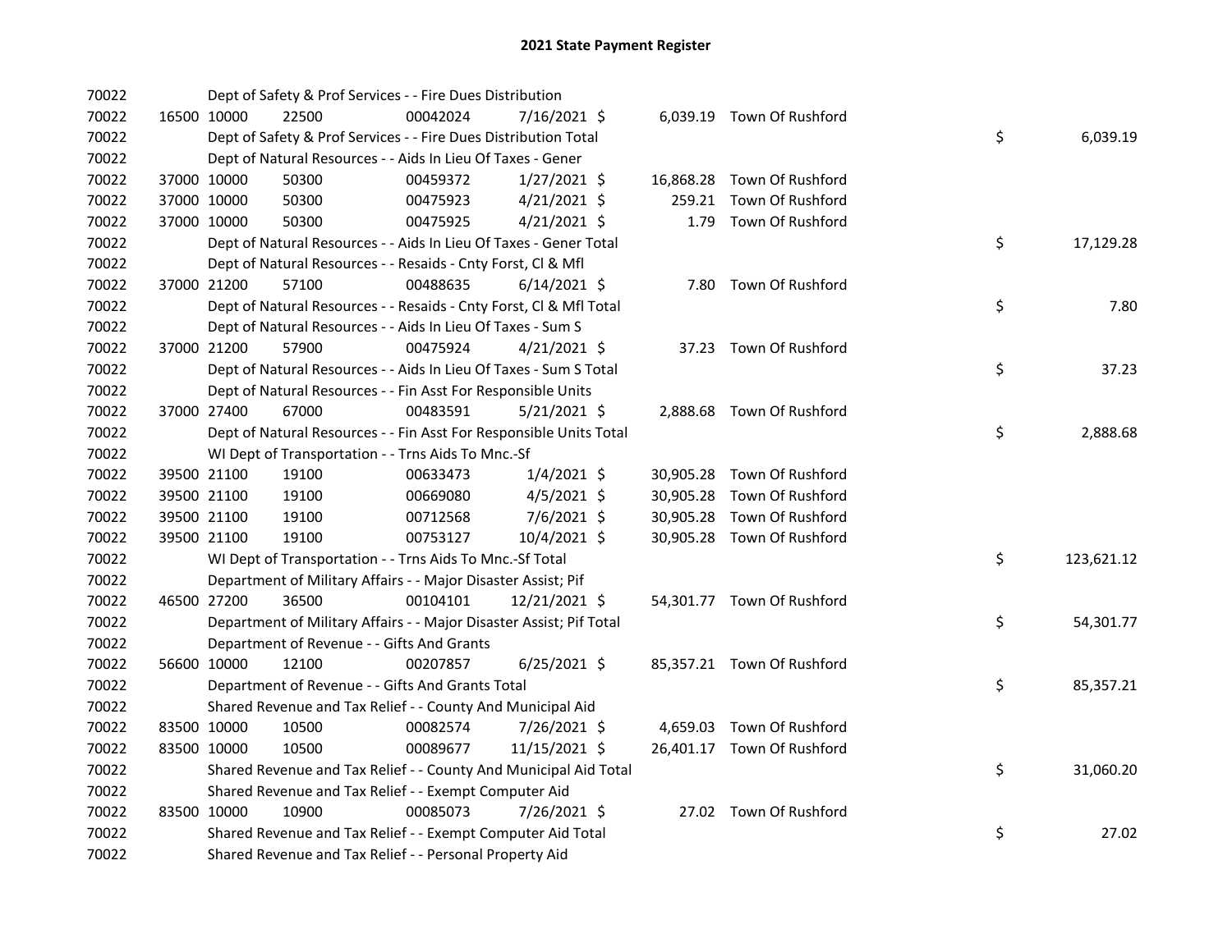# 2021 State Payment Register

| | | | | | | | | | |
|---|---|---|---|---|---|---|---|---|---|
| 70022 | | Dept of Safety & Prof Services - - Fire Dues Distribution | | | | | | | |
| 70022 | 16500 | 10000 | 22500 | 00042024 | 7/16/2021 | $ 6,039.19 | Town Of Rushford | | |
| 70022 | | Dept of Safety & Prof Services - - Fire Dues Distribution Total | | | | | | $ | 6,039.19 |
| 70022 | | Dept of Natural Resources - - Aids In Lieu Of Taxes - Gener | | | | | | | |
| 70022 | 37000 | 10000 | 50300 | 00459372 | 1/27/2021 | $ 16,868.28 | Town Of Rushford | | |
| 70022 | 37000 | 10000 | 50300 | 00475923 | 4/21/2021 | $ 259.21 | Town Of Rushford | | |
| 70022 | 37000 | 10000 | 50300 | 00475925 | 4/21/2021 | $ 1.79 | Town Of Rushford | | |
| 70022 | | Dept of Natural Resources - - Aids In Lieu Of Taxes - Gener Total | | | | | | $ | 17,129.28 |
| 70022 | | Dept of Natural Resources - - Resaids - Cnty Forst, Cl & Mfl | | | | | | | |
| 70022 | 37000 | 21200 | 57100 | 00488635 | 6/14/2021 | $ 7.80 | Town Of Rushford | | |
| 70022 | | Dept of Natural Resources - - Resaids - Cnty Forst, Cl & Mfl Total | | | | | | $ | 7.80 |
| 70022 | | Dept of Natural Resources - - Aids In Lieu Of Taxes - Sum S | | | | | | | |
| 70022 | 37000 | 21200 | 57900 | 00475924 | 4/21/2021 | $ 37.23 | Town Of Rushford | | |
| 70022 | | Dept of Natural Resources - - Aids In Lieu Of Taxes - Sum S Total | | | | | | $ | 37.23 |
| 70022 | | Dept of Natural Resources - - Fin Asst For Responsible Units | | | | | | | |
| 70022 | 37000 | 27400 | 67000 | 00483591 | 5/21/2021 | $ 2,888.68 | Town Of Rushford | | |
| 70022 | | Dept of Natural Resources - - Fin Asst For Responsible Units Total | | | | | | $ | 2,888.68 |
| 70022 | | WI Dept of Transportation - - Trns Aids To Mnc.-Sf | | | | | | | |
| 70022 | 39500 | 21100 | 19100 | 00633473 | 1/4/2021 | $ 30,905.28 | Town Of Rushford | | |
| 70022 | 39500 | 21100 | 19100 | 00669080 | 4/5/2021 | $ 30,905.28 | Town Of Rushford | | |
| 70022 | 39500 | 21100 | 19100 | 00712568 | 7/6/2021 | $ 30,905.28 | Town Of Rushford | | |
| 70022 | 39500 | 21100 | 19100 | 00753127 | 10/4/2021 | $ 30,905.28 | Town Of Rushford | | |
| 70022 | | WI Dept of Transportation - - Trns Aids To Mnc.-Sf Total | | | | | | $ | 123,621.12 |
| 70022 | | Department of Military Affairs - - Major Disaster Assist; Pif | | | | | | | |
| 70022 | 46500 | 27200 | 36500 | 00104101 | 12/21/2021 | $ 54,301.77 | Town Of Rushford | | |
| 70022 | | Department of Military Affairs - - Major Disaster Assist; Pif Total | | | | | | $ | 54,301.77 |
| 70022 | | Department of Revenue - - Gifts And Grants | | | | | | | |
| 70022 | 56600 | 10000 | 12100 | 00207857 | 6/25/2021 | $ 85,357.21 | Town Of Rushford | | |
| 70022 | | Department of Revenue - - Gifts And Grants Total | | | | | | $ | 85,357.21 |
| 70022 | | Shared Revenue and Tax Relief - - County And Municipal Aid | | | | | | | |
| 70022 | 83500 | 10000 | 10500 | 00082574 | 7/26/2021 | $ 4,659.03 | Town Of Rushford | | |
| 70022 | 83500 | 10000 | 10500 | 00089677 | 11/15/2021 | $ 26,401.17 | Town Of Rushford | | |
| 70022 | | Shared Revenue and Tax Relief - - County And Municipal Aid Total | | | | | | $ | 31,060.20 |
| 70022 | | Shared Revenue and Tax Relief - - Exempt Computer Aid | | | | | | | |
| 70022 | 83500 | 10000 | 10900 | 00085073 | 7/26/2021 | $ 27.02 | Town Of Rushford | | |
| 70022 | | Shared Revenue and Tax Relief - - Exempt Computer Aid Total | | | | | | $ | 27.02 |
| 70022 | | Shared Revenue and Tax Relief - - Personal Property Aid | | | | | | | |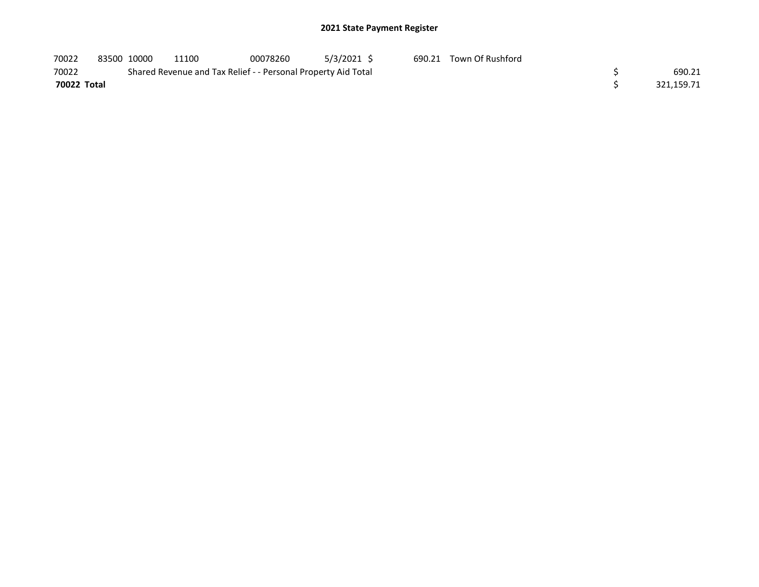## 2021 State Payment Register

| | | | | | | | | | |
|---|---|---|---|---|---|---|---|---|---|
| 70022 | 83500 | 10000 | 11100 | 00078260 | 5/3/2021 | $ 690.21 | Town Of Rushford | | |
| 70022 | | Shared Revenue and Tax Relief - - Personal Property Aid Total | | | | | | $ | 690.21 |
| **70022 Total** | | | | | | | | $ | 321,159.71 |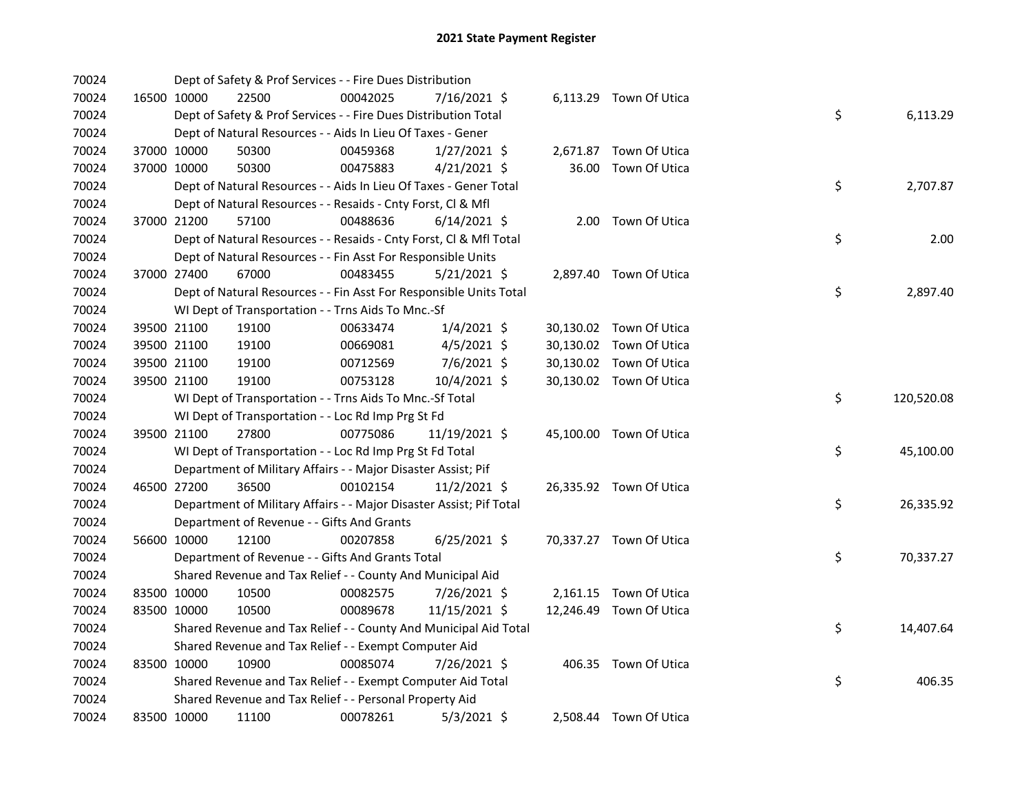# 2021 State Payment Register

| | | | | | | | | | |
|---|---|---|---|---|---|---|---|---|---|
| 70024 | | | Dept of Safety & Prof Services - - Fire Dues Distribution | | | | | | |
| 70024 | 16500 | 10000 | 22500 | 00042025 | 7/16/2021 | $ | 6,113.29 | Town Of Utica | |
| 70024 | | | Dept of Safety & Prof Services - - Fire Dues Distribution Total | | | | | | $ 6,113.29 |
| 70024 | | | Dept of Natural Resources - - Aids In Lieu Of Taxes - Gener | | | | | | |
| 70024 | 37000 | 10000 | 50300 | 00459368 | 1/27/2021 | $ | 2,671.87 | Town Of Utica | |
| 70024 | 37000 | 10000 | 50300 | 00475883 | 4/21/2021 | $ | 36.00 | Town Of Utica | |
| 70024 | | | Dept of Natural Resources - - Aids In Lieu Of Taxes - Gener Total | | | | | | $ 2,707.87 |
| 70024 | | | Dept of Natural Resources - - Resaids - Cnty Forst, Cl & Mfl | | | | | | |
| 70024 | 37000 | 21200 | 57100 | 00488636 | 6/14/2021 | $ | 2.00 | Town Of Utica | |
| 70024 | | | Dept of Natural Resources - - Resaids - Cnty Forst, Cl & Mfl Total | | | | | | $ 2.00 |
| 70024 | | | Dept of Natural Resources - - Fin Asst For Responsible Units | | | | | | |
| 70024 | 37000 | 27400 | 67000 | 00483455 | 5/21/2021 | $ | 2,897.40 | Town Of Utica | |
| 70024 | | | Dept of Natural Resources - - Fin Asst For Responsible Units Total | | | | | | $ 2,897.40 |
| 70024 | | | WI Dept of Transportation - - Trns Aids To Mnc.-Sf | | | | | | |
| 70024 | 39500 | 21100 | 19100 | 00633474 | 1/4/2021 | $ | 30,130.02 | Town Of Utica | |
| 70024 | 39500 | 21100 | 19100 | 00669081 | 4/5/2021 | $ | 30,130.02 | Town Of Utica | |
| 70024 | 39500 | 21100 | 19100 | 00712569 | 7/6/2021 | $ | 30,130.02 | Town Of Utica | |
| 70024 | 39500 | 21100 | 19100 | 00753128 | 10/4/2021 | $ | 30,130.02 | Town Of Utica | |
| 70024 | | | WI Dept of Transportation - - Trns Aids To Mnc.-Sf Total | | | | | | $ 120,520.08 |
| 70024 | | | WI Dept of Transportation - - Loc Rd Imp Prg St Fd | | | | | | |
| 70024 | 39500 | 21100 | 27800 | 00775086 | 11/19/2021 | $ | 45,100.00 | Town Of Utica | |
| 70024 | | | WI Dept of Transportation - - Loc Rd Imp Prg St Fd Total | | | | | | $ 45,100.00 |
| 70024 | | | Department of Military Affairs - - Major Disaster Assist; Pif | | | | | | |
| 70024 | 46500 | 27200 | 36500 | 00102154 | 11/2/2021 | $ | 26,335.92 | Town Of Utica | |
| 70024 | | | Department of Military Affairs - - Major Disaster Assist; Pif Total | | | | | | $ 26,335.92 |
| 70024 | | | Department of Revenue - - Gifts And Grants | | | | | | |
| 70024 | 56600 | 10000 | 12100 | 00207858 | 6/25/2021 | $ | 70,337.27 | Town Of Utica | |
| 70024 | | | Department of Revenue - - Gifts And Grants Total | | | | | | $ 70,337.27 |
| 70024 | | | Shared Revenue and Tax Relief - - County And Municipal Aid | | | | | | |
| 70024 | 83500 | 10000 | 10500 | 00082575 | 7/26/2021 | $ | 2,161.15 | Town Of Utica | |
| 70024 | 83500 | 10000 | 10500 | 00089678 | 11/15/2021 | $ | 12,246.49 | Town Of Utica | |
| 70024 | | | Shared Revenue and Tax Relief - - County And Municipal Aid Total | | | | | | $ 14,407.64 |
| 70024 | | | Shared Revenue and Tax Relief - - Exempt Computer Aid | | | | | | |
| 70024 | 83500 | 10000 | 10900 | 00085074 | 7/26/2021 | $ | 406.35 | Town Of Utica | |
| 70024 | | | Shared Revenue and Tax Relief - - Exempt Computer Aid Total | | | | | | $ 406.35 |
| 70024 | | | Shared Revenue and Tax Relief - - Personal Property Aid | | | | | | |
| 70024 | 83500 | 10000 | 11100 | 00078261 | 5/3/2021 | $ | 2,508.44 | Town Of Utica | |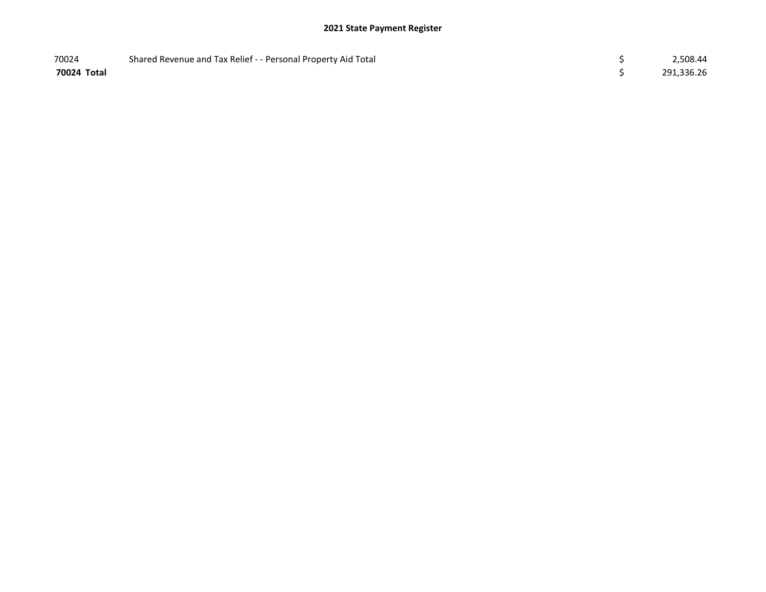**2021 State Payment Register**

| | | | |
|---|---|---|---|
| 70024 | Shared Revenue and Tax Relief - - Personal Property Aid Total | $ | 2,508.44 |
| **70024 Total** | | $ | 291,336.26 |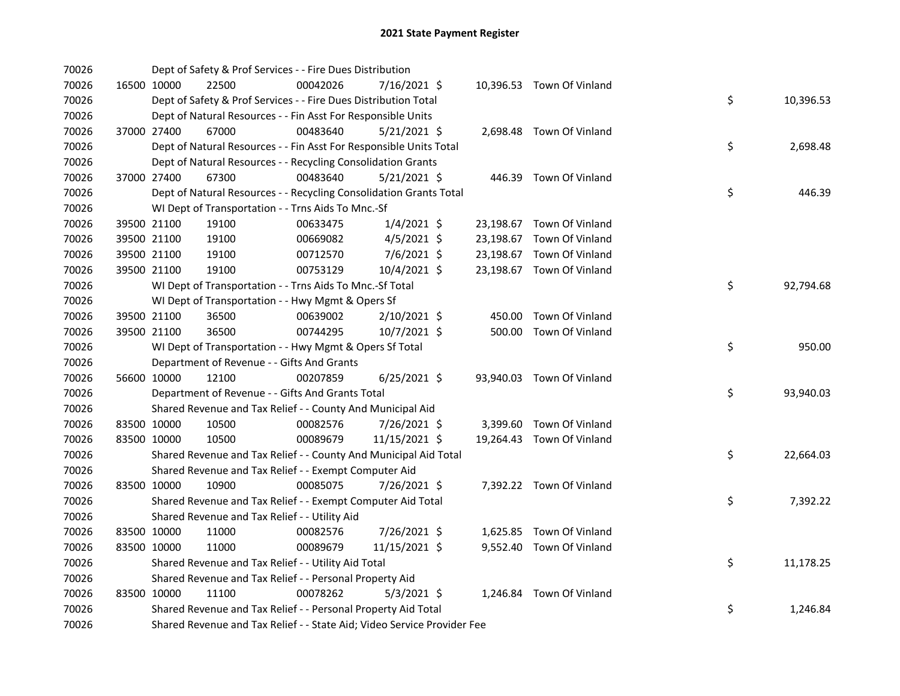# 2021 State Payment Register

| | | | | | | | | | |
|---|---|---|---|---|---|---|---|---|---|
| 70026 | | Dept of Safety & Prof Services - - Fire Dues Distribution | | | | | | | |
| 70026 | 16500 | 10000 | 22500 | 00042026 | 7/16/2021 | $ 10,396.53 | Town Of Vinland | | |
| 70026 | | Dept of Safety & Prof Services - - Fire Dues Distribution Total | | | | | | $ | 10,396.53 |
| 70026 | | Dept of Natural Resources - - Fin Asst For Responsible Units | | | | | | | |
| 70026 | 37000 | 27400 | 67000 | 00483640 | 5/21/2021 | $ 2,698.48 | Town Of Vinland | | |
| 70026 | | Dept of Natural Resources - - Fin Asst For Responsible Units Total | | | | | | $ | 2,698.48 |
| 70026 | | Dept of Natural Resources - - Recycling Consolidation Grants | | | | | | | |
| 70026 | 37000 | 27400 | 67300 | 00483640 | 5/21/2021 | $ 446.39 | Town Of Vinland | | |
| 70026 | | Dept of Natural Resources - - Recycling Consolidation Grants Total | | | | | | $ | 446.39 |
| 70026 | | WI Dept of Transportation - - Trns Aids To Mnc.-Sf | | | | | | | |
| 70026 | 39500 | 21100 | 19100 | 00633475 | 1/4/2021 | $ 23,198.67 | Town Of Vinland | | |
| 70026 | 39500 | 21100 | 19100 | 00669082 | 4/5/2021 | $ 23,198.67 | Town Of Vinland | | |
| 70026 | 39500 | 21100 | 19100 | 00712570 | 7/6/2021 | $ 23,198.67 | Town Of Vinland | | |
| 70026 | 39500 | 21100 | 19100 | 00753129 | 10/4/2021 | $ 23,198.67 | Town Of Vinland | | |
| 70026 | | WI Dept of Transportation - - Trns Aids To Mnc.-Sf Total | | | | | | $ | 92,794.68 |
| 70026 | | WI Dept of Transportation - - Hwy Mgmt & Opers Sf | | | | | | | |
| 70026 | 39500 | 21100 | 36500 | 00639002 | 2/10/2021 | $ 450.00 | Town Of Vinland | | |
| 70026 | 39500 | 21100 | 36500 | 00744295 | 10/7/2021 | $ 500.00 | Town Of Vinland | | |
| 70026 | | WI Dept of Transportation - - Hwy Mgmt & Opers Sf Total | | | | | | $ | 950.00 |
| 70026 | | Department of Revenue - - Gifts And Grants | | | | | | | |
| 70026 | 56600 | 10000 | 12100 | 00207859 | 6/25/2021 | $ 93,940.03 | Town Of Vinland | | |
| 70026 | | Department of Revenue - - Gifts And Grants Total | | | | | | $ | 93,940.03 |
| 70026 | | Shared Revenue and Tax Relief - - County And Municipal Aid | | | | | | | |
| 70026 | 83500 | 10000 | 10500 | 00082576 | 7/26/2021 | $ 3,399.60 | Town Of Vinland | | |
| 70026 | 83500 | 10000 | 10500 | 00089679 | 11/15/2021 | $ 19,264.43 | Town Of Vinland | | |
| 70026 | | Shared Revenue and Tax Relief - - County And Municipal Aid Total | | | | | | $ | 22,664.03 |
| 70026 | | Shared Revenue and Tax Relief - - Exempt Computer Aid | | | | | | | |
| 70026 | 83500 | 10000 | 10900 | 00085075 | 7/26/2021 | $ 7,392.22 | Town Of Vinland | | |
| 70026 | | Shared Revenue and Tax Relief - - Exempt Computer Aid Total | | | | | | $ | 7,392.22 |
| 70026 | | Shared Revenue and Tax Relief - - Utility Aid | | | | | | | |
| 70026 | 83500 | 10000 | 11000 | 00082576 | 7/26/2021 | $ 1,625.85 | Town Of Vinland | | |
| 70026 | 83500 | 10000 | 11000 | 00089679 | 11/15/2021 | $ 9,552.40 | Town Of Vinland | | |
| 70026 | | Shared Revenue and Tax Relief - - Utility Aid Total | | | | | | $ | 11,178.25 |
| 70026 | | Shared Revenue and Tax Relief - - Personal Property Aid | | | | | | | |
| 70026 | 83500 | 10000 | 11100 | 00078262 | 5/3/2021 | $ 1,246.84 | Town Of Vinland | | |
| 70026 | | Shared Revenue and Tax Relief - - Personal Property Aid Total | | | | | | $ | 1,246.84 |
| 70026 | | Shared Revenue and Tax Relief - - State Aid; Video Service Provider Fee | | | | | | | |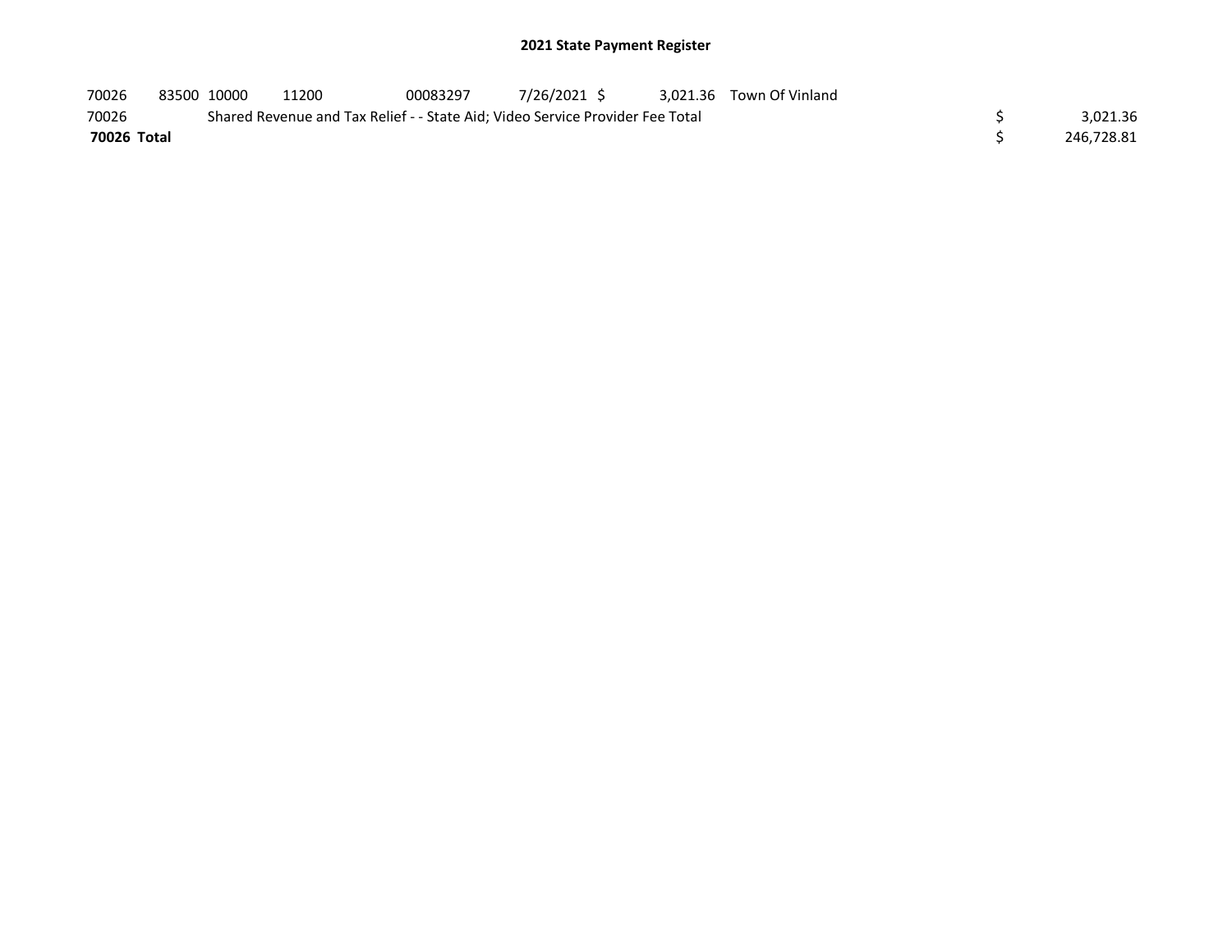## 2021 State Payment Register

| | | | | | | | | | |
|---|---|---|---|---|---|---|---|---|---|
| 70026 | 83500 | 10000 | 11200 | 00083297 | 7/26/2021 | $ 3,021.36 | Town Of Vinland | | |
| 70026 | | Shared Revenue and Tax Relief - - State Aid; Video Service Provider Fee Total | | | | | | $ | 3,021.36 |
| **70026 Total** | | | | | | | | $ | 246,728.81 |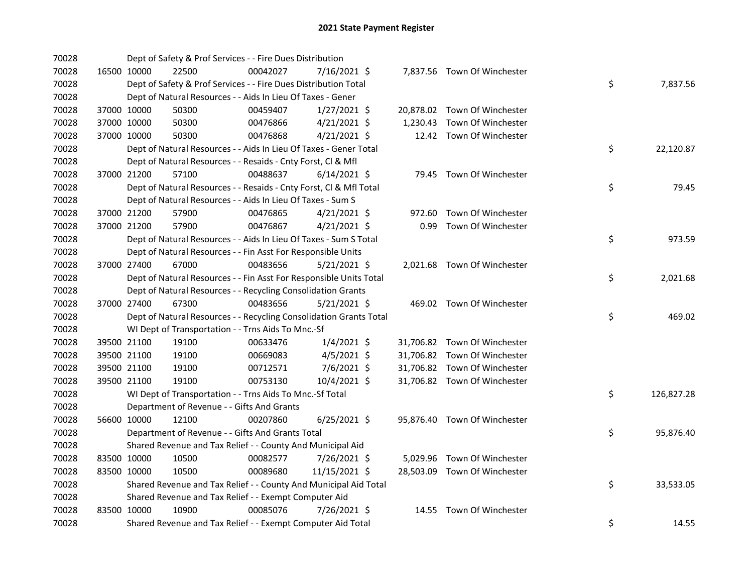# 2021 State Payment Register

| | | | | | | | | | |
|---|---|---|---|---|---|---|---|---|---|
| 70028 | | | Dept of Safety & Prof Services - - Fire Dues Distribution | | | | | | |
| 70028 | 16500 | 10000 | 22500 | 00042027 | 7/16/2021 | $ 7,837.56 | Town Of Winchester | | |
| 70028 | | | Dept of Safety & Prof Services - - Fire Dues Distribution Total | | | | | $ | 7,837.56 |
| 70028 | | | Dept of Natural Resources - - Aids In Lieu Of Taxes - Gener | | | | | | |
| 70028 | 37000 | 10000 | 50300 | 00459407 | 1/27/2021 | $ 20,878.02 | Town Of Winchester | | |
| 70028 | 37000 | 10000 | 50300 | 00476866 | 4/21/2021 | $ 1,230.43 | Town Of Winchester | | |
| 70028 | 37000 | 10000 | 50300 | 00476868 | 4/21/2021 | $ 12.42 | Town Of Winchester | | |
| 70028 | | | Dept of Natural Resources - - Aids In Lieu Of Taxes - Gener Total | | | | | $ | 22,120.87 |
| 70028 | | | Dept of Natural Resources - - Resaids - Cnty Forst, Cl & Mfl | | | | | | |
| 70028 | 37000 | 21200 | 57100 | 00488637 | 6/14/2021 | $ 79.45 | Town Of Winchester | | |
| 70028 | | | Dept of Natural Resources - - Resaids - Cnty Forst, Cl & Mfl Total | | | | | $ | 79.45 |
| 70028 | | | Dept of Natural Resources - - Aids In Lieu Of Taxes - Sum S | | | | | | |
| 70028 | 37000 | 21200 | 57900 | 00476865 | 4/21/2021 | $ 972.60 | Town Of Winchester | | |
| 70028 | 37000 | 21200 | 57900 | 00476867 | 4/21/2021 | $ 0.99 | Town Of Winchester | | |
| 70028 | | | Dept of Natural Resources - - Aids In Lieu Of Taxes - Sum S Total | | | | | $ | 973.59 |
| 70028 | | | Dept of Natural Resources - - Fin Asst For Responsible Units | | | | | | |
| 70028 | 37000 | 27400 | 67000 | 00483656 | 5/21/2021 | $ 2,021.68 | Town Of Winchester | | |
| 70028 | | | Dept of Natural Resources - - Fin Asst For Responsible Units Total | | | | | $ | 2,021.68 |
| 70028 | | | Dept of Natural Resources - - Recycling Consolidation Grants | | | | | | |
| 70028 | 37000 | 27400 | 67300 | 00483656 | 5/21/2021 | $ 469.02 | Town Of Winchester | | |
| 70028 | | | Dept of Natural Resources - - Recycling Consolidation Grants Total | | | | | $ | 469.02 |
| 70028 | | | WI Dept of Transportation - - Trns Aids To Mnc.-Sf | | | | | | |
| 70028 | 39500 | 21100 | 19100 | 00633476 | 1/4/2021 | $ 31,706.82 | Town Of Winchester | | |
| 70028 | 39500 | 21100 | 19100 | 00669083 | 4/5/2021 | $ 31,706.82 | Town Of Winchester | | |
| 70028 | 39500 | 21100 | 19100 | 00712571 | 7/6/2021 | $ 31,706.82 | Town Of Winchester | | |
| 70028 | 39500 | 21100 | 19100 | 00753130 | 10/4/2021 | $ 31,706.82 | Town Of Winchester | | |
| 70028 | | | WI Dept of Transportation - - Trns Aids To Mnc.-Sf Total | | | | | $ | 126,827.28 |
| 70028 | | | Department of Revenue - - Gifts And Grants | | | | | | |
| 70028 | 56600 | 10000 | 12100 | 00207860 | 6/25/2021 | $ 95,876.40 | Town Of Winchester | | |
| 70028 | | | Department of Revenue - - Gifts And Grants Total | | | | | $ | 95,876.40 |
| 70028 | | | Shared Revenue and Tax Relief - - County And Municipal Aid | | | | | | |
| 70028 | 83500 | 10000 | 10500 | 00082577 | 7/26/2021 | $ 5,029.96 | Town Of Winchester | | |
| 70028 | 83500 | 10000 | 10500 | 00089680 | 11/15/2021 | $ 28,503.09 | Town Of Winchester | | |
| 70028 | | | Shared Revenue and Tax Relief - - County And Municipal Aid Total | | | | | $ | 33,533.05 |
| 70028 | | | Shared Revenue and Tax Relief - - Exempt Computer Aid | | | | | | |
| 70028 | 83500 | 10000 | 10900 | 00085076 | 7/26/2021 | $ 14.55 | Town Of Winchester | | |
| 70028 | | | Shared Revenue and Tax Relief - - Exempt Computer Aid Total | | | | | $ | 14.55 |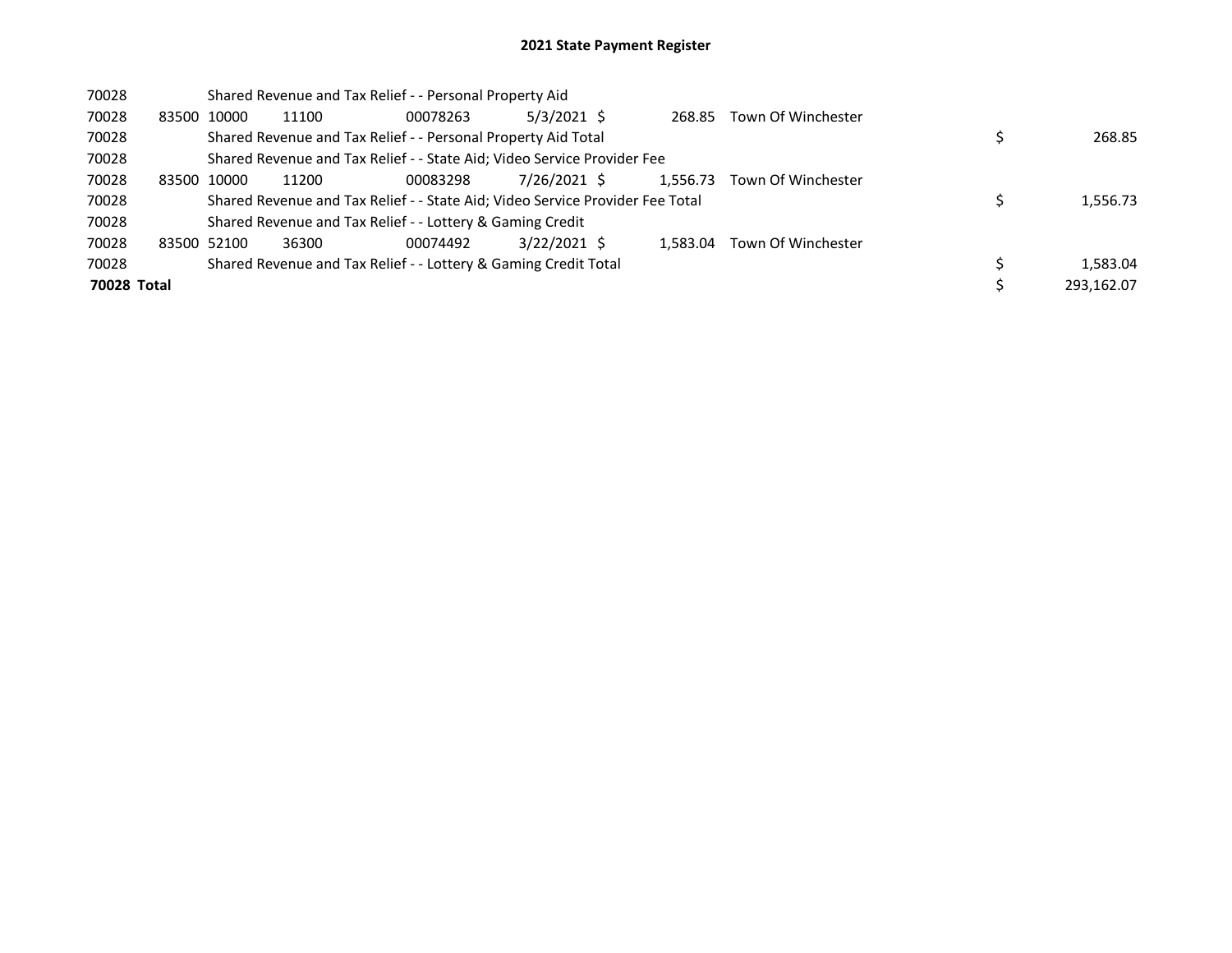## 2021 State Payment Register

| | | | | | | | | | |
|---|---|---|---|---|---|---|---|---|---|
| 70028 | | Shared Revenue and Tax Relief - - Personal Property Aid | | | | | | | |
| 70028 | 83500 | 10000 | 11100 | 00078263 | 5/3/2021 | $ 268.85 | Town Of Winchester | | |
| 70028 | | Shared Revenue and Tax Relief - - Personal Property Aid Total | | | | | | $ | 268.85 |
| 70028 | | Shared Revenue and Tax Relief - - State Aid; Video Service Provider Fee | | | | | | | |
| 70028 | 83500 | 10000 | 11200 | 00083298 | 7/26/2021 | $ 1,556.73 | Town Of Winchester | | |
| 70028 | | Shared Revenue and Tax Relief - - State Aid; Video Service Provider Fee Total | | | | | | $ | 1,556.73 |
| 70028 | | Shared Revenue and Tax Relief - - Lottery & Gaming Credit | | | | | | | |
| 70028 | 83500 | 52100 | 36300 | 00074492 | 3/22/2021 | $ 1,583.04 | Town Of Winchester | | |
| 70028 | | Shared Revenue and Tax Relief - - Lottery & Gaming Credit Total | | | | | | $ | 1,583.04 |
| **70028 Total** | | | | | | | | $ | 293,162.07 |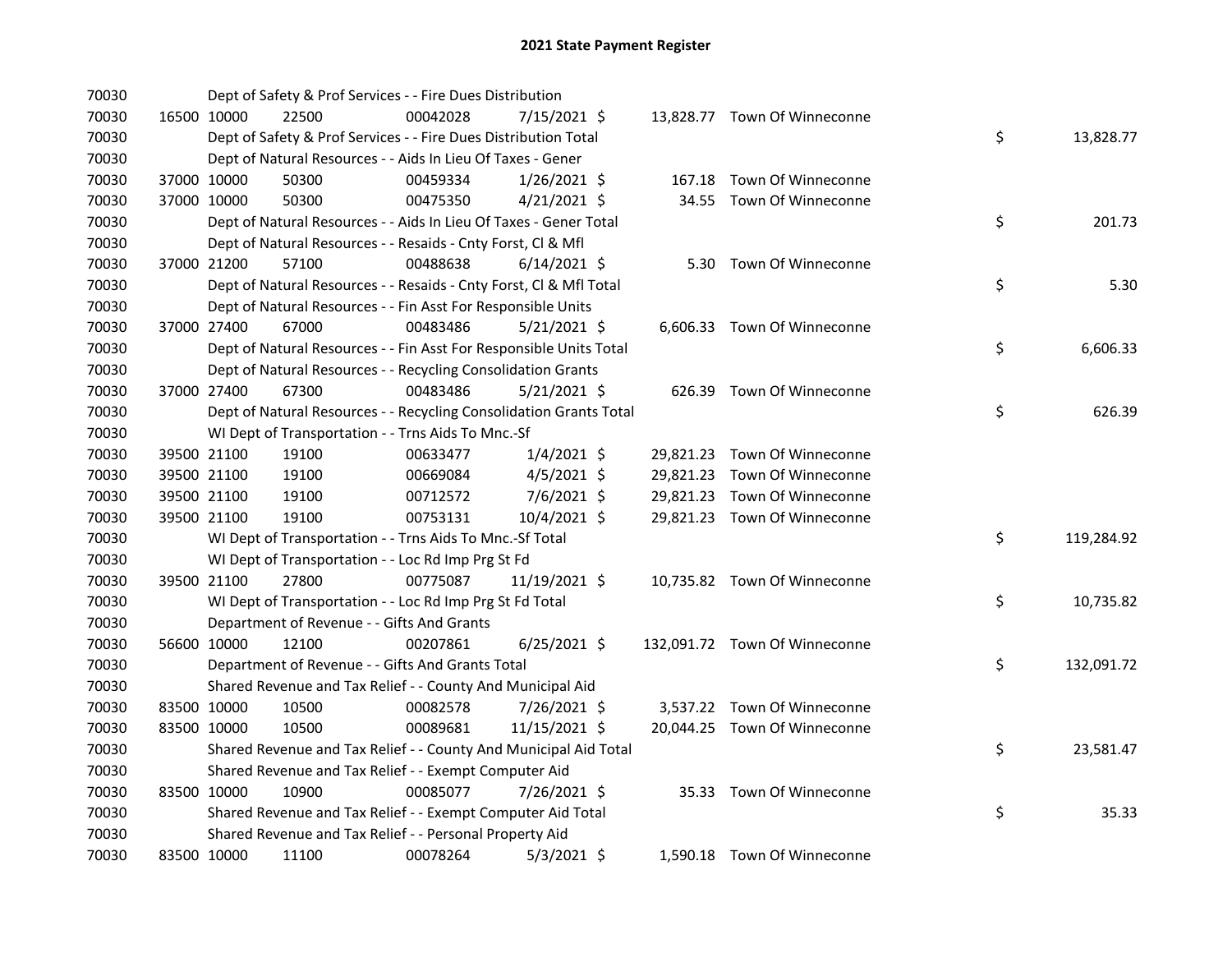# 2021 State Payment Register

| | | | | | | | | | |
|---|---|---|---|---|---|---|---|---|---|
| 70030 | | Dept of Safety & Prof Services - - Fire Dues Distribution | | | | | | | |
| 70030 | 16500 | 10000 | 22500 | 00042028 | 7/15/2021 $ | 13,828.77 | Town Of Winneconne | | |
| 70030 | | Dept of Safety & Prof Services - - Fire Dues Distribution Total | | | | | | $ | 13,828.77 |
| 70030 | | Dept of Natural Resources - - Aids In Lieu Of Taxes - Gener | | | | | | | |
| 70030 | 37000 | 10000 | 50300 | 00459334 | 1/26/2021 $ | 167.18 | Town Of Winneconne | | |
| 70030 | 37000 | 10000 | 50300 | 00475350 | 4/21/2021 $ | 34.55 | Town Of Winneconne | | |
| 70030 | | Dept of Natural Resources - - Aids In Lieu Of Taxes - Gener Total | | | | | | $ | 201.73 |
| 70030 | | Dept of Natural Resources - - Resaids - Cnty Forst, Cl & Mfl | | | | | | | |
| 70030 | 37000 | 21200 | 57100 | 00488638 | 6/14/2021 $ | 5.30 | Town Of Winneconne | | |
| 70030 | | Dept of Natural Resources - - Resaids - Cnty Forst, Cl & Mfl Total | | | | | | $ | 5.30 |
| 70030 | | Dept of Natural Resources - - Fin Asst For Responsible Units | | | | | | | |
| 70030 | 37000 | 27400 | 67000 | 00483486 | 5/21/2021 $ | 6,606.33 | Town Of Winneconne | | |
| 70030 | | Dept of Natural Resources - - Fin Asst For Responsible Units Total | | | | | | $ | 6,606.33 |
| 70030 | | Dept of Natural Resources - - Recycling Consolidation Grants | | | | | | | |
| 70030 | 37000 | 27400 | 67300 | 00483486 | 5/21/2021 $ | 626.39 | Town Of Winneconne | | |
| 70030 | | Dept of Natural Resources - - Recycling Consolidation Grants Total | | | | | | $ | 626.39 |
| 70030 | | WI Dept of Transportation - - Trns Aids To Mnc.-Sf | | | | | | | |
| 70030 | 39500 | 21100 | 19100 | 00633477 | 1/4/2021 $ | 29,821.23 | Town Of Winneconne | | |
| 70030 | 39500 | 21100 | 19100 | 00669084 | 4/5/2021 $ | 29,821.23 | Town Of Winneconne | | |
| 70030 | 39500 | 21100 | 19100 | 00712572 | 7/6/2021 $ | 29,821.23 | Town Of Winneconne | | |
| 70030 | 39500 | 21100 | 19100 | 00753131 | 10/4/2021 $ | 29,821.23 | Town Of Winneconne | | |
| 70030 | | WI Dept of Transportation - - Trns Aids To Mnc.-Sf Total | | | | | | $ | 119,284.92 |
| 70030 | | WI Dept of Transportation - - Loc Rd Imp Prg St Fd | | | | | | | |
| 70030 | 39500 | 21100 | 27800 | 00775087 | 11/19/2021 $ | 10,735.82 | Town Of Winneconne | | |
| 70030 | | WI Dept of Transportation - - Loc Rd Imp Prg St Fd Total | | | | | | $ | 10,735.82 |
| 70030 | | Department of Revenue - - Gifts And Grants | | | | | | | |
| 70030 | 56600 | 10000 | 12100 | 00207861 | 6/25/2021 $ | 132,091.72 | Town Of Winneconne | | |
| 70030 | | Department of Revenue - - Gifts And Grants Total | | | | | | $ | 132,091.72 |
| 70030 | | Shared Revenue and Tax Relief - - County And Municipal Aid | | | | | | | |
| 70030 | 83500 | 10000 | 10500 | 00082578 | 7/26/2021 $ | 3,537.22 | Town Of Winneconne | | |
| 70030 | 83500 | 10000 | 10500 | 00089681 | 11/15/2021 $ | 20,044.25 | Town Of Winneconne | | |
| 70030 | | Shared Revenue and Tax Relief - - County And Municipal Aid Total | | | | | | $ | 23,581.47 |
| 70030 | | Shared Revenue and Tax Relief - - Exempt Computer Aid | | | | | | | |
| 70030 | 83500 | 10000 | 10900 | 00085077 | 7/26/2021 $ | 35.33 | Town Of Winneconne | | |
| 70030 | | Shared Revenue and Tax Relief - - Exempt Computer Aid Total | | | | | | $ | 35.33 |
| 70030 | | Shared Revenue and Tax Relief - - Personal Property Aid | | | | | | | |
| 70030 | 83500 | 10000 | 11100 | 00078264 | 5/3/2021 $ | 1,590.18 | Town Of Winneconne | | |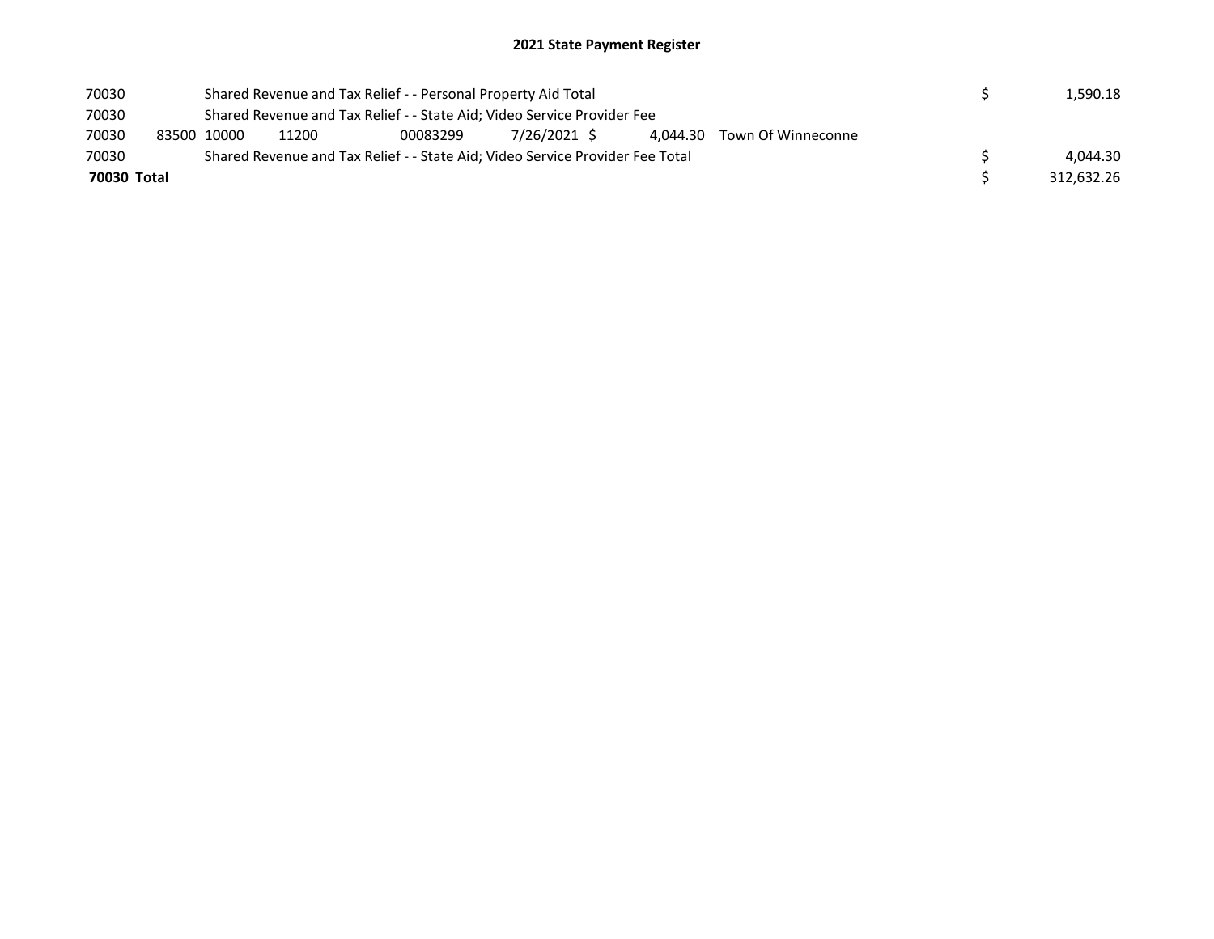## 2021 State Payment Register

| | | | | | | | | | |
|---|---|---|---|---|---|---|---|---|---|
| 70030 | | Shared Revenue and Tax Relief - - Personal Property Aid Total | | | | | | $ | 1,590.18 |
| 70030 | | Shared Revenue and Tax Relief - - State Aid; Video Service Provider Fee | | | | | | | |
| 70030 | 83500 | 10000 | 11200 | 00083299 | 7/26/2021 | $ 4,044.30 | Town Of Winneconne | | |
| 70030 | | Shared Revenue and Tax Relief - - State Aid; Video Service Provider Fee Total | | | | | | $ | 4,044.30 |
| **70030 Total** | | | | | | | | $ | 312,632.26 |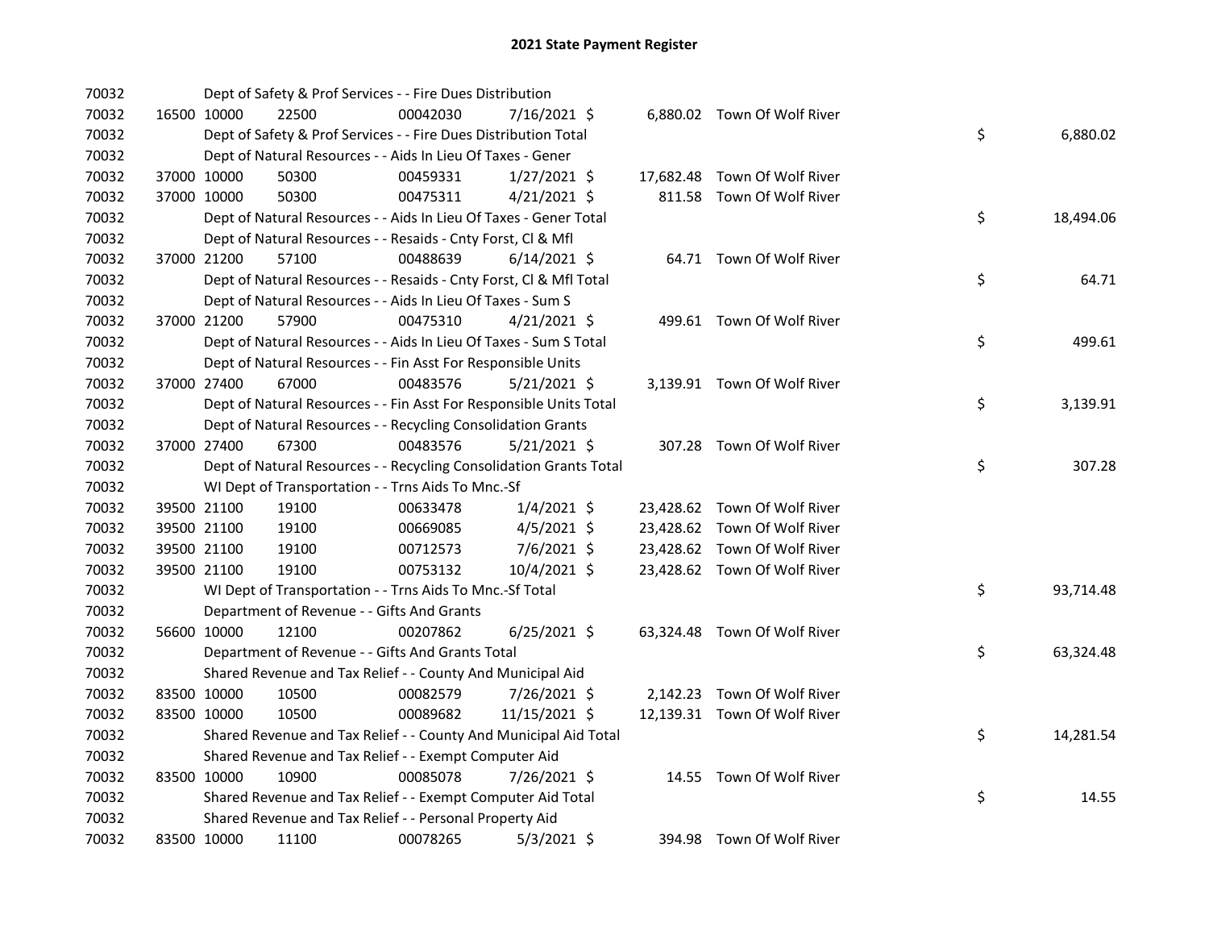# 2021 State Payment Register

| | | | | | | | | | |
|---|---|---|---|---|---|---|---|---|---|
| 70032 | | | Dept of Safety & Prof Services - - Fire Dues Distribution | | | | | | |
| 70032 | 16500 | 10000 | 22500 | 00042030 | 7/16/2021 | $ 6,880.02 | Town Of Wolf River | | |
| 70032 | | | Dept of Safety & Prof Services - - Fire Dues Distribution Total | | | | | $ | 6,880.02 |
| 70032 | | | Dept of Natural Resources - - Aids In Lieu Of Taxes - Gener | | | | | | |
| 70032 | 37000 | 10000 | 50300 | 00459331 | 1/27/2021 | $ 17,682.48 | Town Of Wolf River | | |
| 70032 | 37000 | 10000 | 50300 | 00475311 | 4/21/2021 | $ 811.58 | Town Of Wolf River | | |
| 70032 | | | Dept of Natural Resources - - Aids In Lieu Of Taxes - Gener Total | | | | | $ | 18,494.06 |
| 70032 | | | Dept of Natural Resources - - Resaids - Cnty Forst, Cl & Mfl | | | | | | |
| 70032 | 37000 | 21200 | 57100 | 00488639 | 6/14/2021 | $ 64.71 | Town Of Wolf River | | |
| 70032 | | | Dept of Natural Resources - - Resaids - Cnty Forst, Cl & Mfl Total | | | | | $ | 64.71 |
| 70032 | | | Dept of Natural Resources - - Aids In Lieu Of Taxes - Sum S | | | | | | |
| 70032 | 37000 | 21200 | 57900 | 00475310 | 4/21/2021 | $ 499.61 | Town Of Wolf River | | |
| 70032 | | | Dept of Natural Resources - - Aids In Lieu Of Taxes - Sum S Total | | | | | $ | 499.61 |
| 70032 | | | Dept of Natural Resources - - Fin Asst For Responsible Units | | | | | | |
| 70032 | 37000 | 27400 | 67000 | 00483576 | 5/21/2021 | $ 3,139.91 | Town Of Wolf River | | |
| 70032 | | | Dept of Natural Resources - - Fin Asst For Responsible Units Total | | | | | $ | 3,139.91 |
| 70032 | | | Dept of Natural Resources - - Recycling Consolidation Grants | | | | | | |
| 70032 | 37000 | 27400 | 67300 | 00483576 | 5/21/2021 | $ 307.28 | Town Of Wolf River | | |
| 70032 | | | Dept of Natural Resources - - Recycling Consolidation Grants Total | | | | | $ | 307.28 |
| 70032 | | | WI Dept of Transportation - - Trns Aids To Mnc.-Sf | | | | | | |
| 70032 | 39500 | 21100 | 19100 | 00633478 | 1/4/2021 | $ 23,428.62 | Town Of Wolf River | | |
| 70032 | 39500 | 21100 | 19100 | 00669085 | 4/5/2021 | $ 23,428.62 | Town Of Wolf River | | |
| 70032 | 39500 | 21100 | 19100 | 00712573 | 7/6/2021 | $ 23,428.62 | Town Of Wolf River | | |
| 70032 | 39500 | 21100 | 19100 | 00753132 | 10/4/2021 | $ 23,428.62 | Town Of Wolf River | | |
| 70032 | | | WI Dept of Transportation - - Trns Aids To Mnc.-Sf Total | | | | | $ | 93,714.48 |
| 70032 | | | Department of Revenue - - Gifts And Grants | | | | | | |
| 70032 | 56600 | 10000 | 12100 | 00207862 | 6/25/2021 | $ 63,324.48 | Town Of Wolf River | | |
| 70032 | | | Department of Revenue - - Gifts And Grants Total | | | | | $ | 63,324.48 |
| 70032 | | | Shared Revenue and Tax Relief - - County And Municipal Aid | | | | | | |
| 70032 | 83500 | 10000 | 10500 | 00082579 | 7/26/2021 | $ 2,142.23 | Town Of Wolf River | | |
| 70032 | 83500 | 10000 | 10500 | 00089682 | 11/15/2021 | $ 12,139.31 | Town Of Wolf River | | |
| 70032 | | | Shared Revenue and Tax Relief - - County And Municipal Aid Total | | | | | $ | 14,281.54 |
| 70032 | | | Shared Revenue and Tax Relief - - Exempt Computer Aid | | | | | | |
| 70032 | 83500 | 10000 | 10900 | 00085078 | 7/26/2021 | $ 14.55 | Town Of Wolf River | | |
| 70032 | | | Shared Revenue and Tax Relief - - Exempt Computer Aid Total | | | | | $ | 14.55 |
| 70032 | | | Shared Revenue and Tax Relief - - Personal Property Aid | | | | | | |
| 70032 | 83500 | 10000 | 11100 | 00078265 | 5/3/2021 | $ 394.98 | Town Of Wolf River | | |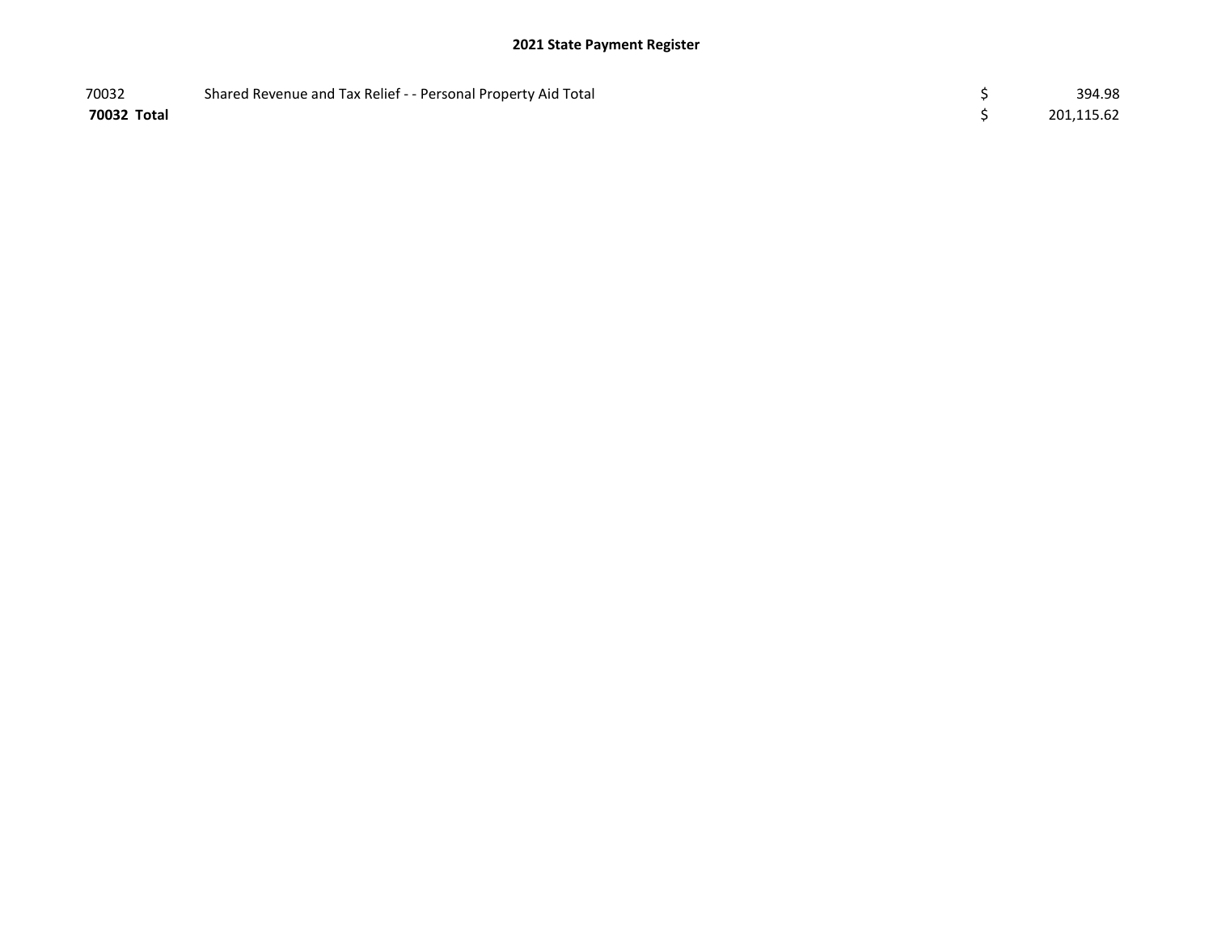| | | | |
|---|---|---|---|
| 70032 | Shared Revenue and Tax Relief - - Personal Property Aid Total | $ | 394.98 |
| **70032 Total** | | $ | 201,115.62 |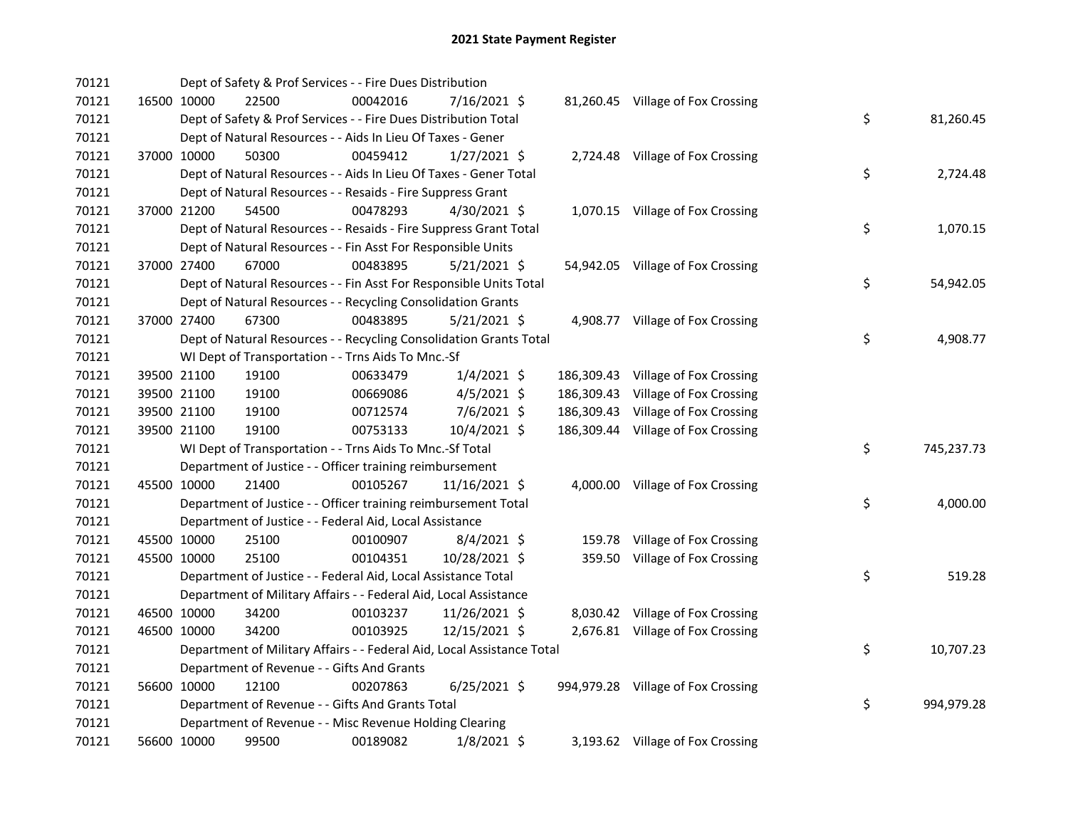# 2021 State Payment Register

| | | | | | | | | | |
|---|---|---|---|---|---|---|---|---|---|
| 70121 | | | Dept of Safety & Prof Services - - Fire Dues Distribution | | | | | | |
| 70121 | 16500 | 10000 | 22500 | 00042016 | 7/16/2021 | $ 81,260.45 | Village of Fox Crossing | | |
| 70121 | | | Dept of Safety & Prof Services - - Fire Dues Distribution Total | | | | | $ | 81,260.45 |
| 70121 | | | Dept of Natural Resources - - Aids In Lieu Of Taxes - Gener | | | | | | |
| 70121 | 37000 | 10000 | 50300 | 00459412 | 1/27/2021 | $ 2,724.48 | Village of Fox Crossing | | |
| 70121 | | | Dept of Natural Resources - - Aids In Lieu Of Taxes - Gener Total | | | | | $ | 2,724.48 |
| 70121 | | | Dept of Natural Resources - - Resaids - Fire Suppress Grant | | | | | | |
| 70121 | 37000 | 21200 | 54500 | 00478293 | 4/30/2021 | $ 1,070.15 | Village of Fox Crossing | | |
| 70121 | | | Dept of Natural Resources - - Resaids - Fire Suppress Grant Total | | | | | $ | 1,070.15 |
| 70121 | | | Dept of Natural Resources - - Fin Asst For Responsible Units | | | | | | |
| 70121 | 37000 | 27400 | 67000 | 00483895 | 5/21/2021 | $ 54,942.05 | Village of Fox Crossing | | |
| 70121 | | | Dept of Natural Resources - - Fin Asst For Responsible Units Total | | | | | $ | 54,942.05 |
| 70121 | | | Dept of Natural Resources - - Recycling Consolidation Grants | | | | | | |
| 70121 | 37000 | 27400 | 67300 | 00483895 | 5/21/2021 | $ 4,908.77 | Village of Fox Crossing | | |
| 70121 | | | Dept of Natural Resources - - Recycling Consolidation Grants Total | | | | | $ | 4,908.77 |
| 70121 | | | WI Dept of Transportation - - Trns Aids To Mnc.-Sf | | | | | | |
| 70121 | 39500 | 21100 | 19100 | 00633479 | 1/4/2021 | $ 186,309.43 | Village of Fox Crossing | | |
| 70121 | 39500 | 21100 | 19100 | 00669086 | 4/5/2021 | $ 186,309.43 | Village of Fox Crossing | | |
| 70121 | 39500 | 21100 | 19100 | 00712574 | 7/6/2021 | $ 186,309.43 | Village of Fox Crossing | | |
| 70121 | 39500 | 21100 | 19100 | 00753133 | 10/4/2021 | $ 186,309.44 | Village of Fox Crossing | | |
| 70121 | | | WI Dept of Transportation - - Trns Aids To Mnc.-Sf Total | | | | | $ | 745,237.73 |
| 70121 | | | Department of Justice - - Officer training reimbursement | | | | | | |
| 70121 | 45500 | 10000 | 21400 | 00105267 | 11/16/2021 | $ 4,000.00 | Village of Fox Crossing | | |
| 70121 | | | Department of Justice - - Officer training reimbursement Total | | | | | $ | 4,000.00 |
| 70121 | | | Department of Justice - - Federal Aid, Local Assistance | | | | | | |
| 70121 | 45500 | 10000 | 25100 | 00100907 | 8/4/2021 | $ 159.78 | Village of Fox Crossing | | |
| 70121 | 45500 | 10000 | 25100 | 00104351 | 10/28/2021 | $ 359.50 | Village of Fox Crossing | | |
| 70121 | | | Department of Justice - - Federal Aid, Local Assistance Total | | | | | $ | 519.28 |
| 70121 | | | Department of Military Affairs - - Federal Aid, Local Assistance | | | | | | |
| 70121 | 46500 | 10000 | 34200 | 00103237 | 11/26/2021 | $ 8,030.42 | Village of Fox Crossing | | |
| 70121 | 46500 | 10000 | 34200 | 00103925 | 12/15/2021 | $ 2,676.81 | Village of Fox Crossing | | |
| 70121 | | | Department of Military Affairs - - Federal Aid, Local Assistance Total | | | | | $ | 10,707.23 |
| 70121 | | | Department of Revenue - - Gifts And Grants | | | | | | |
| 70121 | 56600 | 10000 | 12100 | 00207863 | 6/25/2021 | $ 994,979.28 | Village of Fox Crossing | | |
| 70121 | | | Department of Revenue - - Gifts And Grants Total | | | | | $ | 994,979.28 |
| 70121 | | | Department of Revenue - - Misc Revenue Holding Clearing | | | | | | |
| 70121 | 56600 | 10000 | 99500 | 00189082 | 1/8/2021 | $ 3,193.62 | Village of Fox Crossing | | |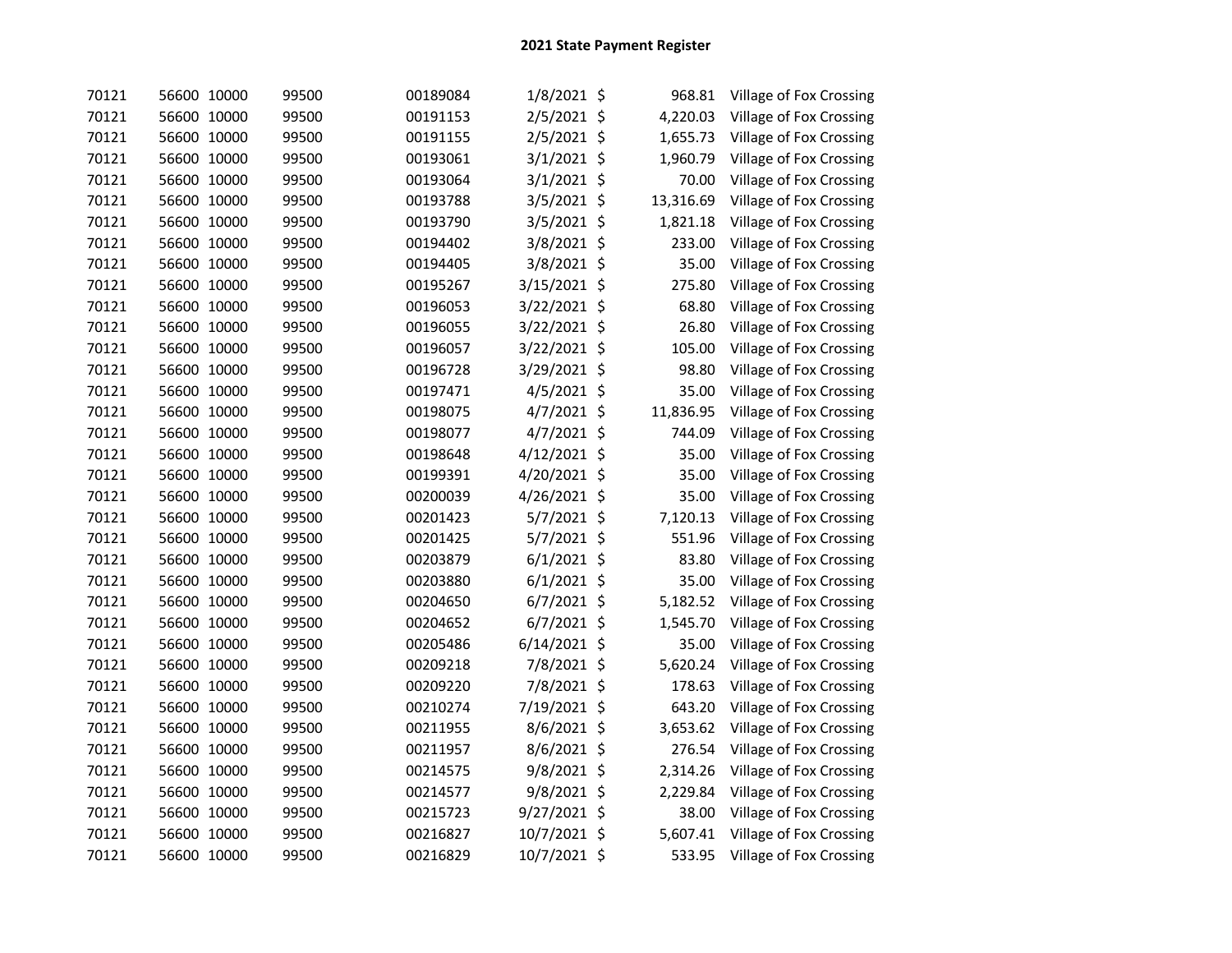# 2021 State Payment Register

| | | | | | | | | |
|---|---|---|---|---|---|---|---|---|
| 70121 | 56600 | 10000 | 99500 | 00189084 | 1/8/2021 | $ | 968.81 | Village of Fox Crossing |
| 70121 | 56600 | 10000 | 99500 | 00191153 | 2/5/2021 | $ | 4,220.03 | Village of Fox Crossing |
| 70121 | 56600 | 10000 | 99500 | 00191155 | 2/5/2021 | $ | 1,655.73 | Village of Fox Crossing |
| 70121 | 56600 | 10000 | 99500 | 00193061 | 3/1/2021 | $ | 1,960.79 | Village of Fox Crossing |
| 70121 | 56600 | 10000 | 99500 | 00193064 | 3/1/2021 | $ | 70.00 | Village of Fox Crossing |
| 70121 | 56600 | 10000 | 99500 | 00193788 | 3/5/2021 | $ | 13,316.69 | Village of Fox Crossing |
| 70121 | 56600 | 10000 | 99500 | 00193790 | 3/5/2021 | $ | 1,821.18 | Village of Fox Crossing |
| 70121 | 56600 | 10000 | 99500 | 00194402 | 3/8/2021 | $ | 233.00 | Village of Fox Crossing |
| 70121 | 56600 | 10000 | 99500 | 00194405 | 3/8/2021 | $ | 35.00 | Village of Fox Crossing |
| 70121 | 56600 | 10000 | 99500 | 00195267 | 3/15/2021 | $ | 275.80 | Village of Fox Crossing |
| 70121 | 56600 | 10000 | 99500 | 00196053 | 3/22/2021 | $ | 68.80 | Village of Fox Crossing |
| 70121 | 56600 | 10000 | 99500 | 00196055 | 3/22/2021 | $ | 26.80 | Village of Fox Crossing |
| 70121 | 56600 | 10000 | 99500 | 00196057 | 3/22/2021 | $ | 105.00 | Village of Fox Crossing |
| 70121 | 56600 | 10000 | 99500 | 00196728 | 3/29/2021 | $ | 98.80 | Village of Fox Crossing |
| 70121 | 56600 | 10000 | 99500 | 00197471 | 4/5/2021 | $ | 35.00 | Village of Fox Crossing |
| 70121 | 56600 | 10000 | 99500 | 00198075 | 4/7/2021 | $ | 11,836.95 | Village of Fox Crossing |
| 70121 | 56600 | 10000 | 99500 | 00198077 | 4/7/2021 | $ | 744.09 | Village of Fox Crossing |
| 70121 | 56600 | 10000 | 99500 | 00198648 | 4/12/2021 | $ | 35.00 | Village of Fox Crossing |
| 70121 | 56600 | 10000 | 99500 | 00199391 | 4/20/2021 | $ | 35.00 | Village of Fox Crossing |
| 70121 | 56600 | 10000 | 99500 | 00200039 | 4/26/2021 | $ | 35.00 | Village of Fox Crossing |
| 70121 | 56600 | 10000 | 99500 | 00201423 | 5/7/2021 | $ | 7,120.13 | Village of Fox Crossing |
| 70121 | 56600 | 10000 | 99500 | 00201425 | 5/7/2021 | $ | 551.96 | Village of Fox Crossing |
| 70121 | 56600 | 10000 | 99500 | 00203879 | 6/1/2021 | $ | 83.80 | Village of Fox Crossing |
| 70121 | 56600 | 10000 | 99500 | 00203880 | 6/1/2021 | $ | 35.00 | Village of Fox Crossing |
| 70121 | 56600 | 10000 | 99500 | 00204650 | 6/7/2021 | $ | 5,182.52 | Village of Fox Crossing |
| 70121 | 56600 | 10000 | 99500 | 00204652 | 6/7/2021 | $ | 1,545.70 | Village of Fox Crossing |
| 70121 | 56600 | 10000 | 99500 | 00205486 | 6/14/2021 | $ | 35.00 | Village of Fox Crossing |
| 70121 | 56600 | 10000 | 99500 | 00209218 | 7/8/2021 | $ | 5,620.24 | Village of Fox Crossing |
| 70121 | 56600 | 10000 | 99500 | 00209220 | 7/8/2021 | $ | 178.63 | Village of Fox Crossing |
| 70121 | 56600 | 10000 | 99500 | 00210274 | 7/19/2021 | $ | 643.20 | Village of Fox Crossing |
| 70121 | 56600 | 10000 | 99500 | 00211955 | 8/6/2021 | $ | 3,653.62 | Village of Fox Crossing |
| 70121 | 56600 | 10000 | 99500 | 00211957 | 8/6/2021 | $ | 276.54 | Village of Fox Crossing |
| 70121 | 56600 | 10000 | 99500 | 00214575 | 9/8/2021 | $ | 2,314.26 | Village of Fox Crossing |
| 70121 | 56600 | 10000 | 99500 | 00214577 | 9/8/2021 | $ | 2,229.84 | Village of Fox Crossing |
| 70121 | 56600 | 10000 | 99500 | 00215723 | 9/27/2021 | $ | 38.00 | Village of Fox Crossing |
| 70121 | 56600 | 10000 | 99500 | 00216827 | 10/7/2021 | $ | 5,607.41 | Village of Fox Crossing |
| 70121 | 56600 | 10000 | 99500 | 00216829 | 10/7/2021 | $ | 533.95 | Village of Fox Crossing |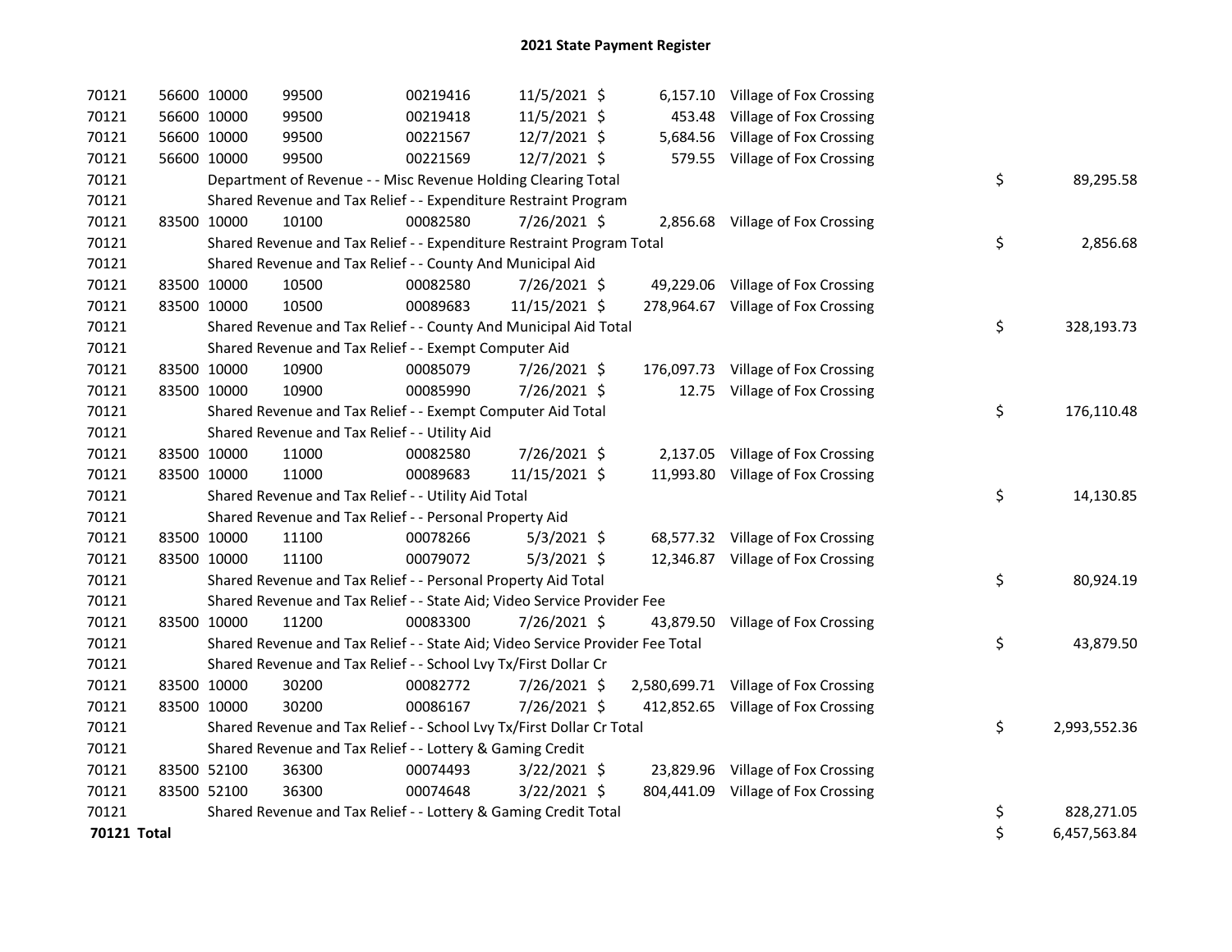# 2021 State Payment Register

| | | | | | | | | | |
|---|---|---|---|---|---|---|---|---|---|
| 70121 | 56600 | 10000 | 99500 | 00219416 | 11/5/2021 | $ 6,157.10 | Village of Fox Crossing | | |
| 70121 | 56600 | 10000 | 99500 | 00219418 | 11/5/2021 | $ 453.48 | Village of Fox Crossing | | |
| 70121 | 56600 | 10000 | 99500 | 00221567 | 12/7/2021 | $ 5,684.56 | Village of Fox Crossing | | |
| 70121 | 56600 | 10000 | 99500 | 00221569 | 12/7/2021 | $ 579.55 | Village of Fox Crossing | | |
| 70121 | | Department of Revenue - - Misc Revenue Holding Clearing Total | | | | | | $ | 89,295.58 |
| 70121 | | Shared Revenue and Tax Relief - - Expenditure Restraint Program | | | | | | | |
| 70121 | 83500 | 10000 | 10100 | 00082580 | 7/26/2021 | $ 2,856.68 | Village of Fox Crossing | | |
| 70121 | | Shared Revenue and Tax Relief - - Expenditure Restraint Program Total | | | | | | $ | 2,856.68 |
| 70121 | | Shared Revenue and Tax Relief - - County And Municipal Aid | | | | | | | |
| 70121 | 83500 | 10000 | 10500 | 00082580 | 7/26/2021 | $ 49,229.06 | Village of Fox Crossing | | |
| 70121 | 83500 | 10000 | 10500 | 00089683 | 11/15/2021 | $ 278,964.67 | Village of Fox Crossing | | |
| 70121 | | Shared Revenue and Tax Relief - - County And Municipal Aid Total | | | | | | $ | 328,193.73 |
| 70121 | | Shared Revenue and Tax Relief - - Exempt Computer Aid | | | | | | | |
| 70121 | 83500 | 10000 | 10900 | 00085079 | 7/26/2021 | $ 176,097.73 | Village of Fox Crossing | | |
| 70121 | 83500 | 10000 | 10900 | 00085990 | 7/26/2021 | $ 12.75 | Village of Fox Crossing | | |
| 70121 | | Shared Revenue and Tax Relief - - Exempt Computer Aid Total | | | | | | $ | 176,110.48 |
| 70121 | | Shared Revenue and Tax Relief - - Utility Aid | | | | | | | |
| 70121 | 83500 | 10000 | 11000 | 00082580 | 7/26/2021 | $ 2,137.05 | Village of Fox Crossing | | |
| 70121 | 83500 | 10000 | 11000 | 00089683 | 11/15/2021 | $ 11,993.80 | Village of Fox Crossing | | |
| 70121 | | Shared Revenue and Tax Relief - - Utility Aid Total | | | | | | $ | 14,130.85 |
| 70121 | | Shared Revenue and Tax Relief - - Personal Property Aid | | | | | | | |
| 70121 | 83500 | 10000 | 11100 | 00078266 | 5/3/2021 | $ 68,577.32 | Village of Fox Crossing | | |
| 70121 | 83500 | 10000 | 11100 | 00079072 | 5/3/2021 | $ 12,346.87 | Village of Fox Crossing | | |
| 70121 | | Shared Revenue and Tax Relief - - Personal Property Aid Total | | | | | | $ | 80,924.19 |
| 70121 | | Shared Revenue and Tax Relief - - State Aid; Video Service Provider Fee | | | | | | | |
| 70121 | 83500 | 10000 | 11200 | 00083300 | 7/26/2021 | $ 43,879.50 | Village of Fox Crossing | | |
| 70121 | | Shared Revenue and Tax Relief - - State Aid; Video Service Provider Fee Total | | | | | | $ | 43,879.50 |
| 70121 | | Shared Revenue and Tax Relief - - School Lvy Tx/First Dollar Cr | | | | | | | |
| 70121 | 83500 | 10000 | 30200 | 00082772 | 7/26/2021 | $ 2,580,699.71 | Village of Fox Crossing | | |
| 70121 | 83500 | 10000 | 30200 | 00086167 | 7/26/2021 | $ 412,852.65 | Village of Fox Crossing | | |
| 70121 | | Shared Revenue and Tax Relief - - School Lvy Tx/First Dollar Cr Total | | | | | | $ | 2,993,552.36 |
| 70121 | | Shared Revenue and Tax Relief - - Lottery & Gaming Credit | | | | | | | |
| 70121 | 83500 | 52100 | 36300 | 00074493 | 3/22/2021 | $ 23,829.96 | Village of Fox Crossing | | |
| 70121 | 83500 | 52100 | 36300 | 00074648 | 3/22/2021 | $ 804,441.09 | Village of Fox Crossing | | |
| 70121 | | Shared Revenue and Tax Relief - - Lottery & Gaming Credit Total | | | | | | $ | 828,271.05 |
| **70121 Total** | | | | | | | | $ | 6,457,563.84 |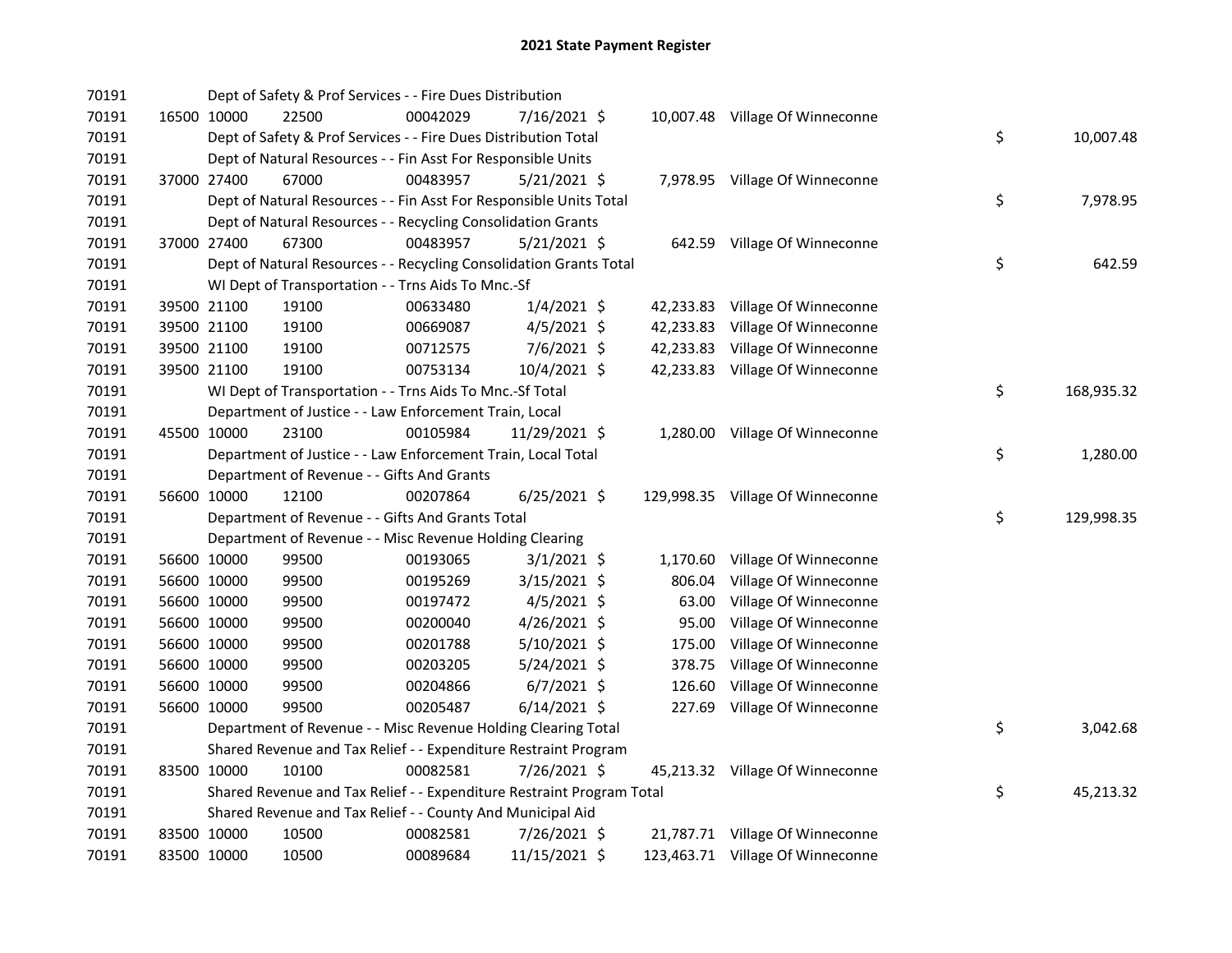# 2021 State Payment Register

| | | | | | | | | | |
|---|---|---|---|---|---|---|---|---|---|
| 70191 | | | Dept of Safety & Prof Services - - Fire Dues Distribution | | | | | | |
| 70191 | 16500 | 10000 | 22500 | 00042029 | 7/16/2021 $ | 10,007.48 | Village Of Winneconne | | |
| 70191 | | | Dept of Safety & Prof Services - - Fire Dues Distribution Total | | | | | $ | 10,007.48 |
| 70191 | | | Dept of Natural Resources - - Fin Asst For Responsible Units | | | | | | |
| 70191 | 37000 | 27400 | 67000 | 00483957 | 5/21/2021 $ | 7,978.95 | Village Of Winneconne | | |
| 70191 | | | Dept of Natural Resources - - Fin Asst For Responsible Units Total | | | | | $ | 7,978.95 |
| 70191 | | | Dept of Natural Resources - - Recycling Consolidation Grants | | | | | | |
| 70191 | 37000 | 27400 | 67300 | 00483957 | 5/21/2021 $ | 642.59 | Village Of Winneconne | | |
| 70191 | | | Dept of Natural Resources - - Recycling Consolidation Grants Total | | | | | $ | 642.59 |
| 70191 | | | WI Dept of Transportation - - Trns Aids To Mnc.-Sf | | | | | | |
| 70191 | 39500 | 21100 | 19100 | 00633480 | 1/4/2021 $ | 42,233.83 | Village Of Winneconne | | |
| 70191 | 39500 | 21100 | 19100 | 00669087 | 4/5/2021 $ | 42,233.83 | Village Of Winneconne | | |
| 70191 | 39500 | 21100 | 19100 | 00712575 | 7/6/2021 $ | 42,233.83 | Village Of Winneconne | | |
| 70191 | 39500 | 21100 | 19100 | 00753134 | 10/4/2021 $ | 42,233.83 | Village Of Winneconne | | |
| 70191 | | | WI Dept of Transportation - - Trns Aids To Mnc.-Sf Total | | | | | $ | 168,935.32 |
| 70191 | | | Department of Justice - - Law Enforcement Train, Local | | | | | | |
| 70191 | 45500 | 10000 | 23100 | 00105984 | 11/29/2021 $ | 1,280.00 | Village Of Winneconne | | |
| 70191 | | | Department of Justice - - Law Enforcement Train, Local Total | | | | | $ | 1,280.00 |
| 70191 | | | Department of Revenue - - Gifts And Grants | | | | | | |
| 70191 | 56600 | 10000 | 12100 | 00207864 | 6/25/2021 $ | 129,998.35 | Village Of Winneconne | | |
| 70191 | | | Department of Revenue - - Gifts And Grants Total | | | | | $ | 129,998.35 |
| 70191 | | | Department of Revenue - - Misc Revenue Holding Clearing | | | | | | |
| 70191 | 56600 | 10000 | 99500 | 00193065 | 3/1/2021 $ | 1,170.60 | Village Of Winneconne | | |
| 70191 | 56600 | 10000 | 99500 | 00195269 | 3/15/2021 $ | 806.04 | Village Of Winneconne | | |
| 70191 | 56600 | 10000 | 99500 | 00197472 | 4/5/2021 $ | 63.00 | Village Of Winneconne | | |
| 70191 | 56600 | 10000 | 99500 | 00200040 | 4/26/2021 $ | 95.00 | Village Of Winneconne | | |
| 70191 | 56600 | 10000 | 99500 | 00201788 | 5/10/2021 $ | 175.00 | Village Of Winneconne | | |
| 70191 | 56600 | 10000 | 99500 | 00203205 | 5/24/2021 $ | 378.75 | Village Of Winneconne | | |
| 70191 | 56600 | 10000 | 99500 | 00204866 | 6/7/2021 $ | 126.60 | Village Of Winneconne | | |
| 70191 | 56600 | 10000 | 99500 | 00205487 | 6/14/2021 $ | 227.69 | Village Of Winneconne | | |
| 70191 | | | Department of Revenue - - Misc Revenue Holding Clearing Total | | | | | $ | 3,042.68 |
| 70191 | | | Shared Revenue and Tax Relief - - Expenditure Restraint Program | | | | | | |
| 70191 | 83500 | 10000 | 10100 | 00082581 | 7/26/2021 $ | 45,213.32 | Village Of Winneconne | | |
| 70191 | | | Shared Revenue and Tax Relief - - Expenditure Restraint Program Total | | | | | $ | 45,213.32 |
| 70191 | | | Shared Revenue and Tax Relief - - County And Municipal Aid | | | | | | |
| 70191 | 83500 | 10000 | 10500 | 00082581 | 7/26/2021 $ | 21,787.71 | Village Of Winneconne | | |
| 70191 | 83500 | 10000 | 10500 | 00089684 | 11/15/2021 $ | 123,463.71 | Village Of Winneconne | | |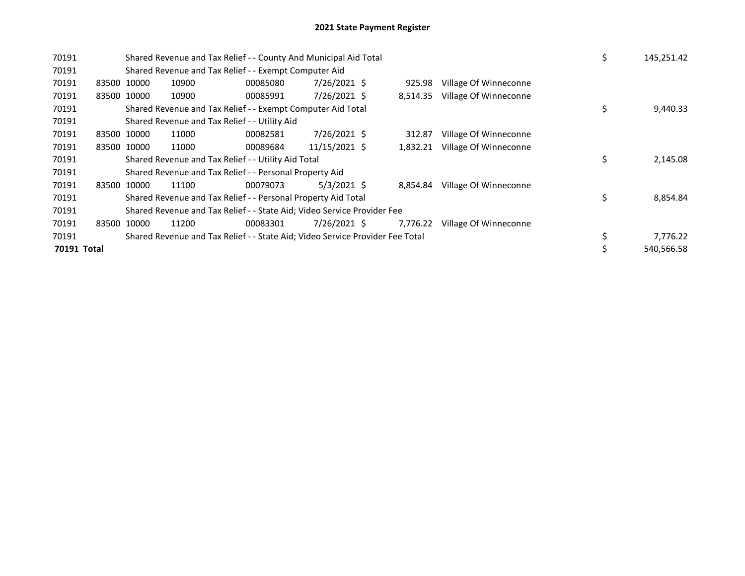# 2021 State Payment Register

| | | | | | | | | | |
|---|---|---|---|---|---|---|---|---|---|
| 70191 | | Shared Revenue and Tax Relief - - County And Municipal Aid Total | | | | | | $ | 145,251.42 |
| 70191 | | Shared Revenue and Tax Relief - - Exempt Computer Aid | | | | | | | |
| 70191 | 83500 | 10000 | 10900 | 00085080 | 7/26/2021 $ | 925.98 | Village Of Winneconne | | |
| 70191 | 83500 | 10000 | 10900 | 00085991 | 7/26/2021 $ | 8,514.35 | Village Of Winneconne | | |
| 70191 | | Shared Revenue and Tax Relief - - Exempt Computer Aid Total | | | | | | $ | 9,440.33 |
| 70191 | | Shared Revenue and Tax Relief - - Utility Aid | | | | | | | |
| 70191 | 83500 | 10000 | 11000 | 00082581 | 7/26/2021 $ | 312.87 | Village Of Winneconne | | |
| 70191 | 83500 | 10000 | 11000 | 00089684 | 11/15/2021 $ | 1,832.21 | Village Of Winneconne | | |
| 70191 | | Shared Revenue and Tax Relief - - Utility Aid Total | | | | | | $ | 2,145.08 |
| 70191 | | Shared Revenue and Tax Relief - - Personal Property Aid | | | | | | | |
| 70191 | 83500 | 10000 | 11100 | 00079073 | 5/3/2021 $ | 8,854.84 | Village Of Winneconne | | |
| 70191 | | Shared Revenue and Tax Relief - - Personal Property Aid Total | | | | | | $ | 8,854.84 |
| 70191 | | Shared Revenue and Tax Relief - - State Aid; Video Service Provider Fee | | | | | | | |
| 70191 | 83500 | 10000 | 11200 | 00083301 | 7/26/2021 $ | 7,776.22 | Village Of Winneconne | | |
| 70191 | | Shared Revenue and Tax Relief - - State Aid; Video Service Provider Fee Total | | | | | | $ | 7,776.22 |
| **70191 Total** | | | | | | | | $ | 540,566.58 |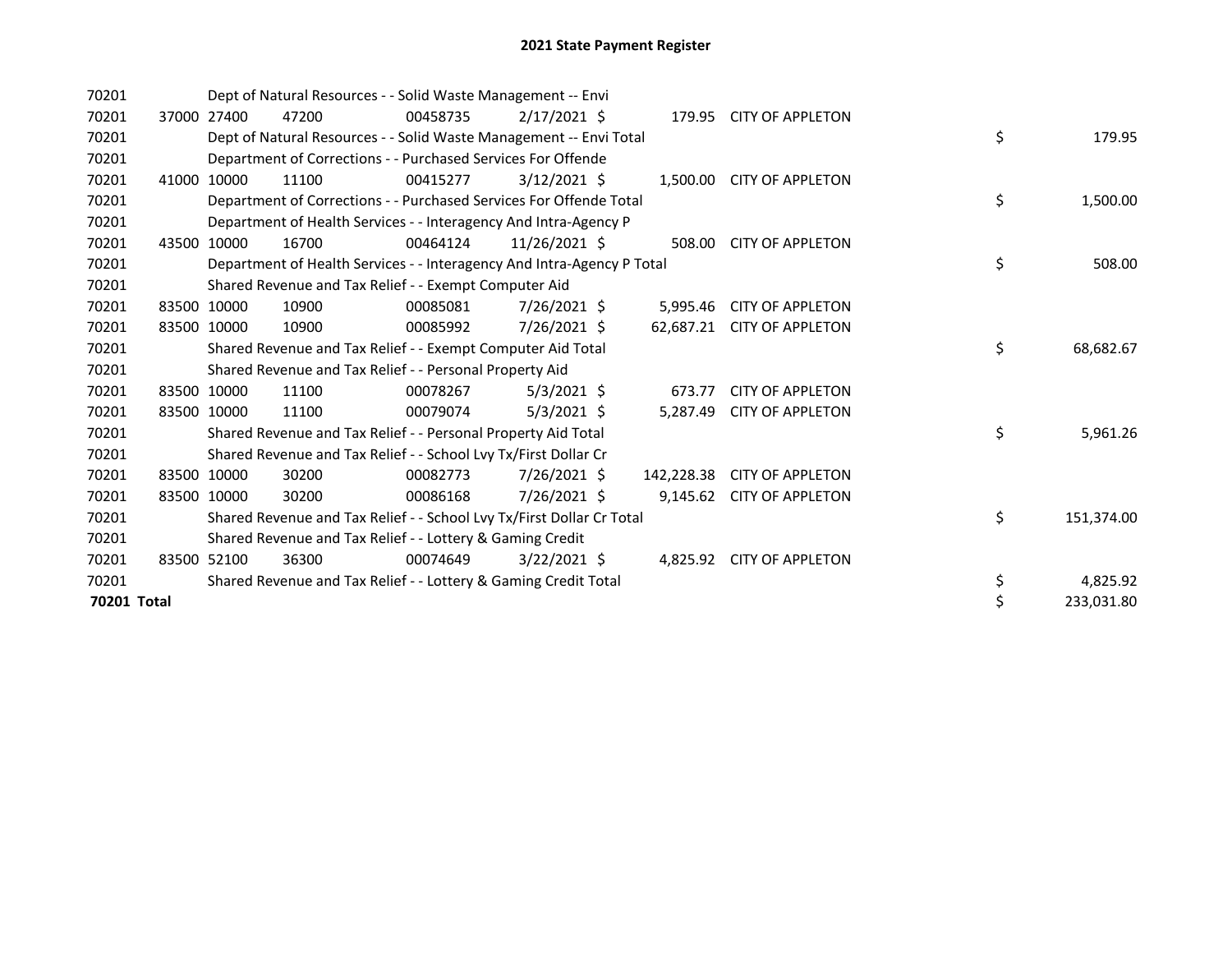# 2021 State Payment Register

| | | | | | | | | | |
|---|---|---|---|---|---|---|---|---|---|
| 70201 | | Dept of Natural Resources - - Solid Waste Management -- Envi | | | | | | | |
| 70201 | 37000 | 27400 | 47200 | 00458735 | 2/17/2021 | $ 179.95 | CITY OF APPLETON | | |
| 70201 | | Dept of Natural Resources - - Solid Waste Management -- Envi Total | | | | | | $ | 179.95 |
| 70201 | | Department of Corrections - - Purchased Services For Offende | | | | | | | |
| 70201 | 41000 | 10000 | 11100 | 00415277 | 3/12/2021 | $ 1,500.00 | CITY OF APPLETON | | |
| 70201 | | Department of Corrections - - Purchased Services For Offende Total | | | | | | $ | 1,500.00 |
| 70201 | | Department of Health Services - - Interagency And Intra-Agency P | | | | | | | |
| 70201 | 43500 | 10000 | 16700 | 00464124 | 11/26/2021 | $ 508.00 | CITY OF APPLETON | | |
| 70201 | | Department of Health Services - - Interagency And Intra-Agency P Total | | | | | | $ | 508.00 |
| 70201 | | Shared Revenue and Tax Relief - - Exempt Computer Aid | | | | | | | |
| 70201 | 83500 | 10000 | 10900 | 00085081 | 7/26/2021 | $ 5,995.46 | CITY OF APPLETON | | |
| 70201 | 83500 | 10000 | 10900 | 00085992 | 7/26/2021 | $ 62,687.21 | CITY OF APPLETON | | |
| 70201 | | Shared Revenue and Tax Relief - - Exempt Computer Aid Total | | | | | | $ | 68,682.67 |
| 70201 | | Shared Revenue and Tax Relief - - Personal Property Aid | | | | | | | |
| 70201 | 83500 | 10000 | 11100 | 00078267 | 5/3/2021 | $ 673.77 | CITY OF APPLETON | | |
| 70201 | 83500 | 10000 | 11100 | 00079074 | 5/3/2021 | $ 5,287.49 | CITY OF APPLETON | | |
| 70201 | | Shared Revenue and Tax Relief - - Personal Property Aid Total | | | | | | $ | 5,961.26 |
| 70201 | | Shared Revenue and Tax Relief - - School Lvy Tx/First Dollar Cr | | | | | | | |
| 70201 | 83500 | 10000 | 30200 | 00082773 | 7/26/2021 | $ 142,228.38 | CITY OF APPLETON | | |
| 70201 | 83500 | 10000 | 30200 | 00086168 | 7/26/2021 | $ 9,145.62 | CITY OF APPLETON | | |
| 70201 | | Shared Revenue and Tax Relief - - School Lvy Tx/First Dollar Cr Total | | | | | | $ | 151,374.00 |
| 70201 | | Shared Revenue and Tax Relief - - Lottery & Gaming Credit | | | | | | | |
| 70201 | 83500 | 52100 | 36300 | 00074649 | 3/22/2021 | $ 4,825.92 | CITY OF APPLETON | | |
| 70201 | | Shared Revenue and Tax Relief - - Lottery & Gaming Credit Total | | | | | | $ | 4,825.92 |
| **70201 Total** | | | | | | | | $ | 233,031.80 |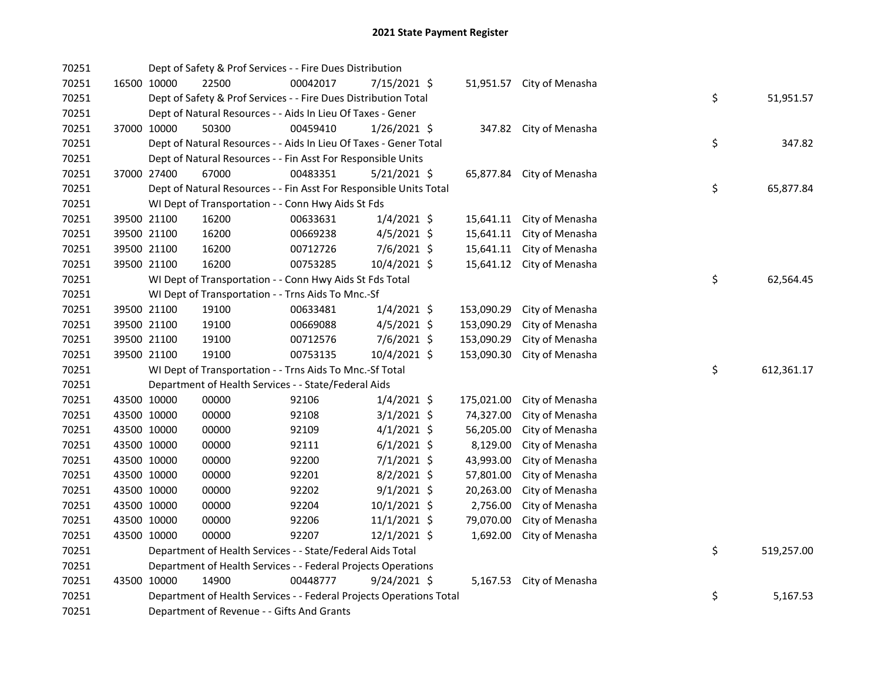# 2021 State Payment Register

| | | | | | | | | | |
|---|---|---|---|---|---|---|---|---|---|
| 70251 | | | Dept of Safety & Prof Services - - Fire Dues Distribution | | | | | | |
| 70251 | 16500 | 10000 | 22500 | 00042017 | 7/15/2021 | $ 51,951.57 | City of Menasha | | |
| 70251 | | | Dept of Safety & Prof Services - - Fire Dues Distribution Total | | | | | $ | 51,951.57 |
| 70251 | | | Dept of Natural Resources - - Aids In Lieu Of Taxes - Gener | | | | | | |
| 70251 | 37000 | 10000 | 50300 | 00459410 | 1/26/2021 | $ 347.82 | City of Menasha | | |
| 70251 | | | Dept of Natural Resources - - Aids In Lieu Of Taxes - Gener Total | | | | | $ | 347.82 |
| 70251 | | | Dept of Natural Resources - - Fin Asst For Responsible Units | | | | | | |
| 70251 | 37000 | 27400 | 67000 | 00483351 | 5/21/2021 | $ 65,877.84 | City of Menasha | | |
| 70251 | | | Dept of Natural Resources - - Fin Asst For Responsible Units Total | | | | | $ | 65,877.84 |
| 70251 | | | WI Dept of Transportation - - Conn Hwy Aids St Fds | | | | | | |
| 70251 | 39500 | 21100 | 16200 | 00633631 | 1/4/2021 | $ 15,641.11 | City of Menasha | | |
| 70251 | 39500 | 21100 | 16200 | 00669238 | 4/5/2021 | $ 15,641.11 | City of Menasha | | |
| 70251 | 39500 | 21100 | 16200 | 00712726 | 7/6/2021 | $ 15,641.11 | City of Menasha | | |
| 70251 | 39500 | 21100 | 16200 | 00753285 | 10/4/2021 | $ 15,641.12 | City of Menasha | | |
| 70251 | | | WI Dept of Transportation - - Conn Hwy Aids St Fds Total | | | | | $ | 62,564.45 |
| 70251 | | | WI Dept of Transportation - - Trns Aids To Mnc.-Sf | | | | | | |
| 70251 | 39500 | 21100 | 19100 | 00633481 | 1/4/2021 | $ 153,090.29 | City of Menasha | | |
| 70251 | 39500 | 21100 | 19100 | 00669088 | 4/5/2021 | $ 153,090.29 | City of Menasha | | |
| 70251 | 39500 | 21100 | 19100 | 00712576 | 7/6/2021 | $ 153,090.29 | City of Menasha | | |
| 70251 | 39500 | 21100 | 19100 | 00753135 | 10/4/2021 | $ 153,090.30 | City of Menasha | | |
| 70251 | | | WI Dept of Transportation - - Trns Aids To Mnc.-Sf Total | | | | | $ | 612,361.17 |
| 70251 | | | Department of Health Services - - State/Federal Aids | | | | | | |
| 70251 | 43500 | 10000 | 00000 | 92106 | 1/4/2021 | $ 175,021.00 | City of Menasha | | |
| 70251 | 43500 | 10000 | 00000 | 92108 | 3/1/2021 | $ 74,327.00 | City of Menasha | | |
| 70251 | 43500 | 10000 | 00000 | 92109 | 4/1/2021 | $ 56,205.00 | City of Menasha | | |
| 70251 | 43500 | 10000 | 00000 | 92111 | 6/1/2021 | $ 8,129.00 | City of Menasha | | |
| 70251 | 43500 | 10000 | 00000 | 92200 | 7/1/2021 | $ 43,993.00 | City of Menasha | | |
| 70251 | 43500 | 10000 | 00000 | 92201 | 8/2/2021 | $ 57,801.00 | City of Menasha | | |
| 70251 | 43500 | 10000 | 00000 | 92202 | 9/1/2021 | $ 20,263.00 | City of Menasha | | |
| 70251 | 43500 | 10000 | 00000 | 92204 | 10/1/2021 | $ 2,756.00 | City of Menasha | | |
| 70251 | 43500 | 10000 | 00000 | 92206 | 11/1/2021 | $ 79,070.00 | City of Menasha | | |
| 70251 | 43500 | 10000 | 00000 | 92207 | 12/1/2021 | $ 1,692.00 | City of Menasha | | |
| 70251 | | | Department of Health Services - - State/Federal Aids Total | | | | | $ | 519,257.00 |
| 70251 | | | Department of Health Services - - Federal Projects Operations | | | | | | |
| 70251 | 43500 | 10000 | 14900 | 00448777 | 9/24/2021 | $ 5,167.53 | City of Menasha | | |
| 70251 | | | Department of Health Services - - Federal Projects Operations Total | | | | | $ | 5,167.53 |
| 70251 | | | Department of Revenue - - Gifts And Grants | | | | | | |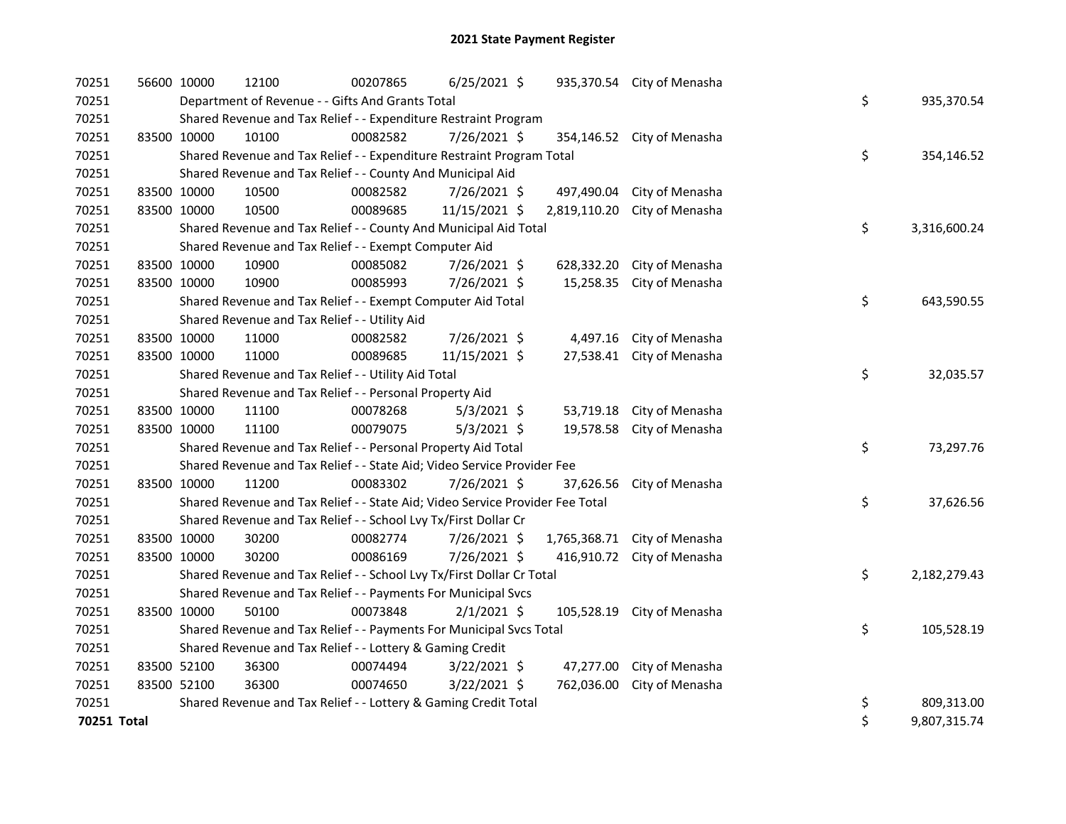## 2021 State Payment Register

| | | | | | | | | | |
|---|---|---|---|---|---|---|---|---|---|
| 70251 | 56600 | 10000 | 12100 | 00207865 | 6/25/2021 | $ 935,370.54 | City of Menasha | | |
| 70251 | | Department of Revenue - - Gifts And Grants Total | | | | | | $ | 935,370.54 |
| 70251 | | Shared Revenue and Tax Relief - - Expenditure Restraint Program | | | | | | | |
| 70251 | 83500 | 10000 | 10100 | 00082582 | 7/26/2021 | $ 354,146.52 | City of Menasha | | |
| 70251 | | Shared Revenue and Tax Relief - - Expenditure Restraint Program Total | | | | | | $ | 354,146.52 |
| 70251 | | Shared Revenue and Tax Relief - - County And Municipal Aid | | | | | | | |
| 70251 | 83500 | 10000 | 10500 | 00082582 | 7/26/2021 | $ 497,490.04 | City of Menasha | | |
| 70251 | 83500 | 10000 | 10500 | 00089685 | 11/15/2021 | $ 2,819,110.20 | City of Menasha | | |
| 70251 | | Shared Revenue and Tax Relief - - County And Municipal Aid Total | | | | | | $ | 3,316,600.24 |
| 70251 | | Shared Revenue and Tax Relief - - Exempt Computer Aid | | | | | | | |
| 70251 | 83500 | 10000 | 10900 | 00085082 | 7/26/2021 | $ 628,332.20 | City of Menasha | | |
| 70251 | 83500 | 10000 | 10900 | 00085993 | 7/26/2021 | $ 15,258.35 | City of Menasha | | |
| 70251 | | Shared Revenue and Tax Relief - - Exempt Computer Aid Total | | | | | | $ | 643,590.55 |
| 70251 | | Shared Revenue and Tax Relief - - Utility Aid | | | | | | | |
| 70251 | 83500 | 10000 | 11000 | 00082582 | 7/26/2021 | $ 4,497.16 | City of Menasha | | |
| 70251 | 83500 | 10000 | 11000 | 00089685 | 11/15/2021 | $ 27,538.41 | City of Menasha | | |
| 70251 | | Shared Revenue and Tax Relief - - Utility Aid Total | | | | | | $ | 32,035.57 |
| 70251 | | Shared Revenue and Tax Relief - - Personal Property Aid | | | | | | | |
| 70251 | 83500 | 10000 | 11100 | 00078268 | 5/3/2021 | $ 53,719.18 | City of Menasha | | |
| 70251 | 83500 | 10000 | 11100 | 00079075 | 5/3/2021 | $ 19,578.58 | City of Menasha | | |
| 70251 | | Shared Revenue and Tax Relief - - Personal Property Aid Total | | | | | | $ | 73,297.76 |
| 70251 | | Shared Revenue and Tax Relief - - State Aid; Video Service Provider Fee | | | | | | | |
| 70251 | 83500 | 10000 | 11200 | 00083302 | 7/26/2021 | $ 37,626.56 | City of Menasha | | |
| 70251 | | Shared Revenue and Tax Relief - - State Aid; Video Service Provider Fee Total | | | | | | $ | 37,626.56 |
| 70251 | | Shared Revenue and Tax Relief - - School Lvy Tx/First Dollar Cr | | | | | | | |
| 70251 | 83500 | 10000 | 30200 | 00082774 | 7/26/2021 | $ 1,765,368.71 | City of Menasha | | |
| 70251 | 83500 | 10000 | 30200 | 00086169 | 7/26/2021 | $ 416,910.72 | City of Menasha | | |
| 70251 | | Shared Revenue and Tax Relief - - School Lvy Tx/First Dollar Cr Total | | | | | | $ | 2,182,279.43 |
| 70251 | | Shared Revenue and Tax Relief - - Payments For Municipal Svcs | | | | | | | |
| 70251 | 83500 | 10000 | 50100 | 00073848 | 2/1/2021 | $ 105,528.19 | City of Menasha | | |
| 70251 | | Shared Revenue and Tax Relief - - Payments For Municipal Svcs Total | | | | | | $ | 105,528.19 |
| 70251 | | Shared Revenue and Tax Relief - - Lottery & Gaming Credit | | | | | | | |
| 70251 | 83500 | 52100 | 36300 | 00074494 | 3/22/2021 | $ 47,277.00 | City of Menasha | | |
| 70251 | 83500 | 52100 | 36300 | 00074650 | 3/22/2021 | $ 762,036.00 | City of Menasha | | |
| 70251 | | Shared Revenue and Tax Relief - - Lottery & Gaming Credit Total | | | | | | $ | 809,313.00 |
| **70251 Total** | | | | | | | | $ | 9,807,315.74 |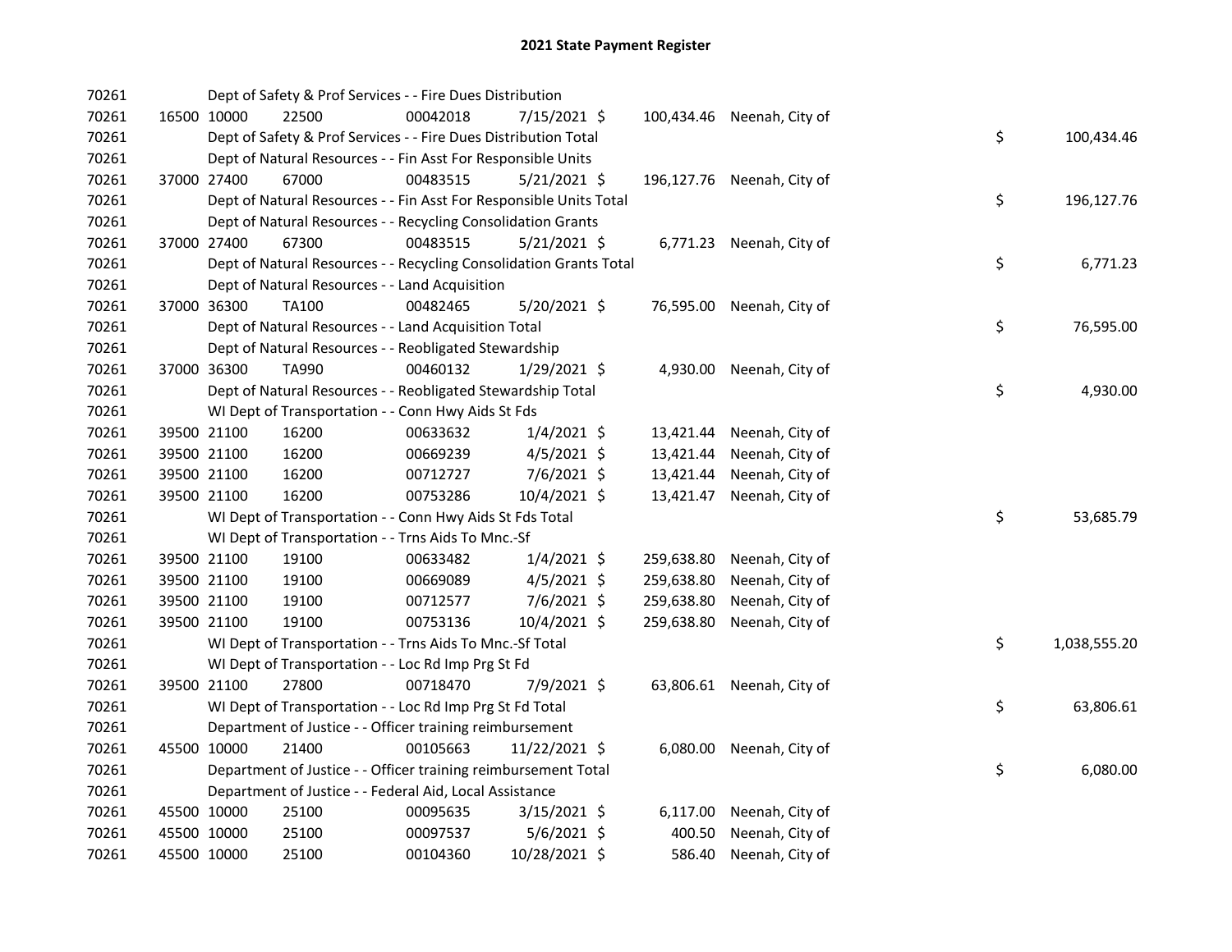## 2021 State Payment Register

| | | | | | | | | | |
|---|---|---|---|---|---|---|---|---|---|
| 70261 | | | Dept of Safety & Prof Services - - Fire Dues Distribution | | | | | | |
| 70261 | 16500 | 10000 | 22500 | 00042018 | 7/15/2021 | $ 100,434.46 | Neenah, City of | | |
| 70261 | | | Dept of Safety & Prof Services - - Fire Dues Distribution Total | | | | | $ | 100,434.46 |
| 70261 | | | Dept of Natural Resources - - Fin Asst For Responsible Units | | | | | | |
| 70261 | 37000 | 27400 | 67000 | 00483515 | 5/21/2021 | $ 196,127.76 | Neenah, City of | | |
| 70261 | | | Dept of Natural Resources - - Fin Asst For Responsible Units Total | | | | | $ | 196,127.76 |
| 70261 | | | Dept of Natural Resources - - Recycling Consolidation Grants | | | | | | |
| 70261 | 37000 | 27400 | 67300 | 00483515 | 5/21/2021 | $ 6,771.23 | Neenah, City of | | |
| 70261 | | | Dept of Natural Resources - - Recycling Consolidation Grants Total | | | | | $ | 6,771.23 |
| 70261 | | | Dept of Natural Resources - - Land Acquisition | | | | | | |
| 70261 | 37000 | 36300 | TA100 | 00482465 | 5/20/2021 | $ 76,595.00 | Neenah, City of | | |
| 70261 | | | Dept of Natural Resources - - Land Acquisition Total | | | | | $ | 76,595.00 |
| 70261 | | | Dept of Natural Resources - - Reobligated Stewardship | | | | | | |
| 70261 | 37000 | 36300 | TA990 | 00460132 | 1/29/2021 | $ 4,930.00 | Neenah, City of | | |
| 70261 | | | Dept of Natural Resources - - Reobligated Stewardship Total | | | | | $ | 4,930.00 |
| 70261 | | | WI Dept of Transportation - - Conn Hwy Aids St Fds | | | | | | |
| 70261 | 39500 | 21100 | 16200 | 00633632 | 1/4/2021 | $ 13,421.44 | Neenah, City of | | |
| 70261 | 39500 | 21100 | 16200 | 00669239 | 4/5/2021 | $ 13,421.44 | Neenah, City of | | |
| 70261 | 39500 | 21100 | 16200 | 00712727 | 7/6/2021 | $ 13,421.44 | Neenah, City of | | |
| 70261 | 39500 | 21100 | 16200 | 00753286 | 10/4/2021 | $ 13,421.47 | Neenah, City of | | |
| 70261 | | | WI Dept of Transportation - - Conn Hwy Aids St Fds Total | | | | | $ | 53,685.79 |
| 70261 | | | WI Dept of Transportation - - Trns Aids To Mnc.-Sf | | | | | | |
| 70261 | 39500 | 21100 | 19100 | 00633482 | 1/4/2021 | $ 259,638.80 | Neenah, City of | | |
| 70261 | 39500 | 21100 | 19100 | 00669089 | 4/5/2021 | $ 259,638.80 | Neenah, City of | | |
| 70261 | 39500 | 21100 | 19100 | 00712577 | 7/6/2021 | $ 259,638.80 | Neenah, City of | | |
| 70261 | 39500 | 21100 | 19100 | 00753136 | 10/4/2021 | $ 259,638.80 | Neenah, City of | | |
| 70261 | | | WI Dept of Transportation - - Trns Aids To Mnc.-Sf Total | | | | | $ | 1,038,555.20 |
| 70261 | | | WI Dept of Transportation - - Loc Rd Imp Prg St Fd | | | | | | |
| 70261 | 39500 | 21100 | 27800 | 00718470 | 7/9/2021 | $ 63,806.61 | Neenah, City of | | |
| 70261 | | | WI Dept of Transportation - - Loc Rd Imp Prg St Fd Total | | | | | $ | 63,806.61 |
| 70261 | | | Department of Justice - - Officer training reimbursement | | | | | | |
| 70261 | 45500 | 10000 | 21400 | 00105663 | 11/22/2021 | $ 6,080.00 | Neenah, City of | | |
| 70261 | | | Department of Justice - - Officer training reimbursement Total | | | | | $ | 6,080.00 |
| 70261 | | | Department of Justice - - Federal Aid, Local Assistance | | | | | | |
| 70261 | 45500 | 10000 | 25100 | 00095635 | 3/15/2021 | $ 6,117.00 | Neenah, City of | | |
| 70261 | 45500 | 10000 | 25100 | 00097537 | 5/6/2021 | $ 400.50 | Neenah, City of | | |
| 70261 | 45500 | 10000 | 25100 | 00104360 | 10/28/2021 | $ 586.40 | Neenah, City of | | |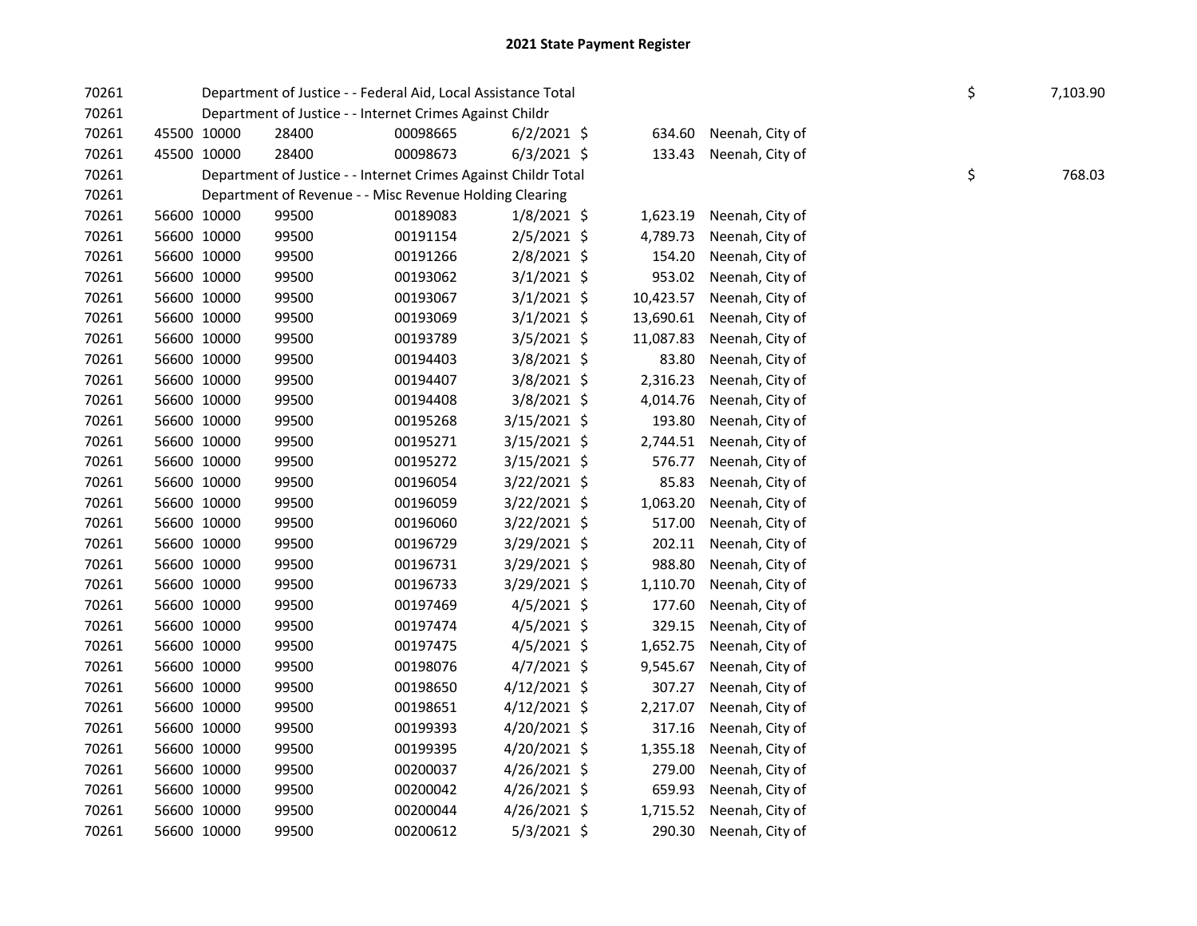# 2021 State Payment Register

| | | | | | | | | | |
|---|---|---|---|---|---|---|---|---|---|
| 70261 | | | Department of Justice - - Federal Aid, Local Assistance Total | | | | | $ | 7,103.90 |
| 70261 | | | Department of Justice - - Internet Crimes Against Childr | | | | | | |
| 70261 | 45500 | 10000 | 28400 | 00098665 | 6/2/2021 | $ 634.60 | Neenah, City of | | |
| 70261 | 45500 | 10000 | 28400 | 00098673 | 6/3/2021 | $ 133.43 | Neenah, City of | | |
| 70261 | | | Department of Justice - - Internet Crimes Against Childr Total | | | | | $ | 768.03 |
| 70261 | | | Department of Revenue - - Misc Revenue Holding Clearing | | | | | | |
| 70261 | 56600 | 10000 | 99500 | 00189083 | 1/8/2021 | $ 1,623.19 | Neenah, City of | | |
| 70261 | 56600 | 10000 | 99500 | 00191154 | 2/5/2021 | $ 4,789.73 | Neenah, City of | | |
| 70261 | 56600 | 10000 | 99500 | 00191266 | 2/8/2021 | $ 154.20 | Neenah, City of | | |
| 70261 | 56600 | 10000 | 99500 | 00193062 | 3/1/2021 | $ 953.02 | Neenah, City of | | |
| 70261 | 56600 | 10000 | 99500 | 00193067 | 3/1/2021 | $ 10,423.57 | Neenah, City of | | |
| 70261 | 56600 | 10000 | 99500 | 00193069 | 3/1/2021 | $ 13,690.61 | Neenah, City of | | |
| 70261 | 56600 | 10000 | 99500 | 00193789 | 3/5/2021 | $ 11,087.83 | Neenah, City of | | |
| 70261 | 56600 | 10000 | 99500 | 00194403 | 3/8/2021 | $ 83.80 | Neenah, City of | | |
| 70261 | 56600 | 10000 | 99500 | 00194407 | 3/8/2021 | $ 2,316.23 | Neenah, City of | | |
| 70261 | 56600 | 10000 | 99500 | 00194408 | 3/8/2021 | $ 4,014.76 | Neenah, City of | | |
| 70261 | 56600 | 10000 | 99500 | 00195268 | 3/15/2021 | $ 193.80 | Neenah, City of | | |
| 70261 | 56600 | 10000 | 99500 | 00195271 | 3/15/2021 | $ 2,744.51 | Neenah, City of | | |
| 70261 | 56600 | 10000 | 99500 | 00195272 | 3/15/2021 | $ 576.77 | Neenah, City of | | |
| 70261 | 56600 | 10000 | 99500 | 00196054 | 3/22/2021 | $ 85.83 | Neenah, City of | | |
| 70261 | 56600 | 10000 | 99500 | 00196059 | 3/22/2021 | $ 1,063.20 | Neenah, City of | | |
| 70261 | 56600 | 10000 | 99500 | 00196060 | 3/22/2021 | $ 517.00 | Neenah, City of | | |
| 70261 | 56600 | 10000 | 99500 | 00196729 | 3/29/2021 | $ 202.11 | Neenah, City of | | |
| 70261 | 56600 | 10000 | 99500 | 00196731 | 3/29/2021 | $ 988.80 | Neenah, City of | | |
| 70261 | 56600 | 10000 | 99500 | 00196733 | 3/29/2021 | $ 1,110.70 | Neenah, City of | | |
| 70261 | 56600 | 10000 | 99500 | 00197469 | 4/5/2021 | $ 177.60 | Neenah, City of | | |
| 70261 | 56600 | 10000 | 99500 | 00197474 | 4/5/2021 | $ 329.15 | Neenah, City of | | |
| 70261 | 56600 | 10000 | 99500 | 00197475 | 4/5/2021 | $ 1,652.75 | Neenah, City of | | |
| 70261 | 56600 | 10000 | 99500 | 00198076 | 4/7/2021 | $ 9,545.67 | Neenah, City of | | |
| 70261 | 56600 | 10000 | 99500 | 00198650 | 4/12/2021 | $ 307.27 | Neenah, City of | | |
| 70261 | 56600 | 10000 | 99500 | 00198651 | 4/12/2021 | $ 2,217.07 | Neenah, City of | | |
| 70261 | 56600 | 10000 | 99500 | 00199393 | 4/20/2021 | $ 317.16 | Neenah, City of | | |
| 70261 | 56600 | 10000 | 99500 | 00199395 | 4/20/2021 | $ 1,355.18 | Neenah, City of | | |
| 70261 | 56600 | 10000 | 99500 | 00200037 | 4/26/2021 | $ 279.00 | Neenah, City of | | |
| 70261 | 56600 | 10000 | 99500 | 00200042 | 4/26/2021 | $ 659.93 | Neenah, City of | | |
| 70261 | 56600 | 10000 | 99500 | 00200044 | 4/26/2021 | $ 1,715.52 | Neenah, City of | | |
| 70261 | 56600 | 10000 | 99500 | 00200612 | 5/3/2021 | $ 290.30 | Neenah, City of | | |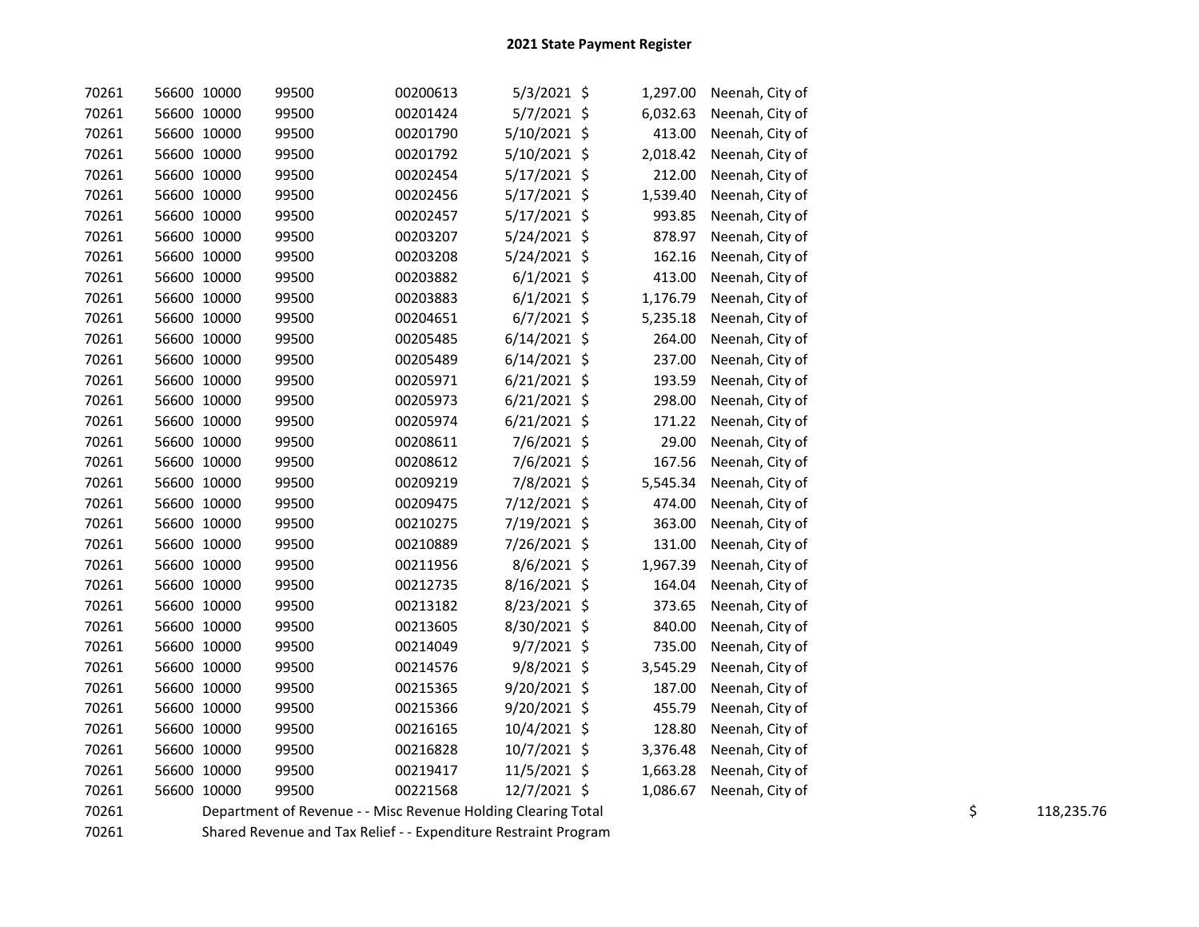## 2021 State Payment Register

| | | | | | | | | | | |
|---|---|---|---|---|---|---|---|---|---|---|
| 70261 | 56600 | 10000 | 99500 | 00200613 | 5/3/2021 | $ | 1,297.00 | Neenah, City of | | |
| 70261 | 56600 | 10000 | 99500 | 00201424 | 5/7/2021 | $ | 6,032.63 | Neenah, City of | | |
| 70261 | 56600 | 10000 | 99500 | 00201790 | 5/10/2021 | $ | 413.00 | Neenah, City of | | |
| 70261 | 56600 | 10000 | 99500 | 00201792 | 5/10/2021 | $ | 2,018.42 | Neenah, City of | | |
| 70261 | 56600 | 10000 | 99500 | 00202454 | 5/17/2021 | $ | 212.00 | Neenah, City of | | |
| 70261 | 56600 | 10000 | 99500 | 00202456 | 5/17/2021 | $ | 1,539.40 | Neenah, City of | | |
| 70261 | 56600 | 10000 | 99500 | 00202457 | 5/17/2021 | $ | 993.85 | Neenah, City of | | |
| 70261 | 56600 | 10000 | 99500 | 00203207 | 5/24/2021 | $ | 878.97 | Neenah, City of | | |
| 70261 | 56600 | 10000 | 99500 | 00203208 | 5/24/2021 | $ | 162.16 | Neenah, City of | | |
| 70261 | 56600 | 10000 | 99500 | 00203882 | 6/1/2021 | $ | 413.00 | Neenah, City of | | |
| 70261 | 56600 | 10000 | 99500 | 00203883 | 6/1/2021 | $ | 1,176.79 | Neenah, City of | | |
| 70261 | 56600 | 10000 | 99500 | 00204651 | 6/7/2021 | $ | 5,235.18 | Neenah, City of | | |
| 70261 | 56600 | 10000 | 99500 | 00205485 | 6/14/2021 | $ | 264.00 | Neenah, City of | | |
| 70261 | 56600 | 10000 | 99500 | 00205489 | 6/14/2021 | $ | 237.00 | Neenah, City of | | |
| 70261 | 56600 | 10000 | 99500 | 00205971 | 6/21/2021 | $ | 193.59 | Neenah, City of | | |
| 70261 | 56600 | 10000 | 99500 | 00205973 | 6/21/2021 | $ | 298.00 | Neenah, City of | | |
| 70261 | 56600 | 10000 | 99500 | 00205974 | 6/21/2021 | $ | 171.22 | Neenah, City of | | |
| 70261 | 56600 | 10000 | 99500 | 00208611 | 7/6/2021 | $ | 29.00 | Neenah, City of | | |
| 70261 | 56600 | 10000 | 99500 | 00208612 | 7/6/2021 | $ | 167.56 | Neenah, City of | | |
| 70261 | 56600 | 10000 | 99500 | 00209219 | 7/8/2021 | $ | 5,545.34 | Neenah, City of | | |
| 70261 | 56600 | 10000 | 99500 | 00209475 | 7/12/2021 | $ | 474.00 | Neenah, City of | | |
| 70261 | 56600 | 10000 | 99500 | 00210275 | 7/19/2021 | $ | 363.00 | Neenah, City of | | |
| 70261 | 56600 | 10000 | 99500 | 00210889 | 7/26/2021 | $ | 131.00 | Neenah, City of | | |
| 70261 | 56600 | 10000 | 99500 | 00211956 | 8/6/2021 | $ | 1,967.39 | Neenah, City of | | |
| 70261 | 56600 | 10000 | 99500 | 00212735 | 8/16/2021 | $ | 164.04 | Neenah, City of | | |
| 70261 | 56600 | 10000 | 99500 | 00213182 | 8/23/2021 | $ | 373.65 | Neenah, City of | | |
| 70261 | 56600 | 10000 | 99500 | 00213605 | 8/30/2021 | $ | 840.00 | Neenah, City of | | |
| 70261 | 56600 | 10000 | 99500 | 00214049 | 9/7/2021 | $ | 735.00 | Neenah, City of | | |
| 70261 | 56600 | 10000 | 99500 | 00214576 | 9/8/2021 | $ | 3,545.29 | Neenah, City of | | |
| 70261 | 56600 | 10000 | 99500 | 00215365 | 9/20/2021 | $ | 187.00 | Neenah, City of | | |
| 70261 | 56600 | 10000 | 99500 | 00215366 | 9/20/2021 | $ | 455.79 | Neenah, City of | | |
| 70261 | 56600 | 10000 | 99500 | 00216165 | 10/4/2021 | $ | 128.80 | Neenah, City of | | |
| 70261 | 56600 | 10000 | 99500 | 00216828 | 10/7/2021 | $ | 3,376.48 | Neenah, City of | | |
| 70261 | 56600 | 10000 | 99500 | 00219417 | 11/5/2021 | $ | 1,663.28 | Neenah, City of | | |
| 70261 | 56600 | 10000 | 99500 | 00221568 | 12/7/2021 | $ | 1,086.67 | Neenah, City of | | |
| 70261 | Department of Revenue - - Misc Revenue Holding Clearing Total | | | | | | | | $ | 118,235.76 |
| 70261 | Shared Revenue and Tax Relief - - Expenditure Restraint Program | | | | | | | | | |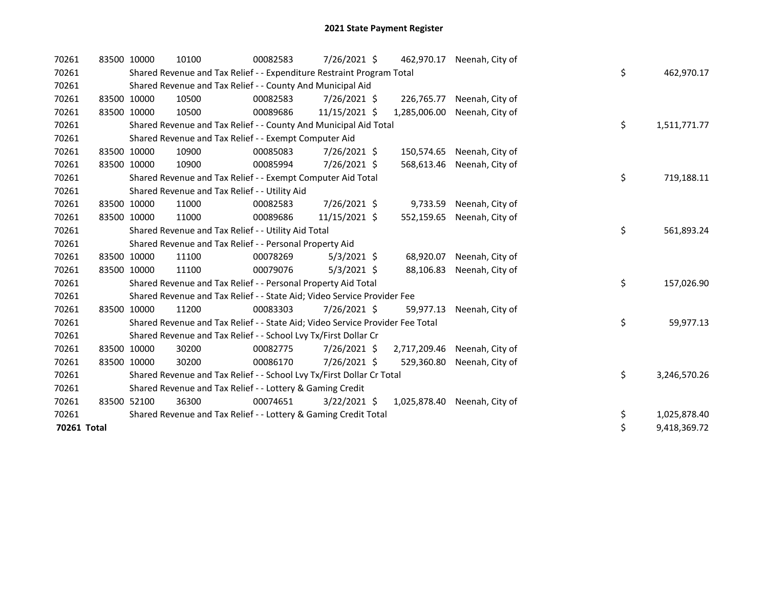# 2021 State Payment Register

| | | | | | | | | | |
|---|---|---|---|---|---|---|---|---|---|
| 70261 | 83500 | 10000 | 10100 | 00082583 | 7/26/2021 | $ 462,970.17 | Neenah, City of | | |
| 70261 | | Shared Revenue and Tax Relief - - Expenditure Restraint Program Total | | | | | | $ | 462,970.17 |
| 70261 | | Shared Revenue and Tax Relief - - County And Municipal Aid | | | | | | | |
| 70261 | 83500 | 10000 | 10500 | 00082583 | 7/26/2021 | $ 226,765.77 | Neenah, City of | | |
| 70261 | 83500 | 10000 | 10500 | 00089686 | 11/15/2021 | $ 1,285,006.00 | Neenah, City of | | |
| 70261 | | Shared Revenue and Tax Relief - - County And Municipal Aid Total | | | | | | $ | 1,511,771.77 |
| 70261 | | Shared Revenue and Tax Relief - - Exempt Computer Aid | | | | | | | |
| 70261 | 83500 | 10000 | 10900 | 00085083 | 7/26/2021 | $ 150,574.65 | Neenah, City of | | |
| 70261 | 83500 | 10000 | 10900 | 00085994 | 7/26/2021 | $ 568,613.46 | Neenah, City of | | |
| 70261 | | Shared Revenue and Tax Relief - - Exempt Computer Aid Total | | | | | | $ | 719,188.11 |
| 70261 | | Shared Revenue and Tax Relief - - Utility Aid | | | | | | | |
| 70261 | 83500 | 10000 | 11000 | 00082583 | 7/26/2021 | $ 9,733.59 | Neenah, City of | | |
| 70261 | 83500 | 10000 | 11000 | 00089686 | 11/15/2021 | $ 552,159.65 | Neenah, City of | | |
| 70261 | | Shared Revenue and Tax Relief - - Utility Aid Total | | | | | | $ | 561,893.24 |
| 70261 | | Shared Revenue and Tax Relief - - Personal Property Aid | | | | | | | |
| 70261 | 83500 | 10000 | 11100 | 00078269 | 5/3/2021 | $ 68,920.07 | Neenah, City of | | |
| 70261 | 83500 | 10000 | 11100 | 00079076 | 5/3/2021 | $ 88,106.83 | Neenah, City of | | |
| 70261 | | Shared Revenue and Tax Relief - - Personal Property Aid Total | | | | | | $ | 157,026.90 |
| 70261 | | Shared Revenue and Tax Relief - - State Aid; Video Service Provider Fee | | | | | | | |
| 70261 | 83500 | 10000 | 11200 | 00083303 | 7/26/2021 | $ 59,977.13 | Neenah, City of | | |
| 70261 | | Shared Revenue and Tax Relief - - State Aid; Video Service Provider Fee Total | | | | | | $ | 59,977.13 |
| 70261 | | Shared Revenue and Tax Relief - - School Lvy Tx/First Dollar Cr | | | | | | | |
| 70261 | 83500 | 10000 | 30200 | 00082775 | 7/26/2021 | $ 2,717,209.46 | Neenah, City of | | |
| 70261 | 83500 | 10000 | 30200 | 00086170 | 7/26/2021 | $ 529,360.80 | Neenah, City of | | |
| 70261 | | Shared Revenue and Tax Relief - - School Lvy Tx/First Dollar Cr Total | | | | | | $ | 3,246,570.26 |
| 70261 | | Shared Revenue and Tax Relief - - Lottery & Gaming Credit | | | | | | | |
| 70261 | 83500 | 52100 | 36300 | 00074651 | 3/22/2021 | $ 1,025,878.40 | Neenah, City of | | |
| 70261 | | Shared Revenue and Tax Relief - - Lottery & Gaming Credit Total | | | | | | $ | 1,025,878.40 |
| **70261 Total** | | | | | | | | $ | 9,418,369.72 |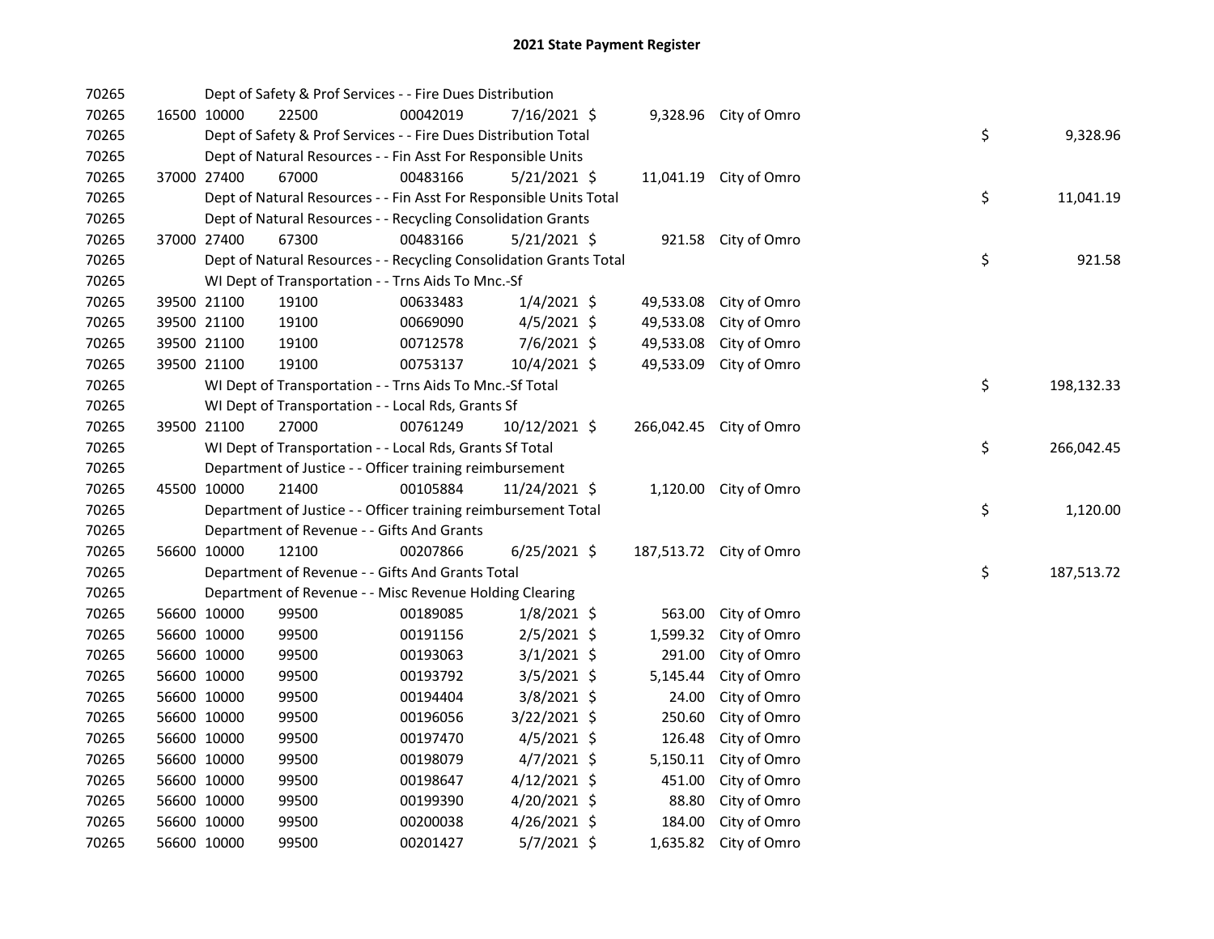# 2021 State Payment Register

| | | | | | | | | | |
|---|---|---|---|---|---|---|---|---|---|
| 70265 | | | Dept of Safety & Prof Services - - Fire Dues Distribution | | | | | | |
| 70265 | 16500 | 10000 | 22500 | 00042019 | 7/16/2021 | $ 9,328.96 | City of Omro | | |
| 70265 | | | Dept of Safety & Prof Services - - Fire Dues Distribution Total | | | | | $ | 9,328.96 |
| 70265 | | | Dept of Natural Resources - - Fin Asst For Responsible Units | | | | | | |
| 70265 | 37000 | 27400 | 67000 | 00483166 | 5/21/2021 | $ 11,041.19 | City of Omro | | |
| 70265 | | | Dept of Natural Resources - - Fin Asst For Responsible Units Total | | | | | $ | 11,041.19 |
| 70265 | | | Dept of Natural Resources - - Recycling Consolidation Grants | | | | | | |
| 70265 | 37000 | 27400 | 67300 | 00483166 | 5/21/2021 | $ 921.58 | City of Omro | | |
| 70265 | | | Dept of Natural Resources - - Recycling Consolidation Grants Total | | | | | $ | 921.58 |
| 70265 | | | WI Dept of Transportation - - Trns Aids To Mnc.-Sf | | | | | | |
| 70265 | 39500 | 21100 | 19100 | 00633483 | 1/4/2021 | $ 49,533.08 | City of Omro | | |
| 70265 | 39500 | 21100 | 19100 | 00669090 | 4/5/2021 | $ 49,533.08 | City of Omro | | |
| 70265 | 39500 | 21100 | 19100 | 00712578 | 7/6/2021 | $ 49,533.08 | City of Omro | | |
| 70265 | 39500 | 21100 | 19100 | 00753137 | 10/4/2021 | $ 49,533.09 | City of Omro | | |
| 70265 | | | WI Dept of Transportation - - Trns Aids To Mnc.-Sf Total | | | | | $ | 198,132.33 |
| 70265 | | | WI Dept of Transportation - - Local Rds, Grants Sf | | | | | | |
| 70265 | 39500 | 21100 | 27000 | 00761249 | 10/12/2021 | $ 266,042.45 | City of Omro | | |
| 70265 | | | WI Dept of Transportation - - Local Rds, Grants Sf Total | | | | | $ | 266,042.45 |
| 70265 | | | Department of Justice - - Officer training reimbursement | | | | | | |
| 70265 | 45500 | 10000 | 21400 | 00105884 | 11/24/2021 | $ 1,120.00 | City of Omro | | |
| 70265 | | | Department of Justice - - Officer training reimbursement Total | | | | | $ | 1,120.00 |
| 70265 | | | Department of Revenue - - Gifts And Grants | | | | | | |
| 70265 | 56600 | 10000 | 12100 | 00207866 | 6/25/2021 | $ 187,513.72 | City of Omro | | |
| 70265 | | | Department of Revenue - - Gifts And Grants Total | | | | | $ | 187,513.72 |
| 70265 | | | Department of Revenue - - Misc Revenue Holding Clearing | | | | | | |
| 70265 | 56600 | 10000 | 99500 | 00189085 | 1/8/2021 | $ 563.00 | City of Omro | | |
| 70265 | 56600 | 10000 | 99500 | 00191156 | 2/5/2021 | $ 1,599.32 | City of Omro | | |
| 70265 | 56600 | 10000 | 99500 | 00193063 | 3/1/2021 | $ 291.00 | City of Omro | | |
| 70265 | 56600 | 10000 | 99500 | 00193792 | 3/5/2021 | $ 5,145.44 | City of Omro | | |
| 70265 | 56600 | 10000 | 99500 | 00194404 | 3/8/2021 | $ 24.00 | City of Omro | | |
| 70265 | 56600 | 10000 | 99500 | 00196056 | 3/22/2021 | $ 250.60 | City of Omro | | |
| 70265 | 56600 | 10000 | 99500 | 00197470 | 4/5/2021 | $ 126.48 | City of Omro | | |
| 70265 | 56600 | 10000 | 99500 | 00198079 | 4/7/2021 | $ 5,150.11 | City of Omro | | |
| 70265 | 56600 | 10000 | 99500 | 00198647 | 4/12/2021 | $ 451.00 | City of Omro | | |
| 70265 | 56600 | 10000 | 99500 | 00199390 | 4/20/2021 | $ 88.80 | City of Omro | | |
| 70265 | 56600 | 10000 | 99500 | 00200038 | 4/26/2021 | $ 184.00 | City of Omro | | |
| 70265 | 56600 | 10000 | 99500 | 00201427 | 5/7/2021 | $ 1,635.82 | City of Omro | | |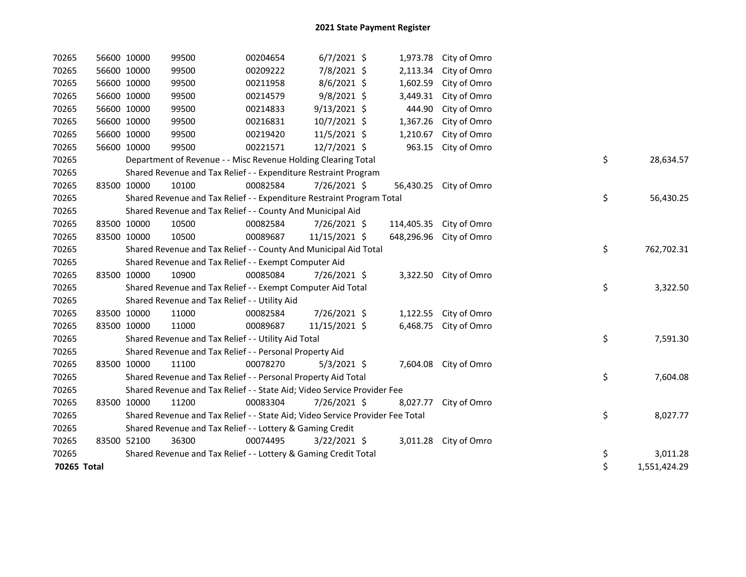# 2021 State Payment Register

| | | | | | | | | |
|---|---|---|---|---|---|---|---|---|
| 70265 | 56600 | 10000 | 99500 | 00204654 | 6/7/2021 | $ 1,973.78 | City of Omro | |
| 70265 | 56600 | 10000 | 99500 | 00209222 | 7/8/2021 | $ 2,113.34 | City of Omro | |
| 70265 | 56600 | 10000 | 99500 | 00211958 | 8/6/2021 | $ 1,602.59 | City of Omro | |
| 70265 | 56600 | 10000 | 99500 | 00214579 | 9/8/2021 | $ 3,449.31 | City of Omro | |
| 70265 | 56600 | 10000 | 99500 | 00214833 | 9/13/2021 | $ 444.90 | City of Omro | |
| 70265 | 56600 | 10000 | 99500 | 00216831 | 10/7/2021 | $ 1,367.26 | City of Omro | |
| 70265 | 56600 | 10000 | 99500 | 00219420 | 11/5/2021 | $ 1,210.67 | City of Omro | |
| 70265 | 56600 | 10000 | 99500 | 00221571 | 12/7/2021 | $ 963.15 | City of Omro | |
| 70265 | | Department of Revenue - - Misc Revenue Holding Clearing Total | | | | | | $ 28,634.57 |
| 70265 | | Shared Revenue and Tax Relief - - Expenditure Restraint Program | | | | | | |
| 70265 | 83500 | 10000 | 10100 | 00082584 | 7/26/2021 | $ 56,430.25 | City of Omro | |
| 70265 | | Shared Revenue and Tax Relief - - Expenditure Restraint Program Total | | | | | | $ 56,430.25 |
| 70265 | | Shared Revenue and Tax Relief - - County And Municipal Aid | | | | | | |
| 70265 | 83500 | 10000 | 10500 | 00082584 | 7/26/2021 | $ 114,405.35 | City of Omro | |
| 70265 | 83500 | 10000 | 10500 | 00089687 | 11/15/2021 | $ 648,296.96 | City of Omro | |
| 70265 | | Shared Revenue and Tax Relief - - County And Municipal Aid Total | | | | | | $ 762,702.31 |
| 70265 | | Shared Revenue and Tax Relief - - Exempt Computer Aid | | | | | | |
| 70265 | 83500 | 10000 | 10900 | 00085084 | 7/26/2021 | $ 3,322.50 | City of Omro | |
| 70265 | | Shared Revenue and Tax Relief - - Exempt Computer Aid Total | | | | | | $ 3,322.50 |
| 70265 | | Shared Revenue and Tax Relief - - Utility Aid | | | | | | |
| 70265 | 83500 | 10000 | 11000 | 00082584 | 7/26/2021 | $ 1,122.55 | City of Omro | |
| 70265 | 83500 | 10000 | 11000 | 00089687 | 11/15/2021 | $ 6,468.75 | City of Omro | |
| 70265 | | Shared Revenue and Tax Relief - - Utility Aid Total | | | | | | $ 7,591.30 |
| 70265 | | Shared Revenue and Tax Relief - - Personal Property Aid | | | | | | |
| 70265 | 83500 | 10000 | 11100 | 00078270 | 5/3/2021 | $ 7,604.08 | City of Omro | |
| 70265 | | Shared Revenue and Tax Relief - - Personal Property Aid Total | | | | | | $ 7,604.08 |
| 70265 | | Shared Revenue and Tax Relief - - State Aid; Video Service Provider Fee | | | | | | |
| 70265 | 83500 | 10000 | 11200 | 00083304 | 7/26/2021 | $ 8,027.77 | City of Omro | |
| 70265 | | Shared Revenue and Tax Relief - - State Aid; Video Service Provider Fee Total | | | | | | $ 8,027.77 |
| 70265 | | Shared Revenue and Tax Relief - - Lottery & Gaming Credit | | | | | | |
| 70265 | 83500 | 52100 | 36300 | 00074495 | 3/22/2021 | $ 3,011.28 | City of Omro | |
| 70265 | | Shared Revenue and Tax Relief - - Lottery & Gaming Credit Total | | | | | | $ 3,011.28 |
| **70265 Total** | | | | | | | | $ 1,551,424.29 |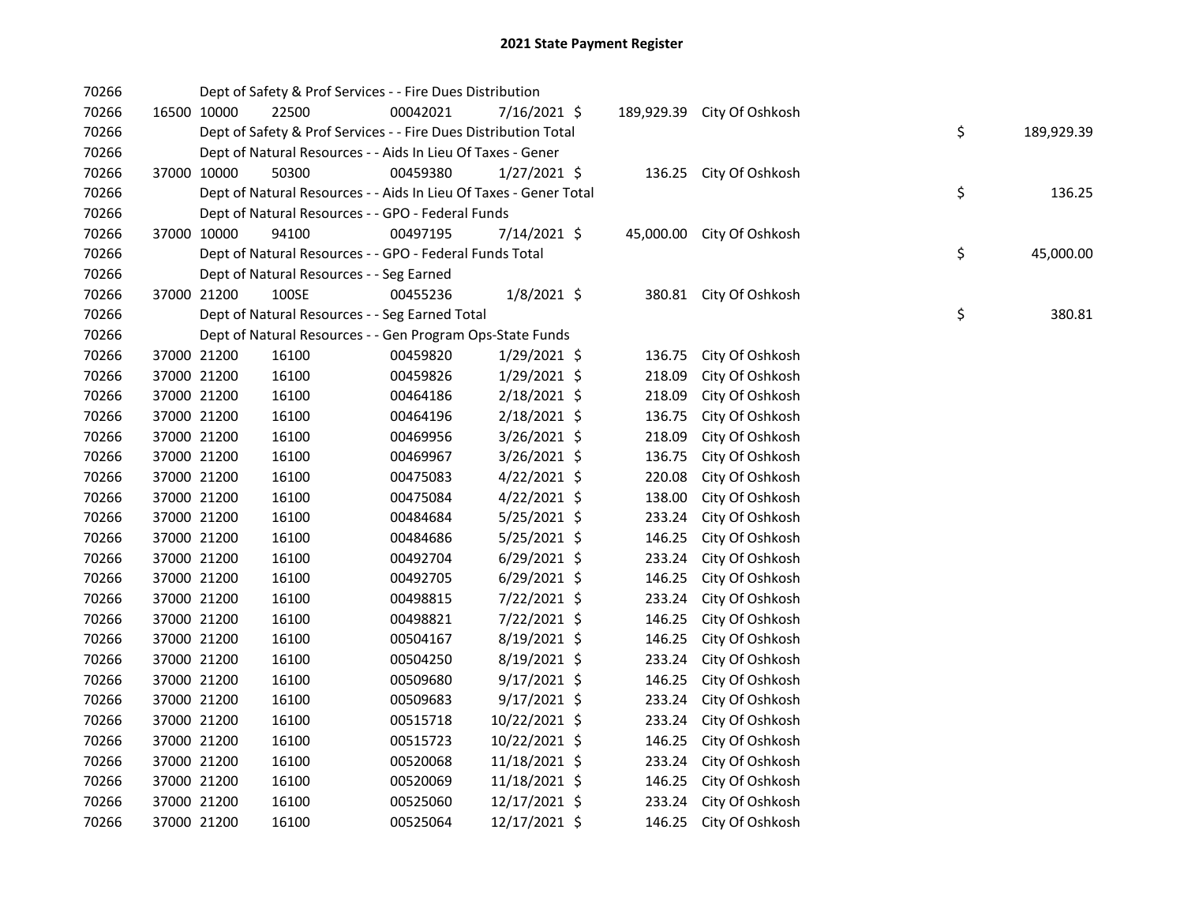# 2021 State Payment Register

| | | | | | | | | |
|---|---|---|---|---|---|---|---|---|
| 70266 | | | Dept of Safety & Prof Services - - Fire Dues Distribution | | | | | |
| 70266 | 16500 | 10000 | 22500 | 00042021 | 7/16/2021 | $ 189,929.39 | City Of Oshkosh | |
| 70266 | | | Dept of Safety & Prof Services - - Fire Dues Distribution Total | | | | | $ 189,929.39 |
| 70266 | | | Dept of Natural Resources - - Aids In Lieu Of Taxes - Gener | | | | | |
| 70266 | 37000 | 10000 | 50300 | 00459380 | 1/27/2021 | $ 136.25 | City Of Oshkosh | |
| 70266 | | | Dept of Natural Resources - - Aids In Lieu Of Taxes - Gener Total | | | | | $ 136.25 |
| 70266 | | | Dept of Natural Resources - - GPO - Federal Funds | | | | | |
| 70266 | 37000 | 10000 | 94100 | 00497195 | 7/14/2021 | $ 45,000.00 | City Of Oshkosh | |
| 70266 | | | Dept of Natural Resources - - GPO - Federal Funds Total | | | | | $ 45,000.00 |
| 70266 | | | Dept of Natural Resources - - Seg Earned | | | | | |
| 70266 | 37000 | 21200 | 100SE | 00455236 | 1/8/2021 | $ 380.81 | City Of Oshkosh | |
| 70266 | | | Dept of Natural Resources - - Seg Earned Total | | | | | $ 380.81 |
| 70266 | | | Dept of Natural Resources - - Gen Program Ops-State Funds | | | | | |
| 70266 | 37000 | 21200 | 16100 | 00459820 | 1/29/2021 | $ 136.75 | City Of Oshkosh | |
| 70266 | 37000 | 21200 | 16100 | 00459826 | 1/29/2021 | $ 218.09 | City Of Oshkosh | |
| 70266 | 37000 | 21200 | 16100 | 00464186 | 2/18/2021 | $ 218.09 | City Of Oshkosh | |
| 70266 | 37000 | 21200 | 16100 | 00464196 | 2/18/2021 | $ 136.75 | City Of Oshkosh | |
| 70266 | 37000 | 21200 | 16100 | 00469956 | 3/26/2021 | $ 218.09 | City Of Oshkosh | |
| 70266 | 37000 | 21200 | 16100 | 00469967 | 3/26/2021 | $ 136.75 | City Of Oshkosh | |
| 70266 | 37000 | 21200 | 16100 | 00475083 | 4/22/2021 | $ 220.08 | City Of Oshkosh | |
| 70266 | 37000 | 21200 | 16100 | 00475084 | 4/22/2021 | $ 138.00 | City Of Oshkosh | |
| 70266 | 37000 | 21200 | 16100 | 00484684 | 5/25/2021 | $ 233.24 | City Of Oshkosh | |
| 70266 | 37000 | 21200 | 16100 | 00484686 | 5/25/2021 | $ 146.25 | City Of Oshkosh | |
| 70266 | 37000 | 21200 | 16100 | 00492704 | 6/29/2021 | $ 233.24 | City Of Oshkosh | |
| 70266 | 37000 | 21200 | 16100 | 00492705 | 6/29/2021 | $ 146.25 | City Of Oshkosh | |
| 70266 | 37000 | 21200 | 16100 | 00498815 | 7/22/2021 | $ 233.24 | City Of Oshkosh | |
| 70266 | 37000 | 21200 | 16100 | 00498821 | 7/22/2021 | $ 146.25 | City Of Oshkosh | |
| 70266 | 37000 | 21200 | 16100 | 00504167 | 8/19/2021 | $ 146.25 | City Of Oshkosh | |
| 70266 | 37000 | 21200 | 16100 | 00504250 | 8/19/2021 | $ 233.24 | City Of Oshkosh | |
| 70266 | 37000 | 21200 | 16100 | 00509680 | 9/17/2021 | $ 146.25 | City Of Oshkosh | |
| 70266 | 37000 | 21200 | 16100 | 00509683 | 9/17/2021 | $ 233.24 | City Of Oshkosh | |
| 70266 | 37000 | 21200 | 16100 | 00515718 | 10/22/2021 | $ 233.24 | City Of Oshkosh | |
| 70266 | 37000 | 21200 | 16100 | 00515723 | 10/22/2021 | $ 146.25 | City Of Oshkosh | |
| 70266 | 37000 | 21200 | 16100 | 00520068 | 11/18/2021 | $ 233.24 | City Of Oshkosh | |
| 70266 | 37000 | 21200 | 16100 | 00520069 | 11/18/2021 | $ 146.25 | City Of Oshkosh | |
| 70266 | 37000 | 21200 | 16100 | 00525060 | 12/17/2021 | $ 233.24 | City Of Oshkosh | |
| 70266 | 37000 | 21200 | 16100 | 00525064 | 12/17/2021 | $ 146.25 | City Of Oshkosh | |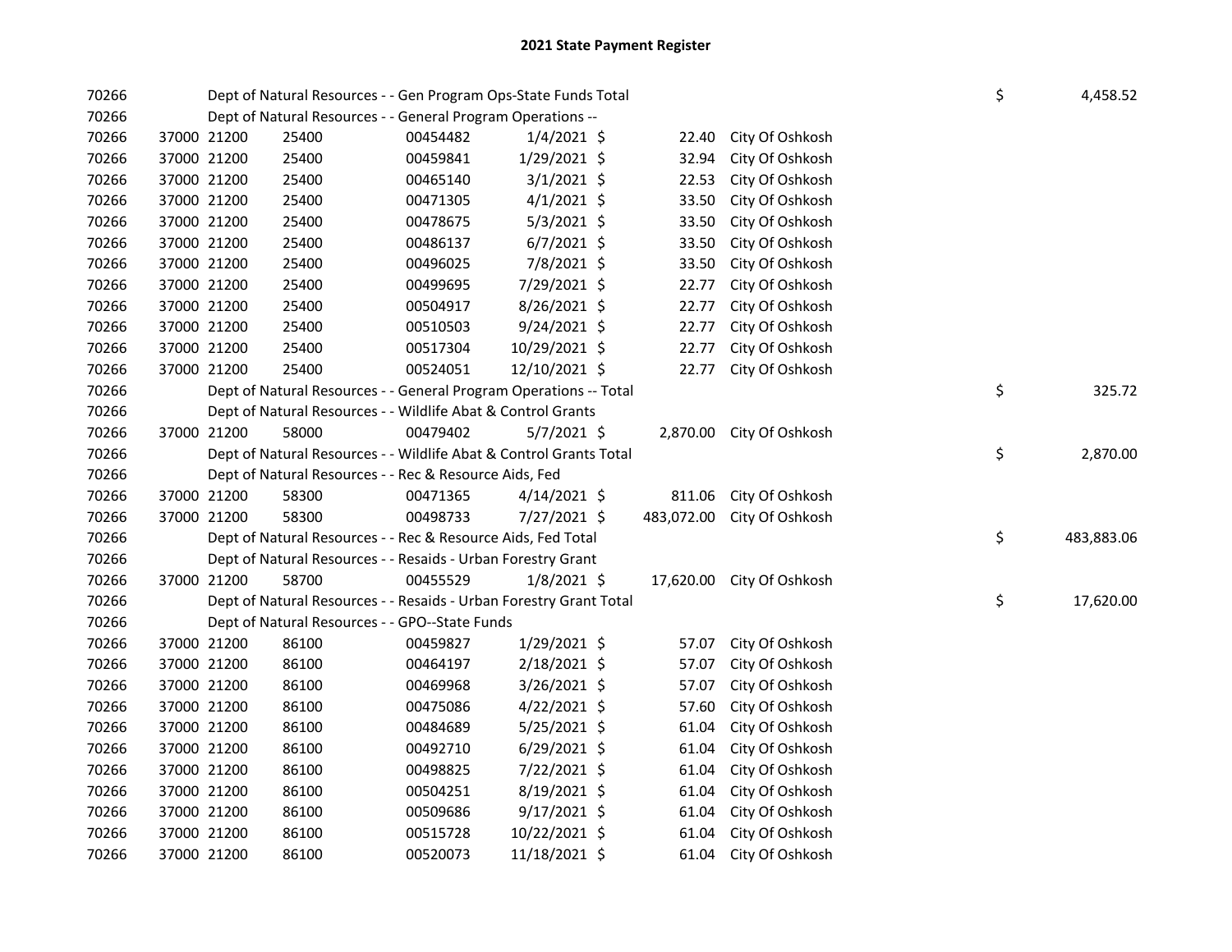# 2021 State Payment Register

| | | | | | | | | | |
|---|---|---|---|---|---|---|---|---|---|
| 70266 | | | Dept of Natural Resources - - Gen Program Ops-State Funds Total | | | | | $ | 4,458.52 |
| 70266 | | | Dept of Natural Resources - - General Program Operations -- | | | | | | |
| 70266 | 37000 | 21200 | 25400 | 00454482 | 1/4/2021 | $ 22.40 | City Of Oshkosh | | |
| 70266 | 37000 | 21200 | 25400 | 00459841 | 1/29/2021 | $ 32.94 | City Of Oshkosh | | |
| 70266 | 37000 | 21200 | 25400 | 00465140 | 3/1/2021 | $ 22.53 | City Of Oshkosh | | |
| 70266 | 37000 | 21200 | 25400 | 00471305 | 4/1/2021 | $ 33.50 | City Of Oshkosh | | |
| 70266 | 37000 | 21200 | 25400 | 00478675 | 5/3/2021 | $ 33.50 | City Of Oshkosh | | |
| 70266 | 37000 | 21200 | 25400 | 00486137 | 6/7/2021 | $ 33.50 | City Of Oshkosh | | |
| 70266 | 37000 | 21200 | 25400 | 00496025 | 7/8/2021 | $ 33.50 | City Of Oshkosh | | |
| 70266 | 37000 | 21200 | 25400 | 00499695 | 7/29/2021 | $ 22.77 | City Of Oshkosh | | |
| 70266 | 37000 | 21200 | 25400 | 00504917 | 8/26/2021 | $ 22.77 | City Of Oshkosh | | |
| 70266 | 37000 | 21200 | 25400 | 00510503 | 9/24/2021 | $ 22.77 | City Of Oshkosh | | |
| 70266 | 37000 | 21200 | 25400 | 00517304 | 10/29/2021 | $ 22.77 | City Of Oshkosh | | |
| 70266 | 37000 | 21200 | 25400 | 00524051 | 12/10/2021 | $ 22.77 | City Of Oshkosh | | |
| 70266 | | | Dept of Natural Resources - - General Program Operations -- Total | | | | | $ | 325.72 |
| 70266 | | | Dept of Natural Resources - - Wildlife Abat & Control Grants | | | | | | |
| 70266 | 37000 | 21200 | 58000 | 00479402 | 5/7/2021 | $ 2,870.00 | City Of Oshkosh | | |
| 70266 | | | Dept of Natural Resources - - Wildlife Abat & Control Grants Total | | | | | $ | 2,870.00 |
| 70266 | | | Dept of Natural Resources - - Rec & Resource Aids, Fed | | | | | | |
| 70266 | 37000 | 21200 | 58300 | 00471365 | 4/14/2021 | $ 811.06 | City Of Oshkosh | | |
| 70266 | 37000 | 21200 | 58300 | 00498733 | 7/27/2021 | $ 483,072.00 | City Of Oshkosh | | |
| 70266 | | | Dept of Natural Resources - - Rec & Resource Aids, Fed Total | | | | | $ | 483,883.06 |
| 70266 | | | Dept of Natural Resources - - Resaids - Urban Forestry Grant | | | | | | |
| 70266 | 37000 | 21200 | 58700 | 00455529 | 1/8/2021 | $ 17,620.00 | City Of Oshkosh | | |
| 70266 | | | Dept of Natural Resources - - Resaids - Urban Forestry Grant Total | | | | | $ | 17,620.00 |
| 70266 | | | Dept of Natural Resources - - GPO--State Funds | | | | | | |
| 70266 | 37000 | 21200 | 86100 | 00459827 | 1/29/2021 | $ 57.07 | City Of Oshkosh | | |
| 70266 | 37000 | 21200 | 86100 | 00464197 | 2/18/2021 | $ 57.07 | City Of Oshkosh | | |
| 70266 | 37000 | 21200 | 86100 | 00469968 | 3/26/2021 | $ 57.07 | City Of Oshkosh | | |
| 70266 | 37000 | 21200 | 86100 | 00475086 | 4/22/2021 | $ 57.60 | City Of Oshkosh | | |
| 70266 | 37000 | 21200 | 86100 | 00484689 | 5/25/2021 | $ 61.04 | City Of Oshkosh | | |
| 70266 | 37000 | 21200 | 86100 | 00492710 | 6/29/2021 | $ 61.04 | City Of Oshkosh | | |
| 70266 | 37000 | 21200 | 86100 | 00498825 | 7/22/2021 | $ 61.04 | City Of Oshkosh | | |
| 70266 | 37000 | 21200 | 86100 | 00504251 | 8/19/2021 | $ 61.04 | City Of Oshkosh | | |
| 70266 | 37000 | 21200 | 86100 | 00509686 | 9/17/2021 | $ 61.04 | City Of Oshkosh | | |
| 70266 | 37000 | 21200 | 86100 | 00515728 | 10/22/2021 | $ 61.04 | City Of Oshkosh | | |
| 70266 | 37000 | 21200 | 86100 | 00520073 | 11/18/2021 | $ 61.04 | City Of Oshkosh | | |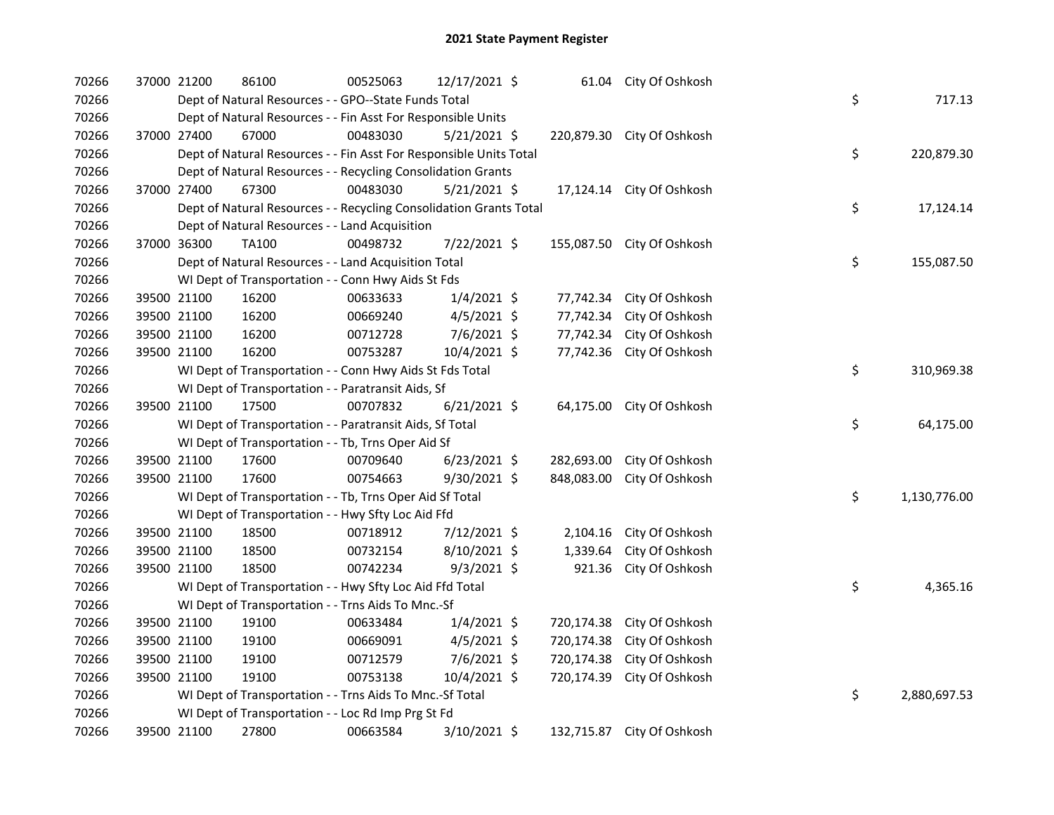## 2021 State Payment Register

| | | | | | | | | | |
|---|---|---|---|---|---|---|---|---|---|
| 70266 | 37000 | 21200 | 86100 | 00525063 | 12/17/2021 | $ 61.04 | City Of Oshkosh | | |
| 70266 | | Dept of Natural Resources - - GPO--State Funds Total | | | | | | $ | 717.13 |
| 70266 | | Dept of Natural Resources - - Fin Asst For Responsible Units | | | | | | | |
| 70266 | 37000 | 27400 | 67000 | 00483030 | 5/21/2021 | $ 220,879.30 | City Of Oshkosh | | |
| 70266 | | Dept of Natural Resources - - Fin Asst For Responsible Units Total | | | | | | $ | 220,879.30 |
| 70266 | | Dept of Natural Resources - - Recycling Consolidation Grants | | | | | | | |
| 70266 | 37000 | 27400 | 67300 | 00483030 | 5/21/2021 | $ 17,124.14 | City Of Oshkosh | | |
| 70266 | | Dept of Natural Resources - - Recycling Consolidation Grants Total | | | | | | $ | 17,124.14 |
| 70266 | | Dept of Natural Resources - - Land Acquisition | | | | | | | |
| 70266 | 37000 | 36300 | TA100 | 00498732 | 7/22/2021 | $ 155,087.50 | City Of Oshkosh | | |
| 70266 | | Dept of Natural Resources - - Land Acquisition Total | | | | | | $ | 155,087.50 |
| 70266 | | WI Dept of Transportation - - Conn Hwy Aids St Fds | | | | | | | |
| 70266 | 39500 | 21100 | 16200 | 00633633 | 1/4/2021 | $ 77,742.34 | City Of Oshkosh | | |
| 70266 | 39500 | 21100 | 16200 | 00669240 | 4/5/2021 | $ 77,742.34 | City Of Oshkosh | | |
| 70266 | 39500 | 21100 | 16200 | 00712728 | 7/6/2021 | $ 77,742.34 | City Of Oshkosh | | |
| 70266 | 39500 | 21100 | 16200 | 00753287 | 10/4/2021 | $ 77,742.36 | City Of Oshkosh | | |
| 70266 | | WI Dept of Transportation - - Conn Hwy Aids St Fds Total | | | | | | $ | 310,969.38 |
| 70266 | | WI Dept of Transportation - - Paratransit Aids, Sf | | | | | | | |
| 70266 | 39500 | 21100 | 17500 | 00707832 | 6/21/2021 | $ 64,175.00 | City Of Oshkosh | | |
| 70266 | | WI Dept of Transportation - - Paratransit Aids, Sf Total | | | | | | $ | 64,175.00 |
| 70266 | | WI Dept of Transportation - - Tb, Trns Oper Aid Sf | | | | | | | |
| 70266 | 39500 | 21100 | 17600 | 00709640 | 6/23/2021 | $ 282,693.00 | City Of Oshkosh | | |
| 70266 | 39500 | 21100 | 17600 | 00754663 | 9/30/2021 | $ 848,083.00 | City Of Oshkosh | | |
| 70266 | | WI Dept of Transportation - - Tb, Trns Oper Aid Sf Total | | | | | | $ | 1,130,776.00 |
| 70266 | | WI Dept of Transportation - - Hwy Sfty Loc Aid Ffd | | | | | | | |
| 70266 | 39500 | 21100 | 18500 | 00718912 | 7/12/2021 | $ 2,104.16 | City Of Oshkosh | | |
| 70266 | 39500 | 21100 | 18500 | 00732154 | 8/10/2021 | $ 1,339.64 | City Of Oshkosh | | |
| 70266 | 39500 | 21100 | 18500 | 00742234 | 9/3/2021 | $ 921.36 | City Of Oshkosh | | |
| 70266 | | WI Dept of Transportation - - Hwy Sfty Loc Aid Ffd Total | | | | | | $ | 4,365.16 |
| 70266 | | WI Dept of Transportation - - Trns Aids To Mnc.-Sf | | | | | | | |
| 70266 | 39500 | 21100 | 19100 | 00633484 | 1/4/2021 | $ 720,174.38 | City Of Oshkosh | | |
| 70266 | 39500 | 21100 | 19100 | 00669091 | 4/5/2021 | $ 720,174.38 | City Of Oshkosh | | |
| 70266 | 39500 | 21100 | 19100 | 00712579 | 7/6/2021 | $ 720,174.38 | City Of Oshkosh | | |
| 70266 | 39500 | 21100 | 19100 | 00753138 | 10/4/2021 | $ 720,174.39 | City Of Oshkosh | | |
| 70266 | | WI Dept of Transportation - - Trns Aids To Mnc.-Sf Total | | | | | | $ | 2,880,697.53 |
| 70266 | | WI Dept of Transportation - - Loc Rd Imp Prg St Fd | | | | | | | |
| 70266 | 39500 | 21100 | 27800 | 00663584 | 3/10/2021 | $ 132,715.87 | City Of Oshkosh | | |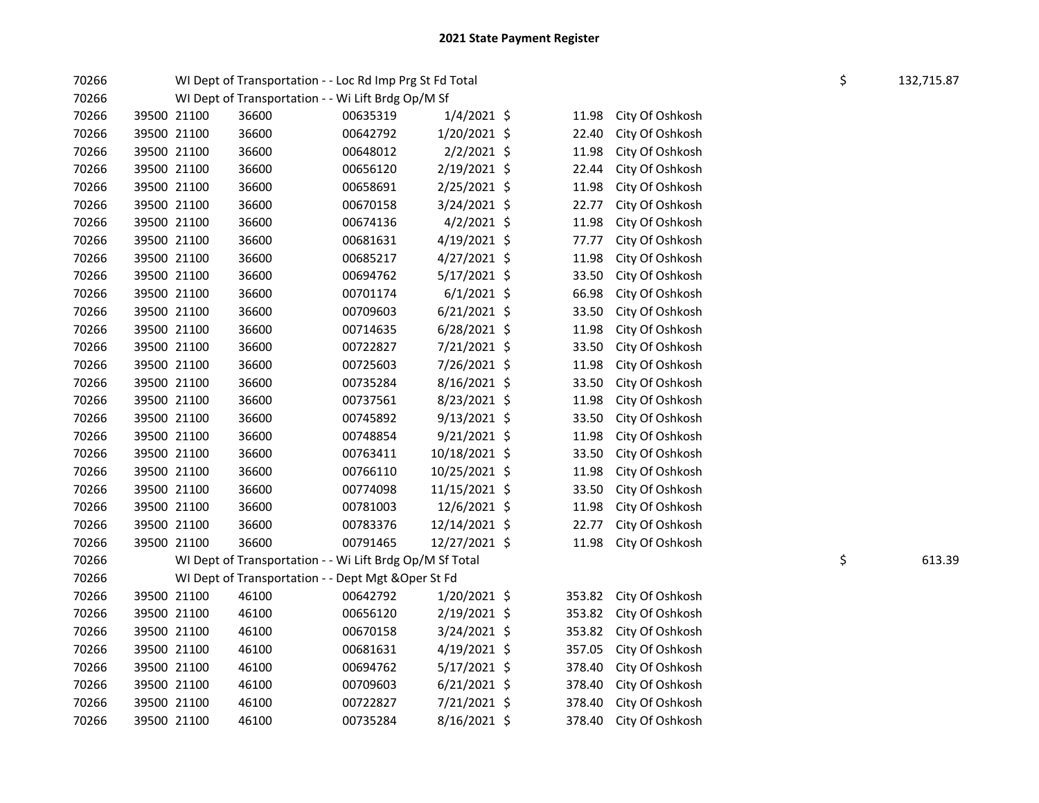## 2021 State Payment Register

| | | | | | | | | | | |
|---|---|---|---|---|---|---|---|---|---|---|
| 70266 | | WI Dept of Transportation - - Loc Rd Imp Prg St Fd Total | | | | | | | $ | 132,715.87 |
| 70266 | | WI Dept of Transportation - - Wi Lift Brdg Op/M Sf | | | | | | | | |
| 70266 | 39500 | 21100 | 36600 | 00635319 | 1/4/2021 | $ | 11.98 | City Of Oshkosh | | |
| 70266 | 39500 | 21100 | 36600 | 00642792 | 1/20/2021 | $ | 22.40 | City Of Oshkosh | | |
| 70266 | 39500 | 21100 | 36600 | 00648012 | 2/2/2021 | $ | 11.98 | City Of Oshkosh | | |
| 70266 | 39500 | 21100 | 36600 | 00656120 | 2/19/2021 | $ | 22.44 | City Of Oshkosh | | |
| 70266 | 39500 | 21100 | 36600 | 00658691 | 2/25/2021 | $ | 11.98 | City Of Oshkosh | | |
| 70266 | 39500 | 21100 | 36600 | 00670158 | 3/24/2021 | $ | 22.77 | City Of Oshkosh | | |
| 70266 | 39500 | 21100 | 36600 | 00674136 | 4/2/2021 | $ | 11.98 | City Of Oshkosh | | |
| 70266 | 39500 | 21100 | 36600 | 00681631 | 4/19/2021 | $ | 77.77 | City Of Oshkosh | | |
| 70266 | 39500 | 21100 | 36600 | 00685217 | 4/27/2021 | $ | 11.98 | City Of Oshkosh | | |
| 70266 | 39500 | 21100 | 36600 | 00694762 | 5/17/2021 | $ | 33.50 | City Of Oshkosh | | |
| 70266 | 39500 | 21100 | 36600 | 00701174 | 6/1/2021 | $ | 66.98 | City Of Oshkosh | | |
| 70266 | 39500 | 21100 | 36600 | 00709603 | 6/21/2021 | $ | 33.50 | City Of Oshkosh | | |
| 70266 | 39500 | 21100 | 36600 | 00714635 | 6/28/2021 | $ | 11.98 | City Of Oshkosh | | |
| 70266 | 39500 | 21100 | 36600 | 00722827 | 7/21/2021 | $ | 33.50 | City Of Oshkosh | | |
| 70266 | 39500 | 21100 | 36600 | 00725603 | 7/26/2021 | $ | 11.98 | City Of Oshkosh | | |
| 70266 | 39500 | 21100 | 36600 | 00735284 | 8/16/2021 | $ | 33.50 | City Of Oshkosh | | |
| 70266 | 39500 | 21100 | 36600 | 00737561 | 8/23/2021 | $ | 11.98 | City Of Oshkosh | | |
| 70266 | 39500 | 21100 | 36600 | 00745892 | 9/13/2021 | $ | 33.50 | City Of Oshkosh | | |
| 70266 | 39500 | 21100 | 36600 | 00748854 | 9/21/2021 | $ | 11.98 | City Of Oshkosh | | |
| 70266 | 39500 | 21100 | 36600 | 00763411 | 10/18/2021 | $ | 33.50 | City Of Oshkosh | | |
| 70266 | 39500 | 21100 | 36600 | 00766110 | 10/25/2021 | $ | 11.98 | City Of Oshkosh | | |
| 70266 | 39500 | 21100 | 36600 | 00774098 | 11/15/2021 | $ | 33.50 | City Of Oshkosh | | |
| 70266 | 39500 | 21100 | 36600 | 00781003 | 12/6/2021 | $ | 11.98 | City Of Oshkosh | | |
| 70266 | 39500 | 21100 | 36600 | 00783376 | 12/14/2021 | $ | 22.77 | City Of Oshkosh | | |
| 70266 | 39500 | 21100 | 36600 | 00791465 | 12/27/2021 | $ | 11.98 | City Of Oshkosh | | |
| 70266 | | WI Dept of Transportation - - Wi Lift Brdg Op/M Sf Total | | | | | | | $ | 613.39 |
| 70266 | | WI Dept of Transportation - - Dept Mgt &Oper St Fd | | | | | | | | |
| 70266 | 39500 | 21100 | 46100 | 00642792 | 1/20/2021 | $ | 353.82 | City Of Oshkosh | | |
| 70266 | 39500 | 21100 | 46100 | 00656120 | 2/19/2021 | $ | 353.82 | City Of Oshkosh | | |
| 70266 | 39500 | 21100 | 46100 | 00670158 | 3/24/2021 | $ | 353.82 | City Of Oshkosh | | |
| 70266 | 39500 | 21100 | 46100 | 00681631 | 4/19/2021 | $ | 357.05 | City Of Oshkosh | | |
| 70266 | 39500 | 21100 | 46100 | 00694762 | 5/17/2021 | $ | 378.40 | City Of Oshkosh | | |
| 70266 | 39500 | 21100 | 46100 | 00709603 | 6/21/2021 | $ | 378.40 | City Of Oshkosh | | |
| 70266 | 39500 | 21100 | 46100 | 00722827 | 7/21/2021 | $ | 378.40 | City Of Oshkosh | | |
| 70266 | 39500 | 21100 | 46100 | 00735284 | 8/16/2021 | $ | 378.40 | City Of Oshkosh | | |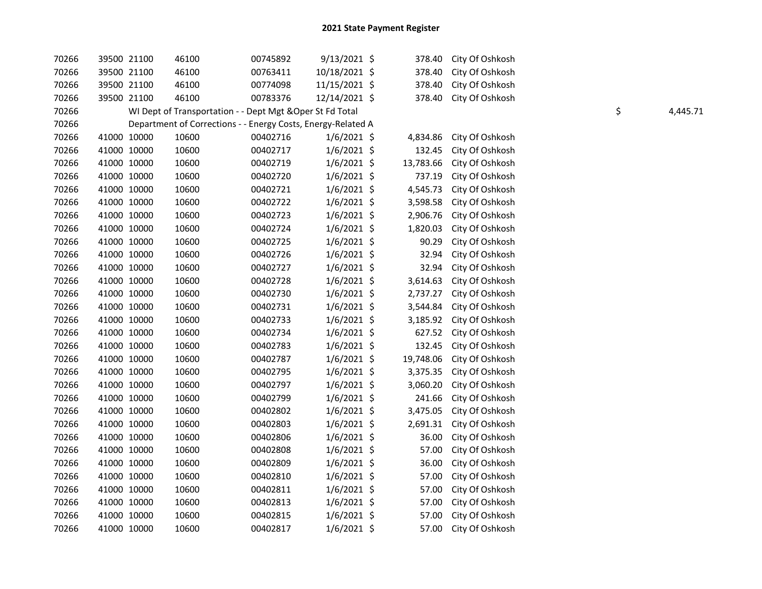## 2021 State Payment Register

| | | | | | | | | | | |
|---|---|---|---|---|---|---|---|---|---|---|
| 70266 | 39500 | 21100 | 46100 | 00745892 | 9/13/2021 | $ | 378.40 | City Of Oshkosh | | |
| 70266 | 39500 | 21100 | 46100 | 00763411 | 10/18/2021 | $ | 378.40 | City Of Oshkosh | | |
| 70266 | 39500 | 21100 | 46100 | 00774098 | 11/15/2021 | $ | 378.40 | City Of Oshkosh | | |
| 70266 | 39500 | 21100 | 46100 | 00783376 | 12/14/2021 | $ | 378.40 | City Of Oshkosh | | |
| 70266 | | WI Dept of Transportation - - Dept Mgt &Oper St Fd Total | | | | | | | $ | 4,445.71 |
| 70266 | | Department of Corrections - - Energy Costs, Energy-Related A | | | | | | | | |
| 70266 | 41000 | 10000 | 10600 | 00402716 | 1/6/2021 | $ | 4,834.86 | City Of Oshkosh | | |
| 70266 | 41000 | 10000 | 10600 | 00402717 | 1/6/2021 | $ | 132.45 | City Of Oshkosh | | |
| 70266 | 41000 | 10000 | 10600 | 00402719 | 1/6/2021 | $ | 13,783.66 | City Of Oshkosh | | |
| 70266 | 41000 | 10000 | 10600 | 00402720 | 1/6/2021 | $ | 737.19 | City Of Oshkosh | | |
| 70266 | 41000 | 10000 | 10600 | 00402721 | 1/6/2021 | $ | 4,545.73 | City Of Oshkosh | | |
| 70266 | 41000 | 10000 | 10600 | 00402722 | 1/6/2021 | $ | 3,598.58 | City Of Oshkosh | | |
| 70266 | 41000 | 10000 | 10600 | 00402723 | 1/6/2021 | $ | 2,906.76 | City Of Oshkosh | | |
| 70266 | 41000 | 10000 | 10600 | 00402724 | 1/6/2021 | $ | 1,820.03 | City Of Oshkosh | | |
| 70266 | 41000 | 10000 | 10600 | 00402725 | 1/6/2021 | $ | 90.29 | City Of Oshkosh | | |
| 70266 | 41000 | 10000 | 10600 | 00402726 | 1/6/2021 | $ | 32.94 | City Of Oshkosh | | |
| 70266 | 41000 | 10000 | 10600 | 00402727 | 1/6/2021 | $ | 32.94 | City Of Oshkosh | | |
| 70266 | 41000 | 10000 | 10600 | 00402728 | 1/6/2021 | $ | 3,614.63 | City Of Oshkosh | | |
| 70266 | 41000 | 10000 | 10600 | 00402730 | 1/6/2021 | $ | 2,737.27 | City Of Oshkosh | | |
| 70266 | 41000 | 10000 | 10600 | 00402731 | 1/6/2021 | $ | 3,544.84 | City Of Oshkosh | | |
| 70266 | 41000 | 10000 | 10600 | 00402733 | 1/6/2021 | $ | 3,185.92 | City Of Oshkosh | | |
| 70266 | 41000 | 10000 | 10600 | 00402734 | 1/6/2021 | $ | 627.52 | City Of Oshkosh | | |
| 70266 | 41000 | 10000 | 10600 | 00402783 | 1/6/2021 | $ | 132.45 | City Of Oshkosh | | |
| 70266 | 41000 | 10000 | 10600 | 00402787 | 1/6/2021 | $ | 19,748.06 | City Of Oshkosh | | |
| 70266 | 41000 | 10000 | 10600 | 00402795 | 1/6/2021 | $ | 3,375.35 | City Of Oshkosh | | |
| 70266 | 41000 | 10000 | 10600 | 00402797 | 1/6/2021 | $ | 3,060.20 | City Of Oshkosh | | |
| 70266 | 41000 | 10000 | 10600 | 00402799 | 1/6/2021 | $ | 241.66 | City Of Oshkosh | | |
| 70266 | 41000 | 10000 | 10600 | 00402802 | 1/6/2021 | $ | 3,475.05 | City Of Oshkosh | | |
| 70266 | 41000 | 10000 | 10600 | 00402803 | 1/6/2021 | $ | 2,691.31 | City Of Oshkosh | | |
| 70266 | 41000 | 10000 | 10600 | 00402806 | 1/6/2021 | $ | 36.00 | City Of Oshkosh | | |
| 70266 | 41000 | 10000 | 10600 | 00402808 | 1/6/2021 | $ | 57.00 | City Of Oshkosh | | |
| 70266 | 41000 | 10000 | 10600 | 00402809 | 1/6/2021 | $ | 36.00 | City Of Oshkosh | | |
| 70266 | 41000 | 10000 | 10600 | 00402810 | 1/6/2021 | $ | 57.00 | City Of Oshkosh | | |
| 70266 | 41000 | 10000 | 10600 | 00402811 | 1/6/2021 | $ | 57.00 | City Of Oshkosh | | |
| 70266 | 41000 | 10000 | 10600 | 00402813 | 1/6/2021 | $ | 57.00 | City Of Oshkosh | | |
| 70266 | 41000 | 10000 | 10600 | 00402815 | 1/6/2021 | $ | 57.00 | City Of Oshkosh | | |
| 70266 | 41000 | 10000 | 10600 | 00402817 | 1/6/2021 | $ | 57.00 | City Of Oshkosh | | |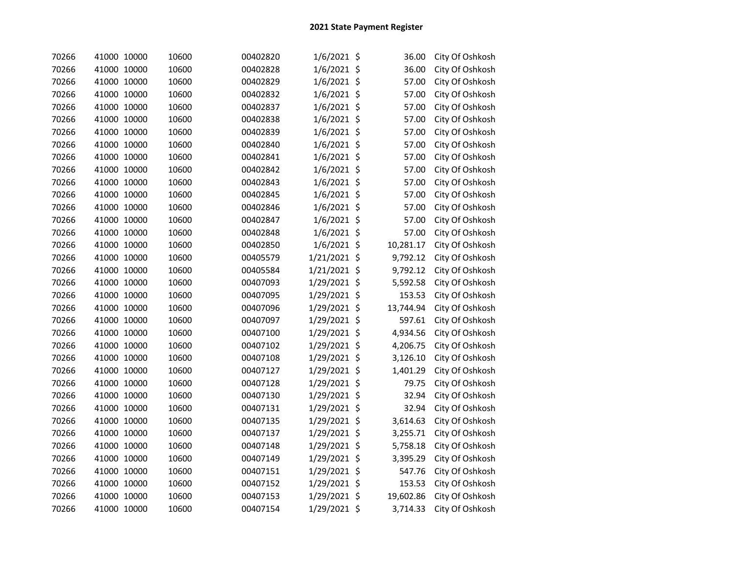# 2021 State Payment Register

| | | | | | | | | |
|---|---|---|---|---|---|---|---|---|
| 70266 | 41000 | 10000 | 10600 | 00402820 | 1/6/2021 | $ | 36.00 | City Of Oshkosh |
| 70266 | 41000 | 10000 | 10600 | 00402828 | 1/6/2021 | $ | 36.00 | City Of Oshkosh |
| 70266 | 41000 | 10000 | 10600 | 00402829 | 1/6/2021 | $ | 57.00 | City Of Oshkosh |
| 70266 | 41000 | 10000 | 10600 | 00402832 | 1/6/2021 | $ | 57.00 | City Of Oshkosh |
| 70266 | 41000 | 10000 | 10600 | 00402837 | 1/6/2021 | $ | 57.00 | City Of Oshkosh |
| 70266 | 41000 | 10000 | 10600 | 00402838 | 1/6/2021 | $ | 57.00 | City Of Oshkosh |
| 70266 | 41000 | 10000 | 10600 | 00402839 | 1/6/2021 | $ | 57.00 | City Of Oshkosh |
| 70266 | 41000 | 10000 | 10600 | 00402840 | 1/6/2021 | $ | 57.00 | City Of Oshkosh |
| 70266 | 41000 | 10000 | 10600 | 00402841 | 1/6/2021 | $ | 57.00 | City Of Oshkosh |
| 70266 | 41000 | 10000 | 10600 | 00402842 | 1/6/2021 | $ | 57.00 | City Of Oshkosh |
| 70266 | 41000 | 10000 | 10600 | 00402843 | 1/6/2021 | $ | 57.00 | City Of Oshkosh |
| 70266 | 41000 | 10000 | 10600 | 00402845 | 1/6/2021 | $ | 57.00 | City Of Oshkosh |
| 70266 | 41000 | 10000 | 10600 | 00402846 | 1/6/2021 | $ | 57.00 | City Of Oshkosh |
| 70266 | 41000 | 10000 | 10600 | 00402847 | 1/6/2021 | $ | 57.00 | City Of Oshkosh |
| 70266 | 41000 | 10000 | 10600 | 00402848 | 1/6/2021 | $ | 57.00 | City Of Oshkosh |
| 70266 | 41000 | 10000 | 10600 | 00402850 | 1/6/2021 | $ | 10,281.17 | City Of Oshkosh |
| 70266 | 41000 | 10000 | 10600 | 00405579 | 1/21/2021 | $ | 9,792.12 | City Of Oshkosh |
| 70266 | 41000 | 10000 | 10600 | 00405584 | 1/21/2021 | $ | 9,792.12 | City Of Oshkosh |
| 70266 | 41000 | 10000 | 10600 | 00407093 | 1/29/2021 | $ | 5,592.58 | City Of Oshkosh |
| 70266 | 41000 | 10000 | 10600 | 00407095 | 1/29/2021 | $ | 153.53 | City Of Oshkosh |
| 70266 | 41000 | 10000 | 10600 | 00407096 | 1/29/2021 | $ | 13,744.94 | City Of Oshkosh |
| 70266 | 41000 | 10000 | 10600 | 00407097 | 1/29/2021 | $ | 597.61 | City Of Oshkosh |
| 70266 | 41000 | 10000 | 10600 | 00407100 | 1/29/2021 | $ | 4,934.56 | City Of Oshkosh |
| 70266 | 41000 | 10000 | 10600 | 00407102 | 1/29/2021 | $ | 4,206.75 | City Of Oshkosh |
| 70266 | 41000 | 10000 | 10600 | 00407108 | 1/29/2021 | $ | 3,126.10 | City Of Oshkosh |
| 70266 | 41000 | 10000 | 10600 | 00407127 | 1/29/2021 | $ | 1,401.29 | City Of Oshkosh |
| 70266 | 41000 | 10000 | 10600 | 00407128 | 1/29/2021 | $ | 79.75 | City Of Oshkosh |
| 70266 | 41000 | 10000 | 10600 | 00407130 | 1/29/2021 | $ | 32.94 | City Of Oshkosh |
| 70266 | 41000 | 10000 | 10600 | 00407131 | 1/29/2021 | $ | 32.94 | City Of Oshkosh |
| 70266 | 41000 | 10000 | 10600 | 00407135 | 1/29/2021 | $ | 3,614.63 | City Of Oshkosh |
| 70266 | 41000 | 10000 | 10600 | 00407137 | 1/29/2021 | $ | 3,255.71 | City Of Oshkosh |
| 70266 | 41000 | 10000 | 10600 | 00407148 | 1/29/2021 | $ | 5,758.18 | City Of Oshkosh |
| 70266 | 41000 | 10000 | 10600 | 00407149 | 1/29/2021 | $ | 3,395.29 | City Of Oshkosh |
| 70266 | 41000 | 10000 | 10600 | 00407151 | 1/29/2021 | $ | 547.76 | City Of Oshkosh |
| 70266 | 41000 | 10000 | 10600 | 00407152 | 1/29/2021 | $ | 153.53 | City Of Oshkosh |
| 70266 | 41000 | 10000 | 10600 | 00407153 | 1/29/2021 | $ | 19,602.86 | City Of Oshkosh |
| 70266 | 41000 | 10000 | 10600 | 00407154 | 1/29/2021 | $ | 3,714.33 | City Of Oshkosh |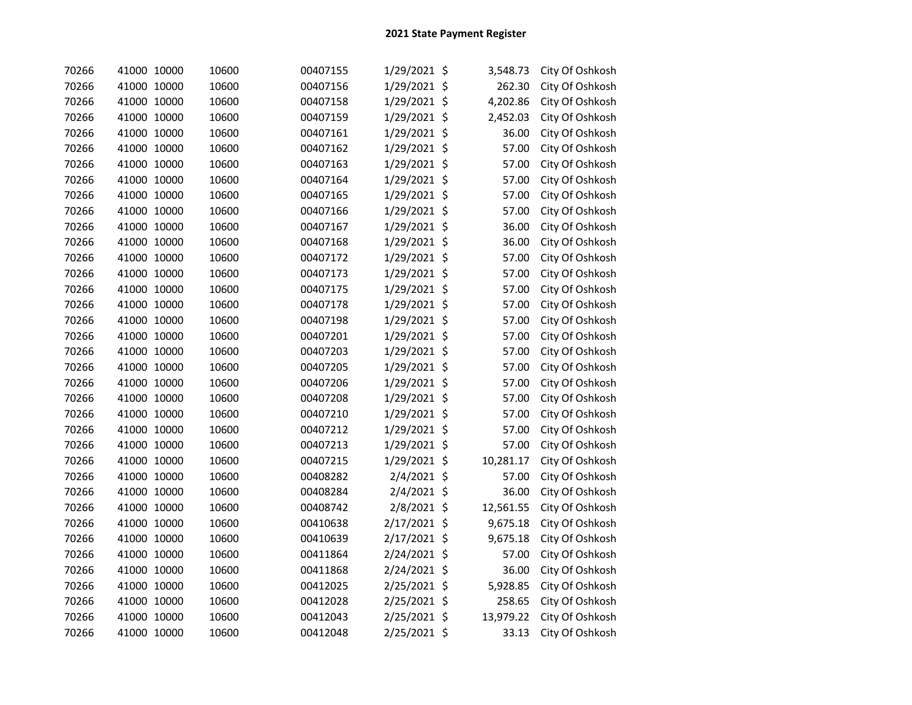# 2021 State Payment Register

| | | | | | | | | |
|---|---|---|---|---|---|---|---|---|
| 70266 | 41000 | 10000 | 10600 | 00407155 | 1/29/2021 | $ | 3,548.73 | City Of Oshkosh |
| 70266 | 41000 | 10000 | 10600 | 00407156 | 1/29/2021 | $ | 262.30 | City Of Oshkosh |
| 70266 | 41000 | 10000 | 10600 | 00407158 | 1/29/2021 | $ | 4,202.86 | City Of Oshkosh |
| 70266 | 41000 | 10000 | 10600 | 00407159 | 1/29/2021 | $ | 2,452.03 | City Of Oshkosh |
| 70266 | 41000 | 10000 | 10600 | 00407161 | 1/29/2021 | $ | 36.00 | City Of Oshkosh |
| 70266 | 41000 | 10000 | 10600 | 00407162 | 1/29/2021 | $ | 57.00 | City Of Oshkosh |
| 70266 | 41000 | 10000 | 10600 | 00407163 | 1/29/2021 | $ | 57.00 | City Of Oshkosh |
| 70266 | 41000 | 10000 | 10600 | 00407164 | 1/29/2021 | $ | 57.00 | City Of Oshkosh |
| 70266 | 41000 | 10000 | 10600 | 00407165 | 1/29/2021 | $ | 57.00 | City Of Oshkosh |
| 70266 | 41000 | 10000 | 10600 | 00407166 | 1/29/2021 | $ | 57.00 | City Of Oshkosh |
| 70266 | 41000 | 10000 | 10600 | 00407167 | 1/29/2021 | $ | 36.00 | City Of Oshkosh |
| 70266 | 41000 | 10000 | 10600 | 00407168 | 1/29/2021 | $ | 36.00 | City Of Oshkosh |
| 70266 | 41000 | 10000 | 10600 | 00407172 | 1/29/2021 | $ | 57.00 | City Of Oshkosh |
| 70266 | 41000 | 10000 | 10600 | 00407173 | 1/29/2021 | $ | 57.00 | City Of Oshkosh |
| 70266 | 41000 | 10000 | 10600 | 00407175 | 1/29/2021 | $ | 57.00 | City Of Oshkosh |
| 70266 | 41000 | 10000 | 10600 | 00407178 | 1/29/2021 | $ | 57.00 | City Of Oshkosh |
| 70266 | 41000 | 10000 | 10600 | 00407198 | 1/29/2021 | $ | 57.00 | City Of Oshkosh |
| 70266 | 41000 | 10000 | 10600 | 00407201 | 1/29/2021 | $ | 57.00 | City Of Oshkosh |
| 70266 | 41000 | 10000 | 10600 | 00407203 | 1/29/2021 | $ | 57.00 | City Of Oshkosh |
| 70266 | 41000 | 10000 | 10600 | 00407205 | 1/29/2021 | $ | 57.00 | City Of Oshkosh |
| 70266 | 41000 | 10000 | 10600 | 00407206 | 1/29/2021 | $ | 57.00 | City Of Oshkosh |
| 70266 | 41000 | 10000 | 10600 | 00407208 | 1/29/2021 | $ | 57.00 | City Of Oshkosh |
| 70266 | 41000 | 10000 | 10600 | 00407210 | 1/29/2021 | $ | 57.00 | City Of Oshkosh |
| 70266 | 41000 | 10000 | 10600 | 00407212 | 1/29/2021 | $ | 57.00 | City Of Oshkosh |
| 70266 | 41000 | 10000 | 10600 | 00407213 | 1/29/2021 | $ | 57.00 | City Of Oshkosh |
| 70266 | 41000 | 10000 | 10600 | 00407215 | 1/29/2021 | $ | 10,281.17 | City Of Oshkosh |
| 70266 | 41000 | 10000 | 10600 | 00408282 | 2/4/2021 | $ | 57.00 | City Of Oshkosh |
| 70266 | 41000 | 10000 | 10600 | 00408284 | 2/4/2021 | $ | 36.00 | City Of Oshkosh |
| 70266 | 41000 | 10000 | 10600 | 00408742 | 2/8/2021 | $ | 12,561.55 | City Of Oshkosh |
| 70266 | 41000 | 10000 | 10600 | 00410638 | 2/17/2021 | $ | 9,675.18 | City Of Oshkosh |
| 70266 | 41000 | 10000 | 10600 | 00410639 | 2/17/2021 | $ | 9,675.18 | City Of Oshkosh |
| 70266 | 41000 | 10000 | 10600 | 00411864 | 2/24/2021 | $ | 57.00 | City Of Oshkosh |
| 70266 | 41000 | 10000 | 10600 | 00411868 | 2/24/2021 | $ | 36.00 | City Of Oshkosh |
| 70266 | 41000 | 10000 | 10600 | 00412025 | 2/25/2021 | $ | 5,928.85 | City Of Oshkosh |
| 70266 | 41000 | 10000 | 10600 | 00412028 | 2/25/2021 | $ | 258.65 | City Of Oshkosh |
| 70266 | 41000 | 10000 | 10600 | 00412043 | 2/25/2021 | $ | 13,979.22 | City Of Oshkosh |
| 70266 | 41000 | 10000 | 10600 | 00412048 | 2/25/2021 | $ | 33.13 | City Of Oshkosh |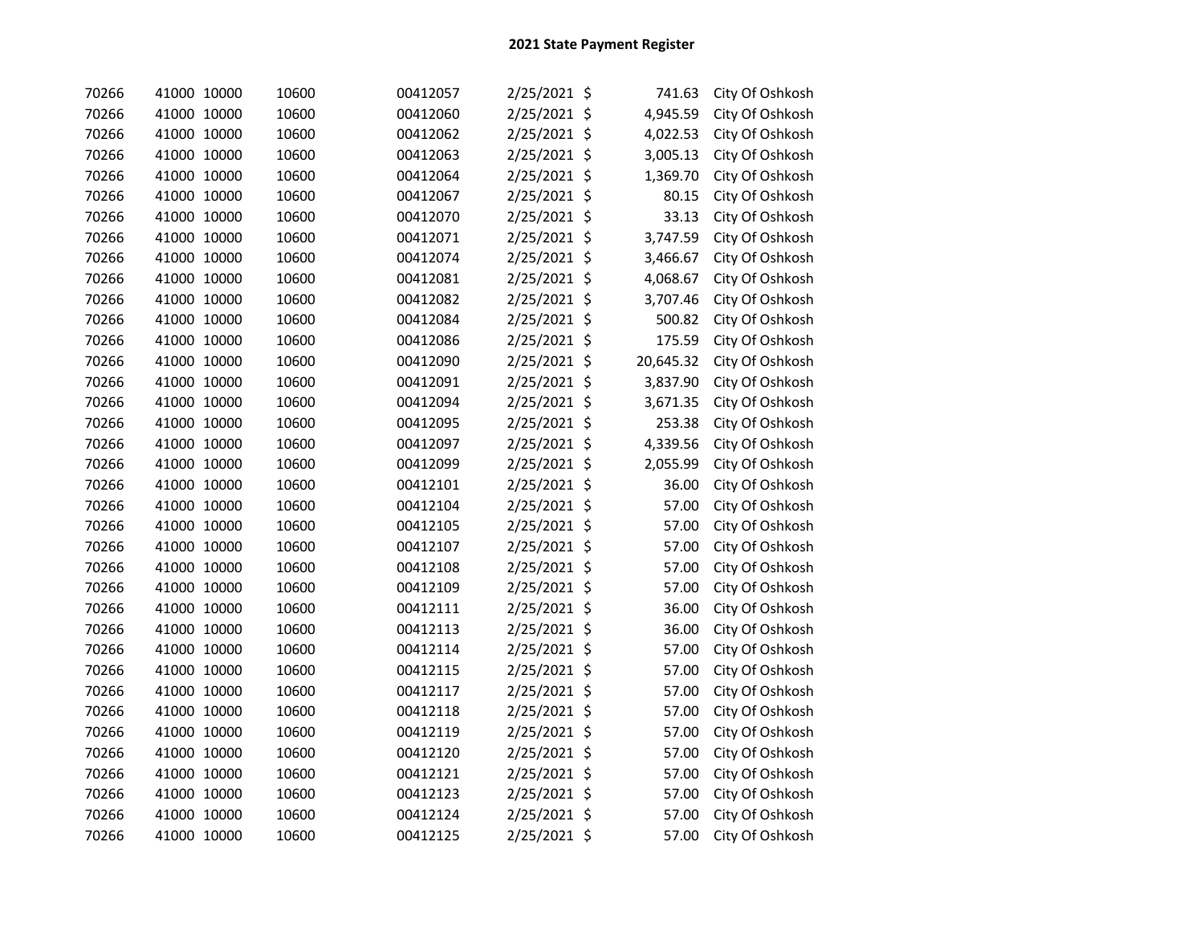## 2021 State Payment Register

| | | | | | | | | |
|---|---|---|---|---|---|---|---|---|
| 70266 | 41000 | 10000 | 10600 | 00412057 | 2/25/2021 | $ | 741.63 | City Of Oshkosh |
| 70266 | 41000 | 10000 | 10600 | 00412060 | 2/25/2021 | $ | 4,945.59 | City Of Oshkosh |
| 70266 | 41000 | 10000 | 10600 | 00412062 | 2/25/2021 | $ | 4,022.53 | City Of Oshkosh |
| 70266 | 41000 | 10000 | 10600 | 00412063 | 2/25/2021 | $ | 3,005.13 | City Of Oshkosh |
| 70266 | 41000 | 10000 | 10600 | 00412064 | 2/25/2021 | $ | 1,369.70 | City Of Oshkosh |
| 70266 | 41000 | 10000 | 10600 | 00412067 | 2/25/2021 | $ | 80.15 | City Of Oshkosh |
| 70266 | 41000 | 10000 | 10600 | 00412070 | 2/25/2021 | $ | 33.13 | City Of Oshkosh |
| 70266 | 41000 | 10000 | 10600 | 00412071 | 2/25/2021 | $ | 3,747.59 | City Of Oshkosh |
| 70266 | 41000 | 10000 | 10600 | 00412074 | 2/25/2021 | $ | 3,466.67 | City Of Oshkosh |
| 70266 | 41000 | 10000 | 10600 | 00412081 | 2/25/2021 | $ | 4,068.67 | City Of Oshkosh |
| 70266 | 41000 | 10000 | 10600 | 00412082 | 2/25/2021 | $ | 3,707.46 | City Of Oshkosh |
| 70266 | 41000 | 10000 | 10600 | 00412084 | 2/25/2021 | $ | 500.82 | City Of Oshkosh |
| 70266 | 41000 | 10000 | 10600 | 00412086 | 2/25/2021 | $ | 175.59 | City Of Oshkosh |
| 70266 | 41000 | 10000 | 10600 | 00412090 | 2/25/2021 | $ | 20,645.32 | City Of Oshkosh |
| 70266 | 41000 | 10000 | 10600 | 00412091 | 2/25/2021 | $ | 3,837.90 | City Of Oshkosh |
| 70266 | 41000 | 10000 | 10600 | 00412094 | 2/25/2021 | $ | 3,671.35 | City Of Oshkosh |
| 70266 | 41000 | 10000 | 10600 | 00412095 | 2/25/2021 | $ | 253.38 | City Of Oshkosh |
| 70266 | 41000 | 10000 | 10600 | 00412097 | 2/25/2021 | $ | 4,339.56 | City Of Oshkosh |
| 70266 | 41000 | 10000 | 10600 | 00412099 | 2/25/2021 | $ | 2,055.99 | City Of Oshkosh |
| 70266 | 41000 | 10000 | 10600 | 00412101 | 2/25/2021 | $ | 36.00 | City Of Oshkosh |
| 70266 | 41000 | 10000 | 10600 | 00412104 | 2/25/2021 | $ | 57.00 | City Of Oshkosh |
| 70266 | 41000 | 10000 | 10600 | 00412105 | 2/25/2021 | $ | 57.00 | City Of Oshkosh |
| 70266 | 41000 | 10000 | 10600 | 00412107 | 2/25/2021 | $ | 57.00 | City Of Oshkosh |
| 70266 | 41000 | 10000 | 10600 | 00412108 | 2/25/2021 | $ | 57.00 | City Of Oshkosh |
| 70266 | 41000 | 10000 | 10600 | 00412109 | 2/25/2021 | $ | 57.00 | City Of Oshkosh |
| 70266 | 41000 | 10000 | 10600 | 00412111 | 2/25/2021 | $ | 36.00 | City Of Oshkosh |
| 70266 | 41000 | 10000 | 10600 | 00412113 | 2/25/2021 | $ | 36.00 | City Of Oshkosh |
| 70266 | 41000 | 10000 | 10600 | 00412114 | 2/25/2021 | $ | 57.00 | City Of Oshkosh |
| 70266 | 41000 | 10000 | 10600 | 00412115 | 2/25/2021 | $ | 57.00 | City Of Oshkosh |
| 70266 | 41000 | 10000 | 10600 | 00412117 | 2/25/2021 | $ | 57.00 | City Of Oshkosh |
| 70266 | 41000 | 10000 | 10600 | 00412118 | 2/25/2021 | $ | 57.00 | City Of Oshkosh |
| 70266 | 41000 | 10000 | 10600 | 00412119 | 2/25/2021 | $ | 57.00 | City Of Oshkosh |
| 70266 | 41000 | 10000 | 10600 | 00412120 | 2/25/2021 | $ | 57.00 | City Of Oshkosh |
| 70266 | 41000 | 10000 | 10600 | 00412121 | 2/25/2021 | $ | 57.00 | City Of Oshkosh |
| 70266 | 41000 | 10000 | 10600 | 00412123 | 2/25/2021 | $ | 57.00 | City Of Oshkosh |
| 70266 | 41000 | 10000 | 10600 | 00412124 | 2/25/2021 | $ | 57.00 | City Of Oshkosh |
| 70266 | 41000 | 10000 | 10600 | 00412125 | 2/25/2021 | $ | 57.00 | City Of Oshkosh |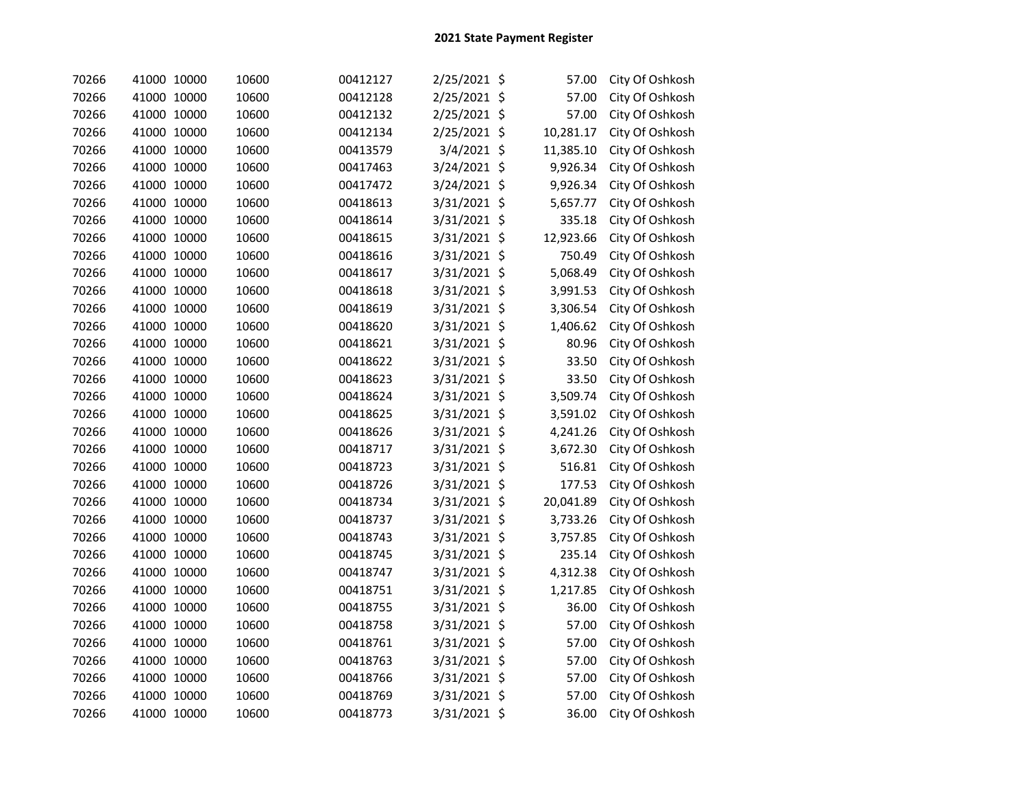## 2021 State Payment Register

| | | | | | | | | |
|---|---|---|---|---|---|---|---|---|
| 70266 | 41000 | 10000 | 10600 | 00412127 | 2/25/2021 | $ | 57.00 | City Of Oshkosh |
| 70266 | 41000 | 10000 | 10600 | 00412128 | 2/25/2021 | $ | 57.00 | City Of Oshkosh |
| 70266 | 41000 | 10000 | 10600 | 00412132 | 2/25/2021 | $ | 57.00 | City Of Oshkosh |
| 70266 | 41000 | 10000 | 10600 | 00412134 | 2/25/2021 | $ | 10,281.17 | City Of Oshkosh |
| 70266 | 41000 | 10000 | 10600 | 00413579 | 3/4/2021 | $ | 11,385.10 | City Of Oshkosh |
| 70266 | 41000 | 10000 | 10600 | 00417463 | 3/24/2021 | $ | 9,926.34 | City Of Oshkosh |
| 70266 | 41000 | 10000 | 10600 | 00417472 | 3/24/2021 | $ | 9,926.34 | City Of Oshkosh |
| 70266 | 41000 | 10000 | 10600 | 00418613 | 3/31/2021 | $ | 5,657.77 | City Of Oshkosh |
| 70266 | 41000 | 10000 | 10600 | 00418614 | 3/31/2021 | $ | 335.18 | City Of Oshkosh |
| 70266 | 41000 | 10000 | 10600 | 00418615 | 3/31/2021 | $ | 12,923.66 | City Of Oshkosh |
| 70266 | 41000 | 10000 | 10600 | 00418616 | 3/31/2021 | $ | 750.49 | City Of Oshkosh |
| 70266 | 41000 | 10000 | 10600 | 00418617 | 3/31/2021 | $ | 5,068.49 | City Of Oshkosh |
| 70266 | 41000 | 10000 | 10600 | 00418618 | 3/31/2021 | $ | 3,991.53 | City Of Oshkosh |
| 70266 | 41000 | 10000 | 10600 | 00418619 | 3/31/2021 | $ | 3,306.54 | City Of Oshkosh |
| 70266 | 41000 | 10000 | 10600 | 00418620 | 3/31/2021 | $ | 1,406.62 | City Of Oshkosh |
| 70266 | 41000 | 10000 | 10600 | 00418621 | 3/31/2021 | $ | 80.96 | City Of Oshkosh |
| 70266 | 41000 | 10000 | 10600 | 00418622 | 3/31/2021 | $ | 33.50 | City Of Oshkosh |
| 70266 | 41000 | 10000 | 10600 | 00418623 | 3/31/2021 | $ | 33.50 | City Of Oshkosh |
| 70266 | 41000 | 10000 | 10600 | 00418624 | 3/31/2021 | $ | 3,509.74 | City Of Oshkosh |
| 70266 | 41000 | 10000 | 10600 | 00418625 | 3/31/2021 | $ | 3,591.02 | City Of Oshkosh |
| 70266 | 41000 | 10000 | 10600 | 00418626 | 3/31/2021 | $ | 4,241.26 | City Of Oshkosh |
| 70266 | 41000 | 10000 | 10600 | 00418717 | 3/31/2021 | $ | 3,672.30 | City Of Oshkosh |
| 70266 | 41000 | 10000 | 10600 | 00418723 | 3/31/2021 | $ | 516.81 | City Of Oshkosh |
| 70266 | 41000 | 10000 | 10600 | 00418726 | 3/31/2021 | $ | 177.53 | City Of Oshkosh |
| 70266 | 41000 | 10000 | 10600 | 00418734 | 3/31/2021 | $ | 20,041.89 | City Of Oshkosh |
| 70266 | 41000 | 10000 | 10600 | 00418737 | 3/31/2021 | $ | 3,733.26 | City Of Oshkosh |
| 70266 | 41000 | 10000 | 10600 | 00418743 | 3/31/2021 | $ | 3,757.85 | City Of Oshkosh |
| 70266 | 41000 | 10000 | 10600 | 00418745 | 3/31/2021 | $ | 235.14 | City Of Oshkosh |
| 70266 | 41000 | 10000 | 10600 | 00418747 | 3/31/2021 | $ | 4,312.38 | City Of Oshkosh |
| 70266 | 41000 | 10000 | 10600 | 00418751 | 3/31/2021 | $ | 1,217.85 | City Of Oshkosh |
| 70266 | 41000 | 10000 | 10600 | 00418755 | 3/31/2021 | $ | 36.00 | City Of Oshkosh |
| 70266 | 41000 | 10000 | 10600 | 00418758 | 3/31/2021 | $ | 57.00 | City Of Oshkosh |
| 70266 | 41000 | 10000 | 10600 | 00418761 | 3/31/2021 | $ | 57.00 | City Of Oshkosh |
| 70266 | 41000 | 10000 | 10600 | 00418763 | 3/31/2021 | $ | 57.00 | City Of Oshkosh |
| 70266 | 41000 | 10000 | 10600 | 00418766 | 3/31/2021 | $ | 57.00 | City Of Oshkosh |
| 70266 | 41000 | 10000 | 10600 | 00418769 | 3/31/2021 | $ | 57.00 | City Of Oshkosh |
| 70266 | 41000 | 10000 | 10600 | 00418773 | 3/31/2021 | $ | 36.00 | City Of Oshkosh |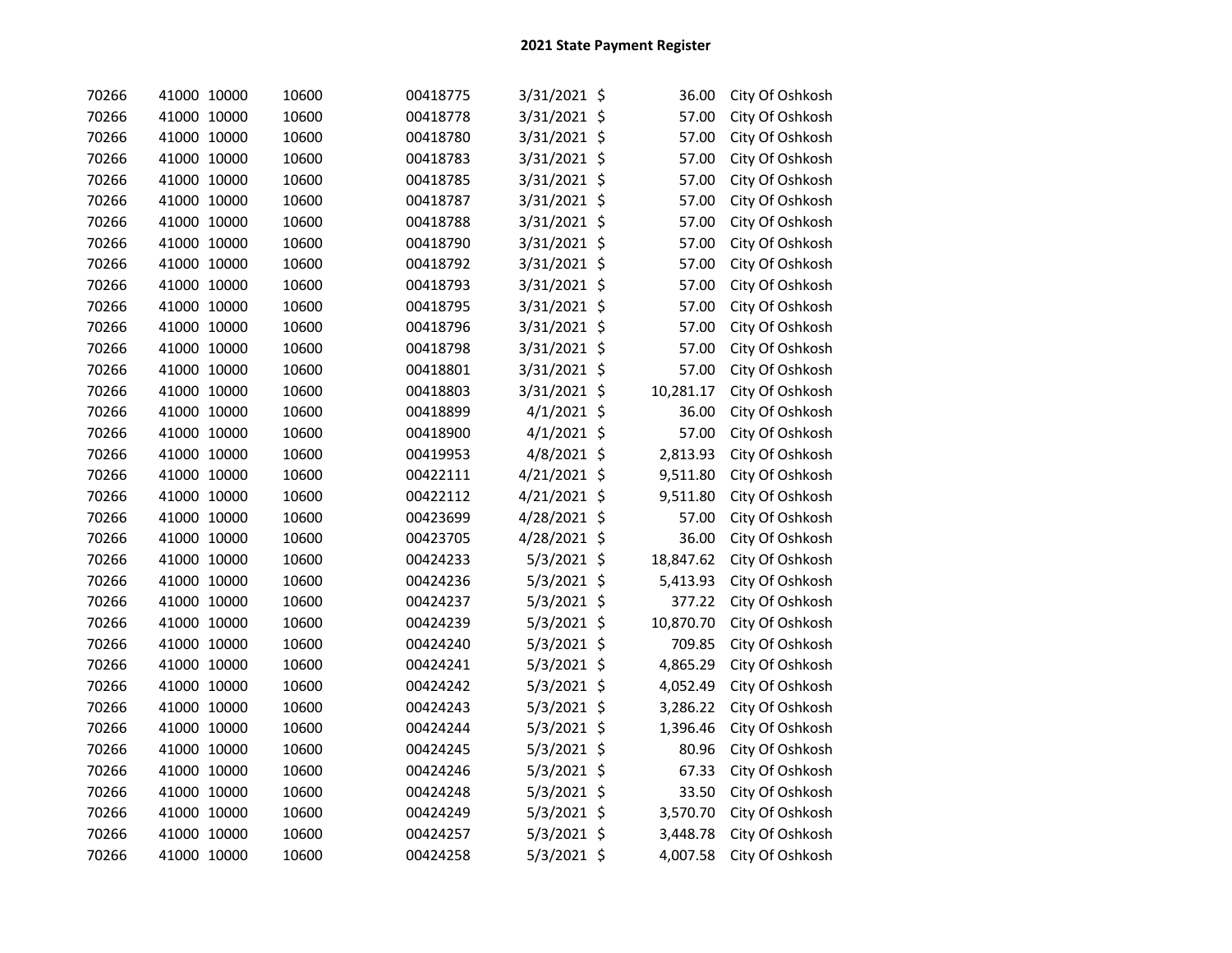# 2021 State Payment Register

| | | | | | | | | |
|---|---|---|---|---|---|---|---|---|
| 70266 | 41000 | 10000 | 10600 | 00418775 | 3/31/2021 | $ | 36.00 | City Of Oshkosh |
| 70266 | 41000 | 10000 | 10600 | 00418778 | 3/31/2021 | $ | 57.00 | City Of Oshkosh |
| 70266 | 41000 | 10000 | 10600 | 00418780 | 3/31/2021 | $ | 57.00 | City Of Oshkosh |
| 70266 | 41000 | 10000 | 10600 | 00418783 | 3/31/2021 | $ | 57.00 | City Of Oshkosh |
| 70266 | 41000 | 10000 | 10600 | 00418785 | 3/31/2021 | $ | 57.00 | City Of Oshkosh |
| 70266 | 41000 | 10000 | 10600 | 00418787 | 3/31/2021 | $ | 57.00 | City Of Oshkosh |
| 70266 | 41000 | 10000 | 10600 | 00418788 | 3/31/2021 | $ | 57.00 | City Of Oshkosh |
| 70266 | 41000 | 10000 | 10600 | 00418790 | 3/31/2021 | $ | 57.00 | City Of Oshkosh |
| 70266 | 41000 | 10000 | 10600 | 00418792 | 3/31/2021 | $ | 57.00 | City Of Oshkosh |
| 70266 | 41000 | 10000 | 10600 | 00418793 | 3/31/2021 | $ | 57.00 | City Of Oshkosh |
| 70266 | 41000 | 10000 | 10600 | 00418795 | 3/31/2021 | $ | 57.00 | City Of Oshkosh |
| 70266 | 41000 | 10000 | 10600 | 00418796 | 3/31/2021 | $ | 57.00 | City Of Oshkosh |
| 70266 | 41000 | 10000 | 10600 | 00418798 | 3/31/2021 | $ | 57.00 | City Of Oshkosh |
| 70266 | 41000 | 10000 | 10600 | 00418801 | 3/31/2021 | $ | 57.00 | City Of Oshkosh |
| 70266 | 41000 | 10000 | 10600 | 00418803 | 3/31/2021 | $ | 10,281.17 | City Of Oshkosh |
| 70266 | 41000 | 10000 | 10600 | 00418899 | 4/1/2021 | $ | 36.00 | City Of Oshkosh |
| 70266 | 41000 | 10000 | 10600 | 00418900 | 4/1/2021 | $ | 57.00 | City Of Oshkosh |
| 70266 | 41000 | 10000 | 10600 | 00419953 | 4/8/2021 | $ | 2,813.93 | City Of Oshkosh |
| 70266 | 41000 | 10000 | 10600 | 00422111 | 4/21/2021 | $ | 9,511.80 | City Of Oshkosh |
| 70266 | 41000 | 10000 | 10600 | 00422112 | 4/21/2021 | $ | 9,511.80 | City Of Oshkosh |
| 70266 | 41000 | 10000 | 10600 | 00423699 | 4/28/2021 | $ | 57.00 | City Of Oshkosh |
| 70266 | 41000 | 10000 | 10600 | 00423705 | 4/28/2021 | $ | 36.00 | City Of Oshkosh |
| 70266 | 41000 | 10000 | 10600 | 00424233 | 5/3/2021 | $ | 18,847.62 | City Of Oshkosh |
| 70266 | 41000 | 10000 | 10600 | 00424236 | 5/3/2021 | $ | 5,413.93 | City Of Oshkosh |
| 70266 | 41000 | 10000 | 10600 | 00424237 | 5/3/2021 | $ | 377.22 | City Of Oshkosh |
| 70266 | 41000 | 10000 | 10600 | 00424239 | 5/3/2021 | $ | 10,870.70 | City Of Oshkosh |
| 70266 | 41000 | 10000 | 10600 | 00424240 | 5/3/2021 | $ | 709.85 | City Of Oshkosh |
| 70266 | 41000 | 10000 | 10600 | 00424241 | 5/3/2021 | $ | 4,865.29 | City Of Oshkosh |
| 70266 | 41000 | 10000 | 10600 | 00424242 | 5/3/2021 | $ | 4,052.49 | City Of Oshkosh |
| 70266 | 41000 | 10000 | 10600 | 00424243 | 5/3/2021 | $ | 3,286.22 | City Of Oshkosh |
| 70266 | 41000 | 10000 | 10600 | 00424244 | 5/3/2021 | $ | 1,396.46 | City Of Oshkosh |
| 70266 | 41000 | 10000 | 10600 | 00424245 | 5/3/2021 | $ | 80.96 | City Of Oshkosh |
| 70266 | 41000 | 10000 | 10600 | 00424246 | 5/3/2021 | $ | 67.33 | City Of Oshkosh |
| 70266 | 41000 | 10000 | 10600 | 00424248 | 5/3/2021 | $ | 33.50 | City Of Oshkosh |
| 70266 | 41000 | 10000 | 10600 | 00424249 | 5/3/2021 | $ | 3,570.70 | City Of Oshkosh |
| 70266 | 41000 | 10000 | 10600 | 00424257 | 5/3/2021 | $ | 3,448.78 | City Of Oshkosh |
| 70266 | 41000 | 10000 | 10600 | 00424258 | 5/3/2021 | $ | 4,007.58 | City Of Oshkosh |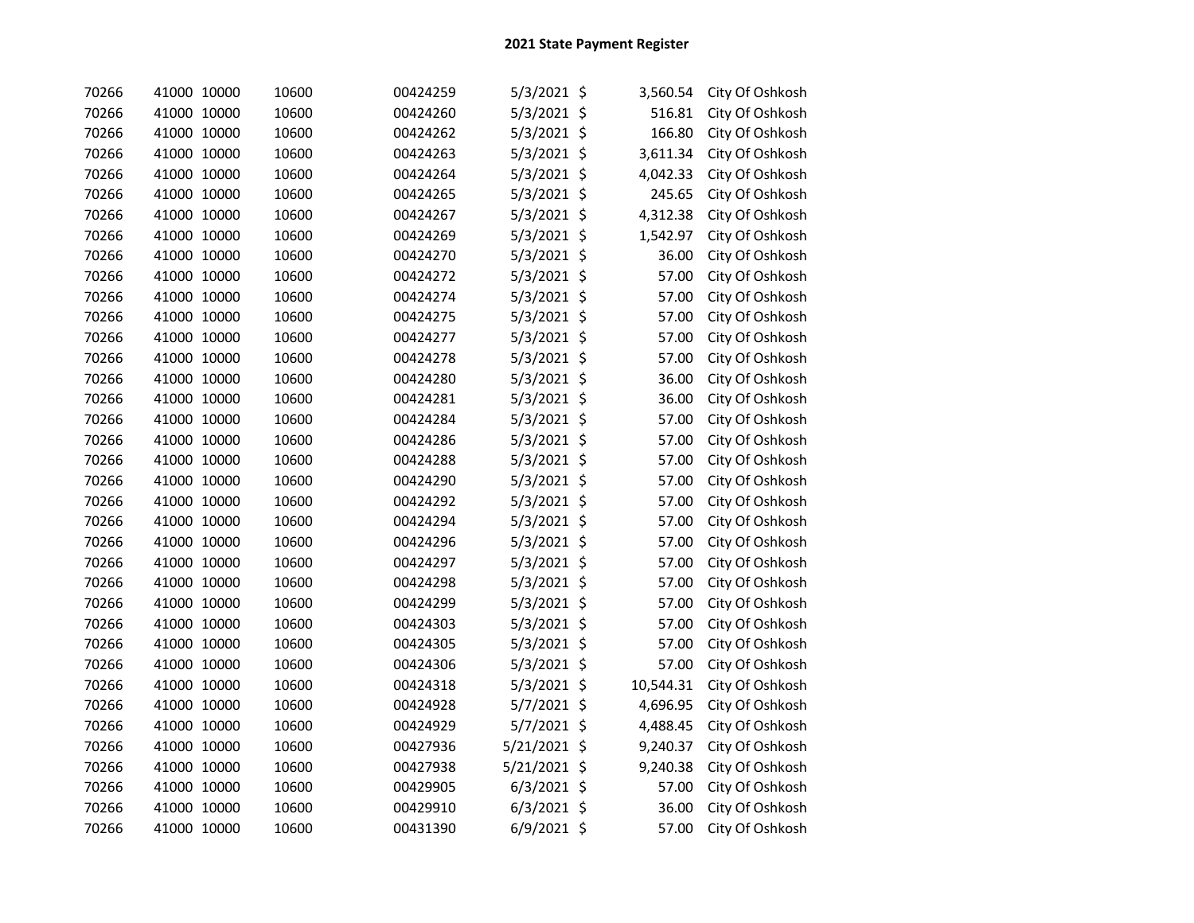## 2021 State Payment Register

| | | | | | | | | |
|---|---|---|---|---|---|---|---|---|
| 70266 | 41000 | 10000 | 10600 | 00424259 | 5/3/2021 | $ | 3,560.54 | City Of Oshkosh |
| 70266 | 41000 | 10000 | 10600 | 00424260 | 5/3/2021 | $ | 516.81 | City Of Oshkosh |
| 70266 | 41000 | 10000 | 10600 | 00424262 | 5/3/2021 | $ | 166.80 | City Of Oshkosh |
| 70266 | 41000 | 10000 | 10600 | 00424263 | 5/3/2021 | $ | 3,611.34 | City Of Oshkosh |
| 70266 | 41000 | 10000 | 10600 | 00424264 | 5/3/2021 | $ | 4,042.33 | City Of Oshkosh |
| 70266 | 41000 | 10000 | 10600 | 00424265 | 5/3/2021 | $ | 245.65 | City Of Oshkosh |
| 70266 | 41000 | 10000 | 10600 | 00424267 | 5/3/2021 | $ | 4,312.38 | City Of Oshkosh |
| 70266 | 41000 | 10000 | 10600 | 00424269 | 5/3/2021 | $ | 1,542.97 | City Of Oshkosh |
| 70266 | 41000 | 10000 | 10600 | 00424270 | 5/3/2021 | $ | 36.00 | City Of Oshkosh |
| 70266 | 41000 | 10000 | 10600 | 00424272 | 5/3/2021 | $ | 57.00 | City Of Oshkosh |
| 70266 | 41000 | 10000 | 10600 | 00424274 | 5/3/2021 | $ | 57.00 | City Of Oshkosh |
| 70266 | 41000 | 10000 | 10600 | 00424275 | 5/3/2021 | $ | 57.00 | City Of Oshkosh |
| 70266 | 41000 | 10000 | 10600 | 00424277 | 5/3/2021 | $ | 57.00 | City Of Oshkosh |
| 70266 | 41000 | 10000 | 10600 | 00424278 | 5/3/2021 | $ | 57.00 | City Of Oshkosh |
| 70266 | 41000 | 10000 | 10600 | 00424280 | 5/3/2021 | $ | 36.00 | City Of Oshkosh |
| 70266 | 41000 | 10000 | 10600 | 00424281 | 5/3/2021 | $ | 36.00 | City Of Oshkosh |
| 70266 | 41000 | 10000 | 10600 | 00424284 | 5/3/2021 | $ | 57.00 | City Of Oshkosh |
| 70266 | 41000 | 10000 | 10600 | 00424286 | 5/3/2021 | $ | 57.00 | City Of Oshkosh |
| 70266 | 41000 | 10000 | 10600 | 00424288 | 5/3/2021 | $ | 57.00 | City Of Oshkosh |
| 70266 | 41000 | 10000 | 10600 | 00424290 | 5/3/2021 | $ | 57.00 | City Of Oshkosh |
| 70266 | 41000 | 10000 | 10600 | 00424292 | 5/3/2021 | $ | 57.00 | City Of Oshkosh |
| 70266 | 41000 | 10000 | 10600 | 00424294 | 5/3/2021 | $ | 57.00 | City Of Oshkosh |
| 70266 | 41000 | 10000 | 10600 | 00424296 | 5/3/2021 | $ | 57.00 | City Of Oshkosh |
| 70266 | 41000 | 10000 | 10600 | 00424297 | 5/3/2021 | $ | 57.00 | City Of Oshkosh |
| 70266 | 41000 | 10000 | 10600 | 00424298 | 5/3/2021 | $ | 57.00 | City Of Oshkosh |
| 70266 | 41000 | 10000 | 10600 | 00424299 | 5/3/2021 | $ | 57.00 | City Of Oshkosh |
| 70266 | 41000 | 10000 | 10600 | 00424303 | 5/3/2021 | $ | 57.00 | City Of Oshkosh |
| 70266 | 41000 | 10000 | 10600 | 00424305 | 5/3/2021 | $ | 57.00 | City Of Oshkosh |
| 70266 | 41000 | 10000 | 10600 | 00424306 | 5/3/2021 | $ | 57.00 | City Of Oshkosh |
| 70266 | 41000 | 10000 | 10600 | 00424318 | 5/3/2021 | $ | 10,544.31 | City Of Oshkosh |
| 70266 | 41000 | 10000 | 10600 | 00424928 | 5/7/2021 | $ | 4,696.95 | City Of Oshkosh |
| 70266 | 41000 | 10000 | 10600 | 00424929 | 5/7/2021 | $ | 4,488.45 | City Of Oshkosh |
| 70266 | 41000 | 10000 | 10600 | 00427936 | 5/21/2021 | $ | 9,240.37 | City Of Oshkosh |
| 70266 | 41000 | 10000 | 10600 | 00427938 | 5/21/2021 | $ | 9,240.38 | City Of Oshkosh |
| 70266 | 41000 | 10000 | 10600 | 00429905 | 6/3/2021 | $ | 57.00 | City Of Oshkosh |
| 70266 | 41000 | 10000 | 10600 | 00429910 | 6/3/2021 | $ | 36.00 | City Of Oshkosh |
| 70266 | 41000 | 10000 | 10600 | 00431390 | 6/9/2021 | $ | 57.00 | City Of Oshkosh |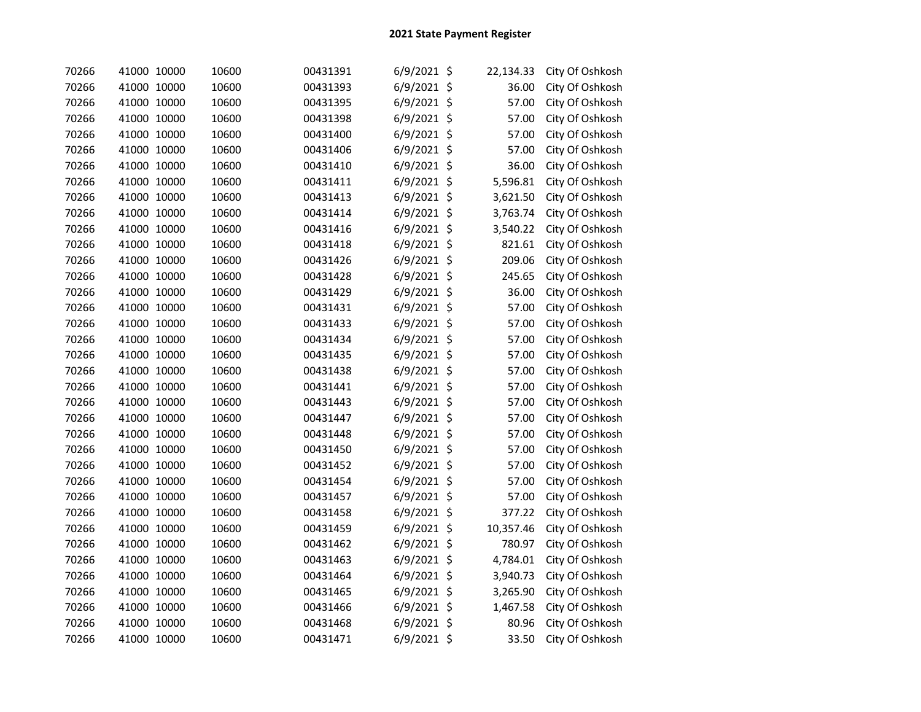# 2021 State Payment Register

| | | | | | | | | |
|---|---|---|---|---|---|---|---|---|
| 70266 | 41000 | 10000 | 10600 | 00431391 | 6/9/2021 | $ | 22,134.33 | City Of Oshkosh |
| 70266 | 41000 | 10000 | 10600 | 00431393 | 6/9/2021 | $ | 36.00 | City Of Oshkosh |
| 70266 | 41000 | 10000 | 10600 | 00431395 | 6/9/2021 | $ | 57.00 | City Of Oshkosh |
| 70266 | 41000 | 10000 | 10600 | 00431398 | 6/9/2021 | $ | 57.00 | City Of Oshkosh |
| 70266 | 41000 | 10000 | 10600 | 00431400 | 6/9/2021 | $ | 57.00 | City Of Oshkosh |
| 70266 | 41000 | 10000 | 10600 | 00431406 | 6/9/2021 | $ | 57.00 | City Of Oshkosh |
| 70266 | 41000 | 10000 | 10600 | 00431410 | 6/9/2021 | $ | 36.00 | City Of Oshkosh |
| 70266 | 41000 | 10000 | 10600 | 00431411 | 6/9/2021 | $ | 5,596.81 | City Of Oshkosh |
| 70266 | 41000 | 10000 | 10600 | 00431413 | 6/9/2021 | $ | 3,621.50 | City Of Oshkosh |
| 70266 | 41000 | 10000 | 10600 | 00431414 | 6/9/2021 | $ | 3,763.74 | City Of Oshkosh |
| 70266 | 41000 | 10000 | 10600 | 00431416 | 6/9/2021 | $ | 3,540.22 | City Of Oshkosh |
| 70266 | 41000 | 10000 | 10600 | 00431418 | 6/9/2021 | $ | 821.61 | City Of Oshkosh |
| 70266 | 41000 | 10000 | 10600 | 00431426 | 6/9/2021 | $ | 209.06 | City Of Oshkosh |
| 70266 | 41000 | 10000 | 10600 | 00431428 | 6/9/2021 | $ | 245.65 | City Of Oshkosh |
| 70266 | 41000 | 10000 | 10600 | 00431429 | 6/9/2021 | $ | 36.00 | City Of Oshkosh |
| 70266 | 41000 | 10000 | 10600 | 00431431 | 6/9/2021 | $ | 57.00 | City Of Oshkosh |
| 70266 | 41000 | 10000 | 10600 | 00431433 | 6/9/2021 | $ | 57.00 | City Of Oshkosh |
| 70266 | 41000 | 10000 | 10600 | 00431434 | 6/9/2021 | $ | 57.00 | City Of Oshkosh |
| 70266 | 41000 | 10000 | 10600 | 00431435 | 6/9/2021 | $ | 57.00 | City Of Oshkosh |
| 70266 | 41000 | 10000 | 10600 | 00431438 | 6/9/2021 | $ | 57.00 | City Of Oshkosh |
| 70266 | 41000 | 10000 | 10600 | 00431441 | 6/9/2021 | $ | 57.00 | City Of Oshkosh |
| 70266 | 41000 | 10000 | 10600 | 00431443 | 6/9/2021 | $ | 57.00 | City Of Oshkosh |
| 70266 | 41000 | 10000 | 10600 | 00431447 | 6/9/2021 | $ | 57.00 | City Of Oshkosh |
| 70266 | 41000 | 10000 | 10600 | 00431448 | 6/9/2021 | $ | 57.00 | City Of Oshkosh |
| 70266 | 41000 | 10000 | 10600 | 00431450 | 6/9/2021 | $ | 57.00 | City Of Oshkosh |
| 70266 | 41000 | 10000 | 10600 | 00431452 | 6/9/2021 | $ | 57.00 | City Of Oshkosh |
| 70266 | 41000 | 10000 | 10600 | 00431454 | 6/9/2021 | $ | 57.00 | City Of Oshkosh |
| 70266 | 41000 | 10000 | 10600 | 00431457 | 6/9/2021 | $ | 57.00 | City Of Oshkosh |
| 70266 | 41000 | 10000 | 10600 | 00431458 | 6/9/2021 | $ | 377.22 | City Of Oshkosh |
| 70266 | 41000 | 10000 | 10600 | 00431459 | 6/9/2021 | $ | 10,357.46 | City Of Oshkosh |
| 70266 | 41000 | 10000 | 10600 | 00431462 | 6/9/2021 | $ | 780.97 | City Of Oshkosh |
| 70266 | 41000 | 10000 | 10600 | 00431463 | 6/9/2021 | $ | 4,784.01 | City Of Oshkosh |
| 70266 | 41000 | 10000 | 10600 | 00431464 | 6/9/2021 | $ | 3,940.73 | City Of Oshkosh |
| 70266 | 41000 | 10000 | 10600 | 00431465 | 6/9/2021 | $ | 3,265.90 | City Of Oshkosh |
| 70266 | 41000 | 10000 | 10600 | 00431466 | 6/9/2021 | $ | 1,467.58 | City Of Oshkosh |
| 70266 | 41000 | 10000 | 10600 | 00431468 | 6/9/2021 | $ | 80.96 | City Of Oshkosh |
| 70266 | 41000 | 10000 | 10600 | 00431471 | 6/9/2021 | $ | 33.50 | City Of Oshkosh |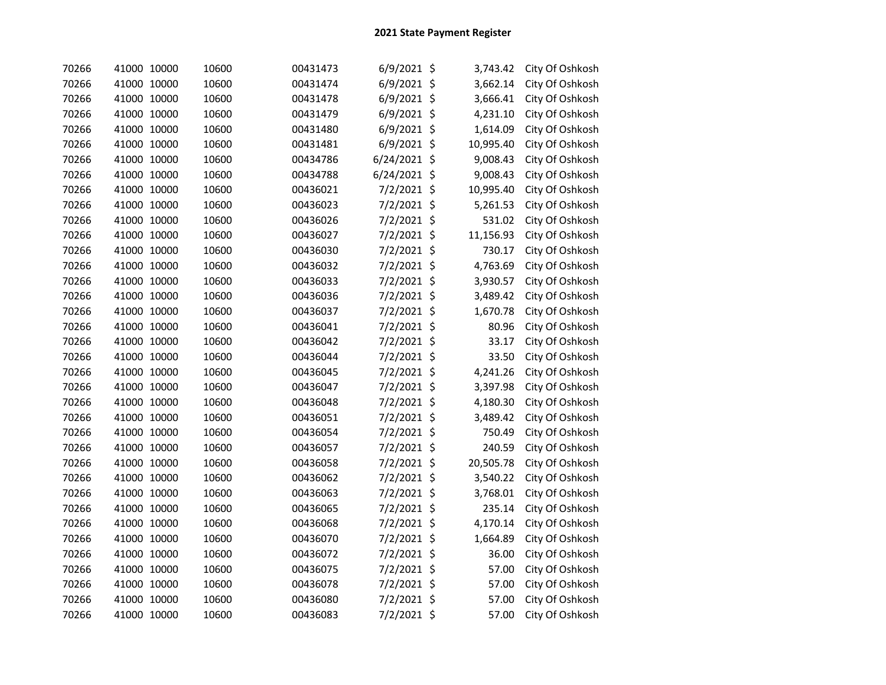# 2021 State Payment Register

| | | | | | | | | |
|---|---|---|---|---|---|---|---|---|
| 70266 | 41000 | 10000 | 10600 | 00431473 | 6/9/2021 | $ | 3,743.42 | City Of Oshkosh |
| 70266 | 41000 | 10000 | 10600 | 00431474 | 6/9/2021 | $ | 3,662.14 | City Of Oshkosh |
| 70266 | 41000 | 10000 | 10600 | 00431478 | 6/9/2021 | $ | 3,666.41 | City Of Oshkosh |
| 70266 | 41000 | 10000 | 10600 | 00431479 | 6/9/2021 | $ | 4,231.10 | City Of Oshkosh |
| 70266 | 41000 | 10000 | 10600 | 00431480 | 6/9/2021 | $ | 1,614.09 | City Of Oshkosh |
| 70266 | 41000 | 10000 | 10600 | 00431481 | 6/9/2021 | $ | 10,995.40 | City Of Oshkosh |
| 70266 | 41000 | 10000 | 10600 | 00434786 | 6/24/2021 | $ | 9,008.43 | City Of Oshkosh |
| 70266 | 41000 | 10000 | 10600 | 00434788 | 6/24/2021 | $ | 9,008.43 | City Of Oshkosh |
| 70266 | 41000 | 10000 | 10600 | 00436021 | 7/2/2021 | $ | 10,995.40 | City Of Oshkosh |
| 70266 | 41000 | 10000 | 10600 | 00436023 | 7/2/2021 | $ | 5,261.53 | City Of Oshkosh |
| 70266 | 41000 | 10000 | 10600 | 00436026 | 7/2/2021 | $ | 531.02 | City Of Oshkosh |
| 70266 | 41000 | 10000 | 10600 | 00436027 | 7/2/2021 | $ | 11,156.93 | City Of Oshkosh |
| 70266 | 41000 | 10000 | 10600 | 00436030 | 7/2/2021 | $ | 730.17 | City Of Oshkosh |
| 70266 | 41000 | 10000 | 10600 | 00436032 | 7/2/2021 | $ | 4,763.69 | City Of Oshkosh |
| 70266 | 41000 | 10000 | 10600 | 00436033 | 7/2/2021 | $ | 3,930.57 | City Of Oshkosh |
| 70266 | 41000 | 10000 | 10600 | 00436036 | 7/2/2021 | $ | 3,489.42 | City Of Oshkosh |
| 70266 | 41000 | 10000 | 10600 | 00436037 | 7/2/2021 | $ | 1,670.78 | City Of Oshkosh |
| 70266 | 41000 | 10000 | 10600 | 00436041 | 7/2/2021 | $ | 80.96 | City Of Oshkosh |
| 70266 | 41000 | 10000 | 10600 | 00436042 | 7/2/2021 | $ | 33.17 | City Of Oshkosh |
| 70266 | 41000 | 10000 | 10600 | 00436044 | 7/2/2021 | $ | 33.50 | City Of Oshkosh |
| 70266 | 41000 | 10000 | 10600 | 00436045 | 7/2/2021 | $ | 4,241.26 | City Of Oshkosh |
| 70266 | 41000 | 10000 | 10600 | 00436047 | 7/2/2021 | $ | 3,397.98 | City Of Oshkosh |
| 70266 | 41000 | 10000 | 10600 | 00436048 | 7/2/2021 | $ | 4,180.30 | City Of Oshkosh |
| 70266 | 41000 | 10000 | 10600 | 00436051 | 7/2/2021 | $ | 3,489.42 | City Of Oshkosh |
| 70266 | 41000 | 10000 | 10600 | 00436054 | 7/2/2021 | $ | 750.49 | City Of Oshkosh |
| 70266 | 41000 | 10000 | 10600 | 00436057 | 7/2/2021 | $ | 240.59 | City Of Oshkosh |
| 70266 | 41000 | 10000 | 10600 | 00436058 | 7/2/2021 | $ | 20,505.78 | City Of Oshkosh |
| 70266 | 41000 | 10000 | 10600 | 00436062 | 7/2/2021 | $ | 3,540.22 | City Of Oshkosh |
| 70266 | 41000 | 10000 | 10600 | 00436063 | 7/2/2021 | $ | 3,768.01 | City Of Oshkosh |
| 70266 | 41000 | 10000 | 10600 | 00436065 | 7/2/2021 | $ | 235.14 | City Of Oshkosh |
| 70266 | 41000 | 10000 | 10600 | 00436068 | 7/2/2021 | $ | 4,170.14 | City Of Oshkosh |
| 70266 | 41000 | 10000 | 10600 | 00436070 | 7/2/2021 | $ | 1,664.89 | City Of Oshkosh |
| 70266 | 41000 | 10000 | 10600 | 00436072 | 7/2/2021 | $ | 36.00 | City Of Oshkosh |
| 70266 | 41000 | 10000 | 10600 | 00436075 | 7/2/2021 | $ | 57.00 | City Of Oshkosh |
| 70266 | 41000 | 10000 | 10600 | 00436078 | 7/2/2021 | $ | 57.00 | City Of Oshkosh |
| 70266 | 41000 | 10000 | 10600 | 00436080 | 7/2/2021 | $ | 57.00 | City Of Oshkosh |
| 70266 | 41000 | 10000 | 10600 | 00436083 | 7/2/2021 | $ | 57.00 | City Of Oshkosh |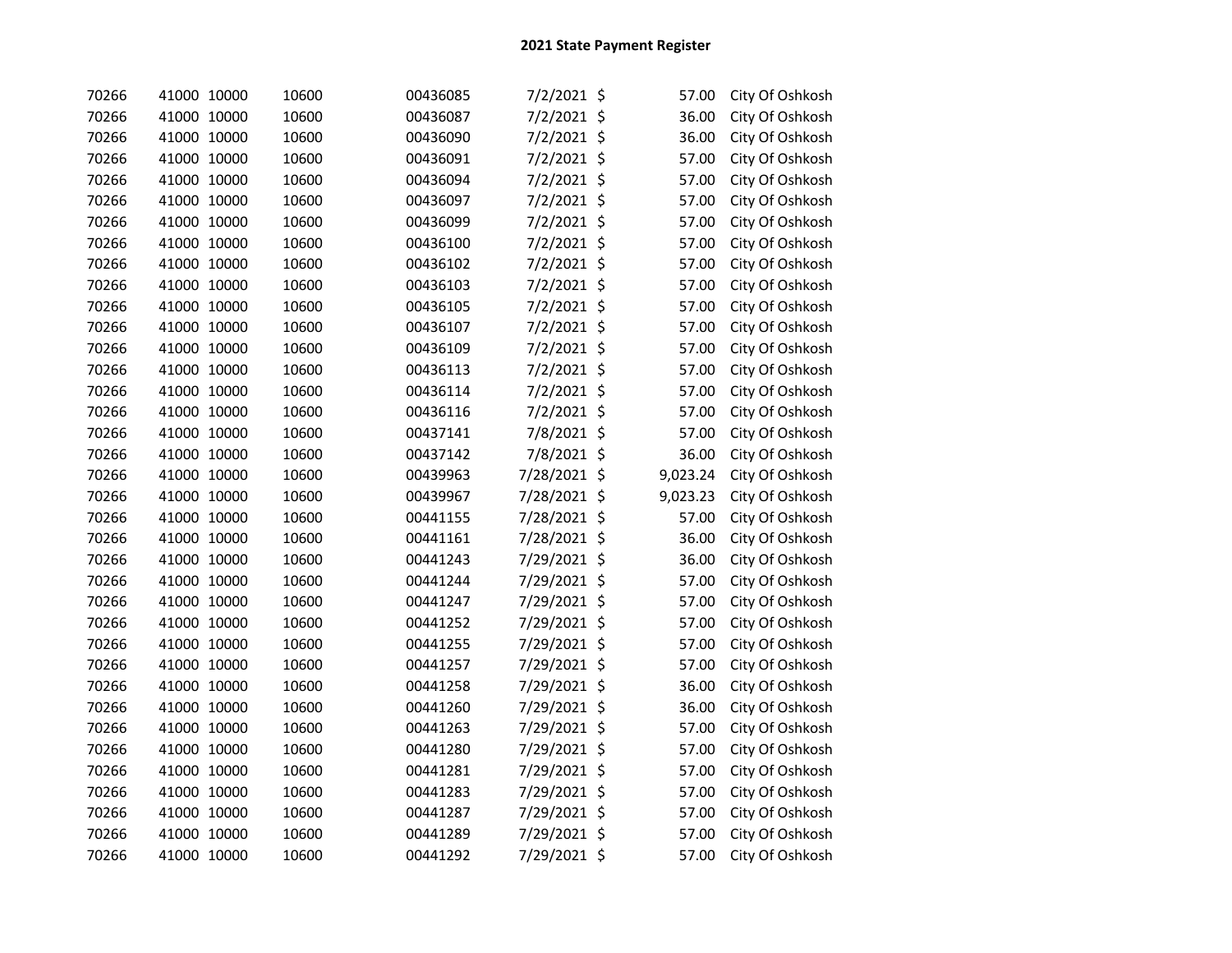## 2021 State Payment Register

| | | | | | | | | |
|---|---|---|---|---|---|---|---|---|
| 70266 | 41000 | 10000 | 10600 | 00436085 | 7/2/2021 | $ | 57.00 | City Of Oshkosh |
| 70266 | 41000 | 10000 | 10600 | 00436087 | 7/2/2021 | $ | 36.00 | City Of Oshkosh |
| 70266 | 41000 | 10000 | 10600 | 00436090 | 7/2/2021 | $ | 36.00 | City Of Oshkosh |
| 70266 | 41000 | 10000 | 10600 | 00436091 | 7/2/2021 | $ | 57.00 | City Of Oshkosh |
| 70266 | 41000 | 10000 | 10600 | 00436094 | 7/2/2021 | $ | 57.00 | City Of Oshkosh |
| 70266 | 41000 | 10000 | 10600 | 00436097 | 7/2/2021 | $ | 57.00 | City Of Oshkosh |
| 70266 | 41000 | 10000 | 10600 | 00436099 | 7/2/2021 | $ | 57.00 | City Of Oshkosh |
| 70266 | 41000 | 10000 | 10600 | 00436100 | 7/2/2021 | $ | 57.00 | City Of Oshkosh |
| 70266 | 41000 | 10000 | 10600 | 00436102 | 7/2/2021 | $ | 57.00 | City Of Oshkosh |
| 70266 | 41000 | 10000 | 10600 | 00436103 | 7/2/2021 | $ | 57.00 | City Of Oshkosh |
| 70266 | 41000 | 10000 | 10600 | 00436105 | 7/2/2021 | $ | 57.00 | City Of Oshkosh |
| 70266 | 41000 | 10000 | 10600 | 00436107 | 7/2/2021 | $ | 57.00 | City Of Oshkosh |
| 70266 | 41000 | 10000 | 10600 | 00436109 | 7/2/2021 | $ | 57.00 | City Of Oshkosh |
| 70266 | 41000 | 10000 | 10600 | 00436113 | 7/2/2021 | $ | 57.00 | City Of Oshkosh |
| 70266 | 41000 | 10000 | 10600 | 00436114 | 7/2/2021 | $ | 57.00 | City Of Oshkosh |
| 70266 | 41000 | 10000 | 10600 | 00436116 | 7/2/2021 | $ | 57.00 | City Of Oshkosh |
| 70266 | 41000 | 10000 | 10600 | 00437141 | 7/8/2021 | $ | 57.00 | City Of Oshkosh |
| 70266 | 41000 | 10000 | 10600 | 00437142 | 7/8/2021 | $ | 36.00 | City Of Oshkosh |
| 70266 | 41000 | 10000 | 10600 | 00439963 | 7/28/2021 | $ | 9,023.24 | City Of Oshkosh |
| 70266 | 41000 | 10000 | 10600 | 00439967 | 7/28/2021 | $ | 9,023.23 | City Of Oshkosh |
| 70266 | 41000 | 10000 | 10600 | 00441155 | 7/28/2021 | $ | 57.00 | City Of Oshkosh |
| 70266 | 41000 | 10000 | 10600 | 00441161 | 7/28/2021 | $ | 36.00 | City Of Oshkosh |
| 70266 | 41000 | 10000 | 10600 | 00441243 | 7/29/2021 | $ | 36.00 | City Of Oshkosh |
| 70266 | 41000 | 10000 | 10600 | 00441244 | 7/29/2021 | $ | 57.00 | City Of Oshkosh |
| 70266 | 41000 | 10000 | 10600 | 00441247 | 7/29/2021 | $ | 57.00 | City Of Oshkosh |
| 70266 | 41000 | 10000 | 10600 | 00441252 | 7/29/2021 | $ | 57.00 | City Of Oshkosh |
| 70266 | 41000 | 10000 | 10600 | 00441255 | 7/29/2021 | $ | 57.00 | City Of Oshkosh |
| 70266 | 41000 | 10000 | 10600 | 00441257 | 7/29/2021 | $ | 57.00 | City Of Oshkosh |
| 70266 | 41000 | 10000 | 10600 | 00441258 | 7/29/2021 | $ | 36.00 | City Of Oshkosh |
| 70266 | 41000 | 10000 | 10600 | 00441260 | 7/29/2021 | $ | 36.00 | City Of Oshkosh |
| 70266 | 41000 | 10000 | 10600 | 00441263 | 7/29/2021 | $ | 57.00 | City Of Oshkosh |
| 70266 | 41000 | 10000 | 10600 | 00441280 | 7/29/2021 | $ | 57.00 | City Of Oshkosh |
| 70266 | 41000 | 10000 | 10600 | 00441281 | 7/29/2021 | $ | 57.00 | City Of Oshkosh |
| 70266 | 41000 | 10000 | 10600 | 00441283 | 7/29/2021 | $ | 57.00 | City Of Oshkosh |
| 70266 | 41000 | 10000 | 10600 | 00441287 | 7/29/2021 | $ | 57.00 | City Of Oshkosh |
| 70266 | 41000 | 10000 | 10600 | 00441289 | 7/29/2021 | $ | 57.00 | City Of Oshkosh |
| 70266 | 41000 | 10000 | 10600 | 00441292 | 7/29/2021 | $ | 57.00 | City Of Oshkosh |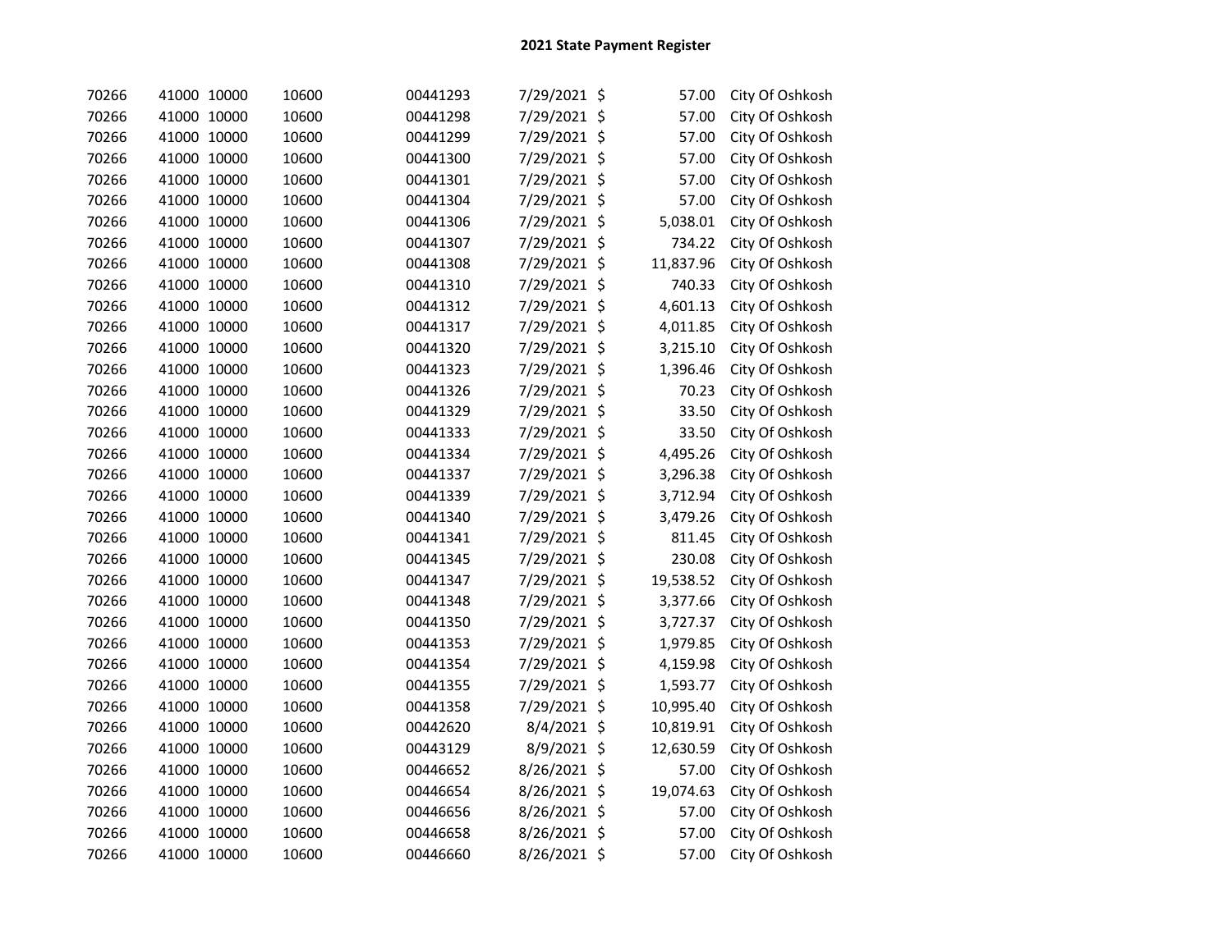## 2021 State Payment Register

| | | | | | | | |
|---|---|---|---|---|---|---|---|
| 70266 | 41000 | 10000 | 10600 | 00441293 | 7/29/2021 | $ 57.00 | City Of Oshkosh |
| 70266 | 41000 | 10000 | 10600 | 00441298 | 7/29/2021 | $ 57.00 | City Of Oshkosh |
| 70266 | 41000 | 10000 | 10600 | 00441299 | 7/29/2021 | $ 57.00 | City Of Oshkosh |
| 70266 | 41000 | 10000 | 10600 | 00441300 | 7/29/2021 | $ 57.00 | City Of Oshkosh |
| 70266 | 41000 | 10000 | 10600 | 00441301 | 7/29/2021 | $ 57.00 | City Of Oshkosh |
| 70266 | 41000 | 10000 | 10600 | 00441304 | 7/29/2021 | $ 57.00 | City Of Oshkosh |
| 70266 | 41000 | 10000 | 10600 | 00441306 | 7/29/2021 | $ 5,038.01 | City Of Oshkosh |
| 70266 | 41000 | 10000 | 10600 | 00441307 | 7/29/2021 | $ 734.22 | City Of Oshkosh |
| 70266 | 41000 | 10000 | 10600 | 00441308 | 7/29/2021 | $ 11,837.96 | City Of Oshkosh |
| 70266 | 41000 | 10000 | 10600 | 00441310 | 7/29/2021 | $ 740.33 | City Of Oshkosh |
| 70266 | 41000 | 10000 | 10600 | 00441312 | 7/29/2021 | $ 4,601.13 | City Of Oshkosh |
| 70266 | 41000 | 10000 | 10600 | 00441317 | 7/29/2021 | $ 4,011.85 | City Of Oshkosh |
| 70266 | 41000 | 10000 | 10600 | 00441320 | 7/29/2021 | $ 3,215.10 | City Of Oshkosh |
| 70266 | 41000 | 10000 | 10600 | 00441323 | 7/29/2021 | $ 1,396.46 | City Of Oshkosh |
| 70266 | 41000 | 10000 | 10600 | 00441326 | 7/29/2021 | $ 70.23 | City Of Oshkosh |
| 70266 | 41000 | 10000 | 10600 | 00441329 | 7/29/2021 | $ 33.50 | City Of Oshkosh |
| 70266 | 41000 | 10000 | 10600 | 00441333 | 7/29/2021 | $ 33.50 | City Of Oshkosh |
| 70266 | 41000 | 10000 | 10600 | 00441334 | 7/29/2021 | $ 4,495.26 | City Of Oshkosh |
| 70266 | 41000 | 10000 | 10600 | 00441337 | 7/29/2021 | $ 3,296.38 | City Of Oshkosh |
| 70266 | 41000 | 10000 | 10600 | 00441339 | 7/29/2021 | $ 3,712.94 | City Of Oshkosh |
| 70266 | 41000 | 10000 | 10600 | 00441340 | 7/29/2021 | $ 3,479.26 | City Of Oshkosh |
| 70266 | 41000 | 10000 | 10600 | 00441341 | 7/29/2021 | $ 811.45 | City Of Oshkosh |
| 70266 | 41000 | 10000 | 10600 | 00441345 | 7/29/2021 | $ 230.08 | City Of Oshkosh |
| 70266 | 41000 | 10000 | 10600 | 00441347 | 7/29/2021 | $ 19,538.52 | City Of Oshkosh |
| 70266 | 41000 | 10000 | 10600 | 00441348 | 7/29/2021 | $ 3,377.66 | City Of Oshkosh |
| 70266 | 41000 | 10000 | 10600 | 00441350 | 7/29/2021 | $ 3,727.37 | City Of Oshkosh |
| 70266 | 41000 | 10000 | 10600 | 00441353 | 7/29/2021 | $ 1,979.85 | City Of Oshkosh |
| 70266 | 41000 | 10000 | 10600 | 00441354 | 7/29/2021 | $ 4,159.98 | City Of Oshkosh |
| 70266 | 41000 | 10000 | 10600 | 00441355 | 7/29/2021 | $ 1,593.77 | City Of Oshkosh |
| 70266 | 41000 | 10000 | 10600 | 00441358 | 7/29/2021 | $ 10,995.40 | City Of Oshkosh |
| 70266 | 41000 | 10000 | 10600 | 00442620 | 8/4/2021 | $ 10,819.91 | City Of Oshkosh |
| 70266 | 41000 | 10000 | 10600 | 00443129 | 8/9/2021 | $ 12,630.59 | City Of Oshkosh |
| 70266 | 41000 | 10000 | 10600 | 00446652 | 8/26/2021 | $ 57.00 | City Of Oshkosh |
| 70266 | 41000 | 10000 | 10600 | 00446654 | 8/26/2021 | $ 19,074.63 | City Of Oshkosh |
| 70266 | 41000 | 10000 | 10600 | 00446656 | 8/26/2021 | $ 57.00 | City Of Oshkosh |
| 70266 | 41000 | 10000 | 10600 | 00446658 | 8/26/2021 | $ 57.00 | City Of Oshkosh |
| 70266 | 41000 | 10000 | 10600 | 00446660 | 8/26/2021 | $ 57.00 | City Of Oshkosh |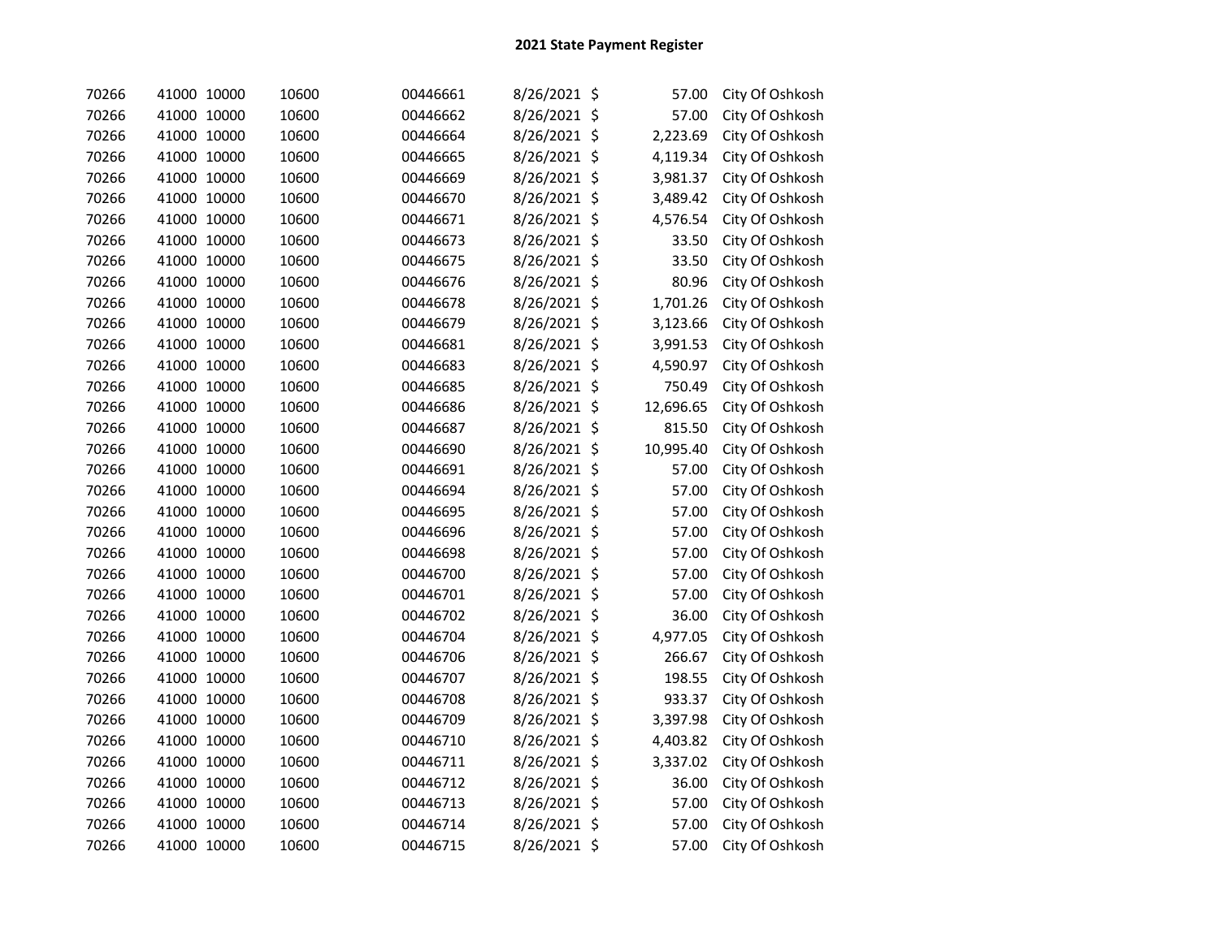# 2021 State Payment Register

| | | | | | | | | |
|---|---|---|---|---|---|---|---|---|
| 70266 | 41000 | 10000 | 10600 | 00446661 | 8/26/2021 | $ | 57.00 | City Of Oshkosh |
| 70266 | 41000 | 10000 | 10600 | 00446662 | 8/26/2021 | $ | 57.00 | City Of Oshkosh |
| 70266 | 41000 | 10000 | 10600 | 00446664 | 8/26/2021 | $ | 2,223.69 | City Of Oshkosh |
| 70266 | 41000 | 10000 | 10600 | 00446665 | 8/26/2021 | $ | 4,119.34 | City Of Oshkosh |
| 70266 | 41000 | 10000 | 10600 | 00446669 | 8/26/2021 | $ | 3,981.37 | City Of Oshkosh |
| 70266 | 41000 | 10000 | 10600 | 00446670 | 8/26/2021 | $ | 3,489.42 | City Of Oshkosh |
| 70266 | 41000 | 10000 | 10600 | 00446671 | 8/26/2021 | $ | 4,576.54 | City Of Oshkosh |
| 70266 | 41000 | 10000 | 10600 | 00446673 | 8/26/2021 | $ | 33.50 | City Of Oshkosh |
| 70266 | 41000 | 10000 | 10600 | 00446675 | 8/26/2021 | $ | 33.50 | City Of Oshkosh |
| 70266 | 41000 | 10000 | 10600 | 00446676 | 8/26/2021 | $ | 80.96 | City Of Oshkosh |
| 70266 | 41000 | 10000 | 10600 | 00446678 | 8/26/2021 | $ | 1,701.26 | City Of Oshkosh |
| 70266 | 41000 | 10000 | 10600 | 00446679 | 8/26/2021 | $ | 3,123.66 | City Of Oshkosh |
| 70266 | 41000 | 10000 | 10600 | 00446681 | 8/26/2021 | $ | 3,991.53 | City Of Oshkosh |
| 70266 | 41000 | 10000 | 10600 | 00446683 | 8/26/2021 | $ | 4,590.97 | City Of Oshkosh |
| 70266 | 41000 | 10000 | 10600 | 00446685 | 8/26/2021 | $ | 750.49 | City Of Oshkosh |
| 70266 | 41000 | 10000 | 10600 | 00446686 | 8/26/2021 | $ | 12,696.65 | City Of Oshkosh |
| 70266 | 41000 | 10000 | 10600 | 00446687 | 8/26/2021 | $ | 815.50 | City Of Oshkosh |
| 70266 | 41000 | 10000 | 10600 | 00446690 | 8/26/2021 | $ | 10,995.40 | City Of Oshkosh |
| 70266 | 41000 | 10000 | 10600 | 00446691 | 8/26/2021 | $ | 57.00 | City Of Oshkosh |
| 70266 | 41000 | 10000 | 10600 | 00446694 | 8/26/2021 | $ | 57.00 | City Of Oshkosh |
| 70266 | 41000 | 10000 | 10600 | 00446695 | 8/26/2021 | $ | 57.00 | City Of Oshkosh |
| 70266 | 41000 | 10000 | 10600 | 00446696 | 8/26/2021 | $ | 57.00 | City Of Oshkosh |
| 70266 | 41000 | 10000 | 10600 | 00446698 | 8/26/2021 | $ | 57.00 | City Of Oshkosh |
| 70266 | 41000 | 10000 | 10600 | 00446700 | 8/26/2021 | $ | 57.00 | City Of Oshkosh |
| 70266 | 41000 | 10000 | 10600 | 00446701 | 8/26/2021 | $ | 57.00 | City Of Oshkosh |
| 70266 | 41000 | 10000 | 10600 | 00446702 | 8/26/2021 | $ | 36.00 | City Of Oshkosh |
| 70266 | 41000 | 10000 | 10600 | 00446704 | 8/26/2021 | $ | 4,977.05 | City Of Oshkosh |
| 70266 | 41000 | 10000 | 10600 | 00446706 | 8/26/2021 | $ | 266.67 | City Of Oshkosh |
| 70266 | 41000 | 10000 | 10600 | 00446707 | 8/26/2021 | $ | 198.55 | City Of Oshkosh |
| 70266 | 41000 | 10000 | 10600 | 00446708 | 8/26/2021 | $ | 933.37 | City Of Oshkosh |
| 70266 | 41000 | 10000 | 10600 | 00446709 | 8/26/2021 | $ | 3,397.98 | City Of Oshkosh |
| 70266 | 41000 | 10000 | 10600 | 00446710 | 8/26/2021 | $ | 4,403.82 | City Of Oshkosh |
| 70266 | 41000 | 10000 | 10600 | 00446711 | 8/26/2021 | $ | 3,337.02 | City Of Oshkosh |
| 70266 | 41000 | 10000 | 10600 | 00446712 | 8/26/2021 | $ | 36.00 | City Of Oshkosh |
| 70266 | 41000 | 10000 | 10600 | 00446713 | 8/26/2021 | $ | 57.00 | City Of Oshkosh |
| 70266 | 41000 | 10000 | 10600 | 00446714 | 8/26/2021 | $ | 57.00 | City Of Oshkosh |
| 70266 | 41000 | 10000 | 10600 | 00446715 | 8/26/2021 | $ | 57.00 | City Of Oshkosh |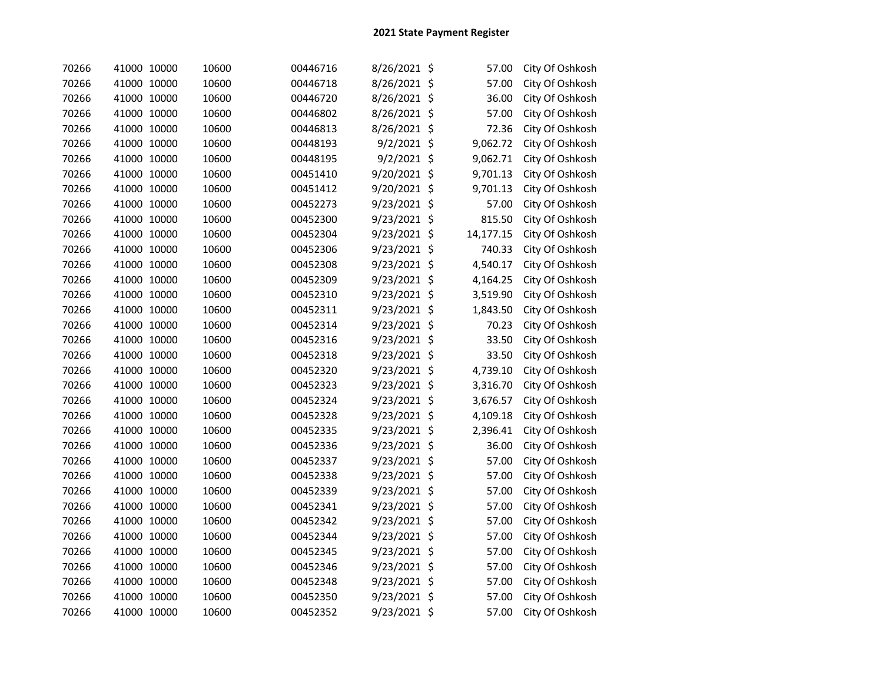## 2021 State Payment Register

| | | | | | | | | |
|---|---|---|---|---|---|---|---|---|
| 70266 | 41000 | 10000 | 10600 | 00446716 | 8/26/2021 | $ | 57.00 | City Of Oshkosh |
| 70266 | 41000 | 10000 | 10600 | 00446718 | 8/26/2021 | $ | 57.00 | City Of Oshkosh |
| 70266 | 41000 | 10000 | 10600 | 00446720 | 8/26/2021 | $ | 36.00 | City Of Oshkosh |
| 70266 | 41000 | 10000 | 10600 | 00446802 | 8/26/2021 | $ | 57.00 | City Of Oshkosh |
| 70266 | 41000 | 10000 | 10600 | 00446813 | 8/26/2021 | $ | 72.36 | City Of Oshkosh |
| 70266 | 41000 | 10000 | 10600 | 00448193 | 9/2/2021 | $ | 9,062.72 | City Of Oshkosh |
| 70266 | 41000 | 10000 | 10600 | 00448195 | 9/2/2021 | $ | 9,062.71 | City Of Oshkosh |
| 70266 | 41000 | 10000 | 10600 | 00451410 | 9/20/2021 | $ | 9,701.13 | City Of Oshkosh |
| 70266 | 41000 | 10000 | 10600 | 00451412 | 9/20/2021 | $ | 9,701.13 | City Of Oshkosh |
| 70266 | 41000 | 10000 | 10600 | 00452273 | 9/23/2021 | $ | 57.00 | City Of Oshkosh |
| 70266 | 41000 | 10000 | 10600 | 00452300 | 9/23/2021 | $ | 815.50 | City Of Oshkosh |
| 70266 | 41000 | 10000 | 10600 | 00452304 | 9/23/2021 | $ | 14,177.15 | City Of Oshkosh |
| 70266 | 41000 | 10000 | 10600 | 00452306 | 9/23/2021 | $ | 740.33 | City Of Oshkosh |
| 70266 | 41000 | 10000 | 10600 | 00452308 | 9/23/2021 | $ | 4,540.17 | City Of Oshkosh |
| 70266 | 41000 | 10000 | 10600 | 00452309 | 9/23/2021 | $ | 4,164.25 | City Of Oshkosh |
| 70266 | 41000 | 10000 | 10600 | 00452310 | 9/23/2021 | $ | 3,519.90 | City Of Oshkosh |
| 70266 | 41000 | 10000 | 10600 | 00452311 | 9/23/2021 | $ | 1,843.50 | City Of Oshkosh |
| 70266 | 41000 | 10000 | 10600 | 00452314 | 9/23/2021 | $ | 70.23 | City Of Oshkosh |
| 70266 | 41000 | 10000 | 10600 | 00452316 | 9/23/2021 | $ | 33.50 | City Of Oshkosh |
| 70266 | 41000 | 10000 | 10600 | 00452318 | 9/23/2021 | $ | 33.50 | City Of Oshkosh |
| 70266 | 41000 | 10000 | 10600 | 00452320 | 9/23/2021 | $ | 4,739.10 | City Of Oshkosh |
| 70266 | 41000 | 10000 | 10600 | 00452323 | 9/23/2021 | $ | 3,316.70 | City Of Oshkosh |
| 70266 | 41000 | 10000 | 10600 | 00452324 | 9/23/2021 | $ | 3,676.57 | City Of Oshkosh |
| 70266 | 41000 | 10000 | 10600 | 00452328 | 9/23/2021 | $ | 4,109.18 | City Of Oshkosh |
| 70266 | 41000 | 10000 | 10600 | 00452335 | 9/23/2021 | $ | 2,396.41 | City Of Oshkosh |
| 70266 | 41000 | 10000 | 10600 | 00452336 | 9/23/2021 | $ | 36.00 | City Of Oshkosh |
| 70266 | 41000 | 10000 | 10600 | 00452337 | 9/23/2021 | $ | 57.00 | City Of Oshkosh |
| 70266 | 41000 | 10000 | 10600 | 00452338 | 9/23/2021 | $ | 57.00 | City Of Oshkosh |
| 70266 | 41000 | 10000 | 10600 | 00452339 | 9/23/2021 | $ | 57.00 | City Of Oshkosh |
| 70266 | 41000 | 10000 | 10600 | 00452341 | 9/23/2021 | $ | 57.00 | City Of Oshkosh |
| 70266 | 41000 | 10000 | 10600 | 00452342 | 9/23/2021 | $ | 57.00 | City Of Oshkosh |
| 70266 | 41000 | 10000 | 10600 | 00452344 | 9/23/2021 | $ | 57.00 | City Of Oshkosh |
| 70266 | 41000 | 10000 | 10600 | 00452345 | 9/23/2021 | $ | 57.00 | City Of Oshkosh |
| 70266 | 41000 | 10000 | 10600 | 00452346 | 9/23/2021 | $ | 57.00 | City Of Oshkosh |
| 70266 | 41000 | 10000 | 10600 | 00452348 | 9/23/2021 | $ | 57.00 | City Of Oshkosh |
| 70266 | 41000 | 10000 | 10600 | 00452350 | 9/23/2021 | $ | 57.00 | City Of Oshkosh |
| 70266 | 41000 | 10000 | 10600 | 00452352 | 9/23/2021 | $ | 57.00 | City Of Oshkosh |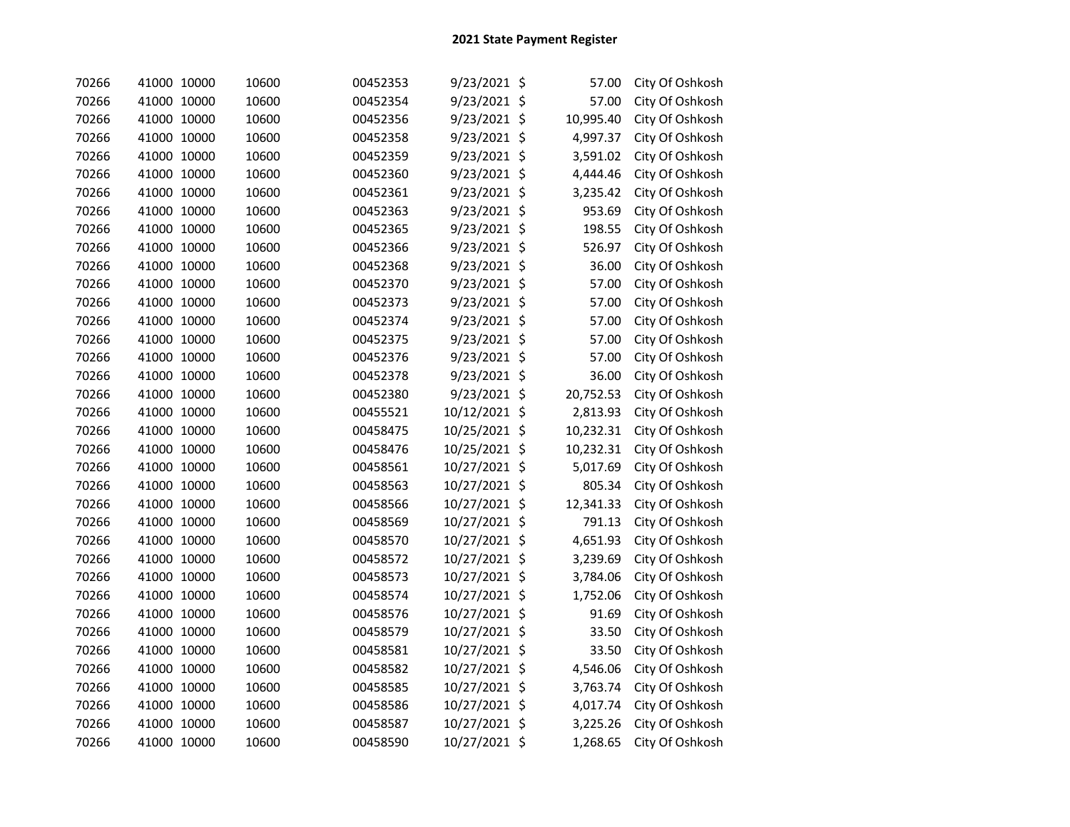## 2021 State Payment Register

| | | | | | | | | |
|---|---|---|---|---|---|---|---|---|
| 70266 | 41000 | 10000 | 10600 | 00452353 | 9/23/2021 | $ | 57.00 | City Of Oshkosh |
| 70266 | 41000 | 10000 | 10600 | 00452354 | 9/23/2021 | $ | 57.00 | City Of Oshkosh |
| 70266 | 41000 | 10000 | 10600 | 00452356 | 9/23/2021 | $ | 10,995.40 | City Of Oshkosh |
| 70266 | 41000 | 10000 | 10600 | 00452358 | 9/23/2021 | $ | 4,997.37 | City Of Oshkosh |
| 70266 | 41000 | 10000 | 10600 | 00452359 | 9/23/2021 | $ | 3,591.02 | City Of Oshkosh |
| 70266 | 41000 | 10000 | 10600 | 00452360 | 9/23/2021 | $ | 4,444.46 | City Of Oshkosh |
| 70266 | 41000 | 10000 | 10600 | 00452361 | 9/23/2021 | $ | 3,235.42 | City Of Oshkosh |
| 70266 | 41000 | 10000 | 10600 | 00452363 | 9/23/2021 | $ | 953.69 | City Of Oshkosh |
| 70266 | 41000 | 10000 | 10600 | 00452365 | 9/23/2021 | $ | 198.55 | City Of Oshkosh |
| 70266 | 41000 | 10000 | 10600 | 00452366 | 9/23/2021 | $ | 526.97 | City Of Oshkosh |
| 70266 | 41000 | 10000 | 10600 | 00452368 | 9/23/2021 | $ | 36.00 | City Of Oshkosh |
| 70266 | 41000 | 10000 | 10600 | 00452370 | 9/23/2021 | $ | 57.00 | City Of Oshkosh |
| 70266 | 41000 | 10000 | 10600 | 00452373 | 9/23/2021 | $ | 57.00 | City Of Oshkosh |
| 70266 | 41000 | 10000 | 10600 | 00452374 | 9/23/2021 | $ | 57.00 | City Of Oshkosh |
| 70266 | 41000 | 10000 | 10600 | 00452375 | 9/23/2021 | $ | 57.00 | City Of Oshkosh |
| 70266 | 41000 | 10000 | 10600 | 00452376 | 9/23/2021 | $ | 57.00 | City Of Oshkosh |
| 70266 | 41000 | 10000 | 10600 | 00452378 | 9/23/2021 | $ | 36.00 | City Of Oshkosh |
| 70266 | 41000 | 10000 | 10600 | 00452380 | 9/23/2021 | $ | 20,752.53 | City Of Oshkosh |
| 70266 | 41000 | 10000 | 10600 | 00455521 | 10/12/2021 | $ | 2,813.93 | City Of Oshkosh |
| 70266 | 41000 | 10000 | 10600 | 00458475 | 10/25/2021 | $ | 10,232.31 | City Of Oshkosh |
| 70266 | 41000 | 10000 | 10600 | 00458476 | 10/25/2021 | $ | 10,232.31 | City Of Oshkosh |
| 70266 | 41000 | 10000 | 10600 | 00458561 | 10/27/2021 | $ | 5,017.69 | City Of Oshkosh |
| 70266 | 41000 | 10000 | 10600 | 00458563 | 10/27/2021 | $ | 805.34 | City Of Oshkosh |
| 70266 | 41000 | 10000 | 10600 | 00458566 | 10/27/2021 | $ | 12,341.33 | City Of Oshkosh |
| 70266 | 41000 | 10000 | 10600 | 00458569 | 10/27/2021 | $ | 791.13 | City Of Oshkosh |
| 70266 | 41000 | 10000 | 10600 | 00458570 | 10/27/2021 | $ | 4,651.93 | City Of Oshkosh |
| 70266 | 41000 | 10000 | 10600 | 00458572 | 10/27/2021 | $ | 3,239.69 | City Of Oshkosh |
| 70266 | 41000 | 10000 | 10600 | 00458573 | 10/27/2021 | $ | 3,784.06 | City Of Oshkosh |
| 70266 | 41000 | 10000 | 10600 | 00458574 | 10/27/2021 | $ | 1,752.06 | City Of Oshkosh |
| 70266 | 41000 | 10000 | 10600 | 00458576 | 10/27/2021 | $ | 91.69 | City Of Oshkosh |
| 70266 | 41000 | 10000 | 10600 | 00458579 | 10/27/2021 | $ | 33.50 | City Of Oshkosh |
| 70266 | 41000 | 10000 | 10600 | 00458581 | 10/27/2021 | $ | 33.50 | City Of Oshkosh |
| 70266 | 41000 | 10000 | 10600 | 00458582 | 10/27/2021 | $ | 4,546.06 | City Of Oshkosh |
| 70266 | 41000 | 10000 | 10600 | 00458585 | 10/27/2021 | $ | 3,763.74 | City Of Oshkosh |
| 70266 | 41000 | 10000 | 10600 | 00458586 | 10/27/2021 | $ | 4,017.74 | City Of Oshkosh |
| 70266 | 41000 | 10000 | 10600 | 00458587 | 10/27/2021 | $ | 3,225.26 | City Of Oshkosh |
| 70266 | 41000 | 10000 | 10600 | 00458590 | 10/27/2021 | $ | 1,268.65 | City Of Oshkosh |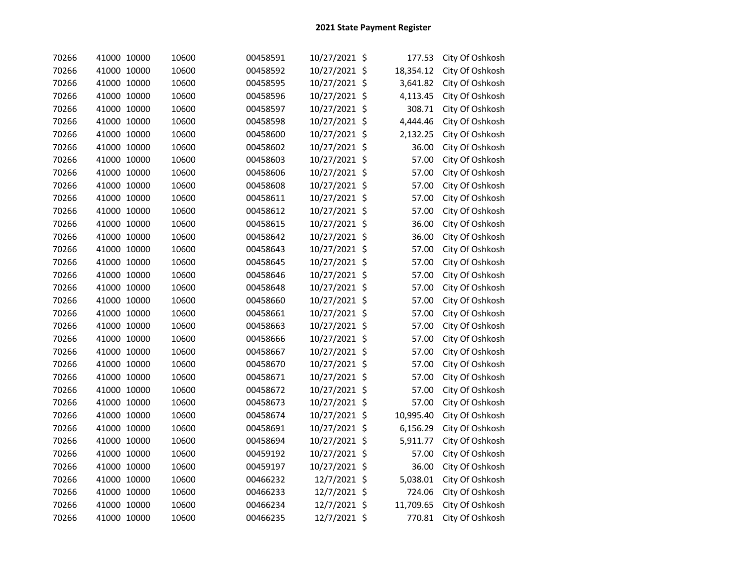## 2021 State Payment Register

| | | | | | | | | |
|---|---|---|---|---|---|---|---|---|
| 70266 | 41000 | 10000 | 10600 | 00458591 | 10/27/2021 | $ | 177.53 | City Of Oshkosh |
| 70266 | 41000 | 10000 | 10600 | 00458592 | 10/27/2021 | $ | 18,354.12 | City Of Oshkosh |
| 70266 | 41000 | 10000 | 10600 | 00458595 | 10/27/2021 | $ | 3,641.82 | City Of Oshkosh |
| 70266 | 41000 | 10000 | 10600 | 00458596 | 10/27/2021 | $ | 4,113.45 | City Of Oshkosh |
| 70266 | 41000 | 10000 | 10600 | 00458597 | 10/27/2021 | $ | 308.71 | City Of Oshkosh |
| 70266 | 41000 | 10000 | 10600 | 00458598 | 10/27/2021 | $ | 4,444.46 | City Of Oshkosh |
| 70266 | 41000 | 10000 | 10600 | 00458600 | 10/27/2021 | $ | 2,132.25 | City Of Oshkosh |
| 70266 | 41000 | 10000 | 10600 | 00458602 | 10/27/2021 | $ | 36.00 | City Of Oshkosh |
| 70266 | 41000 | 10000 | 10600 | 00458603 | 10/27/2021 | $ | 57.00 | City Of Oshkosh |
| 70266 | 41000 | 10000 | 10600 | 00458606 | 10/27/2021 | $ | 57.00 | City Of Oshkosh |
| 70266 | 41000 | 10000 | 10600 | 00458608 | 10/27/2021 | $ | 57.00 | City Of Oshkosh |
| 70266 | 41000 | 10000 | 10600 | 00458611 | 10/27/2021 | $ | 57.00 | City Of Oshkosh |
| 70266 | 41000 | 10000 | 10600 | 00458612 | 10/27/2021 | $ | 57.00 | City Of Oshkosh |
| 70266 | 41000 | 10000 | 10600 | 00458615 | 10/27/2021 | $ | 36.00 | City Of Oshkosh |
| 70266 | 41000 | 10000 | 10600 | 00458642 | 10/27/2021 | $ | 36.00 | City Of Oshkosh |
| 70266 | 41000 | 10000 | 10600 | 00458643 | 10/27/2021 | $ | 57.00 | City Of Oshkosh |
| 70266 | 41000 | 10000 | 10600 | 00458645 | 10/27/2021 | $ | 57.00 | City Of Oshkosh |
| 70266 | 41000 | 10000 | 10600 | 00458646 | 10/27/2021 | $ | 57.00 | City Of Oshkosh |
| 70266 | 41000 | 10000 | 10600 | 00458648 | 10/27/2021 | $ | 57.00 | City Of Oshkosh |
| 70266 | 41000 | 10000 | 10600 | 00458660 | 10/27/2021 | $ | 57.00 | City Of Oshkosh |
| 70266 | 41000 | 10000 | 10600 | 00458661 | 10/27/2021 | $ | 57.00 | City Of Oshkosh |
| 70266 | 41000 | 10000 | 10600 | 00458663 | 10/27/2021 | $ | 57.00 | City Of Oshkosh |
| 70266 | 41000 | 10000 | 10600 | 00458666 | 10/27/2021 | $ | 57.00 | City Of Oshkosh |
| 70266 | 41000 | 10000 | 10600 | 00458667 | 10/27/2021 | $ | 57.00 | City Of Oshkosh |
| 70266 | 41000 | 10000 | 10600 | 00458670 | 10/27/2021 | $ | 57.00 | City Of Oshkosh |
| 70266 | 41000 | 10000 | 10600 | 00458671 | 10/27/2021 | $ | 57.00 | City Of Oshkosh |
| 70266 | 41000 | 10000 | 10600 | 00458672 | 10/27/2021 | $ | 57.00 | City Of Oshkosh |
| 70266 | 41000 | 10000 | 10600 | 00458673 | 10/27/2021 | $ | 57.00 | City Of Oshkosh |
| 70266 | 41000 | 10000 | 10600 | 00458674 | 10/27/2021 | $ | 10,995.40 | City Of Oshkosh |
| 70266 | 41000 | 10000 | 10600 | 00458691 | 10/27/2021 | $ | 6,156.29 | City Of Oshkosh |
| 70266 | 41000 | 10000 | 10600 | 00458694 | 10/27/2021 | $ | 5,911.77 | City Of Oshkosh |
| 70266 | 41000 | 10000 | 10600 | 00459192 | 10/27/2021 | $ | 57.00 | City Of Oshkosh |
| 70266 | 41000 | 10000 | 10600 | 00459197 | 10/27/2021 | $ | 36.00 | City Of Oshkosh |
| 70266 | 41000 | 10000 | 10600 | 00466232 | 12/7/2021 | $ | 5,038.01 | City Of Oshkosh |
| 70266 | 41000 | 10000 | 10600 | 00466233 | 12/7/2021 | $ | 724.06 | City Of Oshkosh |
| 70266 | 41000 | 10000 | 10600 | 00466234 | 12/7/2021 | $ | 11,709.65 | City Of Oshkosh |
| 70266 | 41000 | 10000 | 10600 | 00466235 | 12/7/2021 | $ | 770.81 | City Of Oshkosh |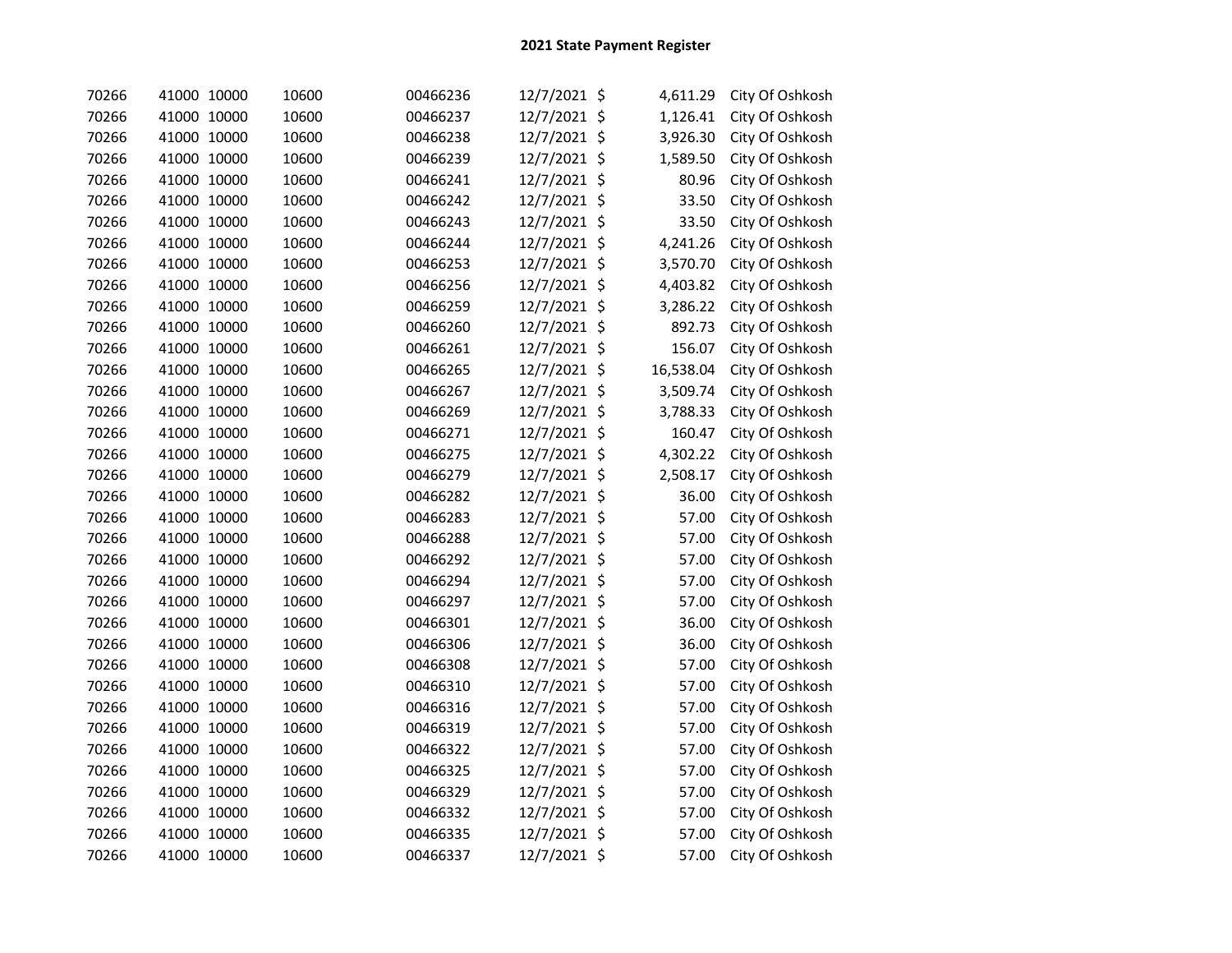## 2021 State Payment Register

| | | | | | | | | |
|---|---|---|---|---|---|---|---|---|
| 70266 | 41000 | 10000 | 10600 | 00466236 | 12/7/2021 | $ | 4,611.29 | City Of Oshkosh |
| 70266 | 41000 | 10000 | 10600 | 00466237 | 12/7/2021 | $ | 1,126.41 | City Of Oshkosh |
| 70266 | 41000 | 10000 | 10600 | 00466238 | 12/7/2021 | $ | 3,926.30 | City Of Oshkosh |
| 70266 | 41000 | 10000 | 10600 | 00466239 | 12/7/2021 | $ | 1,589.50 | City Of Oshkosh |
| 70266 | 41000 | 10000 | 10600 | 00466241 | 12/7/2021 | $ | 80.96 | City Of Oshkosh |
| 70266 | 41000 | 10000 | 10600 | 00466242 | 12/7/2021 | $ | 33.50 | City Of Oshkosh |
| 70266 | 41000 | 10000 | 10600 | 00466243 | 12/7/2021 | $ | 33.50 | City Of Oshkosh |
| 70266 | 41000 | 10000 | 10600 | 00466244 | 12/7/2021 | $ | 4,241.26 | City Of Oshkosh |
| 70266 | 41000 | 10000 | 10600 | 00466253 | 12/7/2021 | $ | 3,570.70 | City Of Oshkosh |
| 70266 | 41000 | 10000 | 10600 | 00466256 | 12/7/2021 | $ | 4,403.82 | City Of Oshkosh |
| 70266 | 41000 | 10000 | 10600 | 00466259 | 12/7/2021 | $ | 3,286.22 | City Of Oshkosh |
| 70266 | 41000 | 10000 | 10600 | 00466260 | 12/7/2021 | $ | 892.73 | City Of Oshkosh |
| 70266 | 41000 | 10000 | 10600 | 00466261 | 12/7/2021 | $ | 156.07 | City Of Oshkosh |
| 70266 | 41000 | 10000 | 10600 | 00466265 | 12/7/2021 | $ | 16,538.04 | City Of Oshkosh |
| 70266 | 41000 | 10000 | 10600 | 00466267 | 12/7/2021 | $ | 3,509.74 | City Of Oshkosh |
| 70266 | 41000 | 10000 | 10600 | 00466269 | 12/7/2021 | $ | 3,788.33 | City Of Oshkosh |
| 70266 | 41000 | 10000 | 10600 | 00466271 | 12/7/2021 | $ | 160.47 | City Of Oshkosh |
| 70266 | 41000 | 10000 | 10600 | 00466275 | 12/7/2021 | $ | 4,302.22 | City Of Oshkosh |
| 70266 | 41000 | 10000 | 10600 | 00466279 | 12/7/2021 | $ | 2,508.17 | City Of Oshkosh |
| 70266 | 41000 | 10000 | 10600 | 00466282 | 12/7/2021 | $ | 36.00 | City Of Oshkosh |
| 70266 | 41000 | 10000 | 10600 | 00466283 | 12/7/2021 | $ | 57.00 | City Of Oshkosh |
| 70266 | 41000 | 10000 | 10600 | 00466288 | 12/7/2021 | $ | 57.00 | City Of Oshkosh |
| 70266 | 41000 | 10000 | 10600 | 00466292 | 12/7/2021 | $ | 57.00 | City Of Oshkosh |
| 70266 | 41000 | 10000 | 10600 | 00466294 | 12/7/2021 | $ | 57.00 | City Of Oshkosh |
| 70266 | 41000 | 10000 | 10600 | 00466297 | 12/7/2021 | $ | 57.00 | City Of Oshkosh |
| 70266 | 41000 | 10000 | 10600 | 00466301 | 12/7/2021 | $ | 36.00 | City Of Oshkosh |
| 70266 | 41000 | 10000 | 10600 | 00466306 | 12/7/2021 | $ | 36.00 | City Of Oshkosh |
| 70266 | 41000 | 10000 | 10600 | 00466308 | 12/7/2021 | $ | 57.00 | City Of Oshkosh |
| 70266 | 41000 | 10000 | 10600 | 00466310 | 12/7/2021 | $ | 57.00 | City Of Oshkosh |
| 70266 | 41000 | 10000 | 10600 | 00466316 | 12/7/2021 | $ | 57.00 | City Of Oshkosh |
| 70266 | 41000 | 10000 | 10600 | 00466319 | 12/7/2021 | $ | 57.00 | City Of Oshkosh |
| 70266 | 41000 | 10000 | 10600 | 00466322 | 12/7/2021 | $ | 57.00 | City Of Oshkosh |
| 70266 | 41000 | 10000 | 10600 | 00466325 | 12/7/2021 | $ | 57.00 | City Of Oshkosh |
| 70266 | 41000 | 10000 | 10600 | 00466329 | 12/7/2021 | $ | 57.00 | City Of Oshkosh |
| 70266 | 41000 | 10000 | 10600 | 00466332 | 12/7/2021 | $ | 57.00 | City Of Oshkosh |
| 70266 | 41000 | 10000 | 10600 | 00466335 | 12/7/2021 | $ | 57.00 | City Of Oshkosh |
| 70266 | 41000 | 10000 | 10600 | 00466337 | 12/7/2021 | $ | 57.00 | City Of Oshkosh |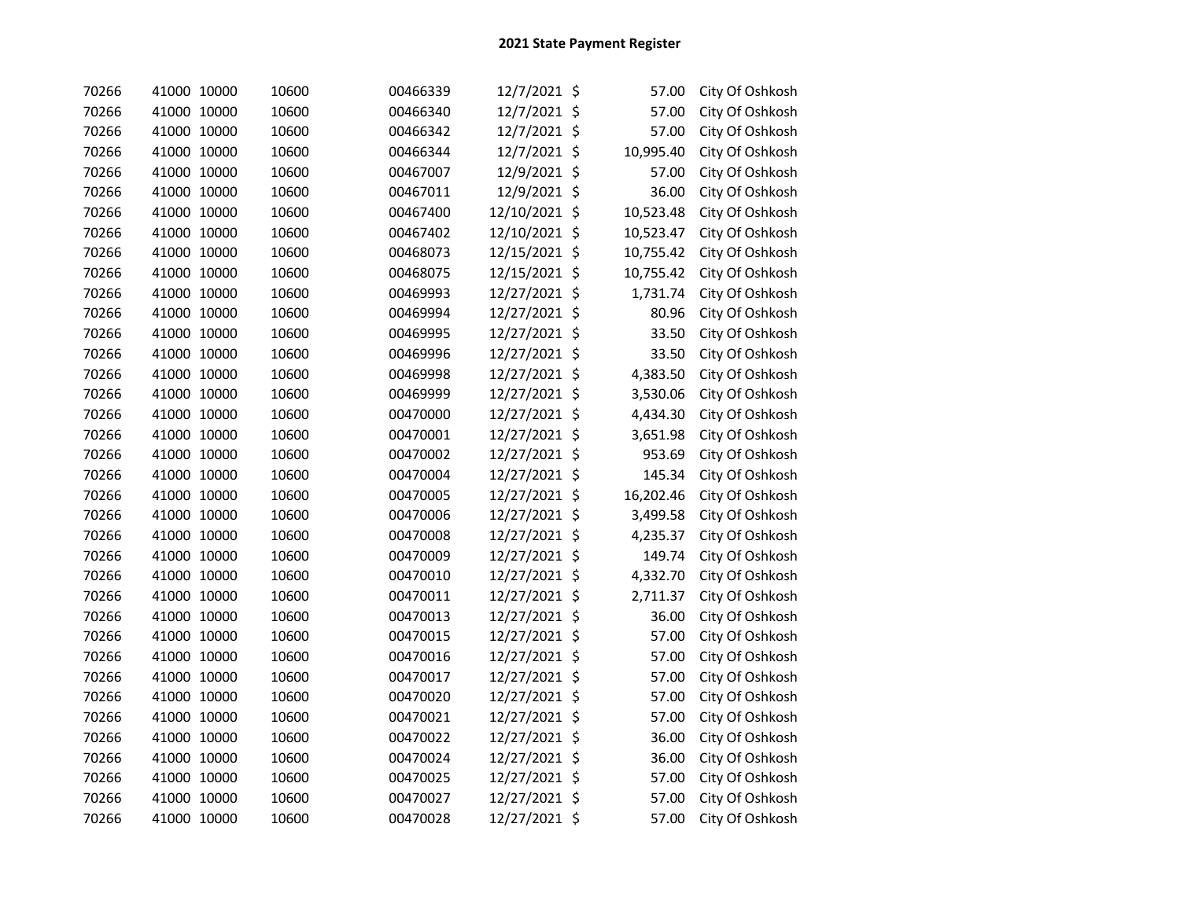## 2021 State Payment Register

| | | | | | | | | |
|---|---|---|---|---|---|---|---|---|
| 70266 | 41000 | 10000 | 10600 | 00466339 | 12/7/2021 | $ | 57.00 | City Of Oshkosh |
| 70266 | 41000 | 10000 | 10600 | 00466340 | 12/7/2021 | $ | 57.00 | City Of Oshkosh |
| 70266 | 41000 | 10000 | 10600 | 00466342 | 12/7/2021 | $ | 57.00 | City Of Oshkosh |
| 70266 | 41000 | 10000 | 10600 | 00466344 | 12/7/2021 | $ | 10,995.40 | City Of Oshkosh |
| 70266 | 41000 | 10000 | 10600 | 00467007 | 12/9/2021 | $ | 57.00 | City Of Oshkosh |
| 70266 | 41000 | 10000 | 10600 | 00467011 | 12/9/2021 | $ | 36.00 | City Of Oshkosh |
| 70266 | 41000 | 10000 | 10600 | 00467400 | 12/10/2021 | $ | 10,523.48 | City Of Oshkosh |
| 70266 | 41000 | 10000 | 10600 | 00467402 | 12/10/2021 | $ | 10,523.47 | City Of Oshkosh |
| 70266 | 41000 | 10000 | 10600 | 00468073 | 12/15/2021 | $ | 10,755.42 | City Of Oshkosh |
| 70266 | 41000 | 10000 | 10600 | 00468075 | 12/15/2021 | $ | 10,755.42 | City Of Oshkosh |
| 70266 | 41000 | 10000 | 10600 | 00469993 | 12/27/2021 | $ | 1,731.74 | City Of Oshkosh |
| 70266 | 41000 | 10000 | 10600 | 00469994 | 12/27/2021 | $ | 80.96 | City Of Oshkosh |
| 70266 | 41000 | 10000 | 10600 | 00469995 | 12/27/2021 | $ | 33.50 | City Of Oshkosh |
| 70266 | 41000 | 10000 | 10600 | 00469996 | 12/27/2021 | $ | 33.50 | City Of Oshkosh |
| 70266 | 41000 | 10000 | 10600 | 00469998 | 12/27/2021 | $ | 4,383.50 | City Of Oshkosh |
| 70266 | 41000 | 10000 | 10600 | 00469999 | 12/27/2021 | $ | 3,530.06 | City Of Oshkosh |
| 70266 | 41000 | 10000 | 10600 | 00470000 | 12/27/2021 | $ | 4,434.30 | City Of Oshkosh |
| 70266 | 41000 | 10000 | 10600 | 00470001 | 12/27/2021 | $ | 3,651.98 | City Of Oshkosh |
| 70266 | 41000 | 10000 | 10600 | 00470002 | 12/27/2021 | $ | 953.69 | City Of Oshkosh |
| 70266 | 41000 | 10000 | 10600 | 00470004 | 12/27/2021 | $ | 145.34 | City Of Oshkosh |
| 70266 | 41000 | 10000 | 10600 | 00470005 | 12/27/2021 | $ | 16,202.46 | City Of Oshkosh |
| 70266 | 41000 | 10000 | 10600 | 00470006 | 12/27/2021 | $ | 3,499.58 | City Of Oshkosh |
| 70266 | 41000 | 10000 | 10600 | 00470008 | 12/27/2021 | $ | 4,235.37 | City Of Oshkosh |
| 70266 | 41000 | 10000 | 10600 | 00470009 | 12/27/2021 | $ | 149.74 | City Of Oshkosh |
| 70266 | 41000 | 10000 | 10600 | 00470010 | 12/27/2021 | $ | 4,332.70 | City Of Oshkosh |
| 70266 | 41000 | 10000 | 10600 | 00470011 | 12/27/2021 | $ | 2,711.37 | City Of Oshkosh |
| 70266 | 41000 | 10000 | 10600 | 00470013 | 12/27/2021 | $ | 36.00 | City Of Oshkosh |
| 70266 | 41000 | 10000 | 10600 | 00470015 | 12/27/2021 | $ | 57.00 | City Of Oshkosh |
| 70266 | 41000 | 10000 | 10600 | 00470016 | 12/27/2021 | $ | 57.00 | City Of Oshkosh |
| 70266 | 41000 | 10000 | 10600 | 00470017 | 12/27/2021 | $ | 57.00 | City Of Oshkosh |
| 70266 | 41000 | 10000 | 10600 | 00470020 | 12/27/2021 | $ | 57.00 | City Of Oshkosh |
| 70266 | 41000 | 10000 | 10600 | 00470021 | 12/27/2021 | $ | 57.00 | City Of Oshkosh |
| 70266 | 41000 | 10000 | 10600 | 00470022 | 12/27/2021 | $ | 36.00 | City Of Oshkosh |
| 70266 | 41000 | 10000 | 10600 | 00470024 | 12/27/2021 | $ | 36.00 | City Of Oshkosh |
| 70266 | 41000 | 10000 | 10600 | 00470025 | 12/27/2021 | $ | 57.00 | City Of Oshkosh |
| 70266 | 41000 | 10000 | 10600 | 00470027 | 12/27/2021 | $ | 57.00 | City Of Oshkosh |
| 70266 | 41000 | 10000 | 10600 | 00470028 | 12/27/2021 | $ | 57.00 | City Of Oshkosh |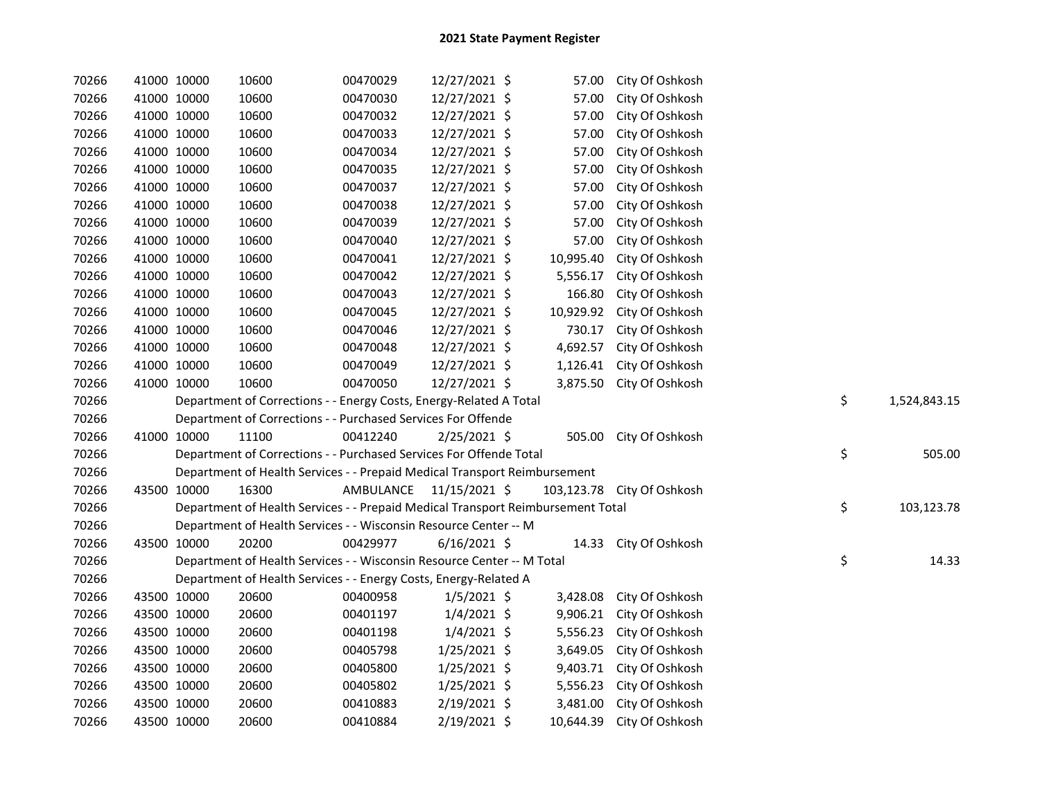# 2021 State Payment Register

| | | | | | | | | | |
|---|---|---|---|---|---|---|---|---|---|
| 70266 | 41000 | 10000 | 10600 | 00470029 | 12/27/2021 | $ 57.00 | City Of Oshkosh | | |
| 70266 | 41000 | 10000 | 10600 | 00470030 | 12/27/2021 | $ 57.00 | City Of Oshkosh | | |
| 70266 | 41000 | 10000 | 10600 | 00470032 | 12/27/2021 | $ 57.00 | City Of Oshkosh | | |
| 70266 | 41000 | 10000 | 10600 | 00470033 | 12/27/2021 | $ 57.00 | City Of Oshkosh | | |
| 70266 | 41000 | 10000 | 10600 | 00470034 | 12/27/2021 | $ 57.00 | City Of Oshkosh | | |
| 70266 | 41000 | 10000 | 10600 | 00470035 | 12/27/2021 | $ 57.00 | City Of Oshkosh | | |
| 70266 | 41000 | 10000 | 10600 | 00470037 | 12/27/2021 | $ 57.00 | City Of Oshkosh | | |
| 70266 | 41000 | 10000 | 10600 | 00470038 | 12/27/2021 | $ 57.00 | City Of Oshkosh | | |
| 70266 | 41000 | 10000 | 10600 | 00470039 | 12/27/2021 | $ 57.00 | City Of Oshkosh | | |
| 70266 | 41000 | 10000 | 10600 | 00470040 | 12/27/2021 | $ 57.00 | City Of Oshkosh | | |
| 70266 | 41000 | 10000 | 10600 | 00470041 | 12/27/2021 | $ 10,995.40 | City Of Oshkosh | | |
| 70266 | 41000 | 10000 | 10600 | 00470042 | 12/27/2021 | $ 5,556.17 | City Of Oshkosh | | |
| 70266 | 41000 | 10000 | 10600 | 00470043 | 12/27/2021 | $ 166.80 | City Of Oshkosh | | |
| 70266 | 41000 | 10000 | 10600 | 00470045 | 12/27/2021 | $ 10,929.92 | City Of Oshkosh | | |
| 70266 | 41000 | 10000 | 10600 | 00470046 | 12/27/2021 | $ 730.17 | City Of Oshkosh | | |
| 70266 | 41000 | 10000 | 10600 | 00470048 | 12/27/2021 | $ 4,692.57 | City Of Oshkosh | | |
| 70266 | 41000 | 10000 | 10600 | 00470049 | 12/27/2021 | $ 1,126.41 | City Of Oshkosh | | |
| 70266 | 41000 | 10000 | 10600 | 00470050 | 12/27/2021 | $ 3,875.50 | City Of Oshkosh | | |
| 70266 | | Department of Corrections - - Energy Costs, Energy-Related A Total | | | | | | $ | 1,524,843.15 |
| 70266 | | Department of Corrections - - Purchased Services For Offende | | | | | | | |
| 70266 | 41000 | 10000 | 11100 | 00412240 | 2/25/2021 | $ 505.00 | City Of Oshkosh | | |
| 70266 | | Department of Corrections - - Purchased Services For Offende Total | | | | | | $ | 505.00 |
| 70266 | | Department of Health Services - - Prepaid Medical Transport Reimbursement | | | | | | | |
| 70266 | 43500 | 10000 | 16300 | AMBULANCE | 11/15/2021 | $ 103,123.78 | City Of Oshkosh | | |
| 70266 | | Department of Health Services - - Prepaid Medical Transport Reimbursement Total | | | | | | $ | 103,123.78 |
| 70266 | | Department of Health Services - - Wisconsin Resource Center -- M | | | | | | | |
| 70266 | 43500 | 10000 | 20200 | 00429977 | 6/16/2021 | $ 14.33 | City Of Oshkosh | | |
| 70266 | | Department of Health Services - - Wisconsin Resource Center -- M Total | | | | | | $ | 14.33 |
| 70266 | | Department of Health Services - - Energy Costs, Energy-Related A | | | | | | | |
| 70266 | 43500 | 10000 | 20600 | 00400958 | 1/5/2021 | $ 3,428.08 | City Of Oshkosh | | |
| 70266 | 43500 | 10000 | 20600 | 00401197 | 1/4/2021 | $ 9,906.21 | City Of Oshkosh | | |
| 70266 | 43500 | 10000 | 20600 | 00401198 | 1/4/2021 | $ 5,556.23 | City Of Oshkosh | | |
| 70266 | 43500 | 10000 | 20600 | 00405798 | 1/25/2021 | $ 3,649.05 | City Of Oshkosh | | |
| 70266 | 43500 | 10000 | 20600 | 00405800 | 1/25/2021 | $ 9,403.71 | City Of Oshkosh | | |
| 70266 | 43500 | 10000 | 20600 | 00405802 | 1/25/2021 | $ 5,556.23 | City Of Oshkosh | | |
| 70266 | 43500 | 10000 | 20600 | 00410883 | 2/19/2021 | $ 3,481.00 | City Of Oshkosh | | |
| 70266 | 43500 | 10000 | 20600 | 00410884 | 2/19/2021 | $ 10,644.39 | City Of Oshkosh | | |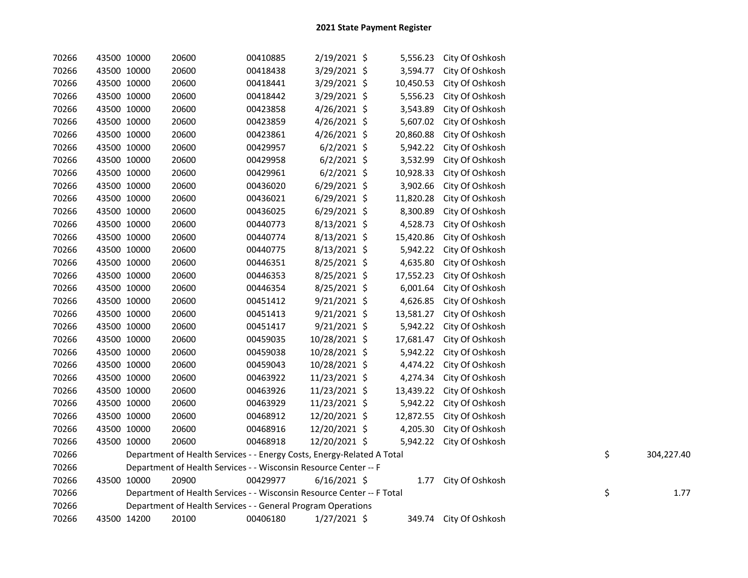# 2021 State Payment Register

| | | | | | | | | |
|---|---|---|---|---|---|---|---|---|
| 70266 | 43500 | 10000 | 20600 | 00410885 | 2/19/2021 | $ 5,556.23 | City Of Oshkosh | |
| 70266 | 43500 | 10000 | 20600 | 00418438 | 3/29/2021 | $ 3,594.77 | City Of Oshkosh | |
| 70266 | 43500 | 10000 | 20600 | 00418441 | 3/29/2021 | $ 10,450.53 | City Of Oshkosh | |
| 70266 | 43500 | 10000 | 20600 | 00418442 | 3/29/2021 | $ 5,556.23 | City Of Oshkosh | |
| 70266 | 43500 | 10000 | 20600 | 00423858 | 4/26/2021 | $ 3,543.89 | City Of Oshkosh | |
| 70266 | 43500 | 10000 | 20600 | 00423859 | 4/26/2021 | $ 5,607.02 | City Of Oshkosh | |
| 70266 | 43500 | 10000 | 20600 | 00423861 | 4/26/2021 | $ 20,860.88 | City Of Oshkosh | |
| 70266 | 43500 | 10000 | 20600 | 00429957 | 6/2/2021 | $ 5,942.22 | City Of Oshkosh | |
| 70266 | 43500 | 10000 | 20600 | 00429958 | 6/2/2021 | $ 3,532.99 | City Of Oshkosh | |
| 70266 | 43500 | 10000 | 20600 | 00429961 | 6/2/2021 | $ 10,928.33 | City Of Oshkosh | |
| 70266 | 43500 | 10000 | 20600 | 00436020 | 6/29/2021 | $ 3,902.66 | City Of Oshkosh | |
| 70266 | 43500 | 10000 | 20600 | 00436021 | 6/29/2021 | $ 11,820.28 | City Of Oshkosh | |
| 70266 | 43500 | 10000 | 20600 | 00436025 | 6/29/2021 | $ 8,300.89 | City Of Oshkosh | |
| 70266 | 43500 | 10000 | 20600 | 00440773 | 8/13/2021 | $ 4,528.73 | City Of Oshkosh | |
| 70266 | 43500 | 10000 | 20600 | 00440774 | 8/13/2021 | $ 15,420.86 | City Of Oshkosh | |
| 70266 | 43500 | 10000 | 20600 | 00440775 | 8/13/2021 | $ 5,942.22 | City Of Oshkosh | |
| 70266 | 43500 | 10000 | 20600 | 00446351 | 8/25/2021 | $ 4,635.80 | City Of Oshkosh | |
| 70266 | 43500 | 10000 | 20600 | 00446353 | 8/25/2021 | $ 17,552.23 | City Of Oshkosh | |
| 70266 | 43500 | 10000 | 20600 | 00446354 | 8/25/2021 | $ 6,001.64 | City Of Oshkosh | |
| 70266 | 43500 | 10000 | 20600 | 00451412 | 9/21/2021 | $ 4,626.85 | City Of Oshkosh | |
| 70266 | 43500 | 10000 | 20600 | 00451413 | 9/21/2021 | $ 13,581.27 | City Of Oshkosh | |
| 70266 | 43500 | 10000 | 20600 | 00451417 | 9/21/2021 | $ 5,942.22 | City Of Oshkosh | |
| 70266 | 43500 | 10000 | 20600 | 00459035 | 10/28/2021 | $ 17,681.47 | City Of Oshkosh | |
| 70266 | 43500 | 10000 | 20600 | 00459038 | 10/28/2021 | $ 5,942.22 | City Of Oshkosh | |
| 70266 | 43500 | 10000 | 20600 | 00459043 | 10/28/2021 | $ 4,474.22 | City Of Oshkosh | |
| 70266 | 43500 | 10000 | 20600 | 00463922 | 11/23/2021 | $ 4,274.34 | City Of Oshkosh | |
| 70266 | 43500 | 10000 | 20600 | 00463926 | 11/23/2021 | $ 13,439.22 | City Of Oshkosh | |
| 70266 | 43500 | 10000 | 20600 | 00463929 | 11/23/2021 | $ 5,942.22 | City Of Oshkosh | |
| 70266 | 43500 | 10000 | 20600 | 00468912 | 12/20/2021 | $ 12,872.55 | City Of Oshkosh | |
| 70266 | 43500 | 10000 | 20600 | 00468916 | 12/20/2021 | $ 4,205.30 | City Of Oshkosh | |
| 70266 | 43500 | 10000 | 20600 | 00468918 | 12/20/2021 | $ 5,942.22 | City Of Oshkosh | |
| 70266 | Department of Health Services - - Energy Costs, Energy-Related A Total | | | | | | | $ 304,227.40 |
| 70266 | Department of Health Services - - Wisconsin Resource Center -- F | | | | | | | |
| 70266 | 43500 | 10000 | 20900 | 00429977 | 6/16/2021 | $ 1.77 | City Of Oshkosh | |
| 70266 | Department of Health Services - - Wisconsin Resource Center -- F Total | | | | | | | $ 1.77 |
| 70266 | Department of Health Services - - General Program Operations | | | | | | | |
| 70266 | 43500 | 14200 | 20100 | 00406180 | 1/27/2021 | $ 349.74 | City Of Oshkosh | |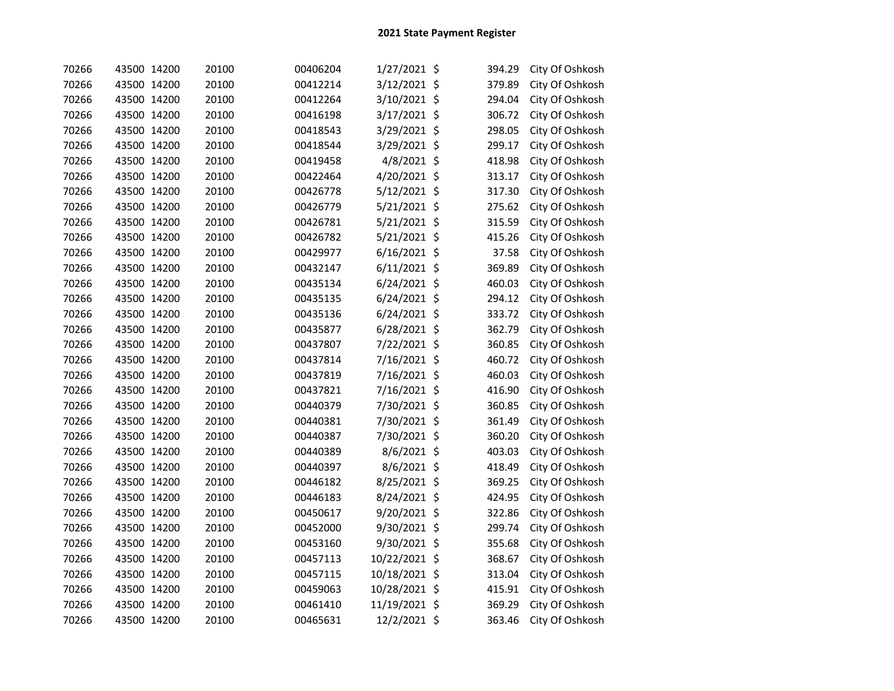# 2021 State Payment Register

| | | | | | | | | |
|---|---|---|---|---|---|---|---|---|
| 70266 | 43500 | 14200 | 20100 | 00406204 | 1/27/2021 | $ | 394.29 | City Of Oshkosh |
| 70266 | 43500 | 14200 | 20100 | 00412214 | 3/12/2021 | $ | 379.89 | City Of Oshkosh |
| 70266 | 43500 | 14200 | 20100 | 00412264 | 3/10/2021 | $ | 294.04 | City Of Oshkosh |
| 70266 | 43500 | 14200 | 20100 | 00416198 | 3/17/2021 | $ | 306.72 | City Of Oshkosh |
| 70266 | 43500 | 14200 | 20100 | 00418543 | 3/29/2021 | $ | 298.05 | City Of Oshkosh |
| 70266 | 43500 | 14200 | 20100 | 00418544 | 3/29/2021 | $ | 299.17 | City Of Oshkosh |
| 70266 | 43500 | 14200 | 20100 | 00419458 | 4/8/2021 | $ | 418.98 | City Of Oshkosh |
| 70266 | 43500 | 14200 | 20100 | 00422464 | 4/20/2021 | $ | 313.17 | City Of Oshkosh |
| 70266 | 43500 | 14200 | 20100 | 00426778 | 5/12/2021 | $ | 317.30 | City Of Oshkosh |
| 70266 | 43500 | 14200 | 20100 | 00426779 | 5/21/2021 | $ | 275.62 | City Of Oshkosh |
| 70266 | 43500 | 14200 | 20100 | 00426781 | 5/21/2021 | $ | 315.59 | City Of Oshkosh |
| 70266 | 43500 | 14200 | 20100 | 00426782 | 5/21/2021 | $ | 415.26 | City Of Oshkosh |
| 70266 | 43500 | 14200 | 20100 | 00429977 | 6/16/2021 | $ | 37.58 | City Of Oshkosh |
| 70266 | 43500 | 14200 | 20100 | 00432147 | 6/11/2021 | $ | 369.89 | City Of Oshkosh |
| 70266 | 43500 | 14200 | 20100 | 00435134 | 6/24/2021 | $ | 460.03 | City Of Oshkosh |
| 70266 | 43500 | 14200 | 20100 | 00435135 | 6/24/2021 | $ | 294.12 | City Of Oshkosh |
| 70266 | 43500 | 14200 | 20100 | 00435136 | 6/24/2021 | $ | 333.72 | City Of Oshkosh |
| 70266 | 43500 | 14200 | 20100 | 00435877 | 6/28/2021 | $ | 362.79 | City Of Oshkosh |
| 70266 | 43500 | 14200 | 20100 | 00437807 | 7/22/2021 | $ | 360.85 | City Of Oshkosh |
| 70266 | 43500 | 14200 | 20100 | 00437814 | 7/16/2021 | $ | 460.72 | City Of Oshkosh |
| 70266 | 43500 | 14200 | 20100 | 00437819 | 7/16/2021 | $ | 460.03 | City Of Oshkosh |
| 70266 | 43500 | 14200 | 20100 | 00437821 | 7/16/2021 | $ | 416.90 | City Of Oshkosh |
| 70266 | 43500 | 14200 | 20100 | 00440379 | 7/30/2021 | $ | 360.85 | City Of Oshkosh |
| 70266 | 43500 | 14200 | 20100 | 00440381 | 7/30/2021 | $ | 361.49 | City Of Oshkosh |
| 70266 | 43500 | 14200 | 20100 | 00440387 | 7/30/2021 | $ | 360.20 | City Of Oshkosh |
| 70266 | 43500 | 14200 | 20100 | 00440389 | 8/6/2021 | $ | 403.03 | City Of Oshkosh |
| 70266 | 43500 | 14200 | 20100 | 00440397 | 8/6/2021 | $ | 418.49 | City Of Oshkosh |
| 70266 | 43500 | 14200 | 20100 | 00446182 | 8/25/2021 | $ | 369.25 | City Of Oshkosh |
| 70266 | 43500 | 14200 | 20100 | 00446183 | 8/24/2021 | $ | 424.95 | City Of Oshkosh |
| 70266 | 43500 | 14200 | 20100 | 00450617 | 9/20/2021 | $ | 322.86 | City Of Oshkosh |
| 70266 | 43500 | 14200 | 20100 | 00452000 | 9/30/2021 | $ | 299.74 | City Of Oshkosh |
| 70266 | 43500 | 14200 | 20100 | 00453160 | 9/30/2021 | $ | 355.68 | City Of Oshkosh |
| 70266 | 43500 | 14200 | 20100 | 00457113 | 10/22/2021 | $ | 368.67 | City Of Oshkosh |
| 70266 | 43500 | 14200 | 20100 | 00457115 | 10/18/2021 | $ | 313.04 | City Of Oshkosh |
| 70266 | 43500 | 14200 | 20100 | 00459063 | 10/28/2021 | $ | 415.91 | City Of Oshkosh |
| 70266 | 43500 | 14200 | 20100 | 00461410 | 11/19/2021 | $ | 369.29 | City Of Oshkosh |
| 70266 | 43500 | 14200 | 20100 | 00465631 | 12/2/2021 | $ | 363.46 | City Of Oshkosh |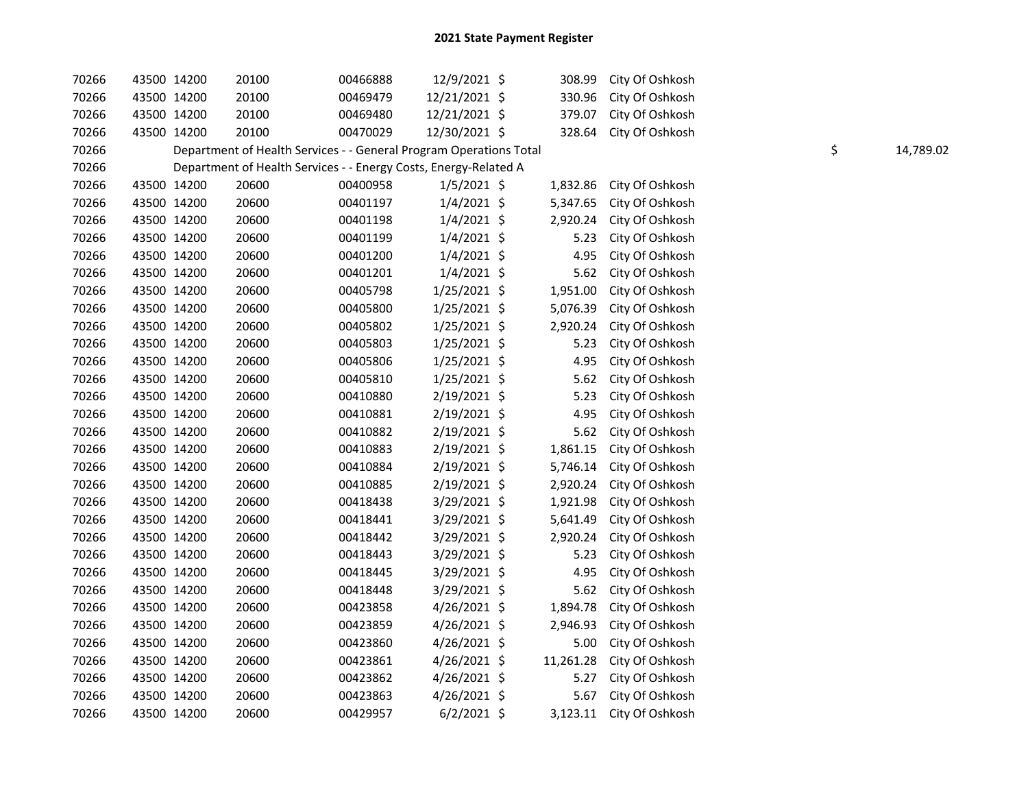# 2021 State Payment Register

| | | | | | | | | | |
|---|---|---|---|---|---|---|---|---|---|
| 70266 | 43500 | 14200 | 20100 | 00466888 | 12/9/2021 | $ 308.99 | City Of Oshkosh | | |
| 70266 | 43500 | 14200 | 20100 | 00469479 | 12/21/2021 | $ 330.96 | City Of Oshkosh | | |
| 70266 | 43500 | 14200 | 20100 | 00469480 | 12/21/2021 | $ 379.07 | City Of Oshkosh | | |
| 70266 | 43500 | 14200 | 20100 | 00470029 | 12/30/2021 | $ 328.64 | City Of Oshkosh | | |
| 70266 | | Department of Health Services - - General Program Operations Total | | | | | | $ | 14,789.02 |
| 70266 | | Department of Health Services - - Energy Costs, Energy-Related A | | | | | | | |
| 70266 | 43500 | 14200 | 20600 | 00400958 | 1/5/2021 | $ 1,832.86 | City Of Oshkosh | | |
| 70266 | 43500 | 14200 | 20600 | 00401197 | 1/4/2021 | $ 5,347.65 | City Of Oshkosh | | |
| 70266 | 43500 | 14200 | 20600 | 00401198 | 1/4/2021 | $ 2,920.24 | City Of Oshkosh | | |
| 70266 | 43500 | 14200 | 20600 | 00401199 | 1/4/2021 | $ 5.23 | City Of Oshkosh | | |
| 70266 | 43500 | 14200 | 20600 | 00401200 | 1/4/2021 | $ 4.95 | City Of Oshkosh | | |
| 70266 | 43500 | 14200 | 20600 | 00401201 | 1/4/2021 | $ 5.62 | City Of Oshkosh | | |
| 70266 | 43500 | 14200 | 20600 | 00405798 | 1/25/2021 | $ 1,951.00 | City Of Oshkosh | | |
| 70266 | 43500 | 14200 | 20600 | 00405800 | 1/25/2021 | $ 5,076.39 | City Of Oshkosh | | |
| 70266 | 43500 | 14200 | 20600 | 00405802 | 1/25/2021 | $ 2,920.24 | City Of Oshkosh | | |
| 70266 | 43500 | 14200 | 20600 | 00405803 | 1/25/2021 | $ 5.23 | City Of Oshkosh | | |
| 70266 | 43500 | 14200 | 20600 | 00405806 | 1/25/2021 | $ 4.95 | City Of Oshkosh | | |
| 70266 | 43500 | 14200 | 20600 | 00405810 | 1/25/2021 | $ 5.62 | City Of Oshkosh | | |
| 70266 | 43500 | 14200 | 20600 | 00410880 | 2/19/2021 | $ 5.23 | City Of Oshkosh | | |
| 70266 | 43500 | 14200 | 20600 | 00410881 | 2/19/2021 | $ 4.95 | City Of Oshkosh | | |
| 70266 | 43500 | 14200 | 20600 | 00410882 | 2/19/2021 | $ 5.62 | City Of Oshkosh | | |
| 70266 | 43500 | 14200 | 20600 | 00410883 | 2/19/2021 | $ 1,861.15 | City Of Oshkosh | | |
| 70266 | 43500 | 14200 | 20600 | 00410884 | 2/19/2021 | $ 5,746.14 | City Of Oshkosh | | |
| 70266 | 43500 | 14200 | 20600 | 00410885 | 2/19/2021 | $ 2,920.24 | City Of Oshkosh | | |
| 70266 | 43500 | 14200 | 20600 | 00418438 | 3/29/2021 | $ 1,921.98 | City Of Oshkosh | | |
| 70266 | 43500 | 14200 | 20600 | 00418441 | 3/29/2021 | $ 5,641.49 | City Of Oshkosh | | |
| 70266 | 43500 | 14200 | 20600 | 00418442 | 3/29/2021 | $ 2,920.24 | City Of Oshkosh | | |
| 70266 | 43500 | 14200 | 20600 | 00418443 | 3/29/2021 | $ 5.23 | City Of Oshkosh | | |
| 70266 | 43500 | 14200 | 20600 | 00418445 | 3/29/2021 | $ 4.95 | City Of Oshkosh | | |
| 70266 | 43500 | 14200 | 20600 | 00418448 | 3/29/2021 | $ 5.62 | City Of Oshkosh | | |
| 70266 | 43500 | 14200 | 20600 | 00423858 | 4/26/2021 | $ 1,894.78 | City Of Oshkosh | | |
| 70266 | 43500 | 14200 | 20600 | 00423859 | 4/26/2021 | $ 2,946.93 | City Of Oshkosh | | |
| 70266 | 43500 | 14200 | 20600 | 00423860 | 4/26/2021 | $ 5.00 | City Of Oshkosh | | |
| 70266 | 43500 | 14200 | 20600 | 00423861 | 4/26/2021 | $ 11,261.28 | City Of Oshkosh | | |
| 70266 | 43500 | 14200 | 20600 | 00423862 | 4/26/2021 | $ 5.27 | City Of Oshkosh | | |
| 70266 | 43500 | 14200 | 20600 | 00423863 | 4/26/2021 | $ 5.67 | City Of Oshkosh | | |
| 70266 | 43500 | 14200 | 20600 | 00429957 | 6/2/2021 | $ 3,123.11 | City Of Oshkosh | | |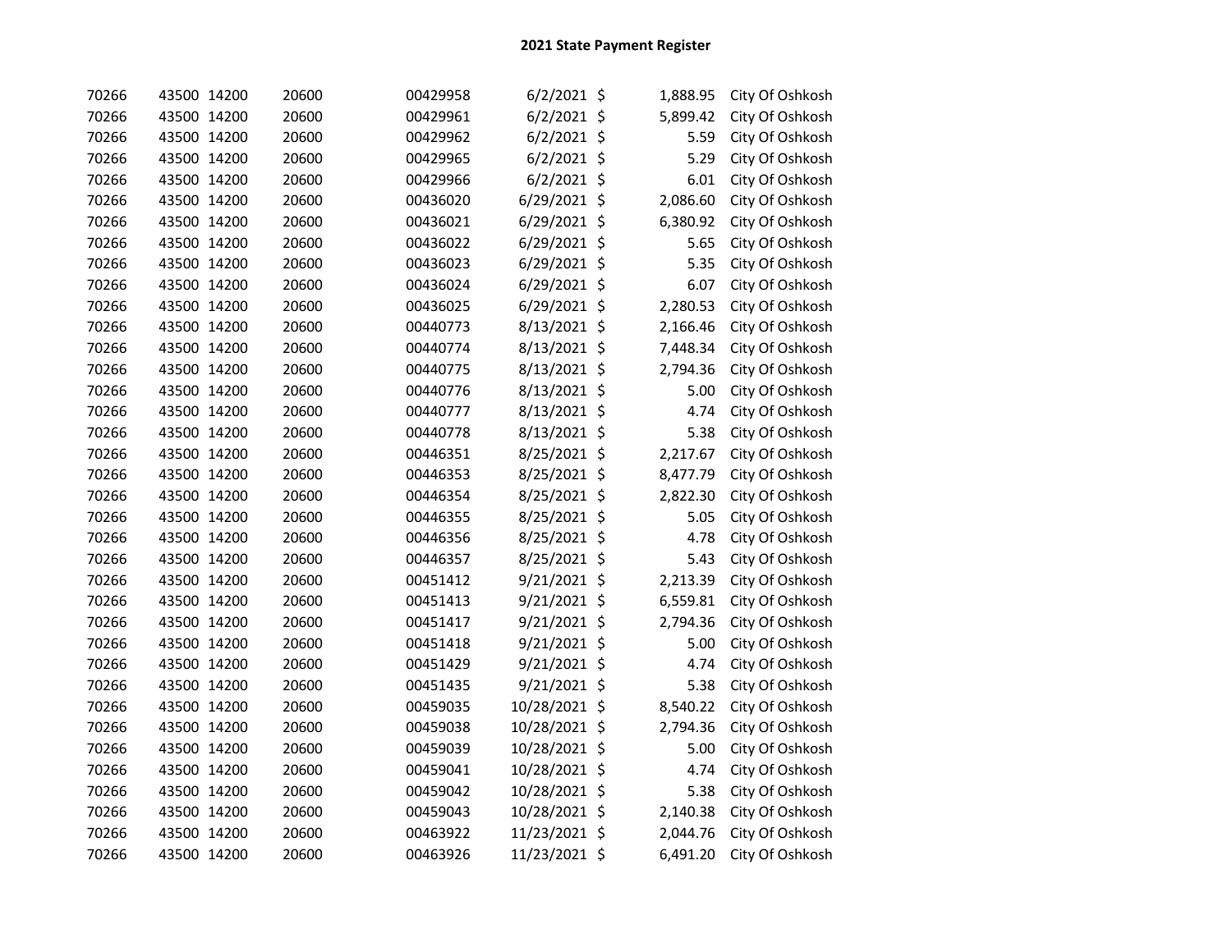## 2021 State Payment Register

| | | | | | | | | |
|---|---|---|---|---|---|---|---|---|
| 70266 | 43500 | 14200 | 20600 | 00429958 | 6/2/2021 | $ | 1,888.95 | City Of Oshkosh |
| 70266 | 43500 | 14200 | 20600 | 00429961 | 6/2/2021 | $ | 5,899.42 | City Of Oshkosh |
| 70266 | 43500 | 14200 | 20600 | 00429962 | 6/2/2021 | $ | 5.59 | City Of Oshkosh |
| 70266 | 43500 | 14200 | 20600 | 00429965 | 6/2/2021 | $ | 5.29 | City Of Oshkosh |
| 70266 | 43500 | 14200 | 20600 | 00429966 | 6/2/2021 | $ | 6.01 | City Of Oshkosh |
| 70266 | 43500 | 14200 | 20600 | 00436020 | 6/29/2021 | $ | 2,086.60 | City Of Oshkosh |
| 70266 | 43500 | 14200 | 20600 | 00436021 | 6/29/2021 | $ | 6,380.92 | City Of Oshkosh |
| 70266 | 43500 | 14200 | 20600 | 00436022 | 6/29/2021 | $ | 5.65 | City Of Oshkosh |
| 70266 | 43500 | 14200 | 20600 | 00436023 | 6/29/2021 | $ | 5.35 | City Of Oshkosh |
| 70266 | 43500 | 14200 | 20600 | 00436024 | 6/29/2021 | $ | 6.07 | City Of Oshkosh |
| 70266 | 43500 | 14200 | 20600 | 00436025 | 6/29/2021 | $ | 2,280.53 | City Of Oshkosh |
| 70266 | 43500 | 14200 | 20600 | 00440773 | 8/13/2021 | $ | 2,166.46 | City Of Oshkosh |
| 70266 | 43500 | 14200 | 20600 | 00440774 | 8/13/2021 | $ | 7,448.34 | City Of Oshkosh |
| 70266 | 43500 | 14200 | 20600 | 00440775 | 8/13/2021 | $ | 2,794.36 | City Of Oshkosh |
| 70266 | 43500 | 14200 | 20600 | 00440776 | 8/13/2021 | $ | 5.00 | City Of Oshkosh |
| 70266 | 43500 | 14200 | 20600 | 00440777 | 8/13/2021 | $ | 4.74 | City Of Oshkosh |
| 70266 | 43500 | 14200 | 20600 | 00440778 | 8/13/2021 | $ | 5.38 | City Of Oshkosh |
| 70266 | 43500 | 14200 | 20600 | 00446351 | 8/25/2021 | $ | 2,217.67 | City Of Oshkosh |
| 70266 | 43500 | 14200 | 20600 | 00446353 | 8/25/2021 | $ | 8,477.79 | City Of Oshkosh |
| 70266 | 43500 | 14200 | 20600 | 00446354 | 8/25/2021 | $ | 2,822.30 | City Of Oshkosh |
| 70266 | 43500 | 14200 | 20600 | 00446355 | 8/25/2021 | $ | 5.05 | City Of Oshkosh |
| 70266 | 43500 | 14200 | 20600 | 00446356 | 8/25/2021 | $ | 4.78 | City Of Oshkosh |
| 70266 | 43500 | 14200 | 20600 | 00446357 | 8/25/2021 | $ | 5.43 | City Of Oshkosh |
| 70266 | 43500 | 14200 | 20600 | 00451412 | 9/21/2021 | $ | 2,213.39 | City Of Oshkosh |
| 70266 | 43500 | 14200 | 20600 | 00451413 | 9/21/2021 | $ | 6,559.81 | City Of Oshkosh |
| 70266 | 43500 | 14200 | 20600 | 00451417 | 9/21/2021 | $ | 2,794.36 | City Of Oshkosh |
| 70266 | 43500 | 14200 | 20600 | 00451418 | 9/21/2021 | $ | 5.00 | City Of Oshkosh |
| 70266 | 43500 | 14200 | 20600 | 00451429 | 9/21/2021 | $ | 4.74 | City Of Oshkosh |
| 70266 | 43500 | 14200 | 20600 | 00451435 | 9/21/2021 | $ | 5.38 | City Of Oshkosh |
| 70266 | 43500 | 14200 | 20600 | 00459035 | 10/28/2021 | $ | 8,540.22 | City Of Oshkosh |
| 70266 | 43500 | 14200 | 20600 | 00459038 | 10/28/2021 | $ | 2,794.36 | City Of Oshkosh |
| 70266 | 43500 | 14200 | 20600 | 00459039 | 10/28/2021 | $ | 5.00 | City Of Oshkosh |
| 70266 | 43500 | 14200 | 20600 | 00459041 | 10/28/2021 | $ | 4.74 | City Of Oshkosh |
| 70266 | 43500 | 14200 | 20600 | 00459042 | 10/28/2021 | $ | 5.38 | City Of Oshkosh |
| 70266 | 43500 | 14200 | 20600 | 00459043 | 10/28/2021 | $ | 2,140.38 | City Of Oshkosh |
| 70266 | 43500 | 14200 | 20600 | 00463922 | 11/23/2021 | $ | 2,044.76 | City Of Oshkosh |
| 70266 | 43500 | 14200 | 20600 | 00463926 | 11/23/2021 | $ | 6,491.20 | City Of Oshkosh |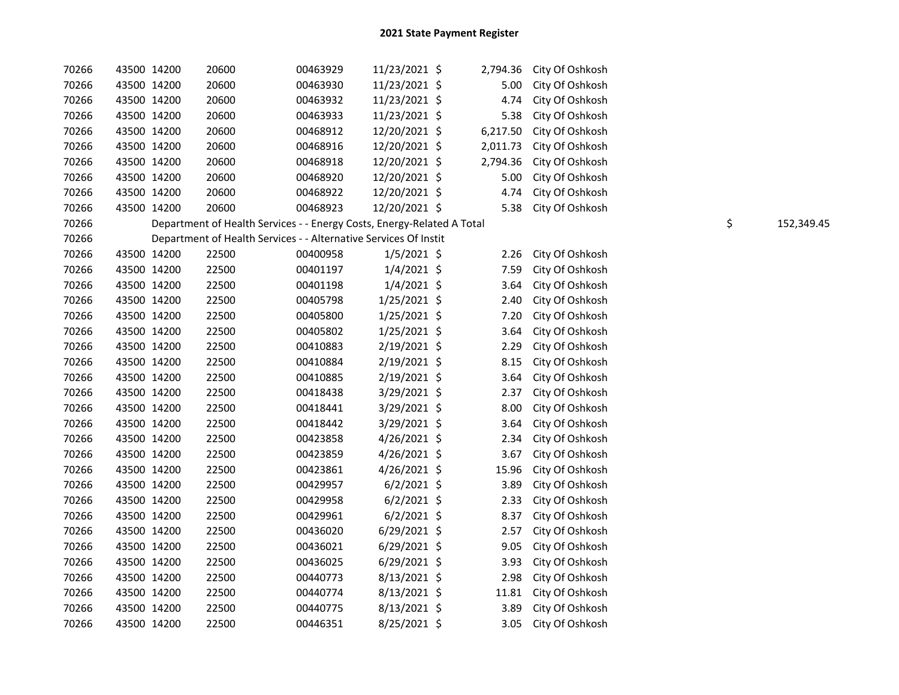## 2021 State Payment Register

| | | | | | | | | | |
|---|---|---|---|---|---|---|---|---|---|
| 70266 | 43500 | 14200 | 20600 | 00463929 | 11/23/2021 | $ | 2,794.36 | City Of Oshkosh | |
| 70266 | 43500 | 14200 | 20600 | 00463930 | 11/23/2021 | $ | 5.00 | City Of Oshkosh | |
| 70266 | 43500 | 14200 | 20600 | 00463932 | 11/23/2021 | $ | 4.74 | City Of Oshkosh | |
| 70266 | 43500 | 14200 | 20600 | 00463933 | 11/23/2021 | $ | 5.38 | City Of Oshkosh | |
| 70266 | 43500 | 14200 | 20600 | 00468912 | 12/20/2021 | $ | 6,217.50 | City Of Oshkosh | |
| 70266 | 43500 | 14200 | 20600 | 00468916 | 12/20/2021 | $ | 2,011.73 | City Of Oshkosh | |
| 70266 | 43500 | 14200 | 20600 | 00468918 | 12/20/2021 | $ | 2,794.36 | City Of Oshkosh | |
| 70266 | 43500 | 14200 | 20600 | 00468920 | 12/20/2021 | $ | 5.00 | City Of Oshkosh | |
| 70266 | 43500 | 14200 | 20600 | 00468922 | 12/20/2021 | $ | 4.74 | City Of Oshkosh | |
| 70266 | 43500 | 14200 | 20600 | 00468923 | 12/20/2021 | $ | 5.38 | City Of Oshkosh | |
| 70266 | | Department of Health Services - - Energy Costs, Energy-Related A Total | | | | | | | $ 152,349.45 |
| 70266 | | Department of Health Services - - Alternative Services Of Instit | | | | | | | |
| 70266 | 43500 | 14200 | 22500 | 00400958 | 1/5/2021 | $ | 2.26 | City Of Oshkosh | |
| 70266 | 43500 | 14200 | 22500 | 00401197 | 1/4/2021 | $ | 7.59 | City Of Oshkosh | |
| 70266 | 43500 | 14200 | 22500 | 00401198 | 1/4/2021 | $ | 3.64 | City Of Oshkosh | |
| 70266 | 43500 | 14200 | 22500 | 00405798 | 1/25/2021 | $ | 2.40 | City Of Oshkosh | |
| 70266 | 43500 | 14200 | 22500 | 00405800 | 1/25/2021 | $ | 7.20 | City Of Oshkosh | |
| 70266 | 43500 | 14200 | 22500 | 00405802 | 1/25/2021 | $ | 3.64 | City Of Oshkosh | |
| 70266 | 43500 | 14200 | 22500 | 00410883 | 2/19/2021 | $ | 2.29 | City Of Oshkosh | |
| 70266 | 43500 | 14200 | 22500 | 00410884 | 2/19/2021 | $ | 8.15 | City Of Oshkosh | |
| 70266 | 43500 | 14200 | 22500 | 00410885 | 2/19/2021 | $ | 3.64 | City Of Oshkosh | |
| 70266 | 43500 | 14200 | 22500 | 00418438 | 3/29/2021 | $ | 2.37 | City Of Oshkosh | |
| 70266 | 43500 | 14200 | 22500 | 00418441 | 3/29/2021 | $ | 8.00 | City Of Oshkosh | |
| 70266 | 43500 | 14200 | 22500 | 00418442 | 3/29/2021 | $ | 3.64 | City Of Oshkosh | |
| 70266 | 43500 | 14200 | 22500 | 00423858 | 4/26/2021 | $ | 2.34 | City Of Oshkosh | |
| 70266 | 43500 | 14200 | 22500 | 00423859 | 4/26/2021 | $ | 3.67 | City Of Oshkosh | |
| 70266 | 43500 | 14200 | 22500 | 00423861 | 4/26/2021 | $ | 15.96 | City Of Oshkosh | |
| 70266 | 43500 | 14200 | 22500 | 00429957 | 6/2/2021 | $ | 3.89 | City Of Oshkosh | |
| 70266 | 43500 | 14200 | 22500 | 00429958 | 6/2/2021 | $ | 2.33 | City Of Oshkosh | |
| 70266 | 43500 | 14200 | 22500 | 00429961 | 6/2/2021 | $ | 8.37 | City Of Oshkosh | |
| 70266 | 43500 | 14200 | 22500 | 00436020 | 6/29/2021 | $ | 2.57 | City Of Oshkosh | |
| 70266 | 43500 | 14200 | 22500 | 00436021 | 6/29/2021 | $ | 9.05 | City Of Oshkosh | |
| 70266 | 43500 | 14200 | 22500 | 00436025 | 6/29/2021 | $ | 3.93 | City Of Oshkosh | |
| 70266 | 43500 | 14200 | 22500 | 00440773 | 8/13/2021 | $ | 2.98 | City Of Oshkosh | |
| 70266 | 43500 | 14200 | 22500 | 00440774 | 8/13/2021 | $ | 11.81 | City Of Oshkosh | |
| 70266 | 43500 | 14200 | 22500 | 00440775 | 8/13/2021 | $ | 3.89 | City Of Oshkosh | |
| 70266 | 43500 | 14200 | 22500 | 00446351 | 8/25/2021 | $ | 3.05 | City Of Oshkosh | |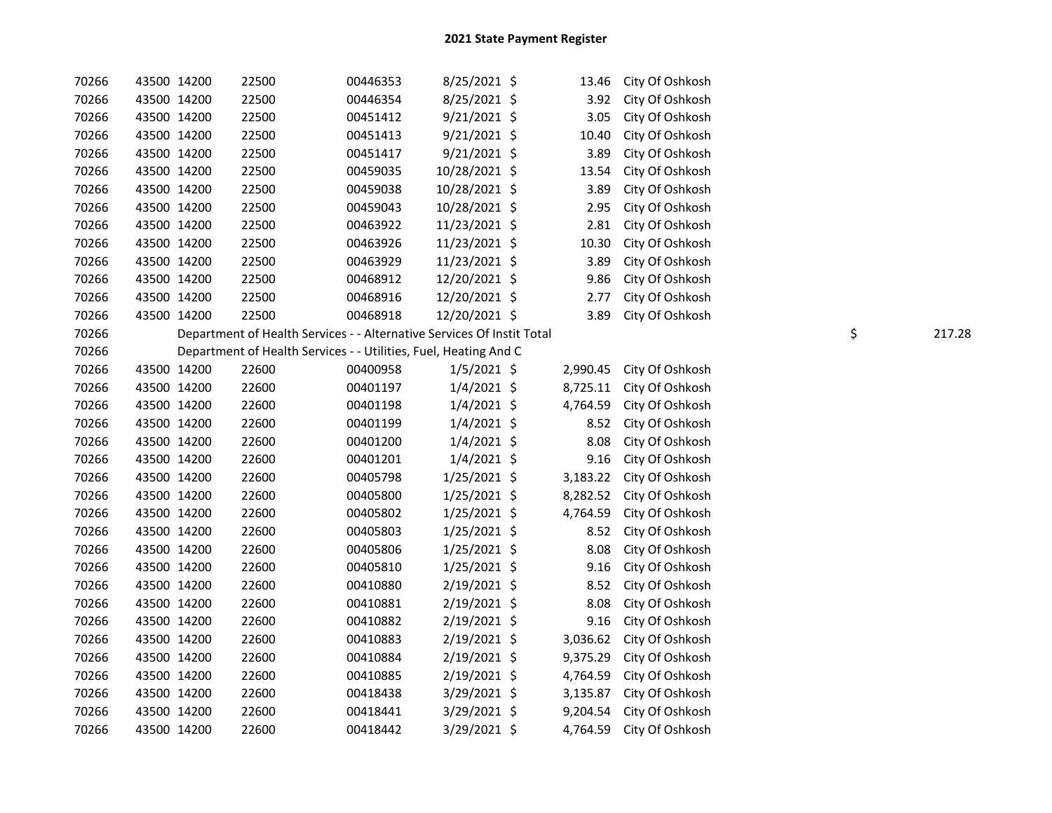## 2021 State Payment Register

| | | | | | | | | | |
|---|---|---|---|---|---|---|---|---|---|
| 70266 | 43500 | 14200 | 22500 | 00446353 | 8/25/2021 | $ | 13.46 | City Of Oshkosh | |
| 70266 | 43500 | 14200 | 22500 | 00446354 | 8/25/2021 | $ | 3.92 | City Of Oshkosh | |
| 70266 | 43500 | 14200 | 22500 | 00451412 | 9/21/2021 | $ | 3.05 | City Of Oshkosh | |
| 70266 | 43500 | 14200 | 22500 | 00451413 | 9/21/2021 | $ | 10.40 | City Of Oshkosh | |
| 70266 | 43500 | 14200 | 22500 | 00451417 | 9/21/2021 | $ | 3.89 | City Of Oshkosh | |
| 70266 | 43500 | 14200 | 22500 | 00459035 | 10/28/2021 | $ | 13.54 | City Of Oshkosh | |
| 70266 | 43500 | 14200 | 22500 | 00459038 | 10/28/2021 | $ | 3.89 | City Of Oshkosh | |
| 70266 | 43500 | 14200 | 22500 | 00459043 | 10/28/2021 | $ | 2.95 | City Of Oshkosh | |
| 70266 | 43500 | 14200 | 22500 | 00463922 | 11/23/2021 | $ | 2.81 | City Of Oshkosh | |
| 70266 | 43500 | 14200 | 22500 | 00463926 | 11/23/2021 | $ | 10.30 | City Of Oshkosh | |
| 70266 | 43500 | 14200 | 22500 | 00463929 | 11/23/2021 | $ | 3.89 | City Of Oshkosh | |
| 70266 | 43500 | 14200 | 22500 | 00468912 | 12/20/2021 | $ | 9.86 | City Of Oshkosh | |
| 70266 | 43500 | 14200 | 22500 | 00468916 | 12/20/2021 | $ | 2.77 | City Of Oshkosh | |
| 70266 | 43500 | 14200 | 22500 | 00468918 | 12/20/2021 | $ | 3.89 | City Of Oshkosh | |
| 70266 | | Department of Health Services - - Alternative Services Of Instit Total | | | | | | | $ 217.28 |
| 70266 | | Department of Health Services - - Utilities, Fuel, Heating And C | | | | | | | |
| 70266 | 43500 | 14200 | 22600 | 00400958 | 1/5/2021 | $ | 2,990.45 | City Of Oshkosh | |
| 70266 | 43500 | 14200 | 22600 | 00401197 | 1/4/2021 | $ | 8,725.11 | City Of Oshkosh | |
| 70266 | 43500 | 14200 | 22600 | 00401198 | 1/4/2021 | $ | 4,764.59 | City Of Oshkosh | |
| 70266 | 43500 | 14200 | 22600 | 00401199 | 1/4/2021 | $ | 8.52 | City Of Oshkosh | |
| 70266 | 43500 | 14200 | 22600 | 00401200 | 1/4/2021 | $ | 8.08 | City Of Oshkosh | |
| 70266 | 43500 | 14200 | 22600 | 00401201 | 1/4/2021 | $ | 9.16 | City Of Oshkosh | |
| 70266 | 43500 | 14200 | 22600 | 00405798 | 1/25/2021 | $ | 3,183.22 | City Of Oshkosh | |
| 70266 | 43500 | 14200 | 22600 | 00405800 | 1/25/2021 | $ | 8,282.52 | City Of Oshkosh | |
| 70266 | 43500 | 14200 | 22600 | 00405802 | 1/25/2021 | $ | 4,764.59 | City Of Oshkosh | |
| 70266 | 43500 | 14200 | 22600 | 00405803 | 1/25/2021 | $ | 8.52 | City Of Oshkosh | |
| 70266 | 43500 | 14200 | 22600 | 00405806 | 1/25/2021 | $ | 8.08 | City Of Oshkosh | |
| 70266 | 43500 | 14200 | 22600 | 00405810 | 1/25/2021 | $ | 9.16 | City Of Oshkosh | |
| 70266 | 43500 | 14200 | 22600 | 00410880 | 2/19/2021 | $ | 8.52 | City Of Oshkosh | |
| 70266 | 43500 | 14200 | 22600 | 00410881 | 2/19/2021 | $ | 8.08 | City Of Oshkosh | |
| 70266 | 43500 | 14200 | 22600 | 00410882 | 2/19/2021 | $ | 9.16 | City Of Oshkosh | |
| 70266 | 43500 | 14200 | 22600 | 00410883 | 2/19/2021 | $ | 3,036.62 | City Of Oshkosh | |
| 70266 | 43500 | 14200 | 22600 | 00410884 | 2/19/2021 | $ | 9,375.29 | City Of Oshkosh | |
| 70266 | 43500 | 14200 | 22600 | 00410885 | 2/19/2021 | $ | 4,764.59 | City Of Oshkosh | |
| 70266 | 43500 | 14200 | 22600 | 00418438 | 3/29/2021 | $ | 3,135.87 | City Of Oshkosh | |
| 70266 | 43500 | 14200 | 22600 | 00418441 | 3/29/2021 | $ | 9,204.54 | City Of Oshkosh | |
| 70266 | 43500 | 14200 | 22600 | 00418442 | 3/29/2021 | $ | 4,764.59 | City Of Oshkosh | |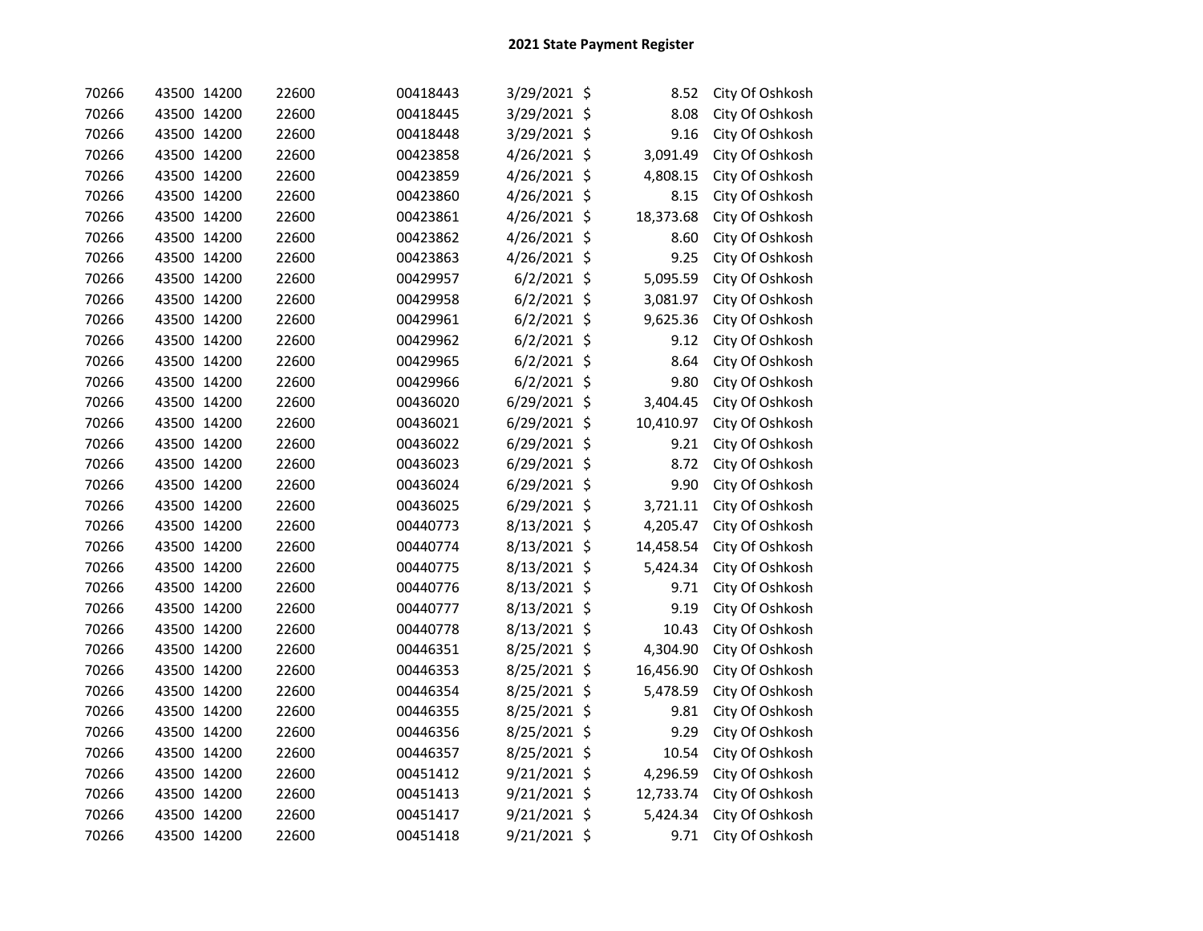# 2021 State Payment Register

| | | | | | | | | |
|---|---|---|---|---|---|---|---|---|
| 70266 | 43500 | 14200 | 22600 | 00418443 | 3/29/2021 | $ | 8.52 | City Of Oshkosh |
| 70266 | 43500 | 14200 | 22600 | 00418445 | 3/29/2021 | $ | 8.08 | City Of Oshkosh |
| 70266 | 43500 | 14200 | 22600 | 00418448 | 3/29/2021 | $ | 9.16 | City Of Oshkosh |
| 70266 | 43500 | 14200 | 22600 | 00423858 | 4/26/2021 | $ | 3,091.49 | City Of Oshkosh |
| 70266 | 43500 | 14200 | 22600 | 00423859 | 4/26/2021 | $ | 4,808.15 | City Of Oshkosh |
| 70266 | 43500 | 14200 | 22600 | 00423860 | 4/26/2021 | $ | 8.15 | City Of Oshkosh |
| 70266 | 43500 | 14200 | 22600 | 00423861 | 4/26/2021 | $ | 18,373.68 | City Of Oshkosh |
| 70266 | 43500 | 14200 | 22600 | 00423862 | 4/26/2021 | $ | 8.60 | City Of Oshkosh |
| 70266 | 43500 | 14200 | 22600 | 00423863 | 4/26/2021 | $ | 9.25 | City Of Oshkosh |
| 70266 | 43500 | 14200 | 22600 | 00429957 | 6/2/2021 | $ | 5,095.59 | City Of Oshkosh |
| 70266 | 43500 | 14200 | 22600 | 00429958 | 6/2/2021 | $ | 3,081.97 | City Of Oshkosh |
| 70266 | 43500 | 14200 | 22600 | 00429961 | 6/2/2021 | $ | 9,625.36 | City Of Oshkosh |
| 70266 | 43500 | 14200 | 22600 | 00429962 | 6/2/2021 | $ | 9.12 | City Of Oshkosh |
| 70266 | 43500 | 14200 | 22600 | 00429965 | 6/2/2021 | $ | 8.64 | City Of Oshkosh |
| 70266 | 43500 | 14200 | 22600 | 00429966 | 6/2/2021 | $ | 9.80 | City Of Oshkosh |
| 70266 | 43500 | 14200 | 22600 | 00436020 | 6/29/2021 | $ | 3,404.45 | City Of Oshkosh |
| 70266 | 43500 | 14200 | 22600 | 00436021 | 6/29/2021 | $ | 10,410.97 | City Of Oshkosh |
| 70266 | 43500 | 14200 | 22600 | 00436022 | 6/29/2021 | $ | 9.21 | City Of Oshkosh |
| 70266 | 43500 | 14200 | 22600 | 00436023 | 6/29/2021 | $ | 8.72 | City Of Oshkosh |
| 70266 | 43500 | 14200 | 22600 | 00436024 | 6/29/2021 | $ | 9.90 | City Of Oshkosh |
| 70266 | 43500 | 14200 | 22600 | 00436025 | 6/29/2021 | $ | 3,721.11 | City Of Oshkosh |
| 70266 | 43500 | 14200 | 22600 | 00440773 | 8/13/2021 | $ | 4,205.47 | City Of Oshkosh |
| 70266 | 43500 | 14200 | 22600 | 00440774 | 8/13/2021 | $ | 14,458.54 | City Of Oshkosh |
| 70266 | 43500 | 14200 | 22600 | 00440775 | 8/13/2021 | $ | 5,424.34 | City Of Oshkosh |
| 70266 | 43500 | 14200 | 22600 | 00440776 | 8/13/2021 | $ | 9.71 | City Of Oshkosh |
| 70266 | 43500 | 14200 | 22600 | 00440777 | 8/13/2021 | $ | 9.19 | City Of Oshkosh |
| 70266 | 43500 | 14200 | 22600 | 00440778 | 8/13/2021 | $ | 10.43 | City Of Oshkosh |
| 70266 | 43500 | 14200 | 22600 | 00446351 | 8/25/2021 | $ | 4,304.90 | City Of Oshkosh |
| 70266 | 43500 | 14200 | 22600 | 00446353 | 8/25/2021 | $ | 16,456.90 | City Of Oshkosh |
| 70266 | 43500 | 14200 | 22600 | 00446354 | 8/25/2021 | $ | 5,478.59 | City Of Oshkosh |
| 70266 | 43500 | 14200 | 22600 | 00446355 | 8/25/2021 | $ | 9.81 | City Of Oshkosh |
| 70266 | 43500 | 14200 | 22600 | 00446356 | 8/25/2021 | $ | 9.29 | City Of Oshkosh |
| 70266 | 43500 | 14200 | 22600 | 00446357 | 8/25/2021 | $ | 10.54 | City Of Oshkosh |
| 70266 | 43500 | 14200 | 22600 | 00451412 | 9/21/2021 | $ | 4,296.59 | City Of Oshkosh |
| 70266 | 43500 | 14200 | 22600 | 00451413 | 9/21/2021 | $ | 12,733.74 | City Of Oshkosh |
| 70266 | 43500 | 14200 | 22600 | 00451417 | 9/21/2021 | $ | 5,424.34 | City Of Oshkosh |
| 70266 | 43500 | 14200 | 22600 | 00451418 | 9/21/2021 | $ | 9.71 | City Of Oshkosh |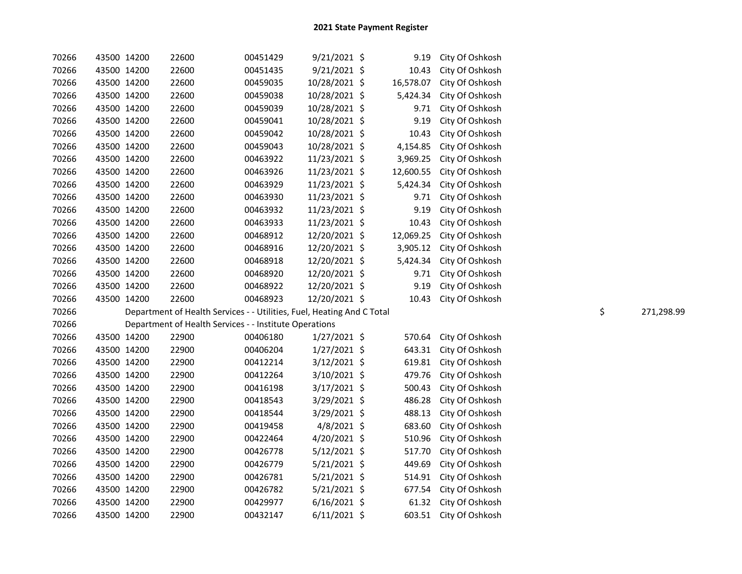## 2021 State Payment Register

| | | | | | | | | | |
|---|---|---|---|---|---|---|---|---|---|
| 70266 | 43500 | 14200 | 22600 | 00451429 | 9/21/2021 | $ | 9.19 | City Of Oshkosh | |
| 70266 | 43500 | 14200 | 22600 | 00451435 | 9/21/2021 | $ | 10.43 | City Of Oshkosh | |
| 70266 | 43500 | 14200 | 22600 | 00459035 | 10/28/2021 | $ | 16,578.07 | City Of Oshkosh | |
| 70266 | 43500 | 14200 | 22600 | 00459038 | 10/28/2021 | $ | 5,424.34 | City Of Oshkosh | |
| 70266 | 43500 | 14200 | 22600 | 00459039 | 10/28/2021 | $ | 9.71 | City Of Oshkosh | |
| 70266 | 43500 | 14200 | 22600 | 00459041 | 10/28/2021 | $ | 9.19 | City Of Oshkosh | |
| 70266 | 43500 | 14200 | 22600 | 00459042 | 10/28/2021 | $ | 10.43 | City Of Oshkosh | |
| 70266 | 43500 | 14200 | 22600 | 00459043 | 10/28/2021 | $ | 4,154.85 | City Of Oshkosh | |
| 70266 | 43500 | 14200 | 22600 | 00463922 | 11/23/2021 | $ | 3,969.25 | City Of Oshkosh | |
| 70266 | 43500 | 14200 | 22600 | 00463926 | 11/23/2021 | $ | 12,600.55 | City Of Oshkosh | |
| 70266 | 43500 | 14200 | 22600 | 00463929 | 11/23/2021 | $ | 5,424.34 | City Of Oshkosh | |
| 70266 | 43500 | 14200 | 22600 | 00463930 | 11/23/2021 | $ | 9.71 | City Of Oshkosh | |
| 70266 | 43500 | 14200 | 22600 | 00463932 | 11/23/2021 | $ | 9.19 | City Of Oshkosh | |
| 70266 | 43500 | 14200 | 22600 | 00463933 | 11/23/2021 | $ | 10.43 | City Of Oshkosh | |
| 70266 | 43500 | 14200 | 22600 | 00468912 | 12/20/2021 | $ | 12,069.25 | City Of Oshkosh | |
| 70266 | 43500 | 14200 | 22600 | 00468916 | 12/20/2021 | $ | 3,905.12 | City Of Oshkosh | |
| 70266 | 43500 | 14200 | 22600 | 00468918 | 12/20/2021 | $ | 5,424.34 | City Of Oshkosh | |
| 70266 | 43500 | 14200 | 22600 | 00468920 | 12/20/2021 | $ | 9.71 | City Of Oshkosh | |
| 70266 | 43500 | 14200 | 22600 | 00468922 | 12/20/2021 | $ | 9.19 | City Of Oshkosh | |
| 70266 | 43500 | 14200 | 22600 | 00468923 | 12/20/2021 | $ | 10.43 | City Of Oshkosh | |
| 70266 | | Department of Health Services - - Utilities, Fuel, Heating And C Total | | | | | | | $ 271,298.99 |
| 70266 | | Department of Health Services - - Institute Operations | | | | | | | |
| 70266 | 43500 | 14200 | 22900 | 00406180 | 1/27/2021 | $ | 570.64 | City Of Oshkosh | |
| 70266 | 43500 | 14200 | 22900 | 00406204 | 1/27/2021 | $ | 643.31 | City Of Oshkosh | |
| 70266 | 43500 | 14200 | 22900 | 00412214 | 3/12/2021 | $ | 619.81 | City Of Oshkosh | |
| 70266 | 43500 | 14200 | 22900 | 00412264 | 3/10/2021 | $ | 479.76 | City Of Oshkosh | |
| 70266 | 43500 | 14200 | 22900 | 00416198 | 3/17/2021 | $ | 500.43 | City Of Oshkosh | |
| 70266 | 43500 | 14200 | 22900 | 00418543 | 3/29/2021 | $ | 486.28 | City Of Oshkosh | |
| 70266 | 43500 | 14200 | 22900 | 00418544 | 3/29/2021 | $ | 488.13 | City Of Oshkosh | |
| 70266 | 43500 | 14200 | 22900 | 00419458 | 4/8/2021 | $ | 683.60 | City Of Oshkosh | |
| 70266 | 43500 | 14200 | 22900 | 00422464 | 4/20/2021 | $ | 510.96 | City Of Oshkosh | |
| 70266 | 43500 | 14200 | 22900 | 00426778 | 5/12/2021 | $ | 517.70 | City Of Oshkosh | |
| 70266 | 43500 | 14200 | 22900 | 00426779 | 5/21/2021 | $ | 449.69 | City Of Oshkosh | |
| 70266 | 43500 | 14200 | 22900 | 00426781 | 5/21/2021 | $ | 514.91 | City Of Oshkosh | |
| 70266 | 43500 | 14200 | 22900 | 00426782 | 5/21/2021 | $ | 677.54 | City Of Oshkosh | |
| 70266 | 43500 | 14200 | 22900 | 00429977 | 6/16/2021 | $ | 61.32 | City Of Oshkosh | |
| 70266 | 43500 | 14200 | 22900 | 00432147 | 6/11/2021 | $ | 603.51 | City Of Oshkosh | |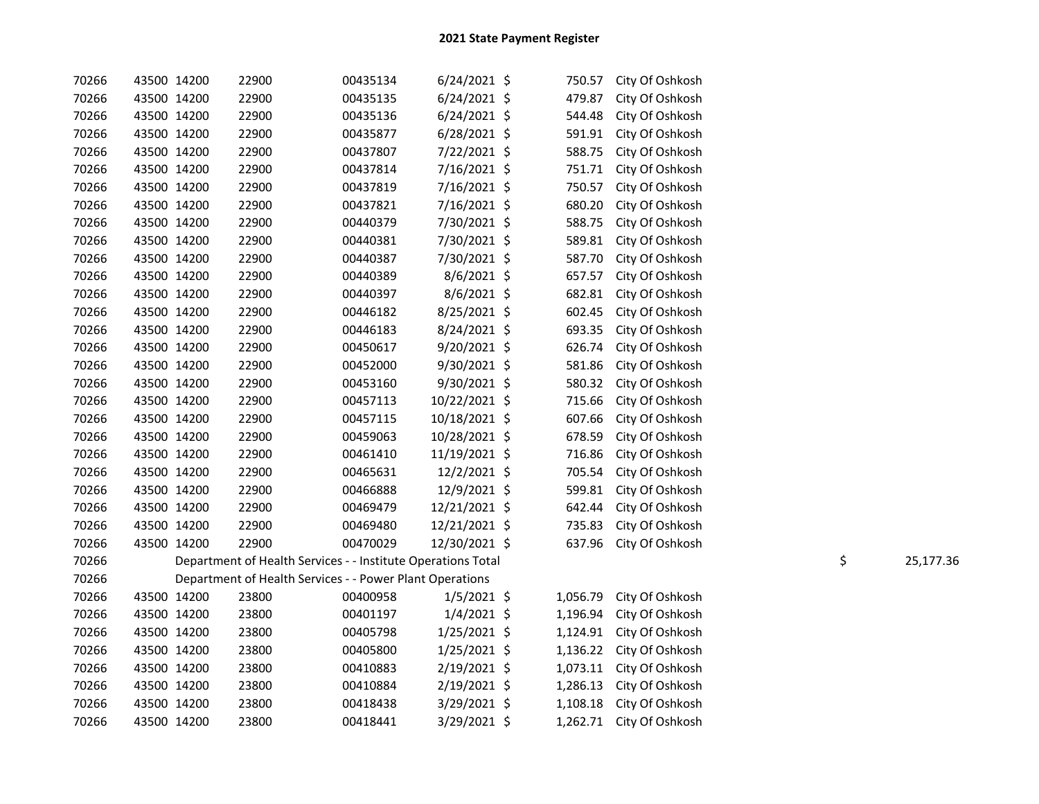# 2021 State Payment Register

| | | | | | | | | | |
|---|---|---|---|---|---|---|---|---|---|
| 70266 | 43500 | 14200 | 22900 | 00435134 | 6/24/2021 | $ | 750.57 | City Of Oshkosh | |
| 70266 | 43500 | 14200 | 22900 | 00435135 | 6/24/2021 | $ | 479.87 | City Of Oshkosh | |
| 70266 | 43500 | 14200 | 22900 | 00435136 | 6/24/2021 | $ | 544.48 | City Of Oshkosh | |
| 70266 | 43500 | 14200 | 22900 | 00435877 | 6/28/2021 | $ | 591.91 | City Of Oshkosh | |
| 70266 | 43500 | 14200 | 22900 | 00437807 | 7/22/2021 | $ | 588.75 | City Of Oshkosh | |
| 70266 | 43500 | 14200 | 22900 | 00437814 | 7/16/2021 | $ | 751.71 | City Of Oshkosh | |
| 70266 | 43500 | 14200 | 22900 | 00437819 | 7/16/2021 | $ | 750.57 | City Of Oshkosh | |
| 70266 | 43500 | 14200 | 22900 | 00437821 | 7/16/2021 | $ | 680.20 | City Of Oshkosh | |
| 70266 | 43500 | 14200 | 22900 | 00440379 | 7/30/2021 | $ | 588.75 | City Of Oshkosh | |
| 70266 | 43500 | 14200 | 22900 | 00440381 | 7/30/2021 | $ | 589.81 | City Of Oshkosh | |
| 70266 | 43500 | 14200 | 22900 | 00440387 | 7/30/2021 | $ | 587.70 | City Of Oshkosh | |
| 70266 | 43500 | 14200 | 22900 | 00440389 | 8/6/2021 | $ | 657.57 | City Of Oshkosh | |
| 70266 | 43500 | 14200 | 22900 | 00440397 | 8/6/2021 | $ | 682.81 | City Of Oshkosh | |
| 70266 | 43500 | 14200 | 22900 | 00446182 | 8/25/2021 | $ | 602.45 | City Of Oshkosh | |
| 70266 | 43500 | 14200 | 22900 | 00446183 | 8/24/2021 | $ | 693.35 | City Of Oshkosh | |
| 70266 | 43500 | 14200 | 22900 | 00450617 | 9/20/2021 | $ | 626.74 | City Of Oshkosh | |
| 70266 | 43500 | 14200 | 22900 | 00452000 | 9/30/2021 | $ | 581.86 | City Of Oshkosh | |
| 70266 | 43500 | 14200 | 22900 | 00453160 | 9/30/2021 | $ | 580.32 | City Of Oshkosh | |
| 70266 | 43500 | 14200 | 22900 | 00457113 | 10/22/2021 | $ | 715.66 | City Of Oshkosh | |
| 70266 | 43500 | 14200 | 22900 | 00457115 | 10/18/2021 | $ | 607.66 | City Of Oshkosh | |
| 70266 | 43500 | 14200 | 22900 | 00459063 | 10/28/2021 | $ | 678.59 | City Of Oshkosh | |
| 70266 | 43500 | 14200 | 22900 | 00461410 | 11/19/2021 | $ | 716.86 | City Of Oshkosh | |
| 70266 | 43500 | 14200 | 22900 | 00465631 | 12/2/2021 | $ | 705.54 | City Of Oshkosh | |
| 70266 | 43500 | 14200 | 22900 | 00466888 | 12/9/2021 | $ | 599.81 | City Of Oshkosh | |
| 70266 | 43500 | 14200 | 22900 | 00469479 | 12/21/2021 | $ | 642.44 | City Of Oshkosh | |
| 70266 | 43500 | 14200 | 22900 | 00469480 | 12/21/2021 | $ | 735.83 | City Of Oshkosh | |
| 70266 | 43500 | 14200 | 22900 | 00470029 | 12/30/2021 | $ | 637.96 | City Of Oshkosh | |
| 70266 | | Department of Health Services - - Institute Operations Total | | | | | | | $ 25,177.36 |
| 70266 | | Department of Health Services - - Power Plant Operations | | | | | | | |
| 70266 | 43500 | 14200 | 23800 | 00400958 | 1/5/2021 | $ | 1,056.79 | City Of Oshkosh | |
| 70266 | 43500 | 14200 | 23800 | 00401197 | 1/4/2021 | $ | 1,196.94 | City Of Oshkosh | |
| 70266 | 43500 | 14200 | 23800 | 00405798 | 1/25/2021 | $ | 1,124.91 | City Of Oshkosh | |
| 70266 | 43500 | 14200 | 23800 | 00405800 | 1/25/2021 | $ | 1,136.22 | City Of Oshkosh | |
| 70266 | 43500 | 14200 | 23800 | 00410883 | 2/19/2021 | $ | 1,073.11 | City Of Oshkosh | |
| 70266 | 43500 | 14200 | 23800 | 00410884 | 2/19/2021 | $ | 1,286.13 | City Of Oshkosh | |
| 70266 | 43500 | 14200 | 23800 | 00418438 | 3/29/2021 | $ | 1,108.18 | City Of Oshkosh | |
| 70266 | 43500 | 14200 | 23800 | 00418441 | 3/29/2021 | $ | 1,262.71 | City Of Oshkosh | |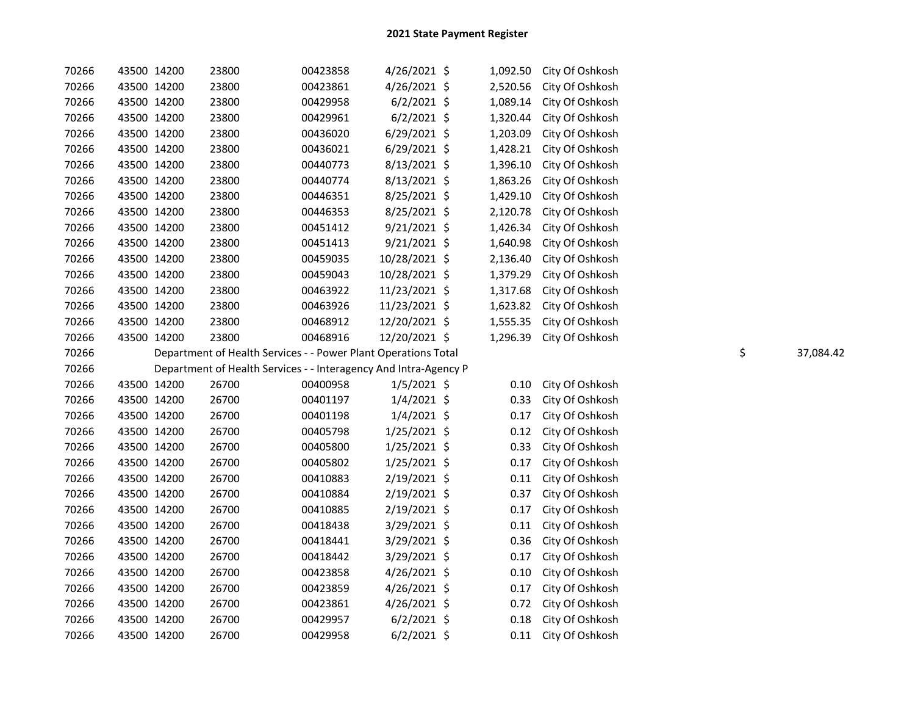## 2021 State Payment Register

| | | | | | | | | | |
|---|---|---|---|---|---|---|---|---|---|
| 70266 | 43500 | 14200 | 23800 | 00423858 | 4/26/2021 | $ | 1,092.50 | City Of Oshkosh | |
| 70266 | 43500 | 14200 | 23800 | 00423861 | 4/26/2021 | $ | 2,520.56 | City Of Oshkosh | |
| 70266 | 43500 | 14200 | 23800 | 00429958 | 6/2/2021 | $ | 1,089.14 | City Of Oshkosh | |
| 70266 | 43500 | 14200 | 23800 | 00429961 | 6/2/2021 | $ | 1,320.44 | City Of Oshkosh | |
| 70266 | 43500 | 14200 | 23800 | 00436020 | 6/29/2021 | $ | 1,203.09 | City Of Oshkosh | |
| 70266 | 43500 | 14200 | 23800 | 00436021 | 6/29/2021 | $ | 1,428.21 | City Of Oshkosh | |
| 70266 | 43500 | 14200 | 23800 | 00440773 | 8/13/2021 | $ | 1,396.10 | City Of Oshkosh | |
| 70266 | 43500 | 14200 | 23800 | 00440774 | 8/13/2021 | $ | 1,863.26 | City Of Oshkosh | |
| 70266 | 43500 | 14200 | 23800 | 00446351 | 8/25/2021 | $ | 1,429.10 | City Of Oshkosh | |
| 70266 | 43500 | 14200 | 23800 | 00446353 | 8/25/2021 | $ | 2,120.78 | City Of Oshkosh | |
| 70266 | 43500 | 14200 | 23800 | 00451412 | 9/21/2021 | $ | 1,426.34 | City Of Oshkosh | |
| 70266 | 43500 | 14200 | 23800 | 00451413 | 9/21/2021 | $ | 1,640.98 | City Of Oshkosh | |
| 70266 | 43500 | 14200 | 23800 | 00459035 | 10/28/2021 | $ | 2,136.40 | City Of Oshkosh | |
| 70266 | 43500 | 14200 | 23800 | 00459043 | 10/28/2021 | $ | 1,379.29 | City Of Oshkosh | |
| 70266 | 43500 | 14200 | 23800 | 00463922 | 11/23/2021 | $ | 1,317.68 | City Of Oshkosh | |
| 70266 | 43500 | 14200 | 23800 | 00463926 | 11/23/2021 | $ | 1,623.82 | City Of Oshkosh | |
| 70266 | 43500 | 14200 | 23800 | 00468912 | 12/20/2021 | $ | 1,555.35 | City Of Oshkosh | |
| 70266 | 43500 | 14200 | 23800 | 00468916 | 12/20/2021 | $ | 1,296.39 | City Of Oshkosh | |
| 70266 | | Department of Health Services - - Power Plant Operations Total | | | | | | | $ 37,084.42 |
| 70266 | | Department of Health Services - - Interagency And Intra-Agency P | | | | | | | |
| 70266 | 43500 | 14200 | 26700 | 00400958 | 1/5/2021 | $ | 0.10 | City Of Oshkosh | |
| 70266 | 43500 | 14200 | 26700 | 00401197 | 1/4/2021 | $ | 0.33 | City Of Oshkosh | |
| 70266 | 43500 | 14200 | 26700 | 00401198 | 1/4/2021 | $ | 0.17 | City Of Oshkosh | |
| 70266 | 43500 | 14200 | 26700 | 00405798 | 1/25/2021 | $ | 0.12 | City Of Oshkosh | |
| 70266 | 43500 | 14200 | 26700 | 00405800 | 1/25/2021 | $ | 0.33 | City Of Oshkosh | |
| 70266 | 43500 | 14200 | 26700 | 00405802 | 1/25/2021 | $ | 0.17 | City Of Oshkosh | |
| 70266 | 43500 | 14200 | 26700 | 00410883 | 2/19/2021 | $ | 0.11 | City Of Oshkosh | |
| 70266 | 43500 | 14200 | 26700 | 00410884 | 2/19/2021 | $ | 0.37 | City Of Oshkosh | |
| 70266 | 43500 | 14200 | 26700 | 00410885 | 2/19/2021 | $ | 0.17 | City Of Oshkosh | |
| 70266 | 43500 | 14200 | 26700 | 00418438 | 3/29/2021 | $ | 0.11 | City Of Oshkosh | |
| 70266 | 43500 | 14200 | 26700 | 00418441 | 3/29/2021 | $ | 0.36 | City Of Oshkosh | |
| 70266 | 43500 | 14200 | 26700 | 00418442 | 3/29/2021 | $ | 0.17 | City Of Oshkosh | |
| 70266 | 43500 | 14200 | 26700 | 00423858 | 4/26/2021 | $ | 0.10 | City Of Oshkosh | |
| 70266 | 43500 | 14200 | 26700 | 00423859 | 4/26/2021 | $ | 0.17 | City Of Oshkosh | |
| 70266 | 43500 | 14200 | 26700 | 00423861 | 4/26/2021 | $ | 0.72 | City Of Oshkosh | |
| 70266 | 43500 | 14200 | 26700 | 00429957 | 6/2/2021 | $ | 0.18 | City Of Oshkosh | |
| 70266 | 43500 | 14200 | 26700 | 00429958 | 6/2/2021 | $ | 0.11 | City Of Oshkosh | |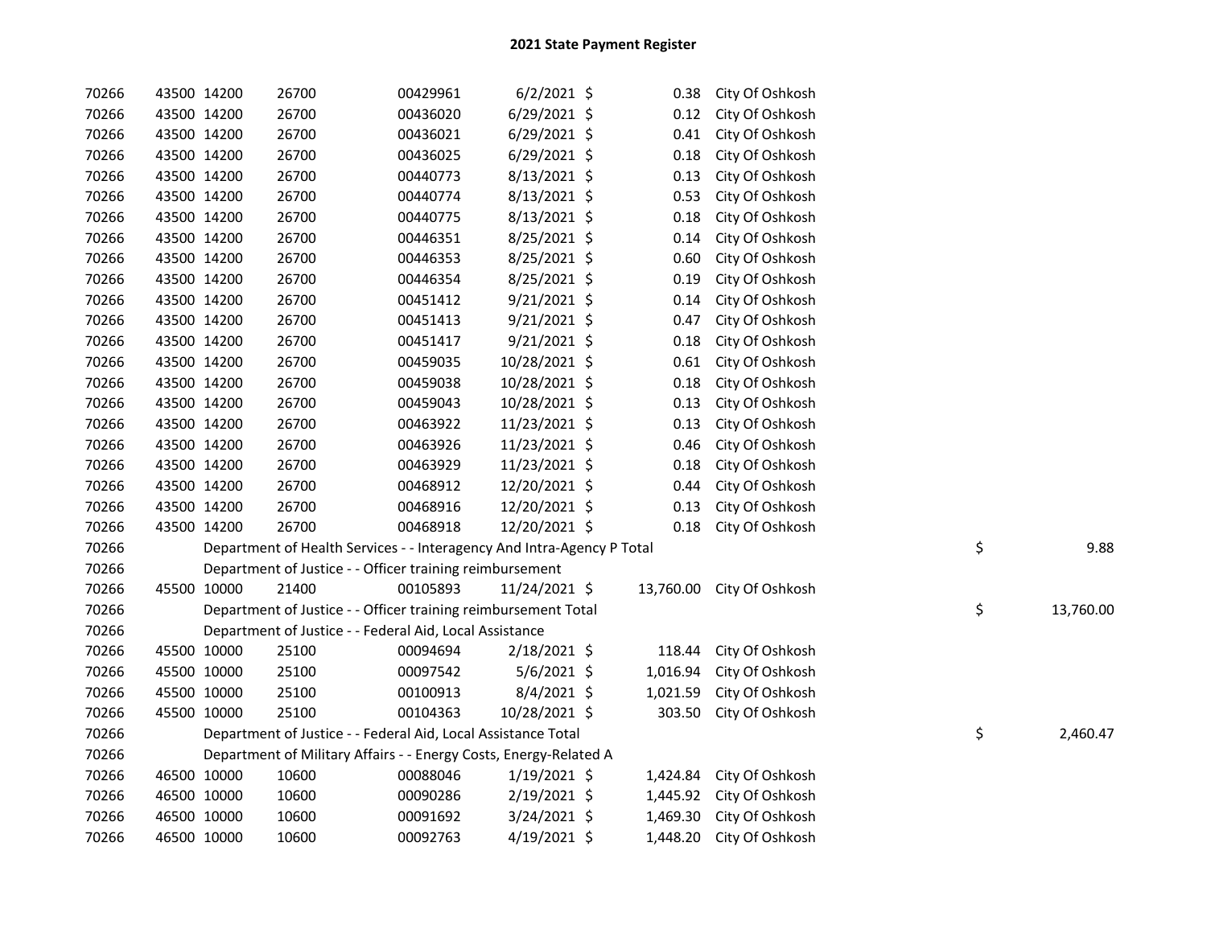# 2021 State Payment Register

| | | | | | | | | | |
|---|---|---|---|---|---|---|---|---|---|
| 70266 | 43500 | 14200 | 26700 | 00429961 | 6/2/2021 | $ 0.38 | City Of Oshkosh | | |
| 70266 | 43500 | 14200 | 26700 | 00436020 | 6/29/2021 | $ 0.12 | City Of Oshkosh | | |
| 70266 | 43500 | 14200 | 26700 | 00436021 | 6/29/2021 | $ 0.41 | City Of Oshkosh | | |
| 70266 | 43500 | 14200 | 26700 | 00436025 | 6/29/2021 | $ 0.18 | City Of Oshkosh | | |
| 70266 | 43500 | 14200 | 26700 | 00440773 | 8/13/2021 | $ 0.13 | City Of Oshkosh | | |
| 70266 | 43500 | 14200 | 26700 | 00440774 | 8/13/2021 | $ 0.53 | City Of Oshkosh | | |
| 70266 | 43500 | 14200 | 26700 | 00440775 | 8/13/2021 | $ 0.18 | City Of Oshkosh | | |
| 70266 | 43500 | 14200 | 26700 | 00446351 | 8/25/2021 | $ 0.14 | City Of Oshkosh | | |
| 70266 | 43500 | 14200 | 26700 | 00446353 | 8/25/2021 | $ 0.60 | City Of Oshkosh | | |
| 70266 | 43500 | 14200 | 26700 | 00446354 | 8/25/2021 | $ 0.19 | City Of Oshkosh | | |
| 70266 | 43500 | 14200 | 26700 | 00451412 | 9/21/2021 | $ 0.14 | City Of Oshkosh | | |
| 70266 | 43500 | 14200 | 26700 | 00451413 | 9/21/2021 | $ 0.47 | City Of Oshkosh | | |
| 70266 | 43500 | 14200 | 26700 | 00451417 | 9/21/2021 | $ 0.18 | City Of Oshkosh | | |
| 70266 | 43500 | 14200 | 26700 | 00459035 | 10/28/2021 | $ 0.61 | City Of Oshkosh | | |
| 70266 | 43500 | 14200 | 26700 | 00459038 | 10/28/2021 | $ 0.18 | City Of Oshkosh | | |
| 70266 | 43500 | 14200 | 26700 | 00459043 | 10/28/2021 | $ 0.13 | City Of Oshkosh | | |
| 70266 | 43500 | 14200 | 26700 | 00463922 | 11/23/2021 | $ 0.13 | City Of Oshkosh | | |
| 70266 | 43500 | 14200 | 26700 | 00463926 | 11/23/2021 | $ 0.46 | City Of Oshkosh | | |
| 70266 | 43500 | 14200 | 26700 | 00463929 | 11/23/2021 | $ 0.18 | City Of Oshkosh | | |
| 70266 | 43500 | 14200 | 26700 | 00468912 | 12/20/2021 | $ 0.44 | City Of Oshkosh | | |
| 70266 | 43500 | 14200 | 26700 | 00468916 | 12/20/2021 | $ 0.13 | City Of Oshkosh | | |
| 70266 | 43500 | 14200 | 26700 | 00468918 | 12/20/2021 | $ 0.18 | City Of Oshkosh | | |
| 70266 | | | Department of Health Services - - Interagency And Intra-Agency P Total | | | | | $ | 9.88 |
| 70266 | | | Department of Justice - - Officer training reimbursement | | | | | | |
| 70266 | 45500 | 10000 | 21400 | 00105893 | 11/24/2021 | $ 13,760.00 | City Of Oshkosh | | |
| 70266 | | | Department of Justice - - Officer training reimbursement Total | | | | | $ | 13,760.00 |
| 70266 | | | Department of Justice - - Federal Aid, Local Assistance | | | | | | |
| 70266 | 45500 | 10000 | 25100 | 00094694 | 2/18/2021 | $ 118.44 | City Of Oshkosh | | |
| 70266 | 45500 | 10000 | 25100 | 00097542 | 5/6/2021 | $ 1,016.94 | City Of Oshkosh | | |
| 70266 | 45500 | 10000 | 25100 | 00100913 | 8/4/2021 | $ 1,021.59 | City Of Oshkosh | | |
| 70266 | 45500 | 10000 | 25100 | 00104363 | 10/28/2021 | $ 303.50 | City Of Oshkosh | | |
| 70266 | | | Department of Justice - - Federal Aid, Local Assistance Total | | | | | $ | 2,460.47 |
| 70266 | | | Department of Military Affairs - - Energy Costs, Energy-Related A | | | | | | |
| 70266 | 46500 | 10000 | 10600 | 00088046 | 1/19/2021 | $ 1,424.84 | City Of Oshkosh | | |
| 70266 | 46500 | 10000 | 10600 | 00090286 | 2/19/2021 | $ 1,445.92 | City Of Oshkosh | | |
| 70266 | 46500 | 10000 | 10600 | 00091692 | 3/24/2021 | $ 1,469.30 | City Of Oshkosh | | |
| 70266 | 46500 | 10000 | 10600 | 00092763 | 4/19/2021 | $ 1,448.20 | City Of Oshkosh | | |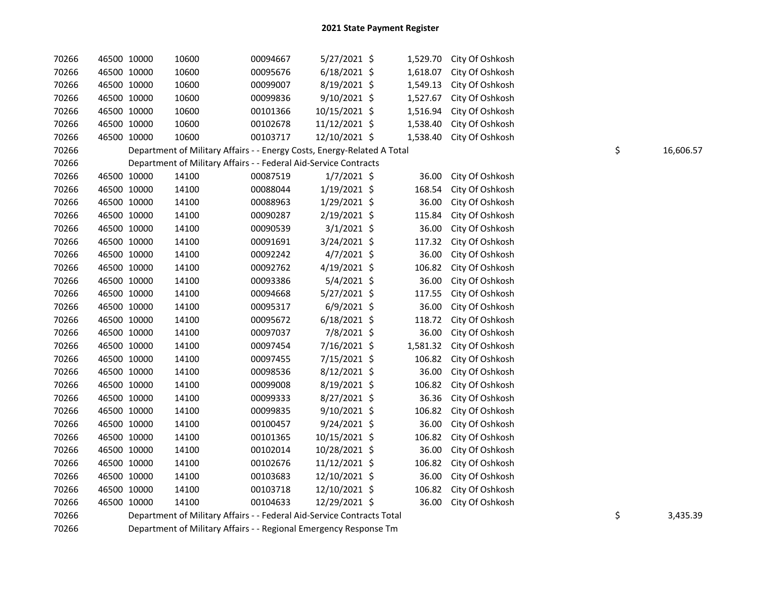# 2021 State Payment Register

| | | | | | | | | | |
|---|---|---|---|---|---|---|---|---|---|
| 70266 | 46500 | 10000 | 10600 | 00094667 | 5/27/2021 | $ 1,529.70 | City Of Oshkosh | | |
| 70266 | 46500 | 10000 | 10600 | 00095676 | 6/18/2021 | $ 1,618.07 | City Of Oshkosh | | |
| 70266 | 46500 | 10000 | 10600 | 00099007 | 8/19/2021 | $ 1,549.13 | City Of Oshkosh | | |
| 70266 | 46500 | 10000 | 10600 | 00099836 | 9/10/2021 | $ 1,527.67 | City Of Oshkosh | | |
| 70266 | 46500 | 10000 | 10600 | 00101366 | 10/15/2021 | $ 1,516.94 | City Of Oshkosh | | |
| 70266 | 46500 | 10000 | 10600 | 00102678 | 11/12/2021 | $ 1,538.40 | City Of Oshkosh | | |
| 70266 | 46500 | 10000 | 10600 | 00103717 | 12/10/2021 | $ 1,538.40 | City Of Oshkosh | | |
| 70266 | | Department of Military Affairs - - Energy Costs, Energy-Related A Total | | | | | | $ | 16,606.57 |
| 70266 | | Department of Military Affairs - - Federal Aid-Service Contracts | | | | | | | |
| 70266 | 46500 | 10000 | 14100 | 00087519 | 1/7/2021 | $ 36.00 | City Of Oshkosh | | |
| 70266 | 46500 | 10000 | 14100 | 00088044 | 1/19/2021 | $ 168.54 | City Of Oshkosh | | |
| 70266 | 46500 | 10000 | 14100 | 00088963 | 1/29/2021 | $ 36.00 | City Of Oshkosh | | |
| 70266 | 46500 | 10000 | 14100 | 00090287 | 2/19/2021 | $ 115.84 | City Of Oshkosh | | |
| 70266 | 46500 | 10000 | 14100 | 00090539 | 3/1/2021 | $ 36.00 | City Of Oshkosh | | |
| 70266 | 46500 | 10000 | 14100 | 00091691 | 3/24/2021 | $ 117.32 | City Of Oshkosh | | |
| 70266 | 46500 | 10000 | 14100 | 00092242 | 4/7/2021 | $ 36.00 | City Of Oshkosh | | |
| 70266 | 46500 | 10000 | 14100 | 00092762 | 4/19/2021 | $ 106.82 | City Of Oshkosh | | |
| 70266 | 46500 | 10000 | 14100 | 00093386 | 5/4/2021 | $ 36.00 | City Of Oshkosh | | |
| 70266 | 46500 | 10000 | 14100 | 00094668 | 5/27/2021 | $ 117.55 | City Of Oshkosh | | |
| 70266 | 46500 | 10000 | 14100 | 00095317 | 6/9/2021 | $ 36.00 | City Of Oshkosh | | |
| 70266 | 46500 | 10000 | 14100 | 00095672 | 6/18/2021 | $ 118.72 | City Of Oshkosh | | |
| 70266 | 46500 | 10000 | 14100 | 00097037 | 7/8/2021 | $ 36.00 | City Of Oshkosh | | |
| 70266 | 46500 | 10000 | 14100 | 00097454 | 7/16/2021 | $ 1,581.32 | City Of Oshkosh | | |
| 70266 | 46500 | 10000 | 14100 | 00097455 | 7/15/2021 | $ 106.82 | City Of Oshkosh | | |
| 70266 | 46500 | 10000 | 14100 | 00098536 | 8/12/2021 | $ 36.00 | City Of Oshkosh | | |
| 70266 | 46500 | 10000 | 14100 | 00099008 | 8/19/2021 | $ 106.82 | City Of Oshkosh | | |
| 70266 | 46500 | 10000 | 14100 | 00099333 | 8/27/2021 | $ 36.36 | City Of Oshkosh | | |
| 70266 | 46500 | 10000 | 14100 | 00099835 | 9/10/2021 | $ 106.82 | City Of Oshkosh | | |
| 70266 | 46500 | 10000 | 14100 | 00100457 | 9/24/2021 | $ 36.00 | City Of Oshkosh | | |
| 70266 | 46500 | 10000 | 14100 | 00101365 | 10/15/2021 | $ 106.82 | City Of Oshkosh | | |
| 70266 | 46500 | 10000 | 14100 | 00102014 | 10/28/2021 | $ 36.00 | City Of Oshkosh | | |
| 70266 | 46500 | 10000 | 14100 | 00102676 | 11/12/2021 | $ 106.82 | City Of Oshkosh | | |
| 70266 | 46500 | 10000 | 14100 | 00103683 | 12/10/2021 | $ 36.00 | City Of Oshkosh | | |
| 70266 | 46500 | 10000 | 14100 | 00103718 | 12/10/2021 | $ 106.82 | City Of Oshkosh | | |
| 70266 | 46500 | 10000 | 14100 | 00104633 | 12/29/2021 | $ 36.00 | City Of Oshkosh | | |
| 70266 | | Department of Military Affairs - - Federal Aid-Service Contracts Total | | | | | | $ | 3,435.39 |
| 70266 | | Department of Military Affairs - - Regional Emergency Response Tm | | | | | | | |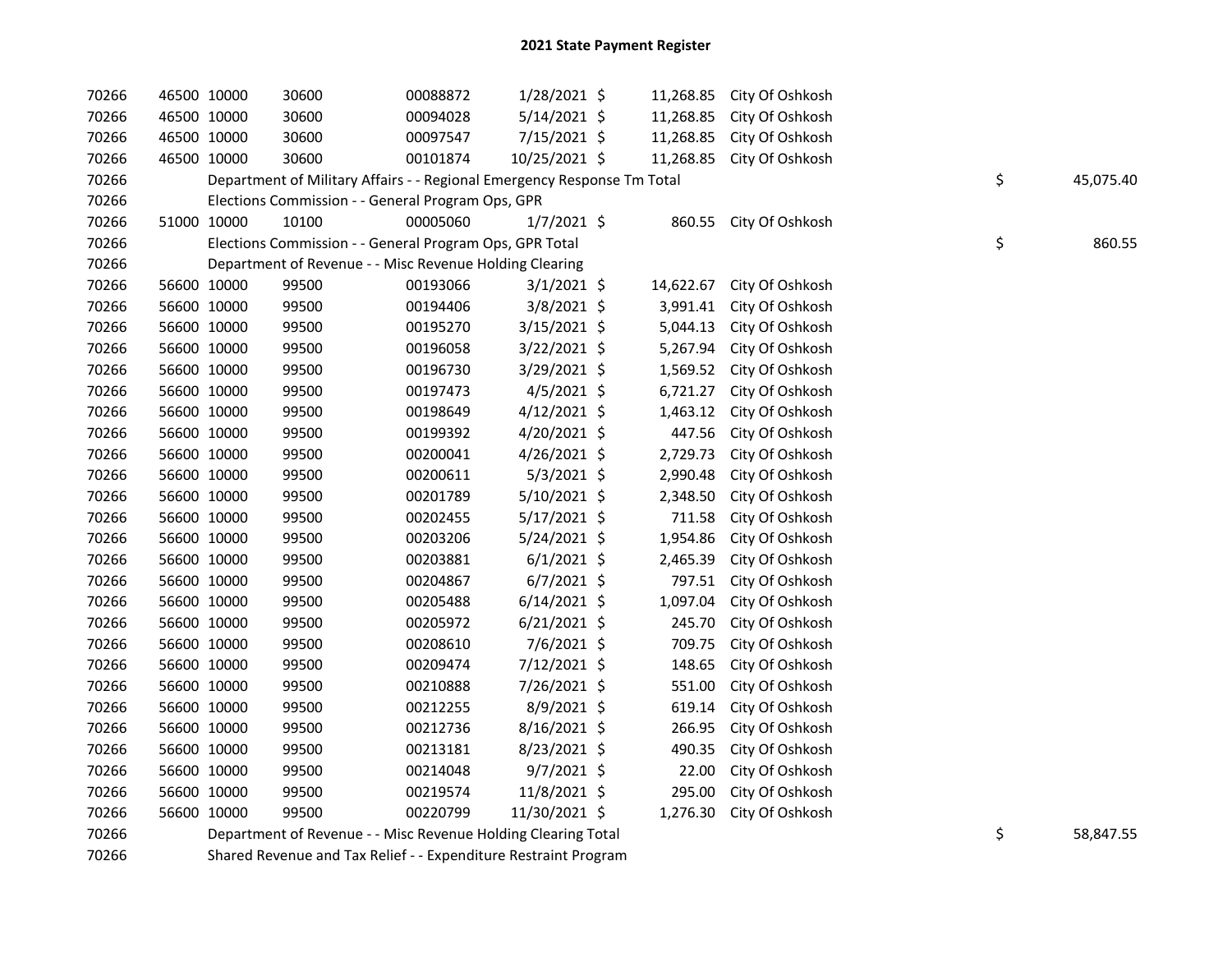# 2021 State Payment Register

| | | | | | | | | | |
|---|---|---|---|---|---|---|---|---|---|
| 70266 | 46500 | 10000 | 30600 | 00088872 | 1/28/2021 | $ 11,268.85 | City Of Oshkosh | | |
| 70266 | 46500 | 10000 | 30600 | 00094028 | 5/14/2021 | $ 11,268.85 | City Of Oshkosh | | |
| 70266 | 46500 | 10000 | 30600 | 00097547 | 7/15/2021 | $ 11,268.85 | City Of Oshkosh | | |
| 70266 | 46500 | 10000 | 30600 | 00101874 | 10/25/2021 | $ 11,268.85 | City Of Oshkosh | | |
| 70266 | | Department of Military Affairs - - Regional Emergency Response Tm Total | | | | | | $ | 45,075.40 |
| 70266 | | Elections Commission - - General Program Ops, GPR | | | | | | | |
| 70266 | 51000 | 10000 | 10100 | 00005060 | 1/7/2021 | $ 860.55 | City Of Oshkosh | | |
| 70266 | | Elections Commission - - General Program Ops, GPR Total | | | | | | $ | 860.55 |
| 70266 | | Department of Revenue - - Misc Revenue Holding Clearing | | | | | | | |
| 70266 | 56600 | 10000 | 99500 | 00193066 | 3/1/2021 | $ 14,622.67 | City Of Oshkosh | | |
| 70266 | 56600 | 10000 | 99500 | 00194406 | 3/8/2021 | $ 3,991.41 | City Of Oshkosh | | |
| 70266 | 56600 | 10000 | 99500 | 00195270 | 3/15/2021 | $ 5,044.13 | City Of Oshkosh | | |
| 70266 | 56600 | 10000 | 99500 | 00196058 | 3/22/2021 | $ 5,267.94 | City Of Oshkosh | | |
| 70266 | 56600 | 10000 | 99500 | 00196730 | 3/29/2021 | $ 1,569.52 | City Of Oshkosh | | |
| 70266 | 56600 | 10000 | 99500 | 00197473 | 4/5/2021 | $ 6,721.27 | City Of Oshkosh | | |
| 70266 | 56600 | 10000 | 99500 | 00198649 | 4/12/2021 | $ 1,463.12 | City Of Oshkosh | | |
| 70266 | 56600 | 10000 | 99500 | 00199392 | 4/20/2021 | $ 447.56 | City Of Oshkosh | | |
| 70266 | 56600 | 10000 | 99500 | 00200041 | 4/26/2021 | $ 2,729.73 | City Of Oshkosh | | |
| 70266 | 56600 | 10000 | 99500 | 00200611 | 5/3/2021 | $ 2,990.48 | City Of Oshkosh | | |
| 70266 | 56600 | 10000 | 99500 | 00201789 | 5/10/2021 | $ 2,348.50 | City Of Oshkosh | | |
| 70266 | 56600 | 10000 | 99500 | 00202455 | 5/17/2021 | $ 711.58 | City Of Oshkosh | | |
| 70266 | 56600 | 10000 | 99500 | 00203206 | 5/24/2021 | $ 1,954.86 | City Of Oshkosh | | |
| 70266 | 56600 | 10000 | 99500 | 00203881 | 6/1/2021 | $ 2,465.39 | City Of Oshkosh | | |
| 70266 | 56600 | 10000 | 99500 | 00204867 | 6/7/2021 | $ 797.51 | City Of Oshkosh | | |
| 70266 | 56600 | 10000 | 99500 | 00205488 | 6/14/2021 | $ 1,097.04 | City Of Oshkosh | | |
| 70266 | 56600 | 10000 | 99500 | 00205972 | 6/21/2021 | $ 245.70 | City Of Oshkosh | | |
| 70266 | 56600 | 10000 | 99500 | 00208610 | 7/6/2021 | $ 709.75 | City Of Oshkosh | | |
| 70266 | 56600 | 10000 | 99500 | 00209474 | 7/12/2021 | $ 148.65 | City Of Oshkosh | | |
| 70266 | 56600 | 10000 | 99500 | 00210888 | 7/26/2021 | $ 551.00 | City Of Oshkosh | | |
| 70266 | 56600 | 10000 | 99500 | 00212255 | 8/9/2021 | $ 619.14 | City Of Oshkosh | | |
| 70266 | 56600 | 10000 | 99500 | 00212736 | 8/16/2021 | $ 266.95 | City Of Oshkosh | | |
| 70266 | 56600 | 10000 | 99500 | 00213181 | 8/23/2021 | $ 490.35 | City Of Oshkosh | | |
| 70266 | 56600 | 10000 | 99500 | 00214048 | 9/7/2021 | $ 22.00 | City Of Oshkosh | | |
| 70266 | 56600 | 10000 | 99500 | 00219574 | 11/8/2021 | $ 295.00 | City Of Oshkosh | | |
| 70266 | 56600 | 10000 | 99500 | 00220799 | 11/30/2021 | $ 1,276.30 | City Of Oshkosh | | |
| 70266 | | Department of Revenue - - Misc Revenue Holding Clearing Total | | | | | | $ | 58,847.55 |
| 70266 | | Shared Revenue and Tax Relief - - Expenditure Restraint Program | | | | | | | |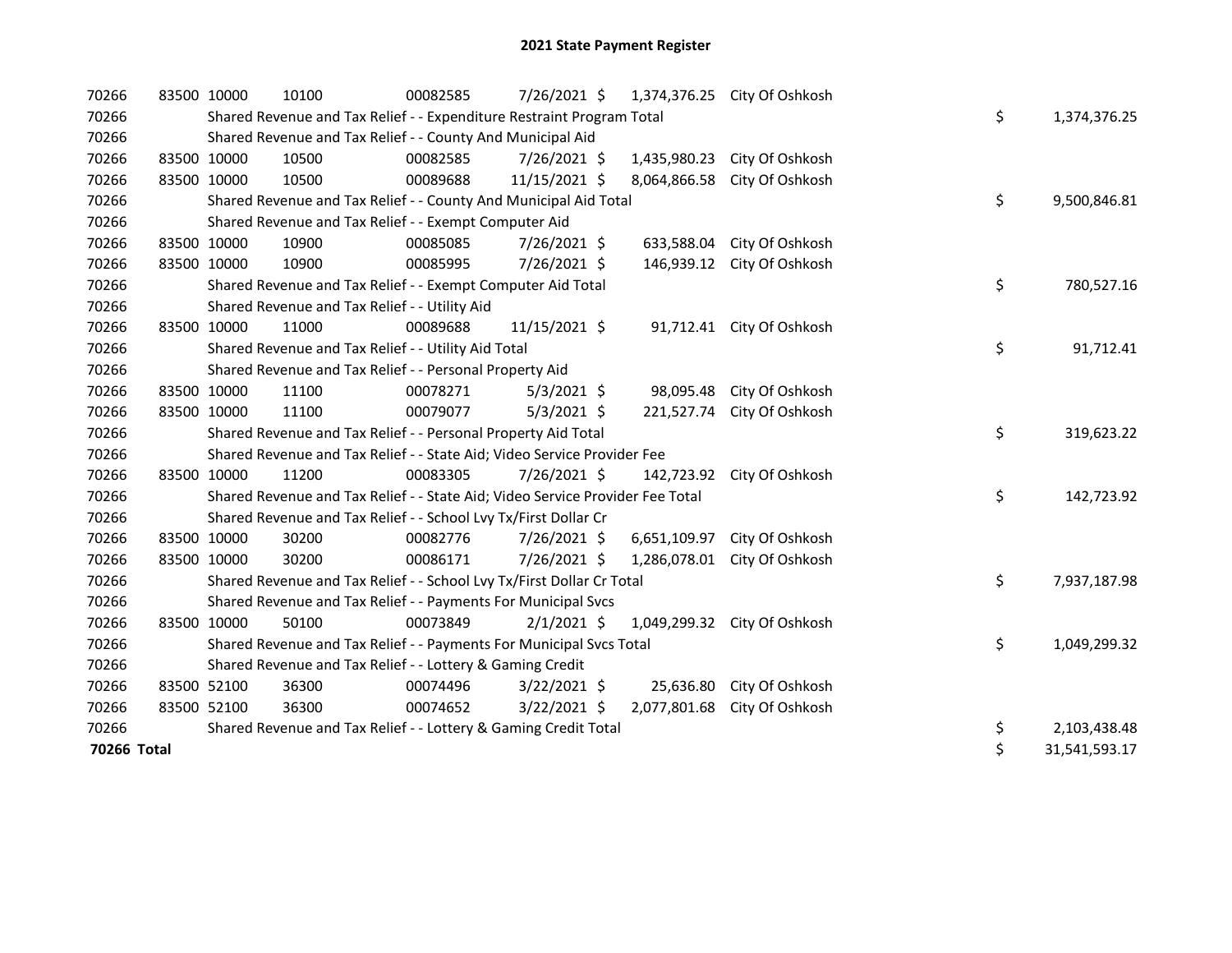## 2021 State Payment Register

| | | | | | | | | | |
|---|---|---|---|---|---|---|---|---|---|
| 70266 | 83500 | 10000 | 10100 | 00082585 | 7/26/2021 | $ 1,374,376.25 | City Of Oshkosh | | |
| 70266 | | Shared Revenue and Tax Relief - - Expenditure Restraint Program Total | | | | | | $ | 1,374,376.25 |
| 70266 | | Shared Revenue and Tax Relief - - County And Municipal Aid | | | | | | | |
| 70266 | 83500 | 10000 | 10500 | 00082585 | 7/26/2021 | $ 1,435,980.23 | City Of Oshkosh | | |
| 70266 | 83500 | 10000 | 10500 | 00089688 | 11/15/2021 | $ 8,064,866.58 | City Of Oshkosh | | |
| 70266 | | Shared Revenue and Tax Relief - - County And Municipal Aid Total | | | | | | $ | 9,500,846.81 |
| 70266 | | Shared Revenue and Tax Relief - - Exempt Computer Aid | | | | | | | |
| 70266 | 83500 | 10000 | 10900 | 00085085 | 7/26/2021 | $ 633,588.04 | City Of Oshkosh | | |
| 70266 | 83500 | 10000 | 10900 | 00085995 | 7/26/2021 | $ 146,939.12 | City Of Oshkosh | | |
| 70266 | | Shared Revenue and Tax Relief - - Exempt Computer Aid Total | | | | | | $ | 780,527.16 |
| 70266 | | Shared Revenue and Tax Relief - - Utility Aid | | | | | | | |
| 70266 | 83500 | 10000 | 11000 | 00089688 | 11/15/2021 | $ 91,712.41 | City Of Oshkosh | | |
| 70266 | | Shared Revenue and Tax Relief - - Utility Aid Total | | | | | | $ | 91,712.41 |
| 70266 | | Shared Revenue and Tax Relief - - Personal Property Aid | | | | | | | |
| 70266 | 83500 | 10000 | 11100 | 00078271 | 5/3/2021 | $ 98,095.48 | City Of Oshkosh | | |
| 70266 | 83500 | 10000 | 11100 | 00079077 | 5/3/2021 | $ 221,527.74 | City Of Oshkosh | | |
| 70266 | | Shared Revenue and Tax Relief - - Personal Property Aid Total | | | | | | $ | 319,623.22 |
| 70266 | | Shared Revenue and Tax Relief - - State Aid; Video Service Provider Fee | | | | | | | |
| 70266 | 83500 | 10000 | 11200 | 00083305 | 7/26/2021 | $ 142,723.92 | City Of Oshkosh | | |
| 70266 | | Shared Revenue and Tax Relief - - State Aid; Video Service Provider Fee Total | | | | | | $ | 142,723.92 |
| 70266 | | Shared Revenue and Tax Relief - - School Lvy Tx/First Dollar Cr | | | | | | | |
| 70266 | 83500 | 10000 | 30200 | 00082776 | 7/26/2021 | $ 6,651,109.97 | City Of Oshkosh | | |
| 70266 | 83500 | 10000 | 30200 | 00086171 | 7/26/2021 | $ 1,286,078.01 | City Of Oshkosh | | |
| 70266 | | Shared Revenue and Tax Relief - - School Lvy Tx/First Dollar Cr Total | | | | | | $ | 7,937,187.98 |
| 70266 | | Shared Revenue and Tax Relief - - Payments For Municipal Svcs | | | | | | | |
| 70266 | 83500 | 10000 | 50100 | 00073849 | 2/1/2021 | $ 1,049,299.32 | City Of Oshkosh | | |
| 70266 | | Shared Revenue and Tax Relief - - Payments For Municipal Svcs Total | | | | | | $ | 1,049,299.32 |
| 70266 | | Shared Revenue and Tax Relief - - Lottery & Gaming Credit | | | | | | | |
| 70266 | 83500 | 52100 | 36300 | 00074496 | 3/22/2021 | $ 25,636.80 | City Of Oshkosh | | |
| 70266 | 83500 | 52100 | 36300 | 00074652 | 3/22/2021 | $ 2,077,801.68 | City Of Oshkosh | | |
| 70266 | | Shared Revenue and Tax Relief - - Lottery & Gaming Credit Total | | | | | | $ | 2,103,438.48 |
| **70266 Total** | | | | | | | | $ | 31,541,593.17 |